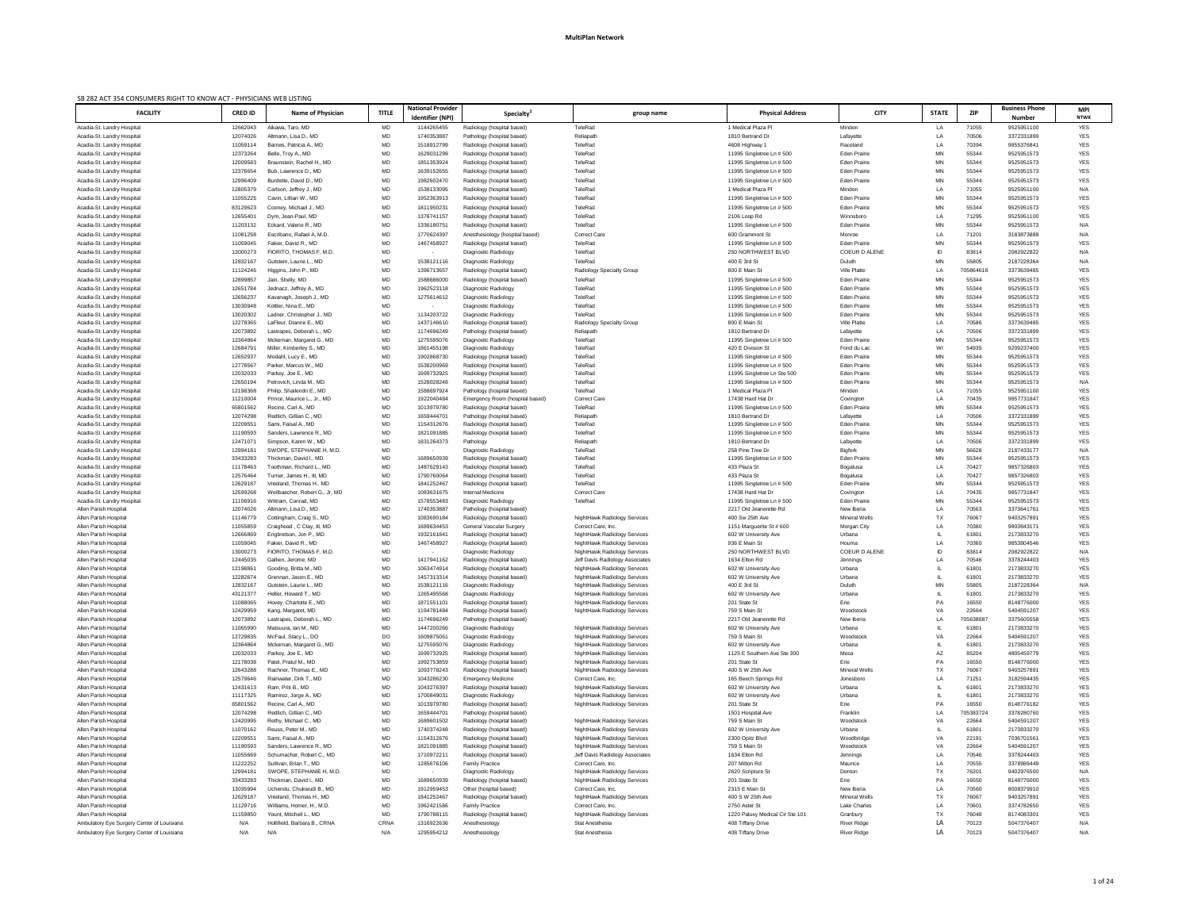**MultiPlan Network**

SB 282 ACT 354 CONSUMERS RIGHT TO KNOW ACT - PHYSICIANS WEB LISTING

| FACILITY | CRED ID | Name of Physician | TITLE | National Provider Identifier (NPI) | Specialty[2] | group name | Physical Address | CITY | STATE | ZIP | Business Phone Number | MPI NTWK |
|---|---|---|---|---|---|---|---|---|---|---|---|---|
| Acadia-St. Landry Hospital | 12662043 | Aikawa, Taro, MD | MD | 1144265455 | Radiology (hospital based) | TeleRad | 1 Medical Plaza Pl | Minden | LA | 71055 | 9525951100 | YES |
| Acadia-St. Landry Hospital | 12074026 | Altmann, Lisa D., MD | MD | 1740353887 | Pathology (hospital based) | Reliapath | 1810 Bertrand Dr | Lafayette | LA | 70506 | 3372331899 | YES |
| Acadia-St. Landry Hospital | 11059114 | Barnes, Patricia A., MD | MD | 1518912799 | Radiology (hospital based) | TeleRad | 4608 Highway 1 | Raceland | LA | 70394 | 9855376841 | YES |
| Acadia-St. Landry Hospital | 12373264 | Belle, Troy A., MD | MD | 1629031299 | Radiology (hospital based) | TeleRad | 11995 Singletree Ln # 500 | Eden Prairie | MN | 55344 | 9525951573 | YES |
| Acadia-St. Landry Hospital | 12009583 | Braunstein, Rachel H., MD | MD | 1851353924 | Radiology (hospital based) | TeleRad | 11995 Singletree Ln # 500 | Eden Prairie | MN | 55344 | 9525951573 | YES |
| Acadia-St. Landry Hospital | 12376654 | Bub, Lawrence D., MD | MD | 1639152655 | Radiology (hospital based) | TeleRad | 11995 Singletree Ln # 500 | Eden Prairie | MN | 55344 | 9525951573 | YES |
| Acadia-St. Landry Hospital | 12996409 | Burdette, David D., MD | MD | 1982602470 | Radiology (hospital based) | TeleRad | 11995 Singletree Ln # 500 | Eden Prairie | MN | 55344 | 9525951573 | YES |
| Acadia-St. Landry Hospital | 12805379 | Carlson, Jeffrey J., MD | MD | 1538133095 | Radiology (hospital based) | TeleRad | 1 Medical Plaza Pl | Minden | LA | 71055 | 9525951100 | N/A |
| Acadia-St. Landry Hospital | 11055225 | Cavin, Lillian W., MD | MD | 1952363913 | Radiology (hospital based) | TeleRad | 11995 Singletree Ln # 500 | Eden Prairie | MN | 55344 | 9525951573 | YES |
| Acadia-St. Landry Hospital | 83129623 | Cooney, Michael J., MD | MD | 1811950231 | Radiology (hospital based) | TeleRad | 11995 Singletree Ln # 500 | Eden Prairie | MN | 55344 | 9525951573 | YES |
| Acadia-St. Landry Hospital | 12655401 | Dym, Jean-Paul, MD | MD | 1376741157 | Radiology (hospital based) | TeleRad | 2106 Loop Rd | Winnsboro | LA | 71295 | 9525951100 | YES |
| Acadia-St. Landry Hospital | 11203132 | Eckard, Valerie R., MD | MD | 1336180751 | Radiology (hospital based) | TeleRad | 11995 Singletree Ln # 500 | Eden Prairie | MN | 55344 | 9525951573 | N/A |
| Acadia-St. Landry Hospital | 11081258 | Escribano, Rafael A, M.D. | MD | 1770624397 | Anesthesiology (hospital based) | Correct Care | 600 Grammont St | Monroe | LA | 71201 | 3183873888 | N/A |
| Acadia-St. Landry Hospital | 11059045 | Fakier, David R., MD | MD | 1467458927 | Radiology (hospital based) | TeleRad | 11995 Singletree Ln # 500 | Eden Prairie | MN | 55344 | 9525951573 | YES |
| Acadia-St. Landry Hospital | 13000273 | FIORITO, THOMAS F, M.D. | MD | - | Diagnostic Radiology | TeleRad | 250 NORTHWEST BLVD | COEUR D ALENE | ID | 83814 | 2082922822 | N/A |
| Acadia-St. Landry Hospital | 12832167 | Gutstein, Laurie L., MD | MD | 1538121116 | Diagnostic Radiology | TeleRad | 400 E 3rd St | Duluth | MN | 55805 | 2187228364 | N/A |
| Acadia-St. Landry Hospital | 11124246 | Higgins, John P., MD | MD | 1396713657 | Radiology (hospital based) | Radiology Specialty Group | 800 E Main St | Ville Platte | LA | 705864618 | 3373639485 | YES |
| Acadia-St. Landry Hospital | 12899857 | Jain, Shelly, MD | MD | 1588686000 | Radiology (hospital based) | TeleRad | 11995 Singletree Ln # 500 | Eden Prairie | MN | 55344 | 9525951573 | YES |
| Acadia-St. Landry Hospital | 12651784 | Jednacz, Jeffrey A., MD | MD | 1962523118 | Diagnostic Radiology | TeleRad | 11995 Singletree Ln # 500 | Eden Prairie | MN | 55344 | 9525951573 | YES |
| Acadia-St. Landry Hospital | 12656237 | Kavanagh, Joseph J., MD | MD | 1275614612 | Diagnostic Radiology | TeleRad | 11995 Singletree Ln # 500 | Eden Prairie | MN | 55344 | 9525951573 | YES |
| Acadia-St. Landry Hospital | 13030948 | Kottler, Nina E., MD | MD | - | Diagnostic Radiology | TeleRad | 11995 Singletree Ln # 500 | Eden Prairie | MN | 55344 | 9525951573 | YES |
| Acadia-St. Landry Hospital | 13020302 | Ladner, Christopher J., MD | MD | 1134203722 | Diagnostic Radiology | TeleRad | 11995 Singletree Ln # 500 | Eden Prairie | MN | 55344 | 9525951573 | YES |
| Acadia-St. Landry Hospital | 12278365 | LaFleur, Dianne E., MD | MD | 1437146610 | Radiology (hospital based) | Radiology Specialty Group | 800 E Main St | Ville Platte | LA | 70586 | 3373639485 | YES |
| Acadia-St. Landry Hospital | 12073892 | Lastrapes, Deborah L., MD | MD | 1174696249 | Pathology (hospital based) | Reliapath | 1810 Bertrand Dr | Lafayette | LA | 70506 | 3372331899 | YES |
| Acadia-St. Landry Hospital | 12364864 | Mckernan, Margaret G., MD | MD | 1275595076 | Diagnostic Radiology | TeleRad | 11995 Singletree Ln # 500 | Eden Prairie | MN | 55344 | 9525951573 | YES |
| Acadia-St. Landry Hospital | 12684791 | Miller, Kimberley S., MD | MD | 1861455198 | Diagnostic Radiology | TeleRad | 420 E Division St | Fond du Lac | WI | 54935 | 9209237400 | YES |
| Acadia-St. Landry Hospital | 12652937 | Modahl, Lucy E., MD | MD | 1902868730 | Radiology (hospital based) | TeleRad | 11995 Singletree Ln # 500 | Eden Prairie | MN | 55344 | 9525951573 | YES |
| Acadia-St. Landry Hospital | 12778567 | Parker, Marcus W., MD | MD | 1538200969 | Radiology (hospital based) | TeleRad | 11995 Singletree Ln # 500 | Eden Prairie | MN | 55344 | 9525951573 | YES |
| Acadia-St. Landry Hospital | 12032033 | Parkey, Joe E., MD | MD | 1699732925 | Radiology (hospital based) | TeleRad | 11995 Singletree Ln Ste 500 | Eden Prairie | MN | 55344 | 9525951573 | YES |
| Acadia-St. Landry Hospital | 12650194 | Petrovich, Linda M., MD | MD | 1528028248 | Radiology (hospital based) | TeleRad | 11995 Singletree Ln # 500 | Eden Prairie | MN | 55344 | 9525951573 | N/A |
| Acadia-St. Landry Hospital | 12198368 | Philip, Shailendri E., MD | MD | 1588697924 | Pathology (hospital based) | TeleRad | 1 Medical Plaza Pl | Minden | LA | 71055 | 9525951100 | YES |
| Acadia-St. Landry Hospital | 11210004 | Prince, Maurice L., Jr., MD | MD | 1922040484 | Emergency Room (hospital based) | Correct Care | 17438 Hard Hat Dr | Covington | LA | 70435 | 9857731847 | YES |
| Acadia-St. Landry Hospital | 65801562 | Recine, Carl A., MD | MD | 1013979780 | Radiology (hospital based) | TeleRad | 11995 Singletree Ln # 500 | Eden Prairie | MN | 55344 | 9525951573 | YES |
| Acadia-St. Landry Hospital | 12074298 | Redlich, Gillian C., MD | MD | 1659444701 | Pathology (hospital based) | Reliapath | 1810 Bertrand Dr | Lafayette | LA | 70506 | 3372331899 | YES |
| Acadia-St. Landry Hospital | 12209551 | Sami, Faisal A., MD | MD | 1154312676 | Radiology (hospital based) | TeleRad | 11995 Singletree Ln # 500 | Eden Prairie | MN | 55344 | 9525951573 | YES |
| Acadia-St. Landry Hospital | 11190593 | Sanders, Lawrence R., MD | MD | 1821091885 | Radiology (hospital based) | TeleRad | 11995 Singletree Ln # 500 | Eden Prairie | MN | 55344 | 9525951573 | YES |
| Acadia-St. Landry Hospital | 12471071 | Simpson, Karen W., MD | MD | 1831264373 | Pathology | Reliapath | 1810 Bertrand Dr | Lafayette | LA | 70506 | 3372331899 | YES |
| Acadia-St. Landry Hospital | 12994181 | SWOPE, STEPHANIE H, M.D. | MD | - | Diagnostic Radiology | TeleRad | 258 Pine Tree Dr | Bigfork | MN | 56628 | 2187433177 | N/A |
| Acadia-St. Landry Hospital | 33433283 | Thickman, David I., MD | MD | 1689650939 | Radiology (hospital based) | TeleRad | 11995 Singletree Ln # 500 | Eden Prairie | MN | 55344 | 9525951573 | YES |
| Acadia-St. Landry Hospital | 11178463 | Toothman, Richard L., MD | MD | 1487629143 | Radiology (hospital based) | TeleRad | 433 Plaza St | Bogalusa | LA | 70427 | 9857326803 | YES |
| Acadia-St. Landry Hospital | 12576464 | Turner, James H., III, MD | MD | 1790760064 | Radiology (hospital based) | TeleRad | 433 Plaza St | Bogalusa | LA | 70427 | 9857326803 | YES |
| Acadia-St. Landry Hospital | 12629187 | Vreeland, Thomas H., MD | MD | 1841252467 | Radiology (hospital based) | TeleRad | 11995 Singletree Ln # 500 | Eden Prairie | MN | 55344 | 9525951573 | YES |
| Acadia-St. Landry Hospital | 12599268 | Weilbaecher, Robert G., Jr, MD | MD | 1083631675 | Internal Medicine | Correct Care | 17438 Hard Hat Dr | Covington | LA | 70435 | 9857731847 | YES |
| Acadia-St. Landry Hospital | 11106916 | Wittram, Conrad, MD | MD | 1578553483 | Diagnostic Radiology | TeleRad | 11995 Singletree Ln # 500 | Eden Prairie | MN | 55344 | 9525951573 | YES |
| Allen Parish Hospital | 12074026 | Altmann, Lisa D., MD | MD | 1740353887 | Pathology (hospital based) | | 2217 Old Jeanerette Rd | New Iberia | LA | 70563 | 3373641761 | YES |
| Allen Parish Hospital | 11146779 | Cottingham, Craig S., MD | MD | 1083690184 | Radiology (hospital based) | NightHawk Radiology Services | 400 Sw 25th Ave | Mineral Wells | TX | 76067 | 9403257891 | YES |
| Allen Parish Hospital | 11055859 | Craighead , C Clay, III, MD | MD | 1689634453 | General Vascular Surgery | Correct Care, Inc. | 1151 Marguerite St # 600 | Morgan City | LA | 70380 | 9803843171 | YES |
| Allen Parish Hospital | 12666869 | Engbretson, Jon P., MD | MD | 1932161841 | Radiology (hospital based) | NightHawk Radiology Services | 602 W University Ave | Urbana | IL | 61801 | 2173833270 | YES |
| Allen Parish Hospital | 11059045 | Fakier, David R., MD | MD | 1467458927 | Radiology (hospital based) | NightHawk Radiology Services | 936 E Main St | Houma | LA | 70360 | 9853804546 | YES |
| Allen Parish Hospital | 13000273 | FIORITO, THOMAS F, M.D. | MD | - | Diagnostic Radiology | NightHawk Radiology Services | 250 NORTHWEST BLVD | COEUR D ALENE | ID | 83814 | 2082922822 | N/A |
| Allen Parish Hospital | 12445035 | Gallien, Jerome, MD | MD | 1417941162 | Radiology (hospital based) | Jeff Davis Radiology Associates | 1634 Elton Rd | Jennings | LA | 70546 | 3378244403 | YES |
| Allen Parish Hospital | 12198861 | Gooding, Britta M., MD | MD | 1063474914 | Radiology (hospital based) | NightHawk Radiology Services | 602 W University Ave | Urbana | IL | 61801 | 2173833270 | YES |
| Allen Parish Hospital | 12282674 | Grennan, Jason E., MD | MD | 1457313314 | Radiology (hospital based) | NightHawk Radiology Services | 602 W University Ave | Urbana | IL | 61801 | 2173833270 | YES |
| Allen Parish Hospital | 12832167 | Gutstein, Laurie L., MD | MD | 1538121116 | Diagnostic Radiology | NightHawk Radiology Services | 400 E 3rd St | Duluth | MN | 55805 | 2187228364 | N/A |
| Allen Parish Hospital | 43121377 | Heller, Howard T., MD | MD | 1265495568 | Diagnostic Radiology | NightHawk Radiology Services | 602 W University Ave | Urbana | IL | 61801 | 2173833270 | YES |
| Allen Parish Hospital | 11088065 | Hovey, Charlotte E., MD | MD | 1871551101 | Radiology (hospital based) | NightHawk Radiology Services | 201 State St | Erie | PA | 16550 | 8148776000 | YES |
| Allen Parish Hospital | 12429959 | Kang, Margaret, MD | MD | 1194781484 | Radiology (hospital based) | NightHawk Radiology Services | 759 S Main St | Woodstock | VA | 22664 | 5404591207 | YES |
| Allen Parish Hospital | 12073892 | Lastrapes, Deborah L., MD | MD | 1174696249 | Pathology (hospital based) | | 2217 Old Jeanerette Rd | New Iberia | LA | 705638687 | 3375605558 | YES |
| Allen Parish Hospital | 11065990 | Matsuura, Ian M., MD | MD | 1447200266 | Diagnostic Radiology | NightHawk Radiology Services | 602 W University Ave | Urbana | IL | 61801 | 2173833270 | YES |
| Allen Parish Hospital | 12729835 | McFaul, Stacy L., DO | DO | 1609875061 | Diagnostic Radiology | NightHawk Radiology Services | 759 S Main St | Woodstock | VA | 22664 | 5404591207 | YES |
| Allen Parish Hospital | 12364864 | Mckernan, Margaret G., MD | MD | 1275595076 | Diagnostic Radiology | NightHawk Radiology Services | 602 W University Ave | Urbana | IL | 61801 | 2173833270 | YES |
| Allen Parish Hospital | 12032033 | Parkey, Joe E., MD | MD | 1699732925 | Radiology (hospital based) | NightHawk Radiology Services | 1125 E Southern Ave Ste 300 | Mesa | AZ | 85204 | 4805459779 | YES |
| Allen Parish Hospital | 12178038 | Patel, Pratul M., MD | MD | 1992753859 | Radiology (hospital based) | NightHawk Radiology Services | 201 State St | Erie | PA | 16550 | 8148776000 | YES |
| Allen Parish Hospital | 12643288 | Rachner, Thomas E., MD | MD | 1093778243 | Radiology (hospital based) | NightHawk Radiology Services | 400 S W 25th Ave | Mineral Wells | TX | 76067 | 9403257891 | YES |
| Allen Parish Hospital | 12579646 | Rainwater, Dirk T., MD | MD | 1043286230 | Emergency Medicine | Correct Care, Inc. | 165 Beech Springs Rd | Jonesboro | LA | 71251 | 3182594435 | YES |
| Allen Parish Hospital | 12431613 | Ram, Priti B., MD | MD | 1043276397 | Radiology (hospital based) | NightHawk Radiology Services | 602 W University Ave | Urbana | IL | 61801 | 2173833270 | YES |
| Allen Parish Hospital | 11117325 | Ramirez, Jorge A., MD | MD | 1700849031 | Diagnostic Radiology | NightHawk Radiology Services | 602 W University Ave | Urbana | IL | 61801 | 2173833270 | YES |
| Allen Parish Hospital | 65801562 | Recine, Carl A., MD | MD | 1013979780 | Radiology (hospital based) | NightHawk Radiology Services | 201 State St | Erie | PA | 16550 | 8148776182 | YES |
| Allen Parish Hospital | 12074298 | Redlich, Gillian C., MD | MD | 1659444701 | Pathology (hospital based) | | 1501 Hospital Ave | Franklin | LA | 705383724 | 3378280760 | YES |
| Allen Parish Hospital | 12420995 | Rethy, Michael C., MD | MD | 1689601502 | Radiology (hospital based) | NightHawk Radiology Services | 759 S Main St | Woodstock | VA | 22664 | 5404591207 | YES |
| Allen Parish Hospital | 11070162 | Reuss, Peter M., MD | MD | 1740374248 | Radiology (hospital based) | NightHawk Radiology Services | 602 W University Ave | Urbana | IL | 61801 | 2173833270 | YES |
| Allen Parish Hospital | 12209551 | Sami, Faisal A., MD | MD | 1154312676 | Radiology (hospital based) | NightHawk Radiology Services | 2300 Opitz Blvd | Woodbridge | VA | 22191 | 7036701561 | YES |
| Allen Parish Hospital | 11190593 | Sanders, Lawrence R., MD | MD | 1821091885 | Radiology (hospital based) | NightHawk Radiology Services | 759 S Main St | Woodstock | VA | 22664 | 5404591207 | YES |
| Allen Parish Hospital | 11055669 | Schumacher, Robert C., MD | MD | 1710972211 | Radiology (hospital based) | Jeff Davis Radiology Associates | 1634 Elton Rd | Jennings | LA | 70546 | 3378244403 | YES |
| Allen Parish Hospital | 11222252 | Sullivan, Brian T., MD | MD | 1285676106 | Family Practice | Correct Care, Inc. | 207 Milton Rd | Maurice | LA | 70555 | 3378989449 | YES |
| Allen Parish Hospital | 12994181 | SWOPE, STEPHANIE H, M.D. | MD | - | Diagnostic Radiology | NightHawk Radiology Services | 2620 Scripture St | Denton | TX | 76201 | 9402976500 | N/A |
| Allen Parish Hospital | 33433283 | Thickman, David I., MD | MD | 1689650939 | Radiology (hospital based) | NightHawk Radiology Services | 201 State St | Erie | PA | 16550 | 8148776000 | YES |
| Allen Parish Hospital | 13035994 | Uchendu, Chukwudi B., MD | MD | 1912959453 | Other (hospital based) | Correct Care, Inc. | 2315 E Main St | New Iberia | LA | 70560 | 8008379910 | YES |
| Allen Parish Hospital | 12629187 | Vreeland, Thomas H., MD | MD | 1841252467 | Radiology (hospital based) | NightHawk Radiology Services | 400 S W 25th Ave | Mineral Wells | TX | 76067 | 9403257891 | YES |
| Allen Parish Hospital | 11129716 | Williams, Homer, H., M.D. | MD | 1962421586 | Family Practice | Correct Care, Inc. | 2750 Aster St | Lake Charles | LA | 70601 | 3374782650 | YES |
| Allen Parish Hospital | 11159850 | Yount, Mitchell L., MD | MD | 1790788115 | Radiology (hospital based) | NightHawk Radiology Services | 1220 Paluxy Medical Cir Ste 101 | Granbury | TX | 76048 | 8174083301 | YES |
| Ambulatory Eye Surgery Center of Louisiana | N/A | Hollifield, Barbara B., CRNA | CRNA | 1316922636 | Anesthesiology | Stat Anesthesia | 408 Tiffany Drive | River Ridge | LA | 70123 | 5047376407 | N/A |
| Ambulatory Eye Surgery Center of Louisiana | N/A | N/A | N/A | 1295954212 | Anesthesiology | Stat Anesthesia | 408 Tiffany Drive | River Ridge | LA | 70123 | 5047376407 | N/A |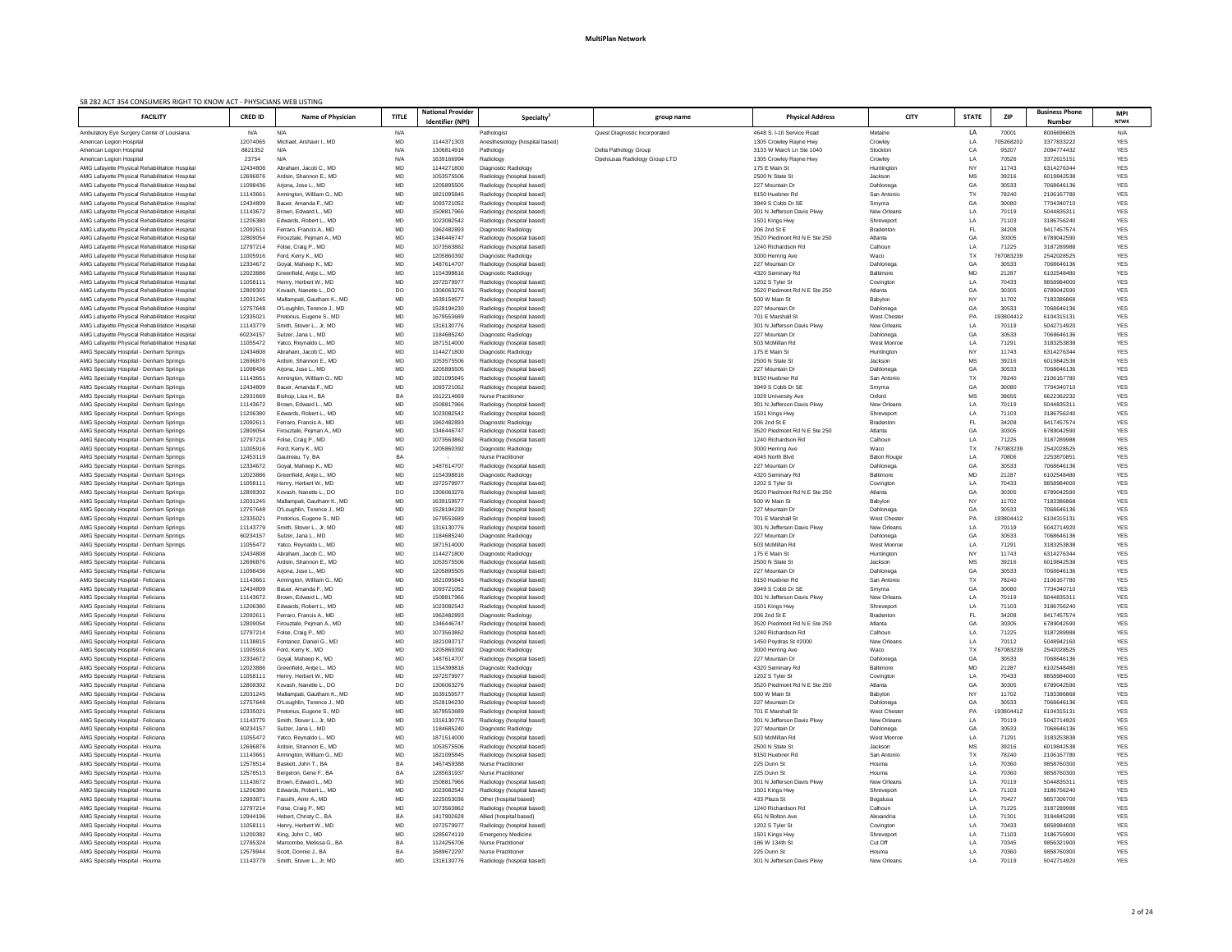# MultiPlan Network

SB 282 ACT 354 CONSUMERS RIGHT TO KNOW ACT - PHYSICIANS WEB LISTING

| FACILITY | CRED ID | Name of Physician | TITLE | National Provider Identifier (NPI) | Specialty[2] | group name | Physical Address | CITY | STATE | ZIP | Business Phone Number | MPI NTWK |
|---|---|---|---|---|---|---|---|---|---|---|---|---|
| Ambulatory Eye Surgery Center of Louisiana | N/A | N/A | N/A | | Pathologist | Quest Diagnostic Incorporated | 4648 S. I-10 Service Road | Metairie | LA | 70001 | 8006696605 | N/A |
| American Legion Hospital | 12074065 | Michael, Arshavir I., MD | MD | 1144371303 | Anesthesiology (hospital based) | | 1305 Crowley Rayne Hwy | Crowley | LA | 705268202 | 3377833222 | YES |
| American Legion Hospital | 8821352 | N/A | N/A | 1306814918 | Pathology | Delta Pathology Group | 3133 W March Ln Ste 1040 | Stockton | CA | 95207 | 2094774432 | YES |
| American Legion Hospital | 23754 | N/A | N/A | 1639166994 | Radiology | Opelousas Radiology Group LTD | 1305 Crowley Rayne Hwy | Crowley | LA | 70526 | 3372615151 | YES |
| AMG Lafayette Physical Rehabilitation Hospital | 12434808 | Abraham, Jacob C., MD | MD | 1144271800 | Diagnostic Radiology | | 175 E Main St | Huntington | NY | 11743 | 6314276344 | YES |
| AMG Lafayette Physical Rehabilitation Hospital | 12696876 | Ardoin, Shannon E., MD | MD | 1053575506 | Radiology (hospital based) | | 2500 N State St | Jackson | MS | 39216 | 6019842538 | YES |
| AMG Lafayette Physical Rehabilitation Hospital | 11098436 | Arjona, Jose L., MD | MD | 1205895505 | Radiology (hospital based) | | 227 Mountain Dr | Dahlonega | GA | 30533 | 7068646136 | YES |
| AMG Lafayette Physical Rehabilitation Hospital | 11143661 | Armington, William G., MD | MD | 1821095845 | Radiology (hospital based) | | 9150 Huebner Rd | San Antonio | TX | 78240 | 2106167780 | YES |
| AMG Lafayette Physical Rehabilitation Hospital | 12434809 | Bauer, Amanda F., MD | MD | 1093721052 | Radiology (hospital based) | | 3949 S Cobb Dr SE | Smyrna | GA | 30080 | 7704340710 | YES |
| AMG Lafayette Physical Rehabilitation Hospital | 11143672 | Brown, Edward L., MD | MD | 1508817966 | Radiology (hospital based) | | 301 N Jefferson Davis Pkwy | New Orleans | LA | 70119 | 5044835311 | YES |
| AMG Lafayette Physical Rehabilitation Hospital | 11206380 | Edwards, Robert L., MD | MD | 1023082542 | Radiology (hospital based) | | 1501 Kings Hwy | Shreveport | LA | 71103 | 3186756240 | YES |
| AMG Lafayette Physical Rehabilitation Hospital | 12092611 | Ferraro, Francis A., MD | MD | 1962482893 | Diagnostic Radiology | | 206 2nd St E | Bradenton | FL | 34208 | 9417457574 | YES |
| AMG Lafayette Physical Rehabilitation Hospital | 12809054 | Firouztale, Pejman A., MD | MD | 1346446747 | Radiology (hospital based) | | 3520 Piedmont Rd N E Ste 250 | Atlanta | GA | 30305 | 6789042590 | YES |
| AMG Lafayette Physical Rehabilitation Hospital | 12797214 | Folse, Craig P., MD | MD | 1073563862 | Radiology (hospital based) | | 1240 Richardson Rd | Calhoun | LA | 71225 | 3187289988 | YES |
| AMG Lafayette Physical Rehabilitation Hospital | 11005916 | Ford, Kerry K., MD | MD | 1205860392 | Diagnostic Radiology | | 3000 Herring Ave | Waco | TX | 767083239 | 2542028525 | YES |
| AMG Lafayette Physical Rehabilitation Hospital | 12334672 | Goyal, Maheep K., MD | MD | 1487614707 | Radiology (hospital based) | | 227 Mountain Dr | Dahlonega | GA | 30533 | 7068646136 | YES |
| AMG Lafayette Physical Rehabilitation Hospital | 12023886 | Greenfield, Antje L., MD | MD | 1154398816 | Diagnostic Radiology | | 4320 Seminary Rd | Baltimore | MD | 21287 | 6102548480 | YES |
| AMG Lafayette Physical Rehabilitation Hospital | 11058111 | Henry, Herbert W., MD | MD | 1972579977 | Radiology (hospital based) | | 1202 S Tyler St | Covington | LA | 70433 | 9858984000 | YES |
| AMG Lafayette Physical Rehabilitation Hospital | 12809302 | Kovash, Nanette L., DO | DO | 1306063276 | Radiology (hospital based) | | 3520 Piedmont Rd N E Ste 250 | Atlanta | GA | 30305 | 6789042590 | YES |
| AMG Lafayette Physical Rehabilitation Hospital | 12031245 | Mallampati, Gautham K., MD | MD | 1639159577 | Radiology (hospital based) | | 500 W Main St | Babylon | NY | 11702 | 7183386868 | YES |
| AMG Lafayette Physical Rehabilitation Hospital | 12757648 | O'Loughlin, Terence J., MD | MD | 1528194230 | Radiology (hospital based) | | 227 Mountain Dr | Dahlonega | GA | 30533 | 7068646136 | YES |
| AMG Lafayette Physical Rehabilitation Hospital | 12335021 | Pretorius, Eugene S., MD | MD | 1679553689 | Radiology (hospital based) | | 701 E Marshall St | West Chester | PA | 193804412 | 6104315131 | YES |
| AMG Lafayette Physical Rehabilitation Hospital | 11143779 | Smith, Stover L., Jr, MD | MD | 1316130776 | Radiology (hospital based) | | 301 N Jefferson Davis Pkwy | New Orleans | LA | 70119 | 5042714920 | YES |
| AMG Lafayette Physical Rehabilitation Hospital | 60234157 | Sulzer, Jana L., MD | MD | 1184685240 | Diagnostic Radiology | | 227 Mountain Dr | Dahlonega | GA | 30533 | 7068646136 | YES |
| AMG Lafayette Physical Rehabilitation Hospital | 11055472 | Yatco, Reynaldo L., MD | MD | 1871514000 | Radiology (hospital based) | | 503 McMillan Rd | West Monroe | LA | 71291 | 3183253838 | YES |
| AMG Specialty Hospital - Denham Springs | 12434808 | Abraham, Jacob C., MD | MD | 1144271800 | Diagnostic Radiology | | 175 E Main St | Huntington | NY | 11743 | 6314276344 | YES |
| AMG Specialty Hospital - Denham Springs | 12696876 | Ardoin, Shannon E., MD | MD | 1053575506 | Radiology (hospital based) | | 2500 N State St | Jackson | MS | 39216 | 6019842538 | YES |
| AMG Specialty Hospital - Denham Springs | 11098436 | Arjona, Jose L., MD | MD | 1205895505 | Radiology (hospital based) | | 227 Mountain Dr | Dahlonega | GA | 30533 | 7068646136 | YES |
| AMG Specialty Hospital - Denham Springs | 11143661 | Armington, William G., MD | MD | 1821095845 | Radiology (hospital based) | | 9150 Huebner Rd | San Antonio | TX | 78240 | 2106167780 | YES |
| AMG Specialty Hospital - Denham Springs | 12434809 | Bauer, Amanda F., MD | MD | 1093721052 | Radiology (hospital based) | | 3949 S Cobb Dr SE | Smyrna | GA | 30080 | 7704340710 | YES |
| AMG Specialty Hospital - Denham Springs | 12931669 | Bishop, Lisa H., BA | BA | 1912214669 | Nurse Practitioner | | 1929 University Ave | Oxford | MS | 38655 | 6622362232 | YES |
| AMG Specialty Hospital - Denham Springs | 11143672 | Brown, Edward L., MD | MD | 1508817966 | Radiology (hospital based) | | 301 N Jefferson Davis Pkwy | New Orleans | LA | 70119 | 5044835311 | YES |
| AMG Specialty Hospital - Denham Springs | 11206380 | Edwards, Robert L., MD | MD | 1023082542 | Radiology (hospital based) | | 1501 Kings Hwy | Shreveport | LA | 71103 | 3186756240 | YES |
| AMG Specialty Hospital - Denham Springs | 12092611 | Ferraro, Francis A., MD | MD | 1962482893 | Diagnostic Radiology | | 206 2nd St E | Bradenton | FL | 34208 | 9417457574 | YES |
| AMG Specialty Hospital - Denham Springs | 12809054 | Firouztale, Pejman A., MD | MD | 1346446747 | Radiology (hospital based) | | 3520 Piedmont Rd N E Ste 250 | Atlanta | GA | 30305 | 6789042590 | YES |
| AMG Specialty Hospital - Denham Springs | 12797214 | Folse, Craig P., MD | MD | 1073563862 | Radiology (hospital based) | | 1240 Richardson Rd | Calhoun | LA | 71225 | 3187289988 | YES |
| AMG Specialty Hospital - Denham Springs | 11005916 | Ford, Kerry K., MD | MD | 1205860392 | Diagnostic Radiology | | 3000 Herring Ave | Waco | TX | 767083239 | 2542028525 | YES |
| AMG Specialty Hospital - Denham Springs | 12453119 | Gautreau, Ty, BA | BA | - | Nurse Practitioner | | 4045 North Blvd | Baton Rouge | LA | 70806 | 2253870851 | YES |
| AMG Specialty Hospital - Denham Springs | 12334672 | Goyal, Maheep K., MD | MD | 1487614707 | Radiology (hospital based) | | 227 Mountain Dr | Dahlonega | GA | 30533 | 7068646136 | YES |
| AMG Specialty Hospital - Denham Springs | 12023886 | Greenfield, Antje L., MD | MD | 1154398816 | Diagnostic Radiology | | 4320 Seminary Rd | Baltimore | MD | 21287 | 6102548480 | YES |
| AMG Specialty Hospital - Denham Springs | 11058111 | Henry, Herbert W., MD | MD | 1972579977 | Radiology (hospital based) | | 1202 S Tyler St | Covington | LA | 70433 | 9858984000 | YES |
| AMG Specialty Hospital - Denham Springs | 12809302 | Kovash, Nanette L., DO | DO | 1306063276 | Radiology (hospital based) | | 3520 Piedmont Rd N E Ste 250 | Atlanta | GA | 30305 | 6789042590 | YES |
| AMG Specialty Hospital - Denham Springs | 12031245 | Mallampati, Gautham K., MD | MD | 1639159577 | Radiology (hospital based) | | 500 W Main St | Babylon | NY | 11702 | 7183386868 | YES |
| AMG Specialty Hospital - Denham Springs | 12757648 | O'Loughlin, Terence J., MD | MD | 1528194230 | Radiology (hospital based) | | 227 Mountain Dr | Dahlonega | GA | 30533 | 7068646136 | YES |
| AMG Specialty Hospital - Denham Springs | 12335021 | Pretorius, Eugene S., MD | MD | 1679553689 | Radiology (hospital based) | | 701 E Marshall St | West Chester | PA | 193804412 | 6104315131 | YES |
| AMG Specialty Hospital - Denham Springs | 11143779 | Smith, Stover L., Jr, MD | MD | 1316130776 | Radiology (hospital based) | | 301 N Jefferson Davis Pkwy | New Orleans | LA | 70119 | 5042714920 | YES |
| AMG Specialty Hospital - Denham Springs | 60234157 | Sulzer, Jana L., MD | MD | 1184685240 | Diagnostic Radiology | | 227 Mountain Dr | Dahlonega | GA | 30533 | 7068646136 | YES |
| AMG Specialty Hospital - Denham Springs | 11055472 | Yatco, Reynaldo L., MD | MD | 1871514000 | Radiology (hospital based) | | 503 McMillan Rd | West Monroe | LA | 71291 | 3183253838 | YES |
| AMG Specialty Hospital - Feliciana | 12434808 | Abraham, Jacob C., MD | MD | 1144271800 | Diagnostic Radiology | | 175 E Main St | Huntington | NY | 11743 | 6314276344 | YES |
| AMG Specialty Hospital - Feliciana | 12696876 | Ardoin, Shannon E., MD | MD | 1053575506 | Radiology (hospital based) | | 2500 N State St | Jackson | MS | 39216 | 6019842538 | YES |
| AMG Specialty Hospital - Feliciana | 11098436 | Arjona, Jose L., MD | MD | 1205895505 | Radiology (hospital based) | | 227 Mountain Dr | Dahlonega | GA | 30533 | 7068646136 | YES |
| AMG Specialty Hospital - Feliciana | 11143661 | Armington, William G., MD | MD | 1821095845 | Radiology (hospital based) | | 9150 Huebner Rd | San Antonio | TX | 78240 | 2106167780 | YES |
| AMG Specialty Hospital - Feliciana | 12434809 | Bauer, Amanda F., MD | MD | 1093721052 | Radiology (hospital based) | | 3949 S Cobb Dr SE | Smyrna | GA | 30080 | 7704340710 | YES |
| AMG Specialty Hospital - Feliciana | 11143672 | Brown, Edward L., MD | MD | 1508817966 | Radiology (hospital based) | | 301 N Jefferson Davis Pkwy | New Orleans | LA | 70119 | 5044835311 | YES |
| AMG Specialty Hospital - Feliciana | 11206380 | Edwards, Robert L., MD | MD | 1023082542 | Radiology (hospital based) | | 1501 Kings Hwy | Shreveport | LA | 71103 | 3186756240 | YES |
| AMG Specialty Hospital - Feliciana | 12092611 | Ferraro, Francis A., MD | MD | 1962482893 | Diagnostic Radiology | | 206 2nd St E | Bradenton | FL | 34208 | 9417457574 | YES |
| AMG Specialty Hospital - Feliciana | 12809054 | Firouztale, Pejman A., MD | MD | 1346446747 | Radiology (hospital based) | | 3520 Piedmont Rd N E Ste 250 | Atlanta | GA | 30305 | 6789042590 | YES |
| AMG Specialty Hospital - Feliciana | 12797214 | Folse, Craig P., MD | MD | 1073563862 | Radiology (hospital based) | | 1240 Richardson Rd | Calhoun | LA | 71225 | 3187289988 | YES |
| AMG Specialty Hospital - Feliciana | 11138815 | Fontanez, Daniel G., MD | MD | 1821093717 | Radiology (hospital based) | | 1450 Poydras St #2000 | New Orleans | LA | 70112 | 5048942160 | YES |
| AMG Specialty Hospital - Feliciana | 11005916 | Ford, Kerry K., MD | MD | 1205860392 | Diagnostic Radiology | | 3000 Herring Ave | Waco | TX | 767083239 | 2542028525 | YES |
| AMG Specialty Hospital - Feliciana | 12334672 | Goyal, Maheep K., MD | MD | 1487614707 | Radiology (hospital based) | | 227 Mountain Dr | Dahlonega | GA | 30533 | 7068646136 | YES |
| AMG Specialty Hospital - Feliciana | 12023886 | Greenfield, Antje L., MD | MD | 1154398816 | Diagnostic Radiology | | 4320 Seminary Rd | Baltimore | MD | 21287 | 6102548480 | YES |
| AMG Specialty Hospital - Feliciana | 11058111 | Henry, Herbert W., MD | MD | 1972579977 | Radiology (hospital based) | | 1202 S Tyler St | Covington | LA | 70433 | 9858984000 | YES |
| AMG Specialty Hospital - Feliciana | 12809302 | Kovash, Nanette L., DO | DO | 1306063276 | Radiology (hospital based) | | 3520 Piedmont Rd N E Ste 250 | Atlanta | GA | 30305 | 6789042590 | YES |
| AMG Specialty Hospital - Feliciana | 12031245 | Mallampati, Gautham K., MD | MD | 1639159577 | Radiology (hospital based) | | 500 W Main St | Babylon | NY | 11702 | 7183386868 | YES |
| AMG Specialty Hospital - Feliciana | 12757648 | O'Loughlin, Terence J., MD | MD | 1528194230 | Radiology (hospital based) | | 227 Mountain Dr | Dahlonega | GA | 30533 | 7068646136 | YES |
| AMG Specialty Hospital - Feliciana | 12335021 | Pretorius, Eugene S., MD | MD | 1679553689 | Radiology (hospital based) | | 701 E Marshall St | West Chester | PA | 193804412 | 6104315131 | YES |
| AMG Specialty Hospital - Feliciana | 11143779 | Smith, Stover L., Jr, MD | MD | 1316130776 | Radiology (hospital based) | | 301 N Jefferson Davis Pkwy | New Orleans | LA | 70119 | 5042714920 | YES |
| AMG Specialty Hospital - Feliciana | 60234157 | Sulzer, Jana L., MD | MD | 1184685240 | Diagnostic Radiology | | 227 Mountain Dr | Dahlonega | GA | 30533 | 7068646136 | YES |
| AMG Specialty Hospital - Feliciana | 11055472 | Yatco, Reynaldo L., MD | MD | 1871514000 | Radiology (hospital based) | | 503 McMillan Rd | West Monroe | LA | 71291 | 3183253838 | YES |
| AMG Specialty Hospital - Houma | 12696876 | Ardoin, Shannon E., MD | MD | 1053575506 | Radiology (hospital based) | | 2500 N State St | Jackson | MS | 39216 | 6019842538 | YES |
| AMG Specialty Hospital - Houma | 11143661 | Armington, William G., MD | MD | 1821095845 | Radiology (hospital based) | | 9150 Huebner Rd | San Antonio | TX | 78240 | 2106167780 | YES |
| AMG Specialty Hospital - Houma | 12578514 | Baskett, John T., BA | BA | 1467459388 | Nurse Practitioner | | 225 Dunn St | Houma | LA | 70360 | 9858760300 | YES |
| AMG Specialty Hospital - Houma | 12578513 | Bergeron, Gene F., BA | BA | 1285631937 | Nurse Practitioner | | 225 Dunn St | Houma | LA | 70360 | 9858760300 | YES |
| AMG Specialty Hospital - Houma | 11143672 | Brown, Edward L., MD | MD | 1508817966 | Radiology (hospital based) | | 301 N Jefferson Davis Pkwy | New Orleans | LA | 70119 | 5044835311 | YES |
| AMG Specialty Hospital - Houma | 11206380 | Edwards, Robert L., MD | MD | 1023082542 | Radiology (hospital based) | | 1501 Kings Hwy | Shreveport | LA | 71103 | 3186756240 | YES |
| AMG Specialty Hospital - Houma | 12993871 | Fassihi, Amir A., MD | MD | 1225053036 | Other (hospital based) | | 433 Plaza St | Bogalusa | LA | 70427 | 9857306700 | YES |
| AMG Specialty Hospital - Houma | 12797214 | Folse, Craig P., MD | MD | 1073563862 | Radiology (hospital based) | | 1240 Richardson Rd | Calhoun | LA | 71225 | 3187289988 | YES |
| AMG Specialty Hospital - Houma | 12944196 | Hebert, Christy C., BA | BA | 1417902628 | Allied (hospital based) | | 651 N Bolton Ave | Alexandria | LA | 71301 | 3184845280 | YES |
| AMG Specialty Hospital - Houma | 11058111 | Henry, Herbert W., MD | MD | 1972579977 | Radiology (hospital based) | | 1202 S Tyler St | Covington | LA | 70433 | 9858984000 | YES |
| AMG Specialty Hospital - Houma | 11200382 | King, John C., MD | MD | 1285674119 | Emergency Medicine | | 1501 Kings Hwy | Shreveport | LA | 71103 | 3186755900 | YES |
| AMG Specialty Hospital - Houma | 12785324 | Marcombe, Melissa G., BA | BA | 1124256706 | Nurse Practitioner | | 186 W 134th St | Cut Off | LA | 70345 | 9856321900 | YES |
| AMG Specialty Hospital - Houma | 12579944 | Scott, Donnie J., BA | BA | 1689672297 | Nurse Practitioner | | 225 Dunn St | Houma | LA | 70360 | 9858760300 | YES |
| AMG Specialty Hospital - Houma | 11143779 | Smith, Stover L., Jr, MD | MD | 1316130776 | Radiology (hospital based) | | 301 N Jefferson Davis Pkwy | New Orleans | LA | 70119 | 5042714920 | YES |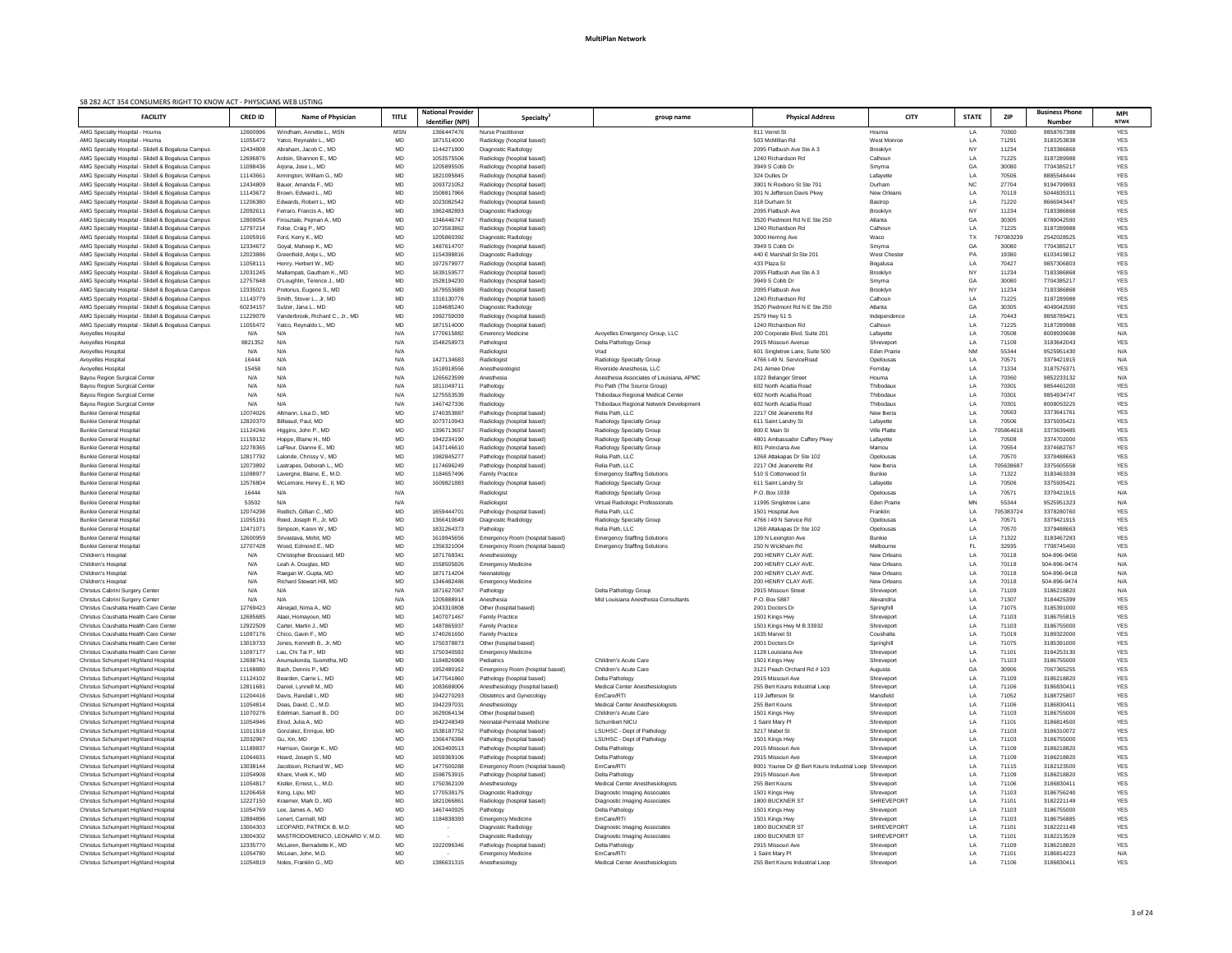SB 282 ACT 354 CONSUMERS RIGHT TO KNOW ACT - PHYSICIANS WEB LISTING

| FACILITY | CRED ID | Name of Physician | TITLE | National Provider Identifier (NPI) | Specialty[2] | group name | Physical Address | CITY | STATE | ZIP | Business Phone Number | MPI NTWK |
|---|---|---|---|---|---|---|---|---|---|---|---|---|
| AMG Specialty Hospital - Houma | 12600996 | Windham, Annette L., MSN | MSN | 1366447476 | Nurse Practitioner | | 911 Verret St | Houma | LA | 70360 | 9858767388 | YES |
| AMG Specialty Hospital - Houma | 11055472 | Yatco, Reynaldo L., MD | MD | 1871514000 | Radiology (hospital based) | | 503 McMillan Rd | West Monroe | LA | 71291 | 3183253838 | YES |
| AMG Specialty Hospital - Slidell & Bogalusa Campus | 12434808 | Abraham, Jacob C., MD | MD | 1144271800 | Diagnostic Radiology | | 2095 Flatbush Ave Ste A 3 | Brooklyn | NY | 11234 | 7183386868 | YES |
| AMG Specialty Hospital - Slidell & Bogalusa Campus | 12696876 | Ardoin, Shannon E., MD | MD | 1053575506 | Radiology (hospital based) | | 1240 Richardson Rd | Calhoun | LA | 71225 | 3187289988 | YES |
| AMG Specialty Hospital - Slidell & Bogalusa Campus | 11098436 | Arjona, Jose L., MD | MD | 1205895505 | Radiology (hospital based) | | 3949 S Cobb Dr | Smyrna | GA | 30080 | 7704385217 | YES |
| AMG Specialty Hospital - Slidell & Bogalusa Campus | 11143661 | Armington, William G., MD | MD | 1821095845 | Radiology (hospital based) | | 324 Dulles Dr | Lafayette | LA | 70506 | 8885548444 | YES |
| AMG Specialty Hospital - Slidell & Bogalusa Campus | 12434809 | Bauer, Amanda F., MD | MD | 1093721052 | Radiology (hospital based) | | 3901 N Roxboro St Ste 701 | Durham | NC | 27704 | 9194799993 | YES |
| AMG Specialty Hospital - Slidell & Bogalusa Campus | 11143672 | Brown, Edward L., MD | MD | 1508817966 | Radiology (hospital based) | | 301 N Jefferson Davis Pkwy | New Orleans | LA | 70119 | 5044835311 | YES |
| AMG Specialty Hospital - Slidell & Bogalusa Campus | 11206380 | Edwards, Robert L., MD | MD | 1023082542 | Radiology (hospital based) | | 318 Durham St | Bastrop | LA | 71220 | 8666943447 | YES |
| AMG Specialty Hospital - Slidell & Bogalusa Campus | 12092611 | Ferraro, Francis A., MD | MD | 1962482893 | Diagnostic Radiology | | 2095 Flatbush Ave | Brooklyn | NY | 11234 | 7183386868 | YES |
| AMG Specialty Hospital - Slidell & Bogalusa Campus | 12809054 | Firouztale, Pejman A., MD | MD | 1346446747 | Radiology (hospital based) | | 3520 Piedmont Rd N E Ste 250 | Atlanta | GA | 30305 | 6789042590 | YES |
| AMG Specialty Hospital - Slidell & Bogalusa Campus | 12797214 | Folse, Craig P., MD | MD | 1073563862 | Radiology (hospital based) | | 1240 Richardson Rd | Calhoun | LA | 71225 | 3187289988 | YES |
| AMG Specialty Hospital - Slidell & Bogalusa Campus | 11005916 | Ford, Kerry K., MD | MD | 1205860392 | Diagnostic Radiology | | 3000 Herring Ave | Waco | TX | 767083239 | 2542028525 | YES |
| AMG Specialty Hospital - Slidell & Bogalusa Campus | 12334672 | Goyal, Maheep K., MD | MD | 1487614707 | Radiology (hospital based) | | 3949 S Cobb Dr | Smyrna | GA | 30080 | 7704385217 | YES |
| AMG Specialty Hospital - Slidell & Bogalusa Campus | 12023886 | Greenfield, Antje L., MD | MD | 1154398816 | Diagnostic Radiology | | 440 E Marshall St Ste 201 | West Chester | PA | 19380 | 6103419812 | YES |
| AMG Specialty Hospital - Slidell & Bogalusa Campus | 11058111 | Henry, Herbert W., MD | MD | 1972579977 | Radiology (hospital based) | | 433 Plaza St | Bogalusa | LA | 70427 | 9857306803 | YES |
| AMG Specialty Hospital - Slidell & Bogalusa Campus | 12031245 | Mallampati, Gautham K., MD | MD | 1639159577 | Radiology (hospital based) | | 2095 Flatbush Ave Ste A 3 | Brooklyn | NY | 11234 | 7183386868 | YES |
| AMG Specialty Hospital - Slidell & Bogalusa Campus | 12757648 | O'Loughlin, Terence J., MD | MD | 1528194230 | Radiology (hospital based) | | 3949 S Cobb Dr | Smyrna | GA | 30080 | 7704385217 | YES |
| AMG Specialty Hospital - Slidell & Bogalusa Campus | 12335021 | Pretorius, Eugene S., MD | MD | 1679553689 | Radiology (hospital based) | | 2095 Flatbush Ave | Brooklyn | NY | 11234 | 7183386868 | YES |
| AMG Specialty Hospital - Slidell & Bogalusa Campus | 11143779 | Smith, Stover L., Jr, MD | MD | 1316130776 | Radiology (hospital based) | | 1240 Richardson Rd | Calhoun | LA | 71225 | 3187289988 | YES |
| AMG Specialty Hospital - Slidell & Bogalusa Campus | 60234157 | Sulzer, Jana L., MD | MD | 1184685240 | Diagnostic Radiology | | 3520 Piedmont Rd N E Ste 250 | Atlanta | GA | 30305 | 4049042590 | YES |
| AMG Specialty Hospital - Slidell & Bogalusa Campus | 11229079 | Vanderbrook, Richard C., Jr., MD | MD | 1992759039 | Radiology (hospital based) | | 2579 Hwy 51 S | Independence | LA | 70443 | 9858789421 | YES |
| AMG Specialty Hospital - Slidell & Bogalusa Campus | 11055472 | Yatco, Reynaldo L., MD | MD | 1871514000 | Radiology (hospital based) | | 1240 Richardson Rd | Calhoun | LA | 71225 | 3187289988 | YES |
| Avoyelles Hospital | N/A | N/A | N/A | 1770615882 | Emerency Medicine | Avoyelles Emergency Group, LLC | 200 Corporate Blvd, Suite 201 | Lafayette | LA | 70508 | 8008939698 | N/A |
| Avoyelles Hospital | 8821352 | N/A | N/A | 1548258973 | Pathologist | Delta Pathology Group | 2915 Missouri Avenue | Shreveport | LA | 71109 | 3183642043 | YES |
| Avoyelles Hospital | N/A | N/A | N/A | | Radiologist | Vrad | 601 Singletree Lane, Suite 500 | Eden Prairie | NM | 55344 | 9525951430 | N/A |
| Avoyelles Hospital | 16444 | N/A | N/A | 1427134683 | Radiologist | Radiology Specialty Group | 4766 I-49 N. ServiceRoad | Opelousas | LA | 70571 | 3379421915 | N/A |
| Avoyelles Hospital | 15458 | N/A | N/A | 1518918556 | Anesthesiologist | Riverside Anesthesia, LLC | 241 Aimee Drive | Ferriday | LA | 71334 | 3187576371 | YES |
| Bayou Region Surgical Center | N/A | N/A | N/A | 1265623599 | Anesthesia | Anesthesia Associates of Louisiana, APMC | 1022 Belanger Street | Houma | LA | 70360 | 9852233132 | N/A |
| Bayou Region Surgical Center | N/A | N/A | N/A | 1811049711 | Pathology | Pro Path (The Source Group) | 602 North Acadia Road | Thibodaux | LA | 70301 | 9854461200 | YES |
| Bayou Region Surgical Center | N/A | N/A | N/A | 1275553539 | Radiology | Thibodaux Regional Medical Center | 602 North Acadia Road | Thibodaux | LA | 70301 | 9854934747 | YES |
| Bayou Region Surgical Center | N/A | N/A | N/A | 1467427336 | Radiology | Thibodaux Regional Network Development | 602 North Acadia Road | Thibodaux | LA | 70301 | 8008053225 | YES |
| Bunkie General Hospital | 12074026 | Altmann, Lisa D., MD | MD | 1740353887 | Pathology (hospital based) | Relia Path, LLC | 2217 Old Jeanerette Rd | New Iberia | LA | 70563 | 3373641761 | YES |
| Bunkie General Hospital | 12820370 | Billeaud, Paul, MD | MD | 1073710943 | Radiology (hospital based) | Radiology Specialty Group | 611 Saint Landry St | Lafayette | LA | 70506 | 3375935421 | YES |
| Bunkie General Hospital | 11124246 | Higgins, John P., MD | MD | 1396713657 | Radiology (hospital based) | Radiology Specialty Group | 800 E Main St | Ville Platte | LA | 705864618 | 3373639485 | YES |
| Bunkie General Hospital | 11159132 | Hoppe, Blaine H., MD | MD | 1942234190 | Radiology (hospital based) | Radiology Specialty Group | 4801 Ambassador Caffery Pkwy | Lafayette | LA | 70508 | 3374702000 | YES |
| Bunkie General Hospital | 12278365 | LaFleur, Dianne E., MD | MD | 1437146610 | Radiology (hospital based) | Radiology Specialty Group | 801 Poinciana Ave | Mamou | LA | 70554 | 3374682767 | YES |
| Bunkie General Hospital | 12817792 | Lalonde, Chrissy V., MD | MD | 1982845277 | Pathology (hospital based) | Relia Path, LLC | 1268 Attakapas Dr Ste 102 | Opelousas | LA | 70570 | 3379488663 | YES |
| Bunkie General Hospital | 12073892 | Lastrapes, Deborah L., MD | MD | 1174696249 | Pathology (hospital based) | Relia Path, LLC | 2217 Old Jeanerette Rd | New Iberia | LA | 705638687 | 3375605558 | YES |
| Bunkie General Hospital | 11098977 | Lavergne, Blaine, E., M.D. | MD | 1184657496 | Family Practice | Emergency Staffing Solutions | 510 S Cottonwood St | Bunkie | LA | 71322 | 3183463339 | YES |
| Bunkie General Hospital | 12576804 | McLemore, Henry E., II, MD | MD | 1609821883 | Radiology (hospital based) | Radiology Specialty Group | 611 Saint Landry St | Lafayette | LA | 70506 | 3375935421 | YES |
| Bunkie General Hospital | 16444 | N/A | N/A | | Radiologist | Radiology Specialty Group | P.O. Box 1939 | Opelousas | LA | 70571 | 3379421915 | N/A |
| Bunkie General Hospital | 53502 | N/A | N/A | | Radiologist | Virtual Radiologic Professionals | 11995 Singletree Lane | Eden Prairie | MN | 55344 | 9525951323 | N/A |
| Bunkie General Hospital | 12074208 | Redlich, Gillian C., MD | MD | 1659444701 | Pathology (hospital based) | Relia Path, LLC | 1501 Hospital Ave | Franklin | LA | 705383724 | 3378280760 | YES |
| Bunkie General Hospital | 11055191 | Reed, Joseph R., Jr, MD | MD | 1366410649 | Diagnostic Radiology | Radiology Specialty Group | 4766 I 49 N Service Rd | Opelousas | LA | 70571 | 3379421915 | YES |
| Bunkie General Hospital | 12471071 | Simpson, Karen W., MD | MD | 1831264373 | Pathology | Relia Path, LLC | 1268 Attakapas Dr Ste 102 | Opelousas | LA | 70570 | 3379488663 | YES |
| Bunkie General Hospital | 12600959 | Srivastava, Mohit, MD | MD | 1619945656 | Emergency Room (hospital based) | Emergency Staffing Solutions | 109 N Lexington Ave | Bunkie | LA | 71322 | 3183467283 | YES |
| Bunkie General Hospital | 12707428 | Wood, Edmond E., MD | MD | 1356321004 | Emergency Room (hospital based) | Emergency Staffing Solutions | 250 N Wickham Rd | Melbourne | FL | 32935 | 7708745400 | YES |
| Children's Hospital | N/A | Christopher Broussard, MD | MD | 1871768341 | Anesthesiology | | 200 HENRY CLAY AVE. | New Orleans | LA | 70118 | 504-896-9456 | N/A |
| Children's Hospital | N/A | Leah A. Douglas, MD | MD | 1558505826 | Emergency Medicine | | 200 HENRY CLAY AVE. | New Orleans | LA | 70118 | 504-896-9474 | N/A |
| Children's Hospital | N/A | Raegan W. Gupta, MD | MD | 1871714204 | Neonatology | | 200 HENRY CLAY AVE. | New Orleans | LA | 70118 | 504-896-9418 | N/A |
| Children's Hospital | N/A | Richard Stewart Hill, MD | MD | 1346482486 | Emergency Medicine | | 200 HENRY CLAY AVE. | New Orleans | LA | 70118 | 504-896-9474 | N/A |
| Christus Cabrini Surgery Center | N/A | N/A | N/A | 1871627067 | Pathology | Delta Pathology Group | 2915 Missouri Street | Shreveport | LA | 71109 | 3186218820 | N/A |
| Christus Cabrini Surgery Center | N/A | N/A | N/A | 1205888914 | Anesthesia | Mid Louisiana Anesthesia Consultants | P.O. Box 5887 | Alexandria | LA | 71307 | 3184425399 | YES |
| Christus Coushatta Health Care Center | 12769423 | Alnejad, Nima A., MD | MD | 1043310808 | Other (hospital based) | | 2001 Doctors Dr | Springhill | LA | 71075 | 3185391000 | YES |
| Christus Coushatta Health Care Center | 12685685 | Ataei, Homayoun, MD | MD | 1407071467 | Family Practice | | 1501 Kings Hwy | Shreveport | LA | 71103 | 3186755815 | YES |
| Christus Coushatta Health Care Center | 12922509 | Carter, Martin J., MD | MD | 1487865937 | Family Practice | | 1501 Kings Hwy M B 33932 | Shreveport | LA | 71103 | 3186755000 | YES |
| Christus Coushatta Health Care Center | 11097176 | Chico, Gavin F., MD | MD | 1740261650 | Family Practice | | 1635 Marvel St | Coushatta | LA | 71019 | 3189322000 | YES |
| Christus Coushatta Health Care Center | 13019733 | Jones, Kenneth B., Jr, MD | MD | 1750378873 | Other (hospital based) | | 2001 Doctors Dr | Springhill | LA | 71075 | 3185391000 | YES |
| Christus Coushatta Health Care Center | 11097177 | Lau, Chi Tai P., MD | MD | 1750340592 | Emergency Medicine | | 1128 Louisiana Ave | Shreveport | LA | 71101 | 3184253130 | YES |
| Christus Schumpert Highland Hospital | 12698741 | Anumukonda, Susmitha, MD | MD | 1184826968 | Pediatrics | Children's Acute Care | 1501 Kings Hwy | Shreveport | LA | 71103 | 3186755000 | YES |
| Christus Schumpert Highland Hospital | 11168880 | Bash, Dennis P., MD | MD | 1952480162 | Emergency Room (hospital based) | Children's Acute Care | 3121 Peach Orchard Rd # 103 | Augusta | GA | 30906 | 7067365255 | YES |
| Christus Schumpert Highland Hospital | 11124102 | Bearden, Carrie L., MD | MD | 1477541860 | Pathology (hospital based) | Delta Pathology | 2915 Missouri Ave | Shreveport | LA | 71109 | 3186218820 | YES |
| Christus Schumpert Highland Hospital | 12811681 | Daniel, Lynnell M., MD | MD | 1083688006 | Anesthesiology (hospital based) | Medical Center Anesthesiologists | 255 Bert Kouns Industrial Loop | Shreveport | LA | 71106 | 3186830411 | YES |
| Christus Schumpert Highland Hospital | 11204416 | Davis, Randall I., MD | MD | 1942270293 | Obstetrics and Gynecology | EmCare/RTI | 119 Jefferson St | Mansfield | LA | 71052 | 3188725807 | YES |
| Christus Schumpert Highland Hospital | 11054814 | Deas, David, C., M.D. | MD | 1942297031 | Anesthesiology | Medical Center Anesthesiologists | 255 Bert Kouns | Shreveport | LA | 71106 | 3186830411 | YES |
| Christus Schumpert Highland Hospital | 11070276 | Edelman, Samuel B., DO | DO | 1629064134 | Other (hospital based) | Children's Acute Care | 1501 Kings Hwy | Shreveport | LA | 71103 | 3186755000 | YES |
| Christus Schumpert Highland Hospital | 11054946 | Elrod, Julia A., MD | MD | 1942248349 | Neonatal-Perinatal Medicine | Schumbert NICU | 1 Saint Mary Pl | Shreveport | LA | 71101 | 3186814500 | YES |
| Christus Schumpert Highland Hospital | 11011918 | Gonzalez, Enrique, MD | MD | 1538187752 | Pathology (hospital based) | LSUHSC - Dept of Pathology | 3217 Mabel St | Shreveport | LA | 71103 | 3186310072 | YES |
| Christus Schumpert Highland Hospital | 12032967 | Gu, Xin, MD | MD | 1366476384 | Pathology (hospital based) | LSUHSC - Dept of Pathology | 1501 Kings Hwy | Shreveport | LA | 71103 | 3186755000 | YES |
| Christus Schumpert Highland Hospital | 11189837 | Harrison, George K., MD | MD | 1063400513 | Pathology (hospital based) | Delta Pathology | 2915 Missouri Ave | Shreveport | LA | 71109 | 3186218820 | YES |
| Christus Schumpert Highland Hospital | 11064631 | Heard, Joseph S., MD | MD | 1659369106 | Pathology (hospital based) | Delta Pathology | 2915 Missouri Ave | Shreveport | LA | 71109 | 3186218820 | YES |
| Christus Schumpert Highland Hospital | 13038144 | Jacobson, Richard W., MD | MD | 1477500288 | Emergency Room (hospital based) | EmCare/RTI | 8001 Youree Dr @ Bert Kouns Industrial Loop | Shreveport | LA | 71115 | 3182123500 | YES |
| Christus Schumpert Highland Hospital | 11054908 | Khare, Vivek K., MD | MD | 1598753915 | Pathology (hospital based) | Delta Pathology | 2915 Missouri Ave | Shreveport | LA | 71109 | 3186218820 | YES |
| Christus Schumpert Highland Hospital | 11054817 | Kistler, Ernest, L., M.D. | MD | 1750362109 | Anesthesiology | Medical Center Anesthesiologists | 255 Bert Kouns | Shreveport | LA | 71106 | 3186830411 | YES |
| Christus Schumpert Highland Hospital | 11206458 | Kong, Lipu, MD | MD | 1770538175 | Diagnostic Radiology | Diagnostic Imaging Associates | 1501 Kings Hwy | Shreveport | LA | 71103 | 3186756240 | YES |
| Christus Schumpert Highland Hospital | 12227150 | Kraemer, Mark D., MD | MD | 1821066861 | Radiology (hospital based) | Diagnostic Imaging Associates | 1800 BUCKNER ST | SHREVEPORT | LA | 71101 | 3182221149 | YES |
| Christus Schumpert Highland Hospital | 11054769 | Lee, James A., MD | MD | 1467440925 | Pathology | Delta Pathology | 1501 Kings Hwy | Shreveport | LA | 71103 | 3186755000 | YES |
| Christus Schumpert Highland Hospital | 12884896 | Lenert, Carmell, MD | MD | 1184838393 | Emergency Medicine | EmCare/RTI | 1501 Kings Hwy | Shreveport | LA | 71103 | 3186756885 | YES |
| Christus Schumpert Highland Hospital | 13004303 | LEOPARD, PATRICK B, M.D. | MD | - | Diagnostic Radiology | Diagnostic Imaging Associates | 1800 BUCKNER ST | SHREVEPORT | LA | 71101 | 3182221149 | YES |
| Christus Schumpert Highland Hospital | 13004302 | MASTRODOMENICO, LEONARD V, M.D. | MD | - | Diagnostic Radiology | Diagnostic Imaging Associates | 1800 BUCKNER ST | SHREVEPORT | LA | 71101 | 3182213529 | YES |
| Christus Schumpert Highland Hospital | 12335770 | McLaren, Bernadette K., MD | MD | 1922096346 | Pathology (hospital based) | Delta Pathology | 2915 Missouri Ave | Shreveport | LA | 71109 | 3186218820 | YES |
| Christus Schumpert Highland Hospital | 11054780 | McLean, John, M.D. | MD | - | Emergency Medicine | EmCare/RTI | 1 Saint Mary Pl | Shreveport | LA | 71101 | 3186814223 | N/A |
| Christus Schumpert Highland Hospital | 11054819 | Noles, Franklin G., MD | MD | 1386631315 | Anesthesiology | Medical Center Anesthesiologists | 255 Bert Kouns Industrial Loop | Shreveport | LA | 71106 | 3186830411 | YES |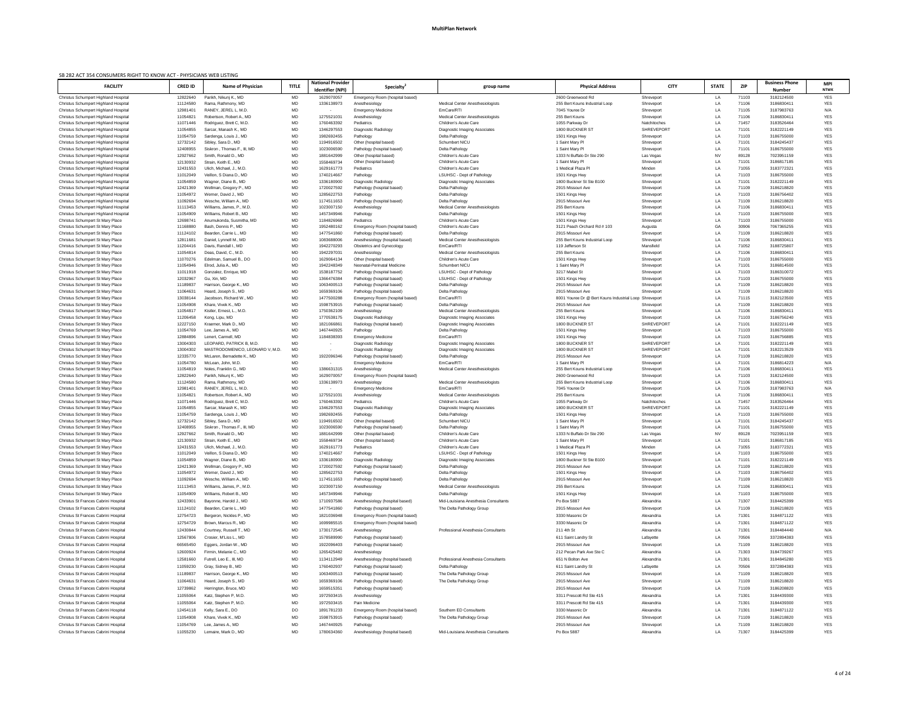# MultiPlan Network

SB 282 ACT 354 CONSUMERS RIGHT TO KNOW ACT - PHYSICIANS WEB LISTING

| FACILITY | CRED ID | Name of Physician | TITLE | National Provider Identifier (NPI) | Specialty[2] | group name | Physical Address | CITY | STATE | ZIP | Business Phone Number | MPI NTWK |
|---|---|---|---|---|---|---|---|---|---|---|---|---|
| Christus Schumpert Highland Hospital | 12822640 | Parikh, Nikunj K., MD | MD | 1629070057 | Emergency Room (hospital based) | | 2600 Greenwood Rd | Shreveport | LA | 71103 | 3182124500 | YES |
| Christus Schumpert Highland Hospital | 11124580 | Rama, Rathmony, MD | MD | 1336138973 | Anesthesiology | Medical Center Anesthesiologists | 255 Bert Kouns Industrial Loop | Shreveport | LA | 71106 | 3186830411 | YES |
| Christus Schumpert Highland Hospital | 12981401 | RANEY, JEREL L. M.D. | MD | - | Emergency Medicine | EmCare/RTI | 7045 Youree Dr | Shreveport | LA | 71105 | 3187983763 | N/A |
| Christus Schumpert Highland Hospital | 11054821 | Robertson, Robert A., MD | MD | 1275521031 | Anesthesiology | Medical Center Anesthesiologists | 255 Bert Kouns | Shreveport | LA | 71106 | 3186830411 | YES |
| Christus Schumpert Highland Hospital | 11071446 | Rodriguez, Brett C, M.D. | MD | 1760463392 | Pediatrics | Children's Acute Care | 1055 Parkway Dr | Natchitoches | LA | 71457 | 3183526464 | YES |
| Christus Schumpert Highland Hospital | 11054855 | Sarcar, Manash K., MD | MD | 1346297553 | Diagnostic Radiology | Diagnostic Imaging Associates | 1800 BUCKNER ST | SHREVEPORT | LA | 71101 | 3182221149 | YES |
| Christus Schumpert Highland Hospital | 11054759 | Sardenga, Louis J., MD | MD | 1982692455 | Pathology | Delta Pathology | 1501 Kings Hwy | Shreveport | LA | 71103 | 3186755000 | YES |
| Christus Schumpert Highland Hospital | 12732142 | Sibley, Sara D., MD | MD | 1194916502 | Other (hospital based) | Schumbert NICU | 1 Saint Mary Pl | Shreveport | LA | 71101 | 3184245437 | YES |
| Christus Schumpert Highland Hospital | 12408955 | Siskron , Thomas F., III, MD | MD | 1023006590 | Pathology (hospital based) | Delta Pathology | 1 Saint Mary Pl | Shreveport | LA | 71101 | 3186755000 | YES |
| Christus Schumpert Highland Hospital | 12927662 | Smith, Ronald D., MD | MD | 1881642999 | Other (hospital based) | Children's Acute Care | 1333 N Buffalo Dr Ste 290 | Las Vegas | NV | 89128 | 7023951159 | YES |
| Christus Schumpert Highland Hospital | 12130932 | Strain, Keith E., MD | MD | 1558469734 | Other (hospital based) | Children's Acute Care | 1 Saint Mary Pl | Shreveport | LA | 71101 | 3186817185 | YES |
| Christus Schumpert Highland Hospital | 12431553 | Ulich, Michael, J., M.D. | MD | 1629161773 | Pediatrics | Children's Acute Care | 1 Medical Plaza Pl | Minden | LA | 71055 | 3183772321 | YES |
| Christus Schumpert Highland Hospital | 11012049 | Veillon, S Diana D., MD | MD | 1740214667 | Pathology | LSUHSC - Dept of Pathology | 1501 Kings Hwy | Shreveport | LA | 71103 | 3186755000 | YES |
| Christus Schumpert Highland Hospital | 11054859 | Wagner, Diane B., MD | MD | 1336180900 | Diagnostic Radiology | Diagnostic Imaging Associates | 1800 Buckner St Ste B100 | Shreveport | LA | 71101 | 3182221149 | YES |
| Christus Schumpert Highland Hospital | 12421369 | Wellman, Gregory P., MD | MD | 1720027592 | Pathology (hospital based) | Delta Pathology | 2915 Missouri Ave | Shreveport | LA | 71109 | 3186218820 | YES |
| Christus Schumpert Highland Hospital | 11054972 | Werner, David J., MD | MD | 1285622753 | Pathology | Delta Pathology | 1501 Kings Hwy | Shreveport | LA | 71103 | 3186756402 | YES |
| Christus Schumpert Highland Hospital | 11092694 | Wesche, William A., MD | MD | 1174511653 | Pathology (hospital based) | Delta Pathology | 2915 Missouri Ave | Shreveport | LA | 71109 | 3186218820 | YES |
| Christus Schumpert Highland Hospital | 11113453 | Williams, James, P., M.D. | MD | 1023007150 | Anesthesiology | Medical Center Anesthesiologists | 255 Bert Kouns | Shreveport | LA | 71106 | 3186830411 | YES |
| Christus Schumpert Highland Hospital | 11054909 | Williams, Robert B., MD | MD | 1457349946 | Pathology | Delta Pathology | 1501 Kings Hwy | Shreveport | LA | 71103 | 3186755000 | YES |
| Christus Schumpert St Mary Place | 12698741 | Anumukonda, Susmitha, MD | MD | 1184826968 | Pediatrics | Children's Acute Care | 1501 Kings Hwy | Shreveport | LA | 71103 | 3186755000 | YES |
| Christus Schumpert St Mary Place | 11168880 | Bash, Dennis P., MD | MD | 1952480162 | Emergency Room (hospital based) | Children's Acute Care | 3121 Peach Orchard Rd # 103 | Augusta | GA | 30906 | 7067365255 | YES |
| Christus Schumpert St Mary Place | 11124102 | Bearden, Carrie L., MD | MD | 1477541860 | Pathology (hospital based) | Delta Pathology | 2915 Missouri Ave | Shreveport | LA | 71109 | 3186218820 | YES |
| Christus Schumpert St Mary Place | 12811681 | Daniel, Lynnell M., MD | MD | 1083688006 | Anesthesiology (hospital based) | Medical Center Anesthesiologists | 255 Bert Kouns Industrial Loop | Shreveport | LA | 71106 | 3186830411 | YES |
| Christus Schumpert St Mary Place | 11204416 | Davis, Randall I., MD | MD | 1942270293 | Obstetrics and Gynecology | EmCare/RTI | 119 Jefferson St | Mansfield | LA | 71052 | 3188725807 | YES |
| Christus Schumpert St Mary Place | 11054814 | Deas, David, C., M.D. | MD | 1942297031 | Anesthesiology | Medical Center Anesthesiologists | 255 Bert Kouns | Shreveport | LA | 71106 | 3186830411 | YES |
| Christus Schumpert St Mary Place | 11070276 | Edelman, Samuel B., DO | DO | 1629064134 | Other (hospital based) | Children's Acute Care | 1501 Kings Hwy | Shreveport | LA | 71103 | 3186755000 | YES |
| Christus Schumpert St Mary Place | 11054946 | Elrod, Julia A., MD | MD | 1942248349 | Neonatal-Perinatal Medicine | Schumbert NICU | 1 Saint Mary Pl | Shreveport | LA | 71101 | 3186814500 | YES |
| Christus Schumpert St Mary Place | 11011918 | Gonzalez, Enrique, MD | MD | 1538187752 | Pathology (hospital based) | LSUHSC - Dept of Pathology | 3217 Mabel St | Shreveport | LA | 71103 | 3186310072 | YES |
| Christus Schumpert St Mary Place | 12032967 | Gu, Xin, MD | MD | 1366476384 | Pathology (hospital based) | LSUHSC - Dept of Pathology | 1501 Kings Hwy | Shreveport | LA | 71103 | 3186755000 | YES |
| Christus Schumpert St Mary Place | 11189837 | Harrison, George K., MD | MD | 1063400513 | Pathology (hospital based) | Delta Pathology | 2915 Missouri Ave | Shreveport | LA | 71109 | 3186218820 | YES |
| Christus Schumpert St Mary Place | 11064631 | Heard, Joseph S., MD | MD | 1659369106 | Pathology (hospital based) | Delta Pathology | 2915 Missouri Ave | Shreveport | LA | 71109 | 3186218820 | YES |
| Christus Schumpert St Mary Place | 13038144 | Jacobson, Richard W., MD | MD | 1477500288 | Emergency Room (hospital based) | EmCare/RTI | 8001 Youree Dr @ Bert Kouns Industrial Loop | Shreveport | LA | 71115 | 3182123500 | YES |
| Christus Schumpert St Mary Place | 11054908 | Khare, Vivek K., MD | MD | 1598753915 | Pathology (hospital based) | Delta Pathology | 2915 Missouri Ave | Shreveport | LA | 71109 | 3186218820 | YES |
| Christus Schumpert St Mary Place | 11054817 | Kistler, Ernest, L., M.D. | MD | 1750362109 | Anesthesiology | Medical Center Anesthesiologists | 255 Bert Kouns | Shreveport | LA | 71106 | 3186830411 | YES |
| Christus Schumpert St Mary Place | 11206458 | Kong, Lipu, MD | MD | 1770538175 | Diagnostic Radiology | Diagnostic Imaging Associates | 1501 Kings Hwy | Shreveport | LA | 71103 | 3186756240 | YES |
| Christus Schumpert St Mary Place | 12227150 | Kraemer, Mark D., MD | MD | 1821066861 | Radiology (hospital based) | Diagnostic Imaging Associates | 1800 BUCKNER ST | SHREVEPORT | LA | 71101 | 3182221149 | YES |
| Christus Schumpert St Mary Place | 11054769 | Lee, James A., MD | MD | 1467440925 | Pathology | Delta Pathology | 1501 Kings Hwy | Shreveport | LA | 71103 | 3186755000 | YES |
| Christus Schumpert St Mary Place | 12884896 | Lenert, Carmell, MD | MD | 1184838393 | Emergency Medicine | EmCare/RTI | 1501 Kings Hwy | Shreveport | LA | 71103 | 3186756885 | YES |
| Christus Schumpert St Mary Place | 13004303 | LEOPARD, PATRICK B, M.D. | MD | - | Diagnostic Radiology | Diagnostic Imaging Associates | 1800 BUCKNER ST | SHREVEPORT | LA | 71101 | 3182221149 | YES |
| Christus Schumpert St Mary Place | 13004302 | MASTRODOMENICO, LEONARD V, M.D. | MD | - | Diagnostic Radiology | Diagnostic Imaging Associates | 1800 BUCKNER ST | SHREVEPORT | LA | 71101 | 3182213529 | YES |
| Christus Schumpert St Mary Place | 12335770 | McLaren, Bernadette K., MD | MD | 1922096346 | Pathology (hospital based) | Delta Pathology | 2915 Missouri Ave | Shreveport | LA | 71109 | 3186218820 | YES |
| Christus Schumpert St Mary Place | 11054790 | McLean, John, M.D. | MD | - | Emergency Medicine | EmCare/RTI | 1 Saint Mary Pl | Shreveport | LA | 71101 | 3186814223 | N/A |
| Christus Schumpert St Mary Place | 11054819 | Noles, Franklin G., MD | MD | 1386631315 | Anesthesiology | Medical Center Anesthesiologists | 255 Bert Kouns Industrial Loop | Shreveport | LA | 71106 | 3186830411 | YES |
| Christus Schumpert St Mary Place | 12822640 | Parikh, Nikunj K., MD | MD | 1629070057 | Emergency Room (hospital based) | | 2600 Greenwood Rd | Shreveport | LA | 71103 | 3182124500 | YES |
| Christus Schumpert St Mary Place | 11124580 | Rama, Rathmony, MD | MD | 1336138973 | Anesthesiology | Medical Center Anesthesiologists | 255 Bert Kouns Industrial Loop | Shreveport | LA | 71106 | 3186830411 | YES |
| Christus Schumpert St Mary Place | 12981401 | RANEY, JEREL L. M.D. | MD | - | Emergency Medicine | EmCare/RTI | 7045 Youree Dr | Shreveport | LA | 71105 | 3187983763 | N/A |
| Christus Schumpert St Mary Place | 11054821 | Robertson, Robert A., MD | MD | 1275521031 | Anesthesiology | Medical Center Anesthesiologists | 255 Bert Kouns | Shreveport | LA | 71106 | 3186830411 | YES |
| Christus Schumpert St Mary Place | 11071446 | Rodriguez, Brett C, M.D. | MD | 1760463392 | Pediatrics | Children's Acute Care | 1055 Parkway Dr | Natchitoches | LA | 71457 | 3183526464 | YES |
| Christus Schumpert St Mary Place | 11054855 | Sarcar, Manash K., MD | MD | 1346297553 | Diagnostic Radiology | Diagnostic Imaging Associates | 1800 BUCKNER ST | SHREVEPORT | LA | 71101 | 3182221149 | YES |
| Christus Schumpert St Mary Place | 11054759 | Sardenga, Louis J., MD | MD | 1982692455 | Pathology | Delta Pathology | 1501 Kings Hwy | Shreveport | LA | 71103 | 3186755000 | YES |
| Christus Schumpert St Mary Place | 12732142 | Sibley, Sara D., MD | MD | 1194916502 | Other (hospital based) | Schumbert NICU | 1 Saint Mary Pl | Shreveport | LA | 71101 | 3184245437 | YES |
| Christus Schumpert St Mary Place | 12408955 | Siskron , Thomas F., III, MD | MD | 1023006590 | Pathology (hospital based) | Delta Pathology | 1 Saint Mary Pl | Shreveport | LA | 71101 | 3186755000 | YES |
| Christus Schumpert St Mary Place | 12927662 | Smith, Ronald D., MD | MD | 1881642999 | Other (hospital based) | Children's Acute Care | 1333 N Buffalo Dr Ste 290 | Las Vegas | NV | 89128 | 7023951159 | YES |
| Christus Schumpert St Mary Place | 12130932 | Strain, Keith E., MD | MD | 1558469734 | Other (hospital based) | Children's Acute Care | 1 Saint Mary Pl | Shreveport | LA | 71101 | 3186817185 | YES |
| Christus Schumpert St Mary Place | 12431553 | Ulich, Michael, J., M.D. | MD | 1629161773 | Pediatrics | Children's Acute Care | 1 Medical Plaza Pl | Minden | LA | 71055 | 3183772321 | YES |
| Christus Schumpert St Mary Place | 11012049 | Veillon, S Diana D., MD | MD | 1740214667 | Pathology | LSUHSC - Dept of Pathology | 1501 Kings Hwy | Shreveport | LA | 71103 | 3186755000 | YES |
| Christus Schumpert St Mary Place | 11054859 | Wagner, Diane B., MD | MD | 1336180900 | Diagnostic Radiology | Diagnostic Imaging Associates | 1800 Buckner St Ste B100 | Shreveport | LA | 71101 | 3182221149 | YES |
| Christus Schumpert St Mary Place | 12421369 | Wellman, Gregory P., MD | MD | 1720027592 | Pathology (hospital based) | Delta Pathology | 2915 Missouri Ave | Shreveport | LA | 71109 | 3186218820 | YES |
| Christus Schumpert St Mary Place | 11054972 | Werner, David J., MD | MD | 1285622753 | Pathology | Delta Pathology | 1501 Kings Hwy | Shreveport | LA | 71103 | 3186756402 | YES |
| Christus Schumpert St Mary Place | 11092694 | Wesche, William A., MD | MD | 1174511653 | Pathology (hospital based) | Delta Pathology | 2915 Missouri Ave | Shreveport | LA | 71109 | 3186218820 | YES |
| Christus Schumpert St Mary Place | 11113453 | Williams, James, P., M.D. | MD | 1023007150 | Anesthesiology | Medical Center Anesthesiologists | 255 Bert Kouns | Shreveport | LA | 71106 | 3186830411 | YES |
| Christus Schumpert St Mary Place | 11054909 | Williams, Robert B., MD | MD | 1457349946 | Pathology | Delta Pathology | 1501 Kings Hwy | Shreveport | LA | 71103 | 3186755000 | YES |
| Christus St Frances Cabrini Hospital | 12433901 | Bayonne, Harold J., MD | MD | 1710937586 | Anesthesiology (hospital based) | Mid-Louisiana Anesthesia Consultants | Po Box 5887 | Alexandria | LA | 71307 | 3184425399 | YES |
| Christus St Frances Cabrini Hospital | 11124102 | Bearden, Carrie L., MD | MD | 1477541860 | Pathology (hospital based) | The Delta Pathology Group | 2915 Missouri Ave | Shreveport | LA | 71109 | 3186218820 | YES |
| Christus St Frances Cabrini Hospital | 12754723 | Bergeron, Nickles P., MD | MD | 1821036948 | Emergency Room (hospital based) | | 3330 Masonic Dr | Alexandria | LA | 71301 | 3184871122 | YES |
| Christus St Frances Cabrini Hospital | 12754729 | Brown, Marcus R., MD | MD | 1699985515 | Emergency Room (hospital based) | | 3330 Masonic Dr | Alexandria | LA | 71301 | 3184871122 | YES |
| Christus St Frances Cabrini Hospital | 12430844 | Courtney, Russell T., MD | MD | 1730172545 | Anesthesiology | Professional Anesthesia Consultants | 211 4th St | Alexandria | LA | 71301 | 3184484440 | N/A |
| Christus St Frances Cabrini Hospital | 12567806 | Crosier, M'Liss L., MD | MD | 1578589990 | Pathology (hospital based) | | 611 Saint Landry St | Lafayette | LA | 70506 | 3372894383 | YES |
| Christus St Frances Cabrini Hospital | 66565450 | Eggers, Jordan W., MD | MD | 1922096403 | Pathology (hospital based) | | 2915 Missouri Ave | Shreveport | LA | 71109 | 3186218820 | YES |
| Christus St Frances Cabrini Hospital | 12600924 | Firmin, Melanie C., MD | MD | 1265425482 | Anesthesiology | | 212 Pecan Park Ave Ste C | Alexandria | LA | 71303 | 3184739267 | YES |
| Christus St Frances Cabrini Hospital | 12581660 | Futrell, Leo E., III, MD | MD | 1134112949 | Anesthesiology (hospital based) | Professional Anesthesia Consultants | 651 N Bolton Ave | Alexandria | LA | 71301 | 3184845280 | YES |
| Christus St Frances Cabrini Hospital | 11059230 | Gray, Sidney B., MD | MD | 1760402937 | Pathology (hospital based) | Delta Pathology | 611 Saint Landry St | Lafayette | LA | 70506 | 3372894383 | YES |
| Christus St Frances Cabrini Hospital | 11189837 | Harrison, George K., MD | MD | 1063400513 | Pathology (hospital based) | The Delta Pathology Group | 2915 Missouri Ave | Shreveport | LA | 71109 | 3186218820 | YES |
| Christus St Frances Cabrini Hospital | 11064631 | Heard, Joseph S., MD | MD | 1659369106 | Pathology (hospital based) | The Delta Pathology Group | 2915 Missouri Ave | Shreveport | LA | 71109 | 3186218820 | YES |
| Christus St Frances Cabrini Hospital | 12739862 | Herrington, Bruce, MD | MD | 1659515351 | Pathology (hospital based) | | 2915 Missouri Ave | Shreveport | LA | 71109 | 3186208820 | YES |
| Christus St Frances Cabrini Hospital | 11055064 | Katz, Stephen P, M.D. | MD | 1972503415 | Anesthesiology | | 3311 Prescott Rd Ste 415 | Alexandria | LA | 71301 | 3184439300 | YES |
| Christus St Frances Cabrini Hospital | 11055064 | Katz, Stephen P, M.D. | MD | 1972503415 | Pain Medicine | | 3311 Prescott Rd Ste 415 | Alexandria | LA | 71301 | 3184439300 | YES |
| Christus St Frances Cabrini Hospital | 12454118 | Kelly, Sara E., DO | DO | 1891781233 | Emergency Room (hospital based) | Southern ED Consultants | 3330 Masonic Dr | Alexandria | LA | 71301 | 3184871122 | YES |
| Christus St Frances Cabrini Hospital | 11054908 | Khare, Vivek K., MD | MD | 1598753915 | Pathology (hospital based) | The Delta Pathology Group | 2915 Missouri Ave | Shreveport | LA | 71109 | 3186218820 | YES |
| Christus St Frances Cabrini Hospital | 11054769 | Lee, James A., MD | MD | 1467440925 | Pathology | | 2915 Missouri Ave | Shreveport | LA | 71109 | 3186218820 | YES |
| Christus St Frances Cabrini Hospital | 11055230 | Lemaire, Mark D., MD | MD | 1780634360 | Anesthesiology (hospital based) | Mid-Louisiana Anesthesia Consultants | Po Box 5887 | Alexandria | LA | 71307 | 3184425399 | YES |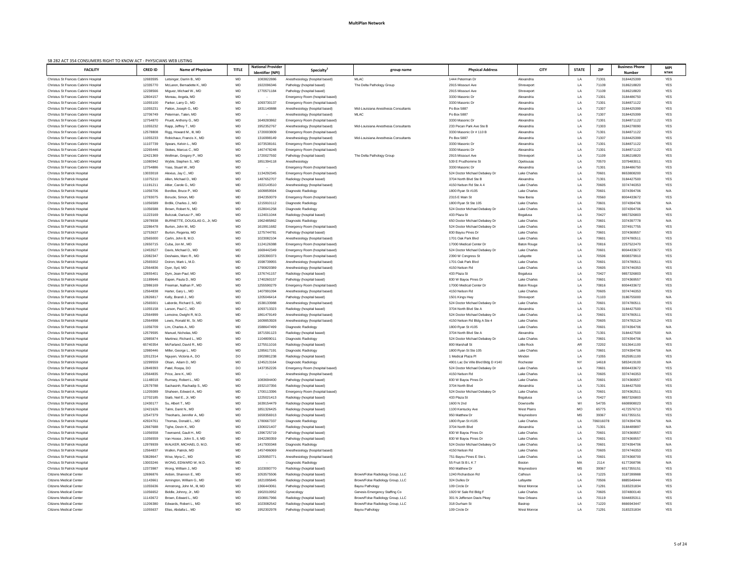# MultiPlan Network

SB 282 ACT 354 CONSUMERS RIGHT TO KNOW ACT - PHYSICIANS WEB LISTING

| FACILITY | CRED ID | Name of Physician | TITLE | National Provider Identifier (NPI) | Specialty[2] | group name | Physical Address | CITY | STATE | ZIP | Business Phone Number | MPI NTWK |
|---|---|---|---|---|---|---|---|---|---|---|---|---|
| Christus St Frances Cabrini Hospital | 12693595 | Letsinger, Darrin B., MD | MD | 1083822886 | Anesthesiology (hospital based) | MLAC | 1444 Peterman Dr | Alexandria | LA | 71301 | 3184425399 | YES |
| Christus St Frances Cabrini Hospital | 12335770 | McLaren, Bernadette K., MD | MD | 1922096346 | Pathology (hospital based) | The Delta Pathology Group | 2915 Missouri Ave | Shreveport | LA | 71109 | 3186218820 | YES |
| Christus St Frances Cabrini Hospital | 12238566 | Miguez, Michael W., MD | MD | 1770571184 | Pathology (hospital based) | | 2915 Missouri Ave | Shreveport | LA | 71109 | 3186218820 | YES |
| Christus St Frances Cabrini Hospital | 12804157 | Moreau, Angela, MD | MD | | Emergency Room (hospital based) | | 3330 Masonic Dr | Alexandria | LA | 71301 | 3184486750 | YES |
| Christus St Frances Cabrini Hospital | 11055100 | Parker, Larry D., MD | MD | 1093730137 | Emergency Room (hospital based) | | 3330 Masonic Dr | Alexandria | LA | 71301 | 3184871122 | YES |
| Christus St Frances Cabrini Hospital | 11055231 | Patton, Joseph G., MD | MD | 1831140888 | Anesthesiology (hospital based) | Mid-Louisiana Anesthesia Consultants | Po Box 5887 | Alexandria | LA | 71307 | 3184425399 | YES |
| Christus St Frances Cabrini Hospital | 12706749 | Peterman, Taten, MD | MD | - | Anesthesiology (hospital based) | MLAC | Po Box 5887 | Alexandria | LA | 71307 | 3184425399 | YES |
| Christus St Frances Cabrini Hospital | 12754870 | Pruett, Anthony G., MD | MD | 1649283862 | Emergency Room (hospital based) | | 3330 Masonic Dr | Alexandria | LA | 71301 | 3184871122 | YES |
| Christus St Frances Cabrini Hospital | 11055232 | Rapp, Jeffrey T., MD | MD | 1952352767 | Anesthesiology (hospital based) | Mid-Louisiana Anesthesia Consultants | 233 Pecan Park Ave Ste B | Alexandria | LA | 71303 | 3184278090 | YES |
| Christus St Frances Cabrini Hospital | 12578808 | Rigg, Howard M., III, MD | MD | 1720003809 | Emergency Room (hospital based) | | 3330 Masonic Dr # 110 B | Alexandria | LA | 71301 | 3184871122 | YES |
| Christus St Frances Cabrini Hospital | 11055233 | Robichaux, Francis X., MD | MD | 1316998149 | Anesthesiology (hospital based) | Mid-Louisiana Anesthesia Consultants | Po Box 5887 | Alexandria | LA | 71307 | 3184425399 | YES |
| Christus St Frances Cabrini Hospital | 11107739 | Spears, Kelvin L., MD | MD | 1073538161 | Emergency Room (hospital based) | | 3330 Masonic Dr | Alexandria | LA | 71301 | 3184871122 | YES |
| Christus St Frances Cabrini Hospital | 12265446 | Stokes, Marcus C., MD | MD | 1467478248 | Emergency Room (hospital based) | | 3330 Masonic Dr | Alexandria | LA | 71301 | 3184871122 | YES |
| Christus St Frances Cabrini Hospital | 12421369 | Wellman, Gregory P., MD | MD | 1720027592 | Pathology (hospital based) | The Delta Pathology Group | 2915 Missouri Ave | Shreveport | LA | 71109 | 3186218820 | YES |
| Christus St Frances Cabrini Hospital | 11080942 | Wyble, Stephen S., MD | MD | 1851394118 | Anesthesiology | | 539 E Prudhomme St | Opelousas | LA | 70570 | 3379483011 | YES |
| Christus St Frances Cabrini Hospital | 12754886 | Yoas, Stuart W., MD | MD | - | Emergency Room (hospital based) | | 3330 Masonic Dr | Alexandria | LA | 71301 | 3184486750 | YES |
| Christus St Patrick Hospital | 13033018 | Alexius, Jay C., MD | MD | 1134292345 | Emergency Room (hospital based) | | 524 Doctor Michael Debakey Dr | Lake Charles | LA | 70601 | 8653808200 | YES |
| Christus St Patrick Hospital | 11075210 | Allen, Michael D., MD | MD | 1487652707 | Radiology (hospital based) | | 3704 North Blvd Ste B | Alexandria | LA | 71301 | 3184427500 | YES |
| Christus St Patrick Hospital | 11191211 | Altier, Carole G., MD | MD | 1922143510 | Anesthesiology (hospital based) | | 4150 Nelson Rd Ste A 4 | Lake Charles | LA | 70605 | 3374746353 | YES |
| Christus St Patrick Hospital | 11056706 | Bordlee, Bruce P., MD | MD | 1609859594 | Diagnostic Radiology | | 1800 Ryan St #105 | Lake Charles | LA | 70601 | 3374394706 | N/A |
| Christus St Patrick Hospital | 12783075 | Borucki, Simon, MD | MD | 1942350079 | Emergency Room (hospital based) | | 2315 E Main St | New Iberia | LA | 70560 | 8004433672 | YES |
| Christus St Patrick Hospital | 11056589 | Brdlik, Charles J., MD | MD | 1215910112 | Diagnostic Radiology | | 1800 Ryan St Ste 105 | Lake Charles | LA | 70601 | 3374394706 | N/A |
| Christus St Patrick Hospital | 11056588 | Brown, Robert N., MD | MD | 1528041258 | Diagnostic Radiology | | 524 Doctor Michael Debakey Dr | Lake Charles | LA | 70601 | 3374394706 | N/A |
| Christus St Patrick Hospital | 11223169 | Bulczak, Dariusz P., MD | MD | 1124011044 | Radiology (hospital based) | | 433 Plaza St | Bogalusa | LA | 70427 | 9857326803 | YES |
| Christus St Patrick Hospital | 12978938 | BURNETTE, DOUGLAS G., Jr, MD | MD | 1962485862 | Diagnostic Radiology | | 650 Doctor Michael Debakey Dr | Lake Charles | LA | 70601 | 3374397778 | N/A |
| Christus St Patrick Hospital | 12286478 | Burton, John M., MD | MD | 1619911682 | Emergency Room (hospital based) | | 524 Doctor Michael Debakey Dr | Lake Charles | LA | 70601 | 3374917755 | YES |
| Christus St Patrick Hospital | 12753637 | Burton, Regenia, MD | MD | 1275744781 | Pathology (hospital based) | | 830 Bayou Pines Dr | Lake Charles | LA | 70601 | 3374369557 | YES |
| Christus St Patrick Hospital | 12565000 | Carlin, John B, M.D. | MD | 1023082104 | Anesthesiology (hospital based) | | 1701 Oak Park Blvd | Lake Charles | LA | 70601 | 3374780511 | YES |
| Christus St Patrick Hospital | 12650715 | Cuba, Jon M., MD | MD | 1124126388 | Emergency Room (hospital based) | | 17000 Medical Center Dr | Baton Rouge | LA | 70816 | 2257522470 | YES |
| Christus St Patrick Hospital | 12453527 | Davis, Michael D., MD | MD | 1669442349 | Emergency Room (hospital based) | | 524 Doctor Michael Debakey Dr | Lake Charles | LA | 70601 | 8004433672 | YES |
| Christus St Patrick Hospital | 12082347 | Deshaies, Marc R., MD | MD | 1255390373 | Emergency Room (hospital based) | | 2390 W Congress St | Lafayette | LA | 70506 | 8008379910 | YES |
| Christus St Patrick Hospital | 12565002 | Doiron, Mark L, M.D. | MD | 1598739955 | Anesthesiology (hospital based) | | 1701 Oak Park Blvd | Lake Charles | LA | 70601 | 3374780511 | YES |
| Christus St Patrick Hospital | 12564836 | Dyer, Syd, MD | MD | 1790820389 | Anesthesiology (hospital based) | | 4150 Nelson Rd | Lake Charles | LA | 70605 | 3374746353 | YES |
| Christus St Patrick Hospital | 12655401 | Dym, Jean-Paul, MD | MD | 1376741157 | Radiology (hospital based) | | 433 Plaza St | Bogalusa | LA | 70427 | 9857326803 | YES |
| Christus St Patrick Hospital | 11189646 | Eapen, Paula D., MD | MD | 1740260157 | Pathology (hospital based) | | 830 W Bayou Pines Dr | Lake Charles | LA | 70601 | 3374369557 | YES |
| Christus St Patrick Hospital | 12986169 | Freeman, Nathan P., MD | MD | 1255590279 | Emergency Room (hospital based) | | 17000 Medical Center Dr | Baton Rouge | LA | 70816 | 8004433672 | YES |
| Christus St Patrick Hospital | 12564838 | Harter, Gary L., MD | MD | 1407991094 | Anesthesiology (hospital based) | | 4150 Nelson Rd | Lake Charles | LA | 70605 | 3374746353 | YES |
| Christus St Patrick Hospital | 12826817 | Kelly, Brandi J., MD | MD | 1205046414 | Pathology (hospital based) | | 1501 Kings Hwy | Shreveport | LA | 71103 | 3186755000 | N/A |
| Christus St Patrick Hospital | 12565001 | Laborde, Richard S., MD | MD | 1538133988 | Anesthesiology (hospital based) | | 524 Doctor Michael Debakey Dr | Lake Charles | LA | 70601 | 3374780511 | YES |
| Christus St Patrick Hospital | 11055158 | Larson, Paul C., MD | MD | 1093713323 | Radiology (hospital based) | | 3704 North Blvd Ste A | Alexandria | LA | 71301 | 3184427500 | YES |
| Christus St Patrick Hospital | 12564999 | Lemoine, Dwight R, M.D. | MD | 1861479149 | Anesthesiology (hospital based) | | 524 Doctor Michael Debakey Dr | Lake Charles | LA | 70601 | 3374780511 | YES |
| Christus St Patrick Hospital | 12564998 | Lewis, Ronald M., Sr, MD | MD | 1609853928 | Anesthesiology (hospital based) | | 4150 Nelson Rd Bldg A Ste 4 | Lake Charles | LA | 70605 | 3374782124 | YES |
| Christus St Patrick Hospital | 11056709 | Lim, Charles A., MD | MD | 1588647499 | Diagnostic Radiology | | 1800 Ryan St #105 | Lake Charles | LA | 70601 | 3374394706 | N/A |
| Christus St Patrick Hospital | 12579595 | Manuel, Nicholas, MD | MD | 1871591123 | Radiology (hospital based) | | 3704 North Blvd Ste A | Alexandria | LA | 71301 | 3184427500 | N/A |
| Christus St Patrick Hospital | 12985874 | Martinez, Richard L., MD | MD | 1104809011 | Diagnostic Radiology | | 524 Doctor Michael Debakey Dr | Lake Charles | LA | 70601 | 3374394706 | N/A |
| Christus St Patrick Hospital | 65740354 | McFarland, David R., MD | MD | 1275511016 | Radiology (hospital based) | | 800 Marshall St | Little Rock | AR | 72202 | 5013641100 | YES |
| Christus St Patrick Hospital | 12980446 | Miller, George L., MD | MD | 1285617191 | Diagnostic Radiology | | 1800 Ryan St Ste 105 | Lake Charles | LA | 70601 | 3374394706 | N/A |
| Christus St Patrick Hospital | 12012314 | Nguyen, Victoria A., DO | DO | 1902881238 | Radiology (hospital based) | | 1 Medical Plaza Pl | Minden | LA | 71055 | 9525951100 | YES |
| Christus St Patrick Hospital | 12299559 | Olsan, Adam D., MD | MD | 1245213164 | Diagnostic Radiology | | 4901 Lac De Ville Blvd Bldg D #140 | Rochester | NY | 14618 | 5853419100 | N/A |
| Christus St Patrick Hospital | 12849393 | Patel, Roopa, DO | DO | 1437352226 | Emergency Room (hospital based) | | 524 Doctor Michael Debakey Dr | Lake Charles | LA | 70601 | 8004433672 | YES |
| Christus St Patrick Hospital | 12564835 | Price, Jere K., MD | MD | - | Anesthesiology (hospital based) | | 4150 Nelson Rd | Lake Charles | LA | 70605 | 3374746353 | YES |
| Christus St Patrick Hospital | 11148018 | Rumsey, Robert L., MD | MD | 1083694400 | Pathology (hospital based) | | 830 W Bayou Pines Dr | Lake Charles | LA | 70601 | 3374369557 | YES |
| Christus St Patrick Hospital | 12579788 | Sachasinh, Rachadip S., MD | MD | 1932107356 | Radiology (hospital based) | | 3704 North Blvd | Alexandria | LA | 71301 | 3184427500 | YES |
| Christus St Patrick Hospital | 11205089 | Shaheen, Edward A., MD | MD | 1700113396 | Emergency Room (hospital based) | | 524 Doctor Michael Debakey Dr | Lake Charles | LA | 70601 | 3374362511 | YES |
| Christus St Patrick Hospital | 12702185 | Staib, Neil E., Jr, MD | MD | 1225021413 | Radiology (hospital based) | | 433 Plaza St | Bogalusa | LA | 70427 | 9857326803 | YES |
| Christus St Patrick Hospital | 12430177 | Su, Albert T., MD | MD | 1639154479 | Radiology (hospital based) | | 1600 N 2nd | Downsville | WI | 54735 | 6608908023 | YES |
| Christus St Patrick Hospital | 12421626 | Talmi, Danit N., MD | MD | 1851326425 | Radiology (hospital based) | | 1100 Kentucky Ave | West Plains | MO | 65775 | 4172576713 | YES |
| Christus St Patrick Hospital | 12547379 | Theoharis, Jennifer A., MD | MD | 1659356913 | Radiology (hospital based) | | 950 Matthew Dr | Waynesboro | MS | 39367 | 6017355151 | YES |
| Christus St Patrick Hospital | 42924761 | Thomas, Donald L., MD | MD | 1780667337 | Diagnostic Radiology | | 1800 Ryan St #105 | Lake Charles | LA | 706016078 | 3374394706 | N/A |
| Christus St Patrick Hospital | 12667688 | Tighe, Devin K., MD | MD | 1306021407 | Radiology (hospital based) | | 3704 North Blvd | Alexandria | LA | 71301 | 3184489897 | N/A |
| Christus St Patrick Hospital | 11056558 | Townsend, Gault H., MD | MD | 1396725719 | Pathology (hospital based) | | 830 W Bayou Pines Dr | Lake Charles | LA | 70601 | 3374369557 | YES |
| Christus St Patrick Hospital | 11056559 | Van Hoose , John S., II, MD | MD | 1942280359 | Pathology (hospital based) | | 830 W Bayou Pines Dr | Lake Charles | LA | 70601 | 3374369557 | YES |
| Christus St Patrick Hospital | 12978939 | WALKER, MICHAEL D, M.D. | MD | 1417930348 | Diagnostic Radiology | | 524 Doctor Michael Debakey Dr | Lake Charles | LA | 70601 | 3374394706 | N/A |
| Christus St Patrick Hospital | 12564837 | Walkin, Patrick, MD | MD | 1457496069 | Anesthesiology (hospital based) | | 4150 Nelson Rd | Lake Charles | LA | 70605 | 3374746353 | YES |
| Christus St Patrick Hospital | 53828647 | Wise, Myra C., MD | MD | 1205950771 | Anesthesiology (hospital based) | | 751 Bayou Pines E Ste L | Lake Charles | LA | 70601 | 3374368700 | YES |
| Christus St Patrick Hospital | 13003246 | WONG, EDWARD W, M.D. | MD | - | Diagnostic Radiology | | 55 Fruit St B L K 7 | Boston | MA | 2114 | 6177268796 | N/A |
| Christus St Patrick Hospital | 12373987 | Wong, William J., MD | MD | 1023093770 | Radiology (hospital based) | | 950 Matthew Dr | Waynesboro | MS | 39367 | 6017355151 | YES |
| Citizens Medical Center | 12696876 | Ardoin, Shannon E., MD | MD | 1053575506 | Radiology (hospital based) | Brown/Folse Radiology Group, LLC | 1240 Richardson Rd | Calhoun | LA | 71225 | 3187289988 | YES |
| Citizens Medical Center | 11143661 | Armington, William G., MD | MD | 1821095845 | Radiology (hospital based) | Brown/Folse Radiology Group, LLC | 324 Dulles Dr | Lafayette | LA | 70506 | 8885548444 | YES |
| Citizens Medical Center | 11055636 | Armstrong, John M., III, MD | MD | 1366443061 | Pathology (hospital based) | Bayou Pathology | 109 Circle Dr | West Monroe | LA | 71291 | 3183231834 | YES |
| Citizens Medical Center | 11056652 | Biddle, Johnny, Jr., MD | MD | 1902010952 | Gynecology | Genesis Emergency Staffing Co | 1920 W Sale Rd Bldg F | Lake Charles | LA | 70605 | 3374800140 | YES |
| Citizens Medical Center | 11143672 | Brown, Edward L., MD | MD | 1508817966 | Radiology (hospital based) | Brown/Folse Radiology Group, LLC | 301 N Jefferson Davis Pkwy | New Orleans | LA | 70119 | 5044835311 | YES |
| Citizens Medical Center | 11206380 | Edwards, Robert L., MD | MD | 1023082542 | Radiology (hospital based) | Brown/Folse Radiology Group, LLC | 318 Durham St | Bastrop | LA | 71220 | 8666943447 | YES |
| Citizens Medical Center | 11055637 | Elias, Abdalla L., MD | MD | 1952302978 | Pathology (hospital based) | Bayou Pathology | 109 Circle Dr | West Monroe | LA | 71291 | 3183231834 | YES |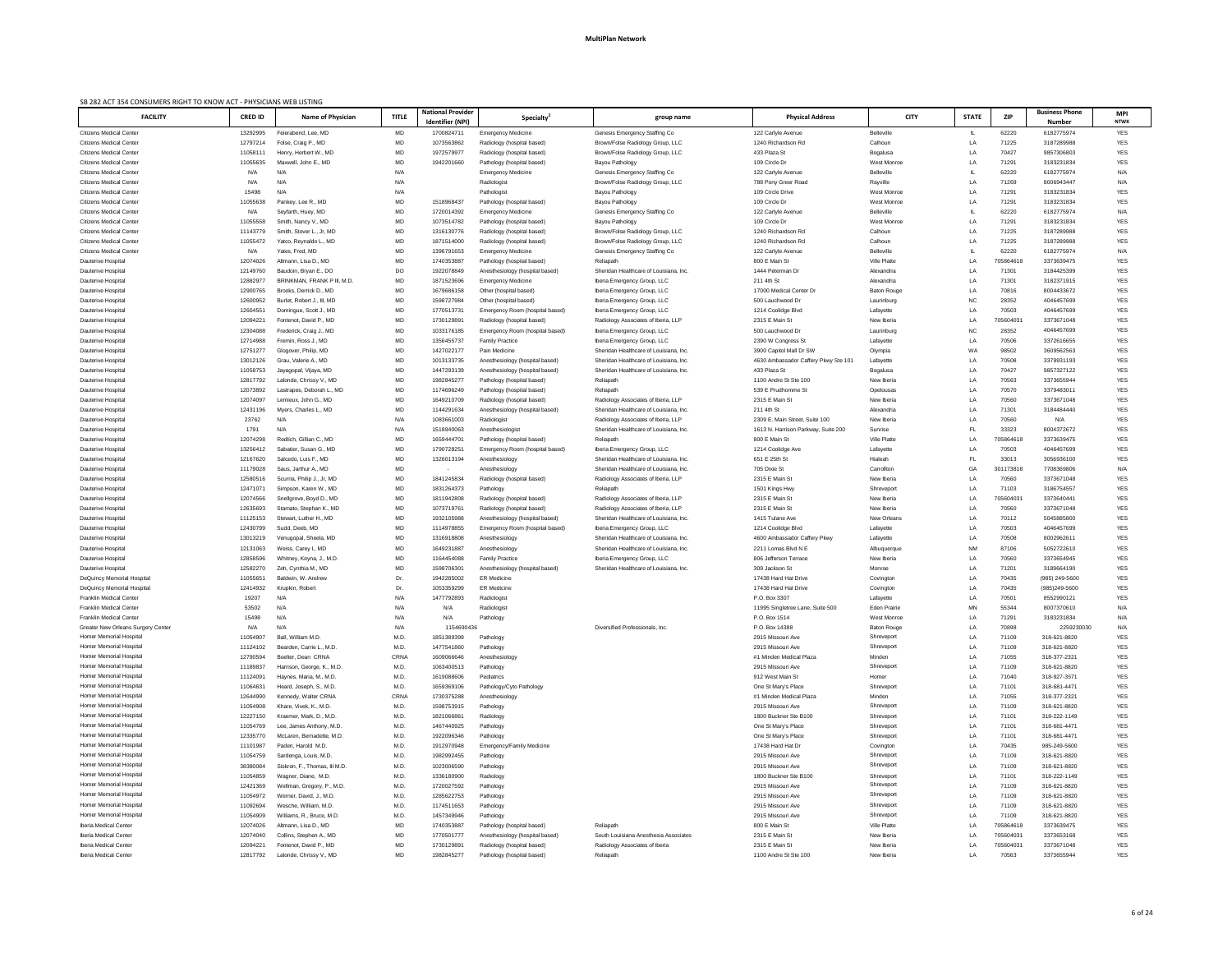**MultiPlan Network**

SB 282 ACT 354 CONSUMERS RIGHT TO KNOW ACT - PHYSICIANS WEB LISTING

| FACILITY | CRED ID | Name of Physician | TITLE | National Provider Identifier (NPI) | Specialty[2] | group name | Physical Address | CITY | STATE | ZIP | Business Phone Number | MPI NTWK |
|---|---|---|---|---|---|---|---|---|---|---|---|---|
| Citizens Medical Center | 13292995 | Feierabend, Lee, MD | MD | 1700824711 | Emergency Medicine | Genesis Emergency Staffing Co | 122 Carlyle Avenue | Belleville | IL | 62220 | 6182775974 | YES |
| Citizens Medical Center | 12797214 | Folse, Craig P., MD | MD | 1073563862 | Radiology (hospital based) | Brown/Folse Radiology Group, LLC | 1240 Richardson Rd | Calhoun | LA | 71225 | 3187289988 | YES |
| Citizens Medical Center | 11058111 | Henry, Herbert W., MD | MD | 1972579977 | Radiology (hospital based) | Brown/Folse Radiology Group, LLC | 433 Plaza St | Bogalusa | LA | 70427 | 9857306803 | YES |
| Citizens Medical Center | 11055635 | Maxwell, John E., MD | MD | 1942201660 | Pathology (hospital based) | Bayou Pathology | 109 Circle Dr | West Monroe | LA | 71291 | 3183231834 | YES |
| Citizens Medical Center | N/A | N/A | N/A | | Emergency Medicine | Genesis Emergency Staffing Co | 122 Carlyle Avenue | Belleville | IL | 62220 | 6182775974 | N/A |
| Citizens Medical Center | N/A | N/A | N/A | | Radiologist | Brown/Folse Radiology Group, LLC | 788 Pony Greer Road | Rayville | LA | 71269 | 8006943447 | N/A |
| Citizens Medical Center | 15498 | N/A | N/A | | Pathologist | Bayou Pathology | 109 Circle Drive | West Monroe | LA | 71291 | 3183231834 | YES |
| Citizens Medical Center | 11055638 | Pankey, Lee R., MD | MD | 1518968437 | Pathology (hospital based) | Bayou Pathology | 109 Circle Dr | West Monroe | LA | 71291 | 3183231834 | YES |
| Citizens Medical Center | N/A | Seyfarth, Huey, MD | MD | 1720014392 | Emergency Medicine | Genesis Emergency Staffing Co | 122 Carlyle Avenue | Belleville | IL | 62220 | 6182775974 | N/A |
| Citizens Medical Center | 11055558 | Smith, Nancy V., MD | MD | 1073514782 | Pathology (hospital based) | Bayou Pathology | 109 Circle Dr | West Monroe | LA | 71291 | 3183231834 | YES |
| Citizens Medical Center | 11143779 | Smith, Stover L., Jr, MD | MD | 1316130776 | Radiology (hospital based) | Brown/Folse Radiology Group, LLC | 1240 Richardson Rd | Calhoun | LA | 71225 | 3187289988 | YES |
| Citizens Medical Center | 11055472 | Yatco, Reynaldo L., MD | MD | 1871514000 | Radiology (hospital based) | Brown/Folse Radiology Group, LLC | 1240 Richardson Rd | Calhoun | LA | 71225 | 3187289988 | YES |
| Citizens Medical Center | N/A | Yates, Fred, MD | MD | 1396791653 | Emergency Medicine | Genesis Emergency Staffing Co | 122 Carlyle Avenue | Belleville | IL | 62220 | 6182775974 | N/A |
| Dauterive Hospital | 12074026 | Altmann, Lisa D., MD | MD | 1740353887 | Pathology (hospital based) | Reliapath | 800 E Main St | Ville Platte | LA | 705864618 | 3373639475 | YES |
| Dauterive Hospital | 12149760 | Baudoin, Bryan E., DO | DO | 1922078849 | Anesthesiology (hospital based) | Sheridan Healthcare of Louisiana, Inc. | 1444 Peterman Dr | Alexandria | LA | 71301 | 3184425399 | YES |
| Dauterive Hospital | 12882977 | BRINKMAN, FRANK P III, M.D. | MD | 1871523696 | Emergency Medicine | Iberia Emergency Group, LLC | 211 4th St | Alexandria | LA | 71301 | 3182371915 | YES |
| Dauterive Hospital | 12900765 | Brooks, Derrick D., MD | MD | 1679686158 | Other (hospital based) | Iberia Emergency Group, LLC | 17000 Medical Center Dr | Baton Rouge | LA | 70816 | 8004433672 | YES |
| Dauterive Hospital | 12600952 | Burlet, Robert J., III, MD | MD | 1598727984 | Other (hospital based) | Iberia Emergency Group, LLC | 500 Lauchwood Dr | Laurinburg | NC | 28352 | 4046457699 | YES |
| Dauterive Hospital | 12604551 | Domingue, Scott J., MD | MD | 1770513731 | Emergency Room (hospital based) | Iberia Emergency Group, LLC | 1214 Coolidge Blvd | Lafayette | LA | 70503 | 4046457699 | YES |
| Dauterive Hospital | 12094221 | Fontenot, David P., MD | MD | 1730129891 | Radiology (hospital based) | Radiology Associates of Iberia, LLP | 2315 E Main St | New Iberia | LA | 705604031 | 3373671048 | YES |
| Dauterive Hospital | 12304088 | Frederick, Craig J., MD | MD | 1033176185 | Emergency Room (hospital based) | Iberia Emergency Group, LLC | 500 Lauchwood Dr | Laurinburg | NC | 28352 | 4046457699 | YES |
| Dauterive Hospital | 12714988 | Fremin, Ross J., MD | MD | 1356455737 | Family Practice | Iberia Emergency Group, LLC | 2390 W Congress St | Lafayette | LA | 70506 | 3372616655 | YES |
| Dauterive Hospital | 12751277 | Glogover, Philip, MD | MD | 1427022177 | Pain Medicine | Sheridan Healthcare of Louisiana, Inc. | 3900 Capitol Mall Dr SW | Olympia | WA | 98502 | 3609562563 | YES |
| Dauterive Hospital | 13012126 | Grau, Valerie A., MD | MD | 1013133735 | Anesthesiology (hospital based) | Sheridan Healthcare of Louisiana, Inc. | 4630 Ambassador Caffery Pkwy Ste 101 | Lafayette | LA | 70508 | 3379931193 | YES |
| Dauterive Hospital | 11058753 | Jayagopal, Vijaya, MD | MD | 1447293139 | Anesthesiology (hospital based) | Sheridan Healthcare of Louisiana, Inc. | 433 Plaza St | Bogalusa | LA | 70427 | 9857327122 | YES |
| Dauterive Hospital | 12817792 | Lalonde, Chrissy V., MD | MD | 1982845277 | Pathology (hospital based) | Reliapath | 1100 Andre St Ste 100 | New Iberia | LA | 70563 | 3373655944 | YES |
| Dauterive Hospital | 12073892 | Lastrapes, Deborah L., MD | MD | 1174696249 | Pathology (hospital based) | Reliapath | 539 E Prudhomme St | Opelousas | LA | 70570 | 3379483011 | YES |
| Dauterive Hospital | 12074097 | Lemieux, John G., MD | MD | 1649210709 | Radiology (hospital based) | Radiology Associates of Iberia, LLP | 2315 E Main St | New Iberia | LA | 70560 | 3373671048 | YES |
| Dauterive Hospital | 12431196 | Myers, Charles L., MD | MD | 1144291634 | Anesthesiology (hospital based) | Sheridan Healthcare of Louisiana, Inc. | 211 4th St | Alexandria | LA | 71301 | 3184484440 | YES |
| Dauterive Hospital | 23762 | N/A | N/A | 1083661003 | Radiologist | Radiology Associates of Iberia, LLP | 2309 E. Main Street, Suite 100 | New Iberia | LA | 70560 | N/A | YES |
| Dauterive Hospital | 1791 | N/A | N/A | 1518940063 | Anesthesiologist | Sheridan Healthcare of Louisiana, Inc. | 1613 N. Harrison Parkway, Suite 200 | Sunrise | FL | 33323 | 8004372672 | YES |
| Dauterive Hospital | 12074208 | Redlich, Gillian C., MD | MD | 1659444701 | Pathology (hospital based) | Reliapath | 800 E Main St | Ville Platte | LA | 705864618 | 3373639475 | YES |
| Dauterive Hospital | 13256412 | Sabatier, Susan G., MD | MD | 1790728251 | Emergency Room (hospital based) | Iberia Emergency Group, LLC | 1214 Coolidge Ave | Lafayette | LA | 70503 | 4046457699 | YES |
| Dauterive Hospital | 12167620 | Salcedo, Luis F., MD | MD | 1326013194 | Anesthesiology | Sheridan Healthcare of Louisiana, Inc. | 651 E 25th St | Hialeah | FL | 33013 | 3056936100 | YES |
| Dauterive Hospital | 11179028 | Saus, Jarthur A., MD | MD | - | Anesthesiology | Sheridan Healthcare of Louisiana, Inc. | 705 Dixie St | Carrollton | GA | 301173818 | 7708369806 | N/A |
| Dauterive Hospital | 12580516 | Scurria, Philip J., Jr, MD | MD | 1841245834 | Radiology (hospital based) | Radiology Associates of Iberia, LLP | 2315 E Main St | New Iberia | LA | 70560 | 3373671048 | YES |
| Dauterive Hospital | 12471071 | Simpson, Karen W., MD | MD | 1831264373 | Pathology | Reliapath | 1501 Kings Hwy | Shreveport | LA | 71103 | 3186754557 | YES |
| Dauterive Hospital | 12074566 | Snellgrove, Boyd D., MD | MD | 1811942808 | Radiology (hospital based) | Radiology Associates of Iberia, LLP | 2315 E Main St | New Iberia | LA | 705604031 | 3373640441 | YES |
| Dauterive Hospital | 12635693 | Stamato, Stephan K., MD | MD | 1073719761 | Radiology (hospital based) | Radiology Associates of Iberia, LLP | 2315 E Main St | New Iberia | LA | 70560 | 3373671048 | YES |
| Dauterive Hospital | 11125153 | Stewart, Luther H., MD | MD | 1932105988 | Anesthesiology (hospital based) | Sheridan Healthcare of Louisiana, Inc. | 1415 Tulane Ave | New Orleans | LA | 70112 | 5045885800 | YES |
| Dauterive Hospital | 12430799 | Sudd, Deeb, MD | MD | 1114978855 | Emergency Room (hospital based) | Iberia Emergency Group, LLC | 1214 Coolidge Blvd | Lafayette | LA | 70503 | 4046457699 | YES |
| Dauterive Hospital | 13013219 | Venugopal, Sheela, MD | MD | 1316918808 | Anesthesiology | Sheridan Healthcare of Louisiana, Inc. | 4600 Ambassador Caffery Pkwy | Lafayette | LA | 70508 | 8002962611 | YES |
| Dauterive Hospital | 12131063 | Weiss, Carey I, MD | MD | 1649231887 | Anesthesiology | Sheridan Healthcare of Louisiana, Inc. | 2211 Lomas Blvd N E | Albuquerque | NM | 87106 | 5052722610 | YES |
| Dauterive Hospital | 12858596 | Whitney, Keyna, J., M.D. | MD | 1164454088 | Family Practice | Iberia Emergency Group, LLC | 806 Jefferson Terrace | New Iberia | LA | 70560 | 3373654945 | YES |
| Dauterive Hospital | 12582270 | Zeh, Cynthia M., MD | MD | 1598706301 | Anesthesiology (hospital based) | Sheridan Healthcare of Louisiana, Inc. | 309 Jackson St | Monroe | LA | 71201 | 3189664190 | YES |
| DeQuincy Memorial Hospital | 11055651 | Baldwin, W. Andrew | Dr. | 1942285002 | ER Medicine | | 17438 Hard Hat Drive | Covington | LA | 70435 | (985) 249-5600 | YES |
| DeQuincy Memorial Hospital | 12414932 | Krupkin, Robert | Dr. | 1053359299 | ER Medicine | | 17438 Hard Hat Drive | Covington | LA | 70435 | (985)249-5600 | YES |
| Franklin Medical Center | 19207 | N/A | N/A | 1477792893 | Radiologist | | P.O. Box 3307 | Lafayette | LA | 70501 | 8552990121 | YES |
| Franklin Medical Center | 53502 | N/A | N/A | N/A | Radiologist | | 11995 Singletree Lane, Suite 500 | Eden Prairie | MN | 55344 | 8007370610 | N/A |
| Franklin Medical Center | 15498 | N/A | N/A | N/A | Pathology | | P.O. Box 1514 | West Monroe | LA | 71291 | 3183231834 | N/A |
| Greater New Orleans Surgery Center | N/A | N/A | N/A | 1154690436 | | Diversified Professionals, Inc. | P.O. Box 14388 | Baton Rouge | LA | 70898 | 2259230030 | N/A |
| Homer Memorial Hospital | 11054907 | Ball, William M.D. | M.D. | 1851389399 | Pathology | | 2915 Missouri Ave | Shreveport | LA | 71109 | 318-621-8820 | YES |
| Homer Memorial Hospital | 11124102 | Bearden, Carrie L., M.D. | M.D. | 1477541860 | Pathology | | 2915 Missouri Ave | Shreveport | LA | 71109 | 318-621-8820 | YES |
| Homer Memorial Hospital | 12790594 | Boelter, Dean CRNA | CRNA | 1609066646 | Anesthesiology | | #1 Minden Medical Plaza | Minden | LA | 71055 | 318-377-2321 | YES |
| Homer Memorial Hospital | 11189837 | Harrison, George, K., M.D. | M.D. | 1063400513 | Pathology | | 2915 Missouri Ave | Shreveport | LA | 71109 | 318-621-8820 | YES |
| Homer Memorial Hospital | 11124091 | Haynes, Maria, M., M.D. | M.D. | 1619088606 | Pediatrics | | 912 West Main St | Homer | LA | 71040 | 318-927-3571 | YES |
| Homer Memorial Hospital | 11064631 | Heard, Joseph, S., M.D. | M.D. | 1659369106 | Pathology/Cyto Pathology | | One St Mary's Place | Shreveport | LA | 71101 | 318-681-4471 | YES |
| Homer Memorial Hospital | 12644990 | Kennedy, Walter CRNA | CRNA | 1730375288 | Anesthesiology | | #1 Minden Medical Plaza | Minden | LA | 71055 | 318-377-2321 | YES |
| Homer Memorial Hospital | 11054908 | Khare, Vivek, K., M.D. | M.D. | 1598753915 | Pathology | | 2915 Missouri Ave | Shreveport | LA | 71109 | 318-621-8820 | YES |
| Homer Memorial Hospital | 12227150 | Kraemer, Mark, D., M.D. | M.D. | 1821066861 | Radiology | | 1800 Buckner Ste B100 | Shreveport | LA | 71101 | 318-222-1149 | YES |
| Homer Memorial Hospital | 11054769 | Lee, James Anthony, M.D. | M.D. | 1467440925 | Pathology | | One St Mary's Place | Shreveport | LA | 71101 | 318-681-4471 | YES |
| Homer Memorial Hospital | 12335770 | McLaren, Bernadette, M.D. | M.D. | 1922096346 | Pathology | | One St Mary's Place | Shreveport | LA | 71101 | 318-681-4471 | YES |
| Homer Memorial Hospital | 11101987 | Paden, Harold M.D. | M.D. | 1912970948 | Emergency/Family Medicine | | 17438 Hard Hat Dr | Covington | LA | 70435 | 985-249-5600 | YES |
| Homer Memorial Hospital | 11054759 | Sardenga, Louis, M.D. | M.D. | 1982992455 | Pathology | | 2915 Missouri Ave | Shreveport | LA | 71109 | 318-621-8820 | YES |
| Homer Memorial Hospital | 38380084 | Siskron, F., Thomas, III M.D. | M.D. | 1023006590 | Pathology | | 2915 Missouri Ave | Shreveport | LA | 71109 | 318-621-8820 | YES |
| Homer Memorial Hospital | 11054859 | Wagner, Diane, M.D. | M.D. | 1336180900 | Radiology | | 1800 Buckner Ste B100 | Shreveport | LA | 71101 | 318-222-1149 | YES |
| Homer Memorial Hospital | 12421369 | Wellman, Gregory, P., M.D. | M.D. | 1720027592 | Pathology | | 2915 Missouri Ave | Shreveport | LA | 71109 | 318-621-8820 | YES |
| Homer Memorial Hospital | 11054972 | Werner, David, J., M.D. | M.D. | 1285622753 | Pathology | | 2915 Missouri Ave | Shreveport | LA | 71109 | 318-621-8820 | YES |
| Homer Memorial Hospital | 11092694 | Wesche, William, M.D. | M.D. | 1174511653 | Pathology | | 2915 Missouri Ave | Shreveport | LA | 71109 | 318-621-8820 | YES |
| Homer Memorial Hospital | 11054909 | Williams, R., Bruce, M.D. | M.D. | 1457349946 | Pathology | | 2915 Missouri Ave | Shreveport | LA | 71109 | 318-621-8820 | YES |
| Iberia Medical Center | 12074026 | Altmann, Lisa D., MD | MD | 1740353887 | Pathology (hospital based) | Reliapath | 800 E Main St | Ville Platte | LA | 705864618 | 3373639475 | YES |
| Iberia Medical Center | 12074040 | Collins, Stephen A., MD | MD | 1770501777 | Anesthesiology (hospital based) | South Louisiana Anesthesia Associates | 2315 E Main St | New Iberia | LA | 705604031 | 3373653168 | YES |
| Iberia Medical Center | 12094221 | Fontenot, David P., MD | MD | 1730129891 | Radiology (hospital based) | Radiology Associates of Iberia | 2315 E Main St | New Iberia | LA | 705604031 | 3373671048 | YES |
| Iberia Medical Center | 12817792 | Lalonde, Chrissy V., MD | MD | 1982845277 | Pathology (hospital based) | Reliapath | 1100 Andre St Ste 100 | New Iberia | LA | 70563 | 3373655944 | YES |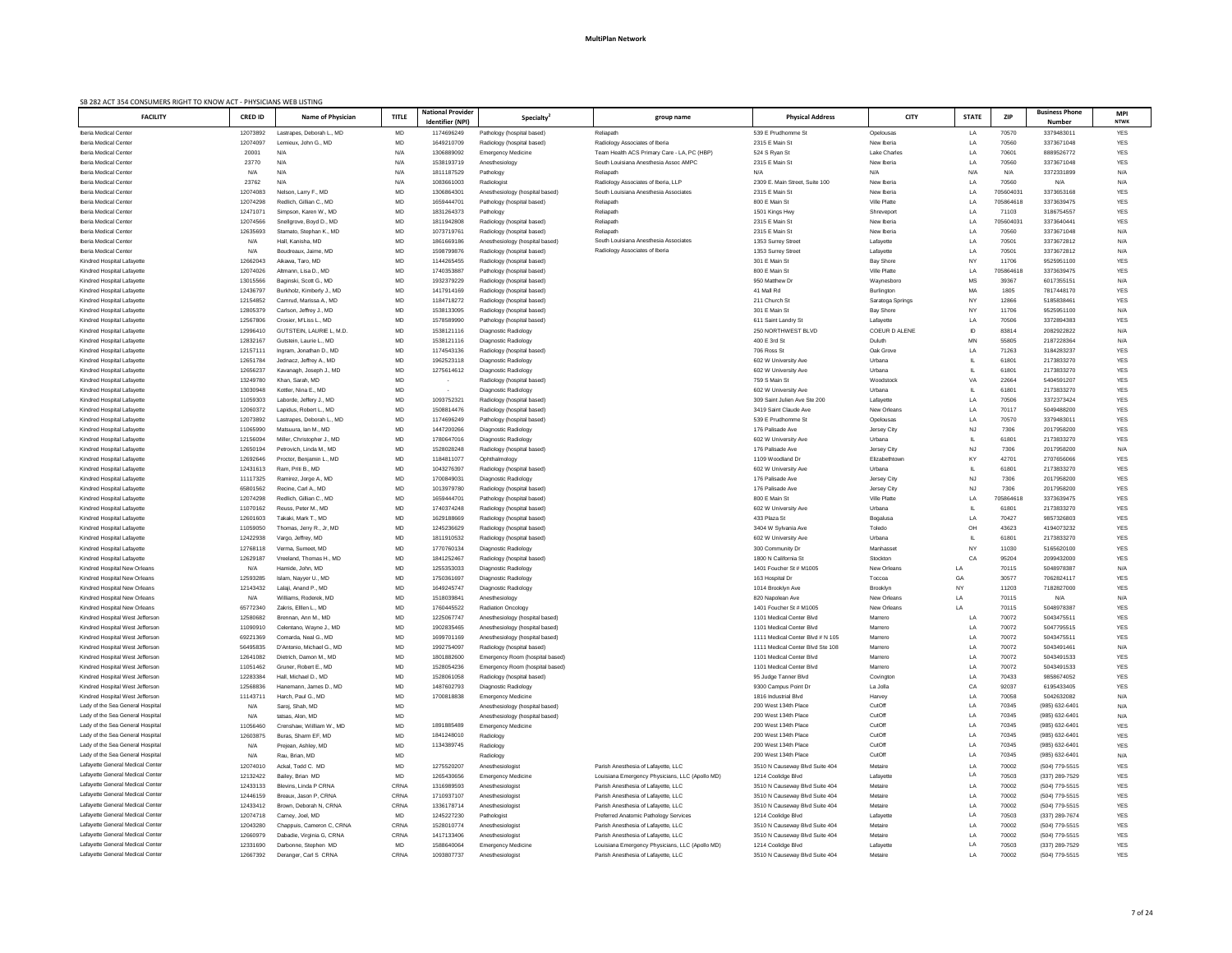# MultiPlan Network

SB 282 ACT 354 CONSUMERS RIGHT TO KNOW ACT - PHYSICIANS WEB LISTING

| FACILITY | CRED ID | Name of Physician | TITLE | National Provider Identifier (NPI) | Specialty[2] | group name | Physical Address | CITY | STATE | ZIP | Business Phone Number | MPI NTWK |
|---|---|---|---|---|---|---|---|---|---|---|---|---|
| Iberia Medical Center | 12073892 | Lastrapes, Deborah L., MD | MD | 1174696249 | Pathology (hospital based) | Reliapath | 539 E Prudhomme St | Opelousas | LA | 70570 | 3379483011 | YES |
| Iberia Medical Center | 12074097 | Lemieux, John G., MD | MD | 1649210709 | Radiology (hospital based) | Radiology Associates of Iberia | 2315 E Main St | New Iberia | LA | 70560 | 3373671048 | YES |
| Iberia Medical Center | 20001 | N/A | N/A | 1306889092 | Emergency Medicine | Team Health ACS Primary Care - LA, PC (HBP) | 524 S Ryan St | Lake Charles | LA | 70601 | 8889526772 | YES |
| Iberia Medical Center | 23770 | N/A | N/A | 1538193719 | Anesthesiology | South Louisiana Anesthesia Assoc AMPC | 2315 E Main St | New Iberia | LA | 70560 | 3373671048 | YES |
| Iberia Medical Center | N/A | N/A | N/A | 1811187529 | Pathology | Reliapath | N/A | N/A | N/A | N/A | 3372331899 | N/A |
| Iberia Medical Center | 23762 | N/A | N/A | 1083661003 | Radiologist | Radiology Associates of Iberia, LLP | 2309 E. Main Street, Suite 100 | New Iberia | LA | 70560 | N/A | N/A |
| Iberia Medical Center | 12074083 | Nelson, Larry F., MD | MD | 1306864301 | Anesthesiology (hospital based) | South Louisiana Anesthesia Associates | 2315 E Main St | New Iberia | LA | 705604031 | 3373653168 | YES |
| Iberia Medical Center | 12074298 | Redlich, Gillian C., MD | MD | 1659444701 | Pathology (hospital based) | Reliapath | 800 E Main St | Ville Platte | LA | 705864618 | 3373639475 | YES |
| Iberia Medical Center | 12471071 | Simpson, Karen W., MD | MD | 1831264373 | Pathology | Reliapath | 1501 Kings Hwy | Shreveport | LA | 71103 | 3186754557 | YES |
| Iberia Medical Center | 12074566 | Snellgrove, Boyd D., MD | MD | 1811942808 | Radiology (hospital based) | Reliapath | 2315 E Main St | New Iberia | LA | 705604031 | 3373640441 | YES |
| Iberia Medical Center | 12635693 | Stamato, Stephan K., MD | MD | 1073719761 | Radiology (hospital based) | Reliapath | 2315 E Main St | New Iberia | LA | 70560 | 3373671048 | N/A |
| Iberia Medical Center | N/A | Hall, Kanisha, MD | MD | 1861669186 | Anesthesiology (hospital based) | South Louisiana Anesthesia Associates | 1353 Surrey Street | Lafayette | LA | 70501 | 3373672812 | N/A |
| Iberia Medical Center | N/A | Boudreaux, Jaime, MD | MD | 1598799876 | Radiology (hospital based) | Radiology Associates of Iberia | 1353 Surrey Street | Lafayette | LA | 70501 | 3373672812 | N/A |
| Kindred Hospital Lafayette | 12662043 | Aikawa, Taro, MD | MD | 1144265455 | Radiology (hospital based) | | 301 E Main St | Bay Shore | NY | 11706 | 9525951100 | YES |
| Kindred Hospital Lafayette | 12074026 | Altmann, Lisa D., MD | MD | 1740353887 | Pathology (hospital based) | | 800 E Main St | Ville Platte | LA | 705864618 | 3373639475 | YES |
| Kindred Hospital Lafayette | 13015566 | Baginski, Scott G., MD | MD | 1932379229 | Radiology (hospital based) | | 950 Matthew Dr | Waynesboro | MS | 39367 | 6017355151 | N/A |
| Kindred Hospital Lafayette | 12436797 | Burkholz, Kimberly J., MD | MD | 1417914169 | Radiology (hospital based) | | 41 Mall Rd | Burlington | MA | 1805 | 7817448170 | YES |
| Kindred Hospital Lafayette | 12154852 | Camrud, Marissa A., MD | MD | 1184718272 | Radiology (hospital based) | | 211 Church St | Saratoga Springs | NY | 12866 | 5185838461 | YES |
| Kindred Hospital Lafayette | 12805379 | Carlson, Jeffrey J., MD | MD | 1538133095 | Radiology (hospital based) | | 301 E Main St | Bay Shore | NY | 11706 | 9525951100 | N/A |
| Kindred Hospital Lafayette | 12567806 | Crosier, M'Liss L., MD | MD | 1578589990 | Pathology (hospital based) | | 611 Saint Landry St | Lafayette | LA | 70506 | 3372894383 | YES |
| Kindred Hospital Lafayette | 12996410 | GUTSTEIN, LAURIE L, M.D. | MD | 1538121116 | Diagnostic Radiology | | 250 NORTHWEST BLVD | COEUR D ALENE | ID | 83814 | 2082922822 | N/A |
| Kindred Hospital Lafayette | 12832167 | Gutstein, Laurie L., MD | MD | 1538121116 | Diagnostic Radiology | | 400 E 3rd St | Duluth | MN | 55805 | 2187228364 | N/A |
| Kindred Hospital Lafayette | 12157111 | Ingram, Jonathan D., MD | MD | 1174543136 | Radiology (hospital based) | | 706 Ross St | Oak Grove | LA | 71263 | 3184283237 | YES |
| Kindred Hospital Lafayette | 12651784 | Jednacz, Jeffrey A., MD | MD | 1962523118 | Diagnostic Radiology | | 602 W University Ave | Urbana | IL | 61801 | 2173833270 | YES |
| Kindred Hospital Lafayette | 12656237 | Kavanagh, Joseph J., MD | MD | 1275614612 | Diagnostic Radiology | | 602 W University Ave | Urbana | IL | 61801 | 2173833270 | YES |
| Kindred Hospital Lafayette | 13249780 | Khan, Sarah, MD | MD | - | Radiology (hospital based) | | 759 S Main St | Woodstock | VA | 22664 | 5404591207 | YES |
| Kindred Hospital Lafayette | 13030948 | Kottler, Nina E., MD | MD | - | Diagnostic Radiology | | 602 W University Ave | Urbana | IL | 61801 | 2173833270 | YES |
| Kindred Hospital Lafayette | 11059303 | Laborde, Jeffery J., MD | MD | 1093752321 | Radiology (hospital based) | | 309 Saint Julien Ave Ste 200 | Lafayette | LA | 70506 | 3372373424 | YES |
| Kindred Hospital Lafayette | 12060372 | Lapidus, Robert L., MD | MD | 1508814476 | Radiology (hospital based) | | 3419 Saint Claude Ave | New Orleans | LA | 70117 | 5049488200 | YES |
| Kindred Hospital Lafayette | 12073892 | Lastrapes, Deborah L., MD | MD | 1174696249 | Pathology (hospital based) | | 539 E Prudhomme St | Opelousas | LA | 70570 | 3379483011 | YES |
| Kindred Hospital Lafayette | 11065990 | Matsuura, Ian M., MD | MD | 1447200266 | Diagnostic Radiology | | 176 Palisade Ave | Jersey City | NJ | 7306 | 2017958200 | YES |
| Kindred Hospital Lafayette | 12156094 | Miller, Christopher J., MD | MD | 1780647016 | Diagnostic Radiology | | 602 W University Ave | Urbana | IL | 61801 | 2173833270 | YES |
| Kindred Hospital Lafayette | 12650194 | Petrovich, Linda M., MD | MD | 1528028248 | Radiology (hospital based) | | 176 Palisade Ave | Jersey City | NJ | 7306 | 2017958200 | N/A |
| Kindred Hospital Lafayette | 12692646 | Proctor, Benjamin L., MD | MD | 1184811077 | Ophthalmology | | 1109 Woodland Dr | Elizabethtown | KY | 42701 | 2707656066 | YES |
| Kindred Hospital Lafayette | 12431613 | Ram, Priti B., MD | MD | 1043276397 | Radiology (hospital based) | | 602 W University Ave | Urbana | IL | 61801 | 2173833270 | YES |
| Kindred Hospital Lafayette | 11117325 | Ramirez, Jorge A., MD | MD | 1700849031 | Diagnostic Radiology | | 176 Palisade Ave | Jersey City | NJ | 7306 | 2017958200 | YES |
| Kindred Hospital Lafayette | 65801562 | Recine, Carl A., MD | MD | 1013979780 | Radiology (hospital based) | | 176 Palisade Ave | Jersey City | NJ | 7306 | 2017958200 | YES |
| Kindred Hospital Lafayette | 12074298 | Redlich, Gillian C., MD | MD | 1659444701 | Pathology (hospital based) | | 800 E Main St | Ville Platte | LA | 705864618 | 3373639475 | YES |
| Kindred Hospital Lafayette | 11070162 | Reuss, Peter M., MD | MD | 1740374248 | Radiology (hospital based) | | 602 W University Ave | Urbana | IL | 61801 | 2173833270 | YES |
| Kindred Hospital Lafayette | 12601603 | Takaki, Mark T., MD | MD | 1629188669 | Radiology (hospital based) | | 433 Plaza St | Bogalusa | LA | 70427 | 9857326803 | YES |
| Kindred Hospital Lafayette | 11059050 | Thomas, Jerry R., Jr, MD | MD | 1245236629 | Radiology (hospital based) | | 3404 W Sylvania Ave | Toledo | OH | 43623 | 4194073232 | YES |
| Kindred Hospital Lafayette | 12422938 | Vargo, Jeffrey, MD | MD | 1811910532 | Radiology (hospital based) | | 602 W University Ave | Urbana | IL | 61801 | 2173833270 | YES |
| Kindred Hospital Lafayette | 12768118 | Verma, Sumeet, MD | MD | 1770760134 | Diagnostic Radiology | | 300 Community Dr | Manhasset | NY | 11030 | 5165620100 | YES |
| Kindred Hospital Lafayette | 12629187 | Vreeland, Thomas H., MD | MD | 1841252467 | Radiology (hospital based) | | 1800 N California St | Stockton | CA | 95204 | 2099432000 | YES |
| Kindred Hospital New Orleans | N/A | Hamide, John, MD | MD | 1255353033 | Diagnostic Radiology | | 1401 Foucher St # M1005 | New Orleans | LA | 70115 | 5048978387 | N/A |
| Kindred Hospital New Orleans | 12593285 | Islam, Nayyer U., MD | MD | 1750361697 | Diagnostic Radiology | | 163 Hospital Dr | Toccoa | GA | 30577 | 7062824117 | YES |
| Kindred Hospital New Orleans | 12143432 | Lalaji, Anand P., MD | MD | 1649245747 | Diagnostic Radiology | | 1014 Brooklyn Ave | Brooklyn | NY | 11203 | 7182827000 | YES |
| Kindred Hospital New Orleans | N/A | Williams, Roderek, MD | MD | 1518039841 | Anesthesiology | | 820 Napolean Ave | New Orleans | LA | 70115 | N/A | N/A |
| Kindred Hospital New Orleans | 65772340 | Zakris, Ellen L., MD | MD | 1760445522 | Radiation Oncology | | 1401 Foucher St # M1005 | New Orleans | LA | 70115 | 5048978387 | YES |
| Kindred Hospital West Jefferson | 12580682 | Brennan, Ann M., MD | MD | 1225067747 | Anesthesiology (hospital based) | | 1101 Medical Center Blvd | Marrero | LA | 70072 | 5043475511 | YES |
| Kindred Hospital West Jefferson | 11090910 | Celentano, Wayne J., MD | MD | 1902835465 | Anesthesiology (hospital based) | | 1101 Medical Center Blvd | Marrero | LA | 70072 | 5047795515 | YES |
| Kindred Hospital West Jefferson | 69221369 | Comarda, Neal G., MD | MD | 1699701169 | Anesthesiology (hospital based) | | 1111 Medical Center Blvd # N 105 | Marrero | LA | 70072 | 5043475511 | YES |
| Kindred Hospital West Jefferson | 56495835 | D'Antonio, Michael G., MD | MD | 1992754097 | Radiology (hospital based) | | 1111 Medical Center Blvd Ste 108 | Marrero | LA | 70072 | 5043491461 | N/A |
| Kindred Hospital West Jefferson | 12641082 | Dietrich, Damon M., MD | MD | 1801882600 | Emergency Room (hospital based) | | 1101 Medical Center Blvd | Marrero | LA | 70072 | 5043491533 | YES |
| Kindred Hospital West Jefferson | 11051462 | Gruner, Robert E., MD | MD | 1528054236 | Emergency Room (hospital based) | | 1101 Medical Center Blvd | Marrero | LA | 70072 | 5043491533 | YES |
| Kindred Hospital West Jefferson | 12283384 | Hall, Michael D., MD | MD | 1528061058 | Radiology (hospital based) | | 95 Judge Tanner Blvd | Covington | LA | 70433 | 9858674052 | YES |
| Kindred Hospital West Jefferson | 12568836 | Hanemann, James D., MD | MD | 1487602793 | Diagnostic Radiology | | 9300 Campus Point Dr | La Jolla | CA | 92037 | 6195433405 | YES |
| Kindred Hospital West Jefferson | 11143711 | Harch, Paul G., MD | MD | 1700818838 | Emergency Medicine | | 1816 Industrial Blvd | Harvey | LA | 70058 | 5042632082 | N/A |
| Lady of the Sea General Hospital | N/A | Saroj, Shah, MD | MD | | Anesthesiology (hospital based) | | 200 West 134th Place | CutOff | LA | 70345 | (985) 632-6401 | N/A |
| Lady of the Sea General Hospital | N/A | tatsas, Alon, MD | MD | | Anesthesiology (hospital based) | | 200 West 134th Place | CutOff | LA | 70345 | (985) 632-6401 | N/A |
| Lady of the Sea General Hospital | 11056460 | Crenshaw, Willliam W., MD | MD | 1891885489 | Emergency Medicine | | 200 West 134th Place | CutOff | LA | 70345 | (985) 632-6401 | YES |
| Lady of the Sea General Hospital | 12603875 | Buras, Sharm EF, MD | MD | 1841248010 | Radiology | | 200 West 134th Place | CutOff | LA | 70345 | (985) 632-6401 | YES |
| Lady of the Sea General Hospital | N/A | Prejean, Ashley, MD | MD | 1134389745 | Radiology | | 200 West 134th Place | CutOff | LA | 70345 | (985) 632-6401 | YES |
| Lady of the Sea General Hospital | N/A | Rau, Brian, MD | MD | | Radiology | | 200 West 134th Place | CutOff | LA | 70345 | (985) 632-6401 | N/A |
| Lafayette General Medical Center | 12074010 | Ackal, Todd C. MD | MD | 1275520207 | Anesthesiologist | Parish Anesthesia of Lafayette, LLC | 3510 N Causeway Blvd Suite 404 | Metaire | LA | 70002 | (504) 779-5515 | YES |
| Lafayette General Medical Center | 12132422 | Bailey, Brian MD | MD | 1265430656 | Emergency Medicine | Louisiana Emergency Physicians, LLC (Apollo MD) | 1214 Coolidge Blvd | Lafayette | LA | 70503 | (337) 289-7529 | YES |
| Lafayette General Medical Center | 12433133 | Blevins, Linda P CRNA | CRNA | 1316989593 | Anesthesiologist | Parish Anesthesia of Lafayette, LLC | 3510 N Causeway Blvd Suite 404 | Metaire | LA | 70002 | (504) 779-5515 | YES |
| Lafayette General Medical Center | 12446159 | Breaux, Jason P, CRNA | CRNA | 1710937107 | Anesthesiologist | Parish Anesthesia of Lafayette, LLC | 3510 N Causeway Blvd Suite 404 | Metaire | LA | 70002 | (504) 779-5515 | YES |
| Lafayette General Medical Center | 12433412 | Brown, Deborah N, CRNA | CRNA | 1336178714 | Anesthesiologist | Parish Anesthesia of Lafayette, LLC | 3510 N Causeway Blvd Suite 404 | Metaire | LA | 70002 | (504) 779-5515 | YES |
| Lafayette General Medical Center | 12074718 | Carney, Joel, MD | MD | 1245227230 | Pathologist | Preferred Anatomic Pathology Services | 1214 Coolidge Blvd | Lafayette | LA | 70503 | (337) 289-7674 | YES |
| Lafayette General Medical Center | 12043280 | Chappuis, Cameron C, CRNA | CRNA | 1528010774 | Anesthesiologist | Parish Anesthesia of Lafayette, LLC | 3510 N Causeway Blvd Suite 404 | Metaire | LA | 70002 | (504) 779-5515 | YES |
| Lafayette General Medical Center | 12660979 | Dabadie, Virginia G, CRNA | CRNA | 1417133406 | Anesthesiologist | Parish Anesthesia of Lafayette, LLC | 3510 N Causeway Blvd Suite 404 | Metaire | LA | 70002 | (504) 779-5515 | YES |
| Lafayette General Medical Center | 12331690 | Darbonne, Stephen MD | MD | 1588640064 | Emergency Medicine | Louisiana Emergency Physicians, LLC (Apollo MD) | 1214 Coolidge Blvd | Lafayette | LA | 70503 | (337) 289-7529 | YES |
| Lafayette General Medical Center | 12667392 | Deranger, Carl S CRNA | CRNA | 1093807737 | Anesthesiologist | Parish Anesthesia of Lafayette, LLC | 3510 N Causeway Blvd Suite 404 | Metaire | LA | 70002 | (504) 779-5515 | YES |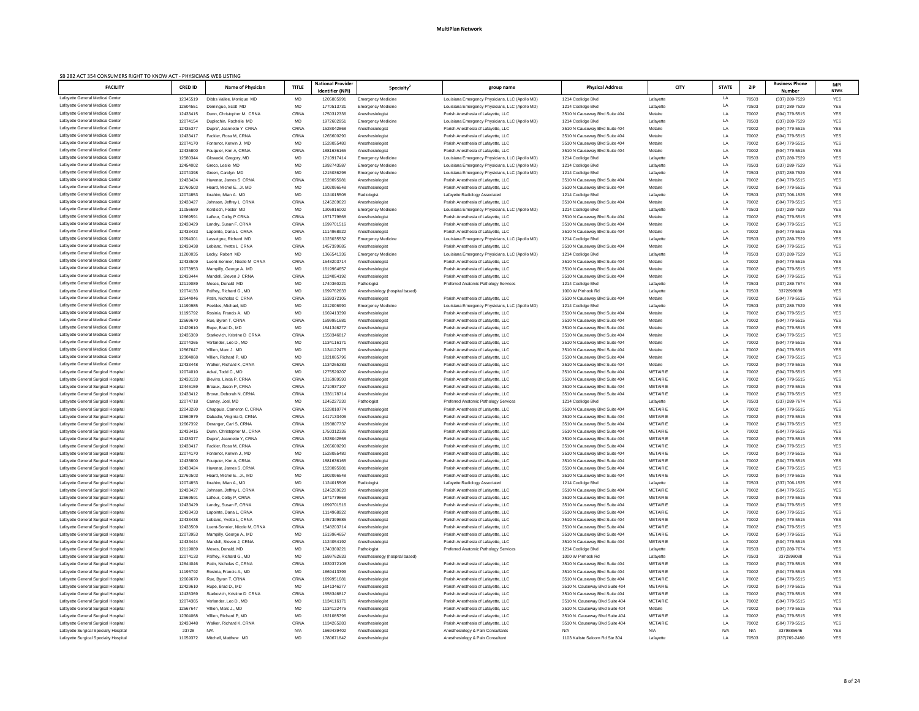**MultiPlan Network**

SB 282 ACT 354 CONSUMERS RIGHT TO KNOW ACT - PHYSICIANS WEB LISTING

| FACILITY | CRED ID | Name of Physician | TITLE | National Provider Identifier (NPI) | Specialty[2] | group name | Physical Address | CITY | STATE | ZIP | Business Phone Number | MPI NTWK |
|---|---|---|---|---|---|---|---|---|---|---|---|---|
| Lafayette General Medical Center | 12345519 | Dibbs Vallee, Monique MD | MD | 1205805991 | Emergency Medicine | Louisiana Emergency Physicians, LLC (Apollo MD) | 1214 Coolidge Blvd | Lafayette | LA | 70503 | (337) 289-7529 | YES |
| Lafayette General Medical Center | 12604551 | Domingue, Scott MD | MD | 1770513731 | Emergency Medicine | Louisiana Emergency Physicians, LLC (Apollo MD) | 1214 Coolidge Blvd | Lafayette | LA | 70503 | (337) 289-7529 | YES |
| Lafayette General Medical Center | 12433415 | Dunn, Christopher M. CRNA | CRNA | 1750312336 | Anesthesiologist | Parish Anesthesia of Lafayette, LLC | 3510 N Causeway Blvd Suite 404 | Metaire | LA | 70002 | (504) 779-5515 | YES |
| Lafayette General Medical Center | 12074154 | Duplechin, Rochelle MD | MD | 1972602951 | Emergency Medicine | Louisiana Emergency Physicians, LLC (Apollo MD) | 1214 Coolidge Blvd | Lafayette | LA | 70503 | (337) 289-7529 | YES |
| Lafayette General Medical Center | 12435377 | Dupre', Jeannette Y CRNA | CRNA | 1528042868 | Anesthesiologist | Parish Anesthesia of Lafayette, LLC | 3510 N Causeway Blvd Suite 404 | Metaire | LA | 70002 | (504) 779-5515 | YES |
| Lafayette General Medical Center | 12433417 | Fackler, Rosa M, CRNA | CRNA | 1265600290 | Anesthesiologist | Parish Anesthesia of Lafayette, LLC | 3510 N Causeway Blvd Suite 404 | Metaire | LA | 70002 | (504) 779-5515 | YES |
| Lafayette General Medical Center | 12074170 | Fontenot, Kerwin J. MD | MD | 1528055480 | Anesthesiologist | Parish Anesthesia of Lafayette, LLC | 3510 N Causeway Blvd Suite 404 | Metaire | LA | 70002 | (504) 779-5515 | YES |
| Lafayette General Medical Center | 12435800 | Fouquier, Kim A, CRNA | CRNA | 1881636165 | Anesthesiologist | Parish Anesthesia of Lafayette, LLC | 3510 N Causeway Blvd Suite 404 | Metaire | LA | 70002 | (504) 779-5515 | YES |
| Lafayette General Medical Center | 12580344 | Glowacki, Gregory, MD | MD | 1710917414 | Emergency Medicine | Louisiana Emergency Physicians, LLC (Apollo MD) | 1214 Coolidge Blvd | Lafayette | LA | 70503 | (337) 289-7529 | YES |
| Lafayette General Medical Center | 12454002 | Greco, Leslie MD | MD | 1992743587 | Emergency Medicine | Louisiana Emergency Physicians, LLC (Apollo MD) | 1214 Coolidge Blvd | Lafayette | LA | 70503 | (337) 289-7529 | YES |
| Lafayette General Medical Center | 12074398 | Green, Carolyn MD | MD | 1215036298 | Emergency Medicine | Louisiana Emergency Physicians, LLC (Apollo MD) | 1214 Coolidge Blvd | Lafayette | LA | 70503 | (337) 289-7529 | YES |
| Lafayette General Medical Center | 12433424 | Havenar, James S CRNA | CRNA | 1528095981 | Anesthesiologist | Parish Anesthesia of Lafayette, LLC | 3510 N Causeway Blvd Suite 404 | Metaire | LA | 70002 | (504) 779-5515 | YES |
| Lafayette General Medical Center | 12760503 | Heard, Michel E., Jr. MD | MD | 1902096548 | Anesthesiologist | Parish Anesthesia of Lafayette, LLC | 3510 N Causeway Blvd Suite 404 | Metaire | LA | 70002 | (504) 779-5515 | YES |
| Lafayette General Medical Center | 12074853 | Ibrahim, Mian A. MD | MD | 1124015508 | Radiologist | Lafayette Radiology Associated | 1214 Coolidge Blvd | Lafayette | LA | 70503 | (337) 706-1525 | YES |
| Lafayette General Medical Center | 12433427 | Johnson, Jeffrey L CRNA | CRNA | 1245269620 | Anesthesiologist | Parish Anesthesia of Lafayette, LLC | 3510 N Causeway Blvd Suite 404 | Metaire | LA | 70002 | (504) 779-5515 | YES |
| Lafayette General Medical Center | 11056689 | Kordisch, Foster MD | MD | 1306916002 | Emergency Medicine | Louisiana Emergency Physicians, LLC (Apollo MD) | 1214 Coolidge Blvd | Lafayette | LA | 70503 | (337) 289-7529 | YES |
| Lafayette General Medical Center | 12669591 | Lafleur, Colby P CRNA | CRNA | 1871779868 | Anesthesiologist | Parish Anesthesia of Lafayette, LLC | 3510 N Causeway Blvd Suite 404 | Metaire | LA | 70002 | (504) 779-5515 | YES |
| Lafayette General Medical Center | 12433429 | Landry, Susan F, CRNA | CRNA | 1699701516 | Anesthesiologist | Parish Anesthesia of Lafayette, LLC | 3510 N Causeway Blvd Suite 404 | Metaire | LA | 70002 | (504) 779-5515 | YES |
| Lafayette General Medical Center | 12433433 | Lapointe, Dana L CRNA | CRNA | 1114968922 | Anesthesiologist | Parish Anesthesia of Lafayette, LLC | 3510 N Causeway Blvd Suite 404 | Metaire | LA | 70002 | (504) 779-5515 | YES |
| Lafayette General Medical Center | 12094301 | Lasseigne, Richard MD | MD | 1023035532 | Emergency Medicine | Louisiana Emergency Physicians, LLC (Apollo MD) | 1214 Coolidge Blvd | Lafayette | LA | 70503 | (337) 289-7529 | YES |
| Lafayette General Medical Center | 12433438 | Leblanc, Yvette L CRNA | CRNA | 1457399685 | Anesthesiologist | Parish Anesthesia of Lafayette, LLC | 3510 N Causeway Blvd Suite 404 | Metaire | LA | 70002 | (504) 779-5515 | YES |
| Lafayette General Medical Center | 11200035 | Lecky, Robert MD | MD | 1366541336 | Emergency Medicine | Louisiana Emergency Physicians, LLC (Apollo MD) | 1214 Coolidge Blvd | Lafayette | LA | 70503 | (337) 289-7529 | YES |
| Lafayette General Medical Center | 12433509 | Luent-Sonnier, Nicole M CRNA | CRNA | 1548203714 | Anesthesiologist | Parish Anesthesia of Lafayette, LLC | 3510 N Causeway Blvd Suite 404 | Metaire | LA | 70002 | (504) 779-5515 | YES |
| Lafayette General Medical Center | 12073953 | Mampilly, George A. MD | MD | 1619964657 | Anesthesiologist | Parish Anesthesia of Lafayette, LLC | 3510 N Causeway Blvd Suite 404 | Metaire | LA | 70002 | (504) 779-5515 | YES |
| Lafayette General Medical Center | 12433444 | Mandell, Steven J CRNA | CRNA | 1124054192 | Anesthesiologist | Parish Anesthesia of Lafayette, LLC | 3510 N Causeway Blvd Suite 404 | Metaire | LA | 70002 | (504) 779-5515 | YES |
| Lafayette General Medical Center | 12119089 | Moses, Donald MD | MD | 1740360221 | Pathologist | Preferred Anatomic Pathology Services | 1214 Coolidge Blvd | Lafayette | LA | 70503 | (337) 289-7674 | YES |
| Lafayette General Medical Center | 12074133 | Palfrey, Richard G., MD | MD | 1699762633 | Anesthesiology (hospital based) | | 1000 W Pinhook Rd | Lafayette | LA | 70503 | 3372898088 | YES |
| Lafayette General Medical Center | 12644046 | Patin, Nicholas C CRNA | CRNA | 1639372105 | Anesthesiologist | Parish Anesthesia of Lafayette, LLC | 3510 N Causeway Blvd Suite 404 | Metaire | LA | 70002 | (504) 779-5515 | YES |
| Lafayette General Medical Center | 11190985 | Peebles, Michael, MD | MD | 1912006990 | Emergency Medicine | Louisiana Emergency Physicians, LLC (Apollo MD) | 1214 Coolidge Blvd | Lafayette | LA | 70503 | (337) 289-7529 | YES |
| Lafayette General Medical Center | 11195792 | Rosinia, Francis A. MD | MD | 1669413399 | Anesthesiologist | Parish Anesthesia of Lafayette, LLC | 3510 N Causeway Blvd Suite 404 | Metaire | LA | 70002 | (504) 779-5515 | YES |
| Lafayette General Medical Center | 12669670 | Rue, Byron T, CRNA | CRNA | 1699951681 | Anesthesiologist | Parish Anesthesia of Lafayette, LLC | 3510 N Causeway Blvd Suite 404 | Metaire | LA | 70002 | (504) 779-5515 | YES |
| Lafayette General Medical Center | 12429610 | Rupe, Brad D., MD | MD | 1841346277 | Anesthesiologist | Parish Anesthesia of Lafayette, LLC | 3510 N Causeway Blvd Suite 404 | Metaire | LA | 70002 | (504) 779-5515 | YES |
| Lafayette General Medical Center | 12435369 | Starkovich, Kristine D CRNA | CRNA | 1558346817 | Anesthesiologist | Parish Anesthesia of Lafayette, LLC | 3510 N Causeway Blvd Suite 404 | Metaire | LA | 70002 | (504) 779-5515 | YES |
| Lafayette General Medical Center | 12074365 | Verlander, Leo D., MD | MD | 1134116171 | Anesthesiologist | Parish Anesthesia of Lafayette, LLC | 3510 N Causeway Blvd Suite 404 | Metaire | LA | 70002 | (504) 779-5515 | YES |
| Lafayette General Medical Center | 12567647 | Villien, Marc J. MD | MD | 1134122476 | Anesthesiologist | Parish Anesthesia of Lafayette, LLC | 3510 N Causeway Blvd Suite 404 | Metaire | LA | 70002 | (504) 779-5515 | YES |
| Lafayette General Medical Center | 12304068 | Villien, Richard P MD | MD | 1821085796 | Anesthesiologist | Parish Anesthesia of Lafayette, LLC | 3510 N Causeway Blvd Suite 404 | Metaire | LA | 70002 | (504) 779-5515 | YES |
| Lafayette General Medical Center | 12433448 | Walker, Richard K, CRNA | CRNA | 1134265283 | Anesthesiologist | Parish Anesthesia of Lafayette, LLC | 3510 N Causeway Blvd Suite 404 | Metaire | LA | 70002 | (504) 779-5515 | YES |
| Lafayette General Surgical Hospital | 12074010 | Ackal, Todd C., MD | MD | 1275520207 | Anesthesiologist | Parish Anesthesia of Lafayette, LLC | 3510 N Causeway Blvd Suite 404 | METAIRIE | LA | 70002 | (504) 779-5515 | YES |
| Lafayette General Surgical Hospital | 12433133 | Blevins, Linda P, CRNA | CRNA | 1316989593 | Anesthesiologist | Parish Anesthesia of Lafayette, LLC | 3510 N Causeway Blvd Suite 404 | METAIRIE | LA | 70002 | (504) 779-5515 | YES |
| Lafayette General Surgical Hospital | 12446159 | Breaux, Jason P, CRNA | CRNA | 1710937107 | Anesthesiologist | Parish Anesthesia of Lafayette, LLC | 3510 N Causeway Blvd Suite 404 | METAIRIE | LA | 70002 | (504) 779-5515 | YES |
| Lafayette General Surgical Hospital | 12433412 | Brown, Deborah N, CRNA | CRNA | 1336178714 | Anesthesiologist | Parish Anesthesia of Lafayette, LLC | 3510 N Causeway Blvd Suite 404 | METAIRIE | LA | 70002 | (504) 779-5515 | YES |
| Lafayette General Surgical Hospital | 12074718 | Carney, Joel, MD | MD | 1245227230 | Pathologist | Preferred Anatomic Pathology Services | 1214 Coolidge Blvd | Lafayette | LA | 70503 | (337) 289-7674 | YES |
| Lafayette General Surgical Hospital | 12043280 | Chappuis, Cameron C, CRNA | CRNA | 1528010774 | Anesthesiologist | Parish Anesthesia of Lafayette, LLC | 3510 N Causeway Blvd Suite 404 | METAIRIE | LA | 70002 | (504) 779-5515 | YES |
| Lafayette General Surgical Hospital | 12660979 | Dabadie, Virginia G, CRNA | CRNA | 1417133406 | Anesthesiologist | Parish Anesthesia of Lafayette, LLC | 3510 N Causeway Blvd Suite 404 | METAIRIE | LA | 70002 | (504) 779-5515 | YES |
| Lafayette General Surgical Hospital | 12667392 | Deranger, Carl S, CRNA | CRNA | 1093807737 | Anesthesiologist | Parish Anesthesia of Lafayette, LLC | 3510 N Causeway Blvd Suite 404 | METAIRIE | LA | 70002 | (504) 779-5515 | YES |
| Lafayette General Surgical Hospital | 12433415 | Dunn, Christopher M., CRNA | CRNA | 1750312336 | Anesthesiologist | Parish Anesthesia of Lafayette, LLC | 3510 N Causeway Blvd Suite 404 | METAIRIE | LA | 70002 | (504) 779-5515 | YES |
| Lafayette General Surgical Hospital | 12435377 | Dupre', Jeannette Y, CRNA | CRNA | 1528042868 | Anesthesiologist | Parish Anesthesia of Lafayette, LLC | 3510 N Causeway Blvd Suite 404 | METAIRIE | LA | 70002 | (504) 779-5515 | YES |
| Lafayette General Surgical Hospital | 12433417 | Fackler, Rosa M, CRNA | CRNA | 1265600290 | Anesthesiologist | Parish Anesthesia of Lafayette, LLC | 3510 N Causeway Blvd Suite 404 | METAIRIE | LA | 70002 | (504) 779-5515 | YES |
| Lafayette General Surgical Hospital | 12074170 | Fontenot, Kerwin J., MD | MD | 1528055480 | Anesthesiologist | Parish Anesthesia of Lafayette, LLC | 3510 N Causeway Blvd Suite 404 | METAIRIE | LA | 70002 | (504) 779-5515 | YES |
| Lafayette General Surgical Hospital | 12435800 | Fouquier, Kim A, CRNA | CRNA | 1881636165 | Anesthesiologist | Parish Anesthesia of Lafayette, LLC | 3510 N Causeway Blvd Suite 404 | METAIRIE | LA | 70002 | (504) 779-5515 | YES |
| Lafayette General Surgical Hospital | 12433424 | Havenar, James S, CRNA | CRNA | 1528095981 | Anesthesiologist | Parish Anesthesia of Lafayette, LLC | 3510 N Causeway Blvd Suite 404 | METAIRIE | LA | 70002 | (504) 779-5515 | YES |
| Lafayette General Surgical Hospital | 12760503 | Heard, Michel E., Jr., MD | MD | 1902096548 | Anesthesiologist | Parish Anesthesia of Lafayette, LLC | 3510 N Causeway Blvd Suite 404 | METAIRIE | LA | 70002 | (504) 779-5515 | YES |
| Lafayette General Surgical Hospital | 12074853 | Ibrahim, Mian A., MD | MD | 1124015508 | Radiologist | Lafayette Radiology Associated | 1214 Coolidge Blvd | Lafayette | LA | 70503 | (337) 706-1525 | YES |
| Lafayette General Surgical Hospital | 12433427 | Johnson, Jeffrey L, CRNA | CRNA | 1245269620 | Anesthesiologist | Parish Anesthesia of Lafayette, LLC | 3510 N Causeway Blvd Suite 404 | METAIRIE | LA | 70002 | (504) 779-5515 | YES |
| Lafayette General Surgical Hospital | 12669591 | Lafleur, Colby P, CRNA | CRNA | 1871779868 | Anesthesiologist | Parish Anesthesia of Lafayette, LLC | 3510 N Causeway Blvd Suite 404 | METAIRIE | LA | 70002 | (504) 779-5515 | YES |
| Lafayette General Surgical Hospital | 12433429 | Landry, Susan F, CRNA | CRNA | 1699701516 | Anesthesiologist | Parish Anesthesia of Lafayette, LLC | 3510 N Causeway Blvd Suite 404 | METAIRIE | LA | 70002 | (504) 779-5515 | YES |
| Lafayette General Surgical Hospital | 12433433 | Lapointe, Dana L, CRNA | CRNA | 1114968922 | Anesthesiologist | Parish Anesthesia of Lafayette, LLC | 3510 N Causeway Blvd Suite 404 | METAIRIE | LA | 70002 | (504) 779-5515 | YES |
| Lafayette General Surgical Hospital | 12433438 | Leblanc, Yvette L, CRNA | CRNA | 1457399685 | Anesthesiologist | Parish Anesthesia of Lafayette, LLC | 3510 N Causeway Blvd Suite 404 | METAIRIE | LA | 70002 | (504) 779-5515 | YES |
| Lafayette General Surgical Hospital | 12433509 | Luent-Sonnier, Nicole M, CRNA | CRNA | 1548203714 | Anesthesiologist | Parish Anesthesia of Lafayette, LLC | 3510 N Causeway Blvd Suite 404 | METAIRIE | LA | 70002 | (504) 779-5515 | YES |
| Lafayette General Surgical Hospital | 12073953 | Mampilly, George A., MD | MD | 1619964657 | Anesthesiologist | Parish Anesthesia of Lafayette, LLC | 3510 N Causeway Blvd Suite 404 | METAIRIE | LA | 70002 | (504) 779-5515 | YES |
| Lafayette General Surgical Hospital | 12433444 | Mandell, Steven J, CRNA | CRNA | 1124054192 | Anesthesiologist | Parish Anesthesia of Lafayette, LLC | 3510 N Causeway Blvd Suite 404 | METAIRIE | LA | 70002 | (504) 779-5515 | YES |
| Lafayette General Surgical Hospital | 12119089 | Moses, Donald, MD | MD | 1740360221 | Pathologist | Preferred Anatomic Pathology Services | 1214 Coolidge Blvd | Lafayette | LA | 70503 | (337) 289-7674 | YES |
| Lafayette General Surgical Hospital | 12074133 | Palfrey, Richard G., MD | MD | 1699762633 | Anesthesiology (hospital based) | | 1000 W Pinhook Rd | Lafayette | LA | 70503 | 3372898088 | YES |
| Lafayette General Surgical Hospital | 12644046 | Patin, Nicholas C, CRNA | CRNA | 1639372105 | Anesthesiologist | Parish Anesthesia of Lafayette, LLC | 3510 N Causeway Blvd Suite 404 | METAIRIE | LA | 70002 | (504) 779-5515 | YES |
| Lafayette General Surgical Hospital | 11195792 | Rosinia, Francis A., MD | MD | 1669413399 | Anesthesiologist | Parish Anesthesia of Lafayette, LLC | 3510 N Causeway Blvd Suite 404 | METAIRIE | LA | 70002 | (504) 779-5515 | YES |
| Lafayette General Surgical Hospital | 12669670 | Rue, Byron T, CRNA | CRNA | 1699951681 | Anesthesiologist | Parish Anesthesia of Lafayette, LLC | 3510 N Causeway Blvd Suite 404 | METAIRIE | LA | 70002 | (504) 779-5515 | YES |
| Lafayette General Surgical Hospital | 12429610 | Rupe, Brad D., MD | MD | 1841346277 | Anesthesiologist | Parish Anesthesia of Lafayette, LLC | 3510 N. Causeway Blvd Suite 404 | METAIRIE | LA | 70002 | (504) 779-5515 | YES |
| Lafayette General Surgical Hospital | 12435369 | Starkovich, Kristine D CRNA | CRNA | 1558346817 | Anesthesiologist | Parish Anesthesia of Lafayette, LLC | 3510 N. Causeway Blvd Suite 404 | METAIRIE | LA | 70002 | (504) 779-5515 | YES |
| Lafayette General Surgical Hospital | 12074365 | Verlander, Leo D., MD | MD | 1134116171 | Anesthesiologist | Parish Anesthesia of Lafayette, LLC | 3510 N. Causeway Blvd Suite 404 | METAIRIE | LA | 70002 | (504) 779-5515 | YES |
| Lafayette General Surgical Hospital | 12567647 | Villien, Marc J., MD | MD | 1134122476 | Anesthesiologist | Parish Anesthesia of Lafayette, LLC | 3510 N. Causeway Blvd Suite 404 | Metaire | LA | 70002 | (504) 779-5515 | YES |
| Lafayette General Surgical Hospital | 12304068 | Villien, Richard P MD | MD | 1821085796 | Anesthesiologist | Parish Anesthesia of Lafayette, LLC | 3510 N. Causeway Blvd Suite 404 | METAIRIE | LA | 70002 | (504) 779-5515 | YES |
| Lafayette General Surgical Hospital | 12433448 | Walker, Richard K, CRNA | CRNA | 1134265283 | Anesthesiologist | Parish Anesthesia of Lafayette, LLC | 3510 N. Causeway Blvd Suite 404 | METAIRIE | LA | 70002 | (504) 779-5515 | YES |
| Lafayette Surgical Specialty Hospital | 23728 | N/A | N/A | 1669439402 | Anesthesiologist | Anesthesiology & Pain Consultants | N/A | N/A | N/A | N/A | 3379885646 | YES |
| Lafayette Surgical Specialty Hospital | 11059372 | Mitchell, Matthew MD | MD | 1780671842 | Anesthesiologist | Anesthesiology & Pain Consultant | 1103 Kaliste Saloom Rd Ste 304 | Lafayette | LA | 70503 | (337)769-2480 | YES |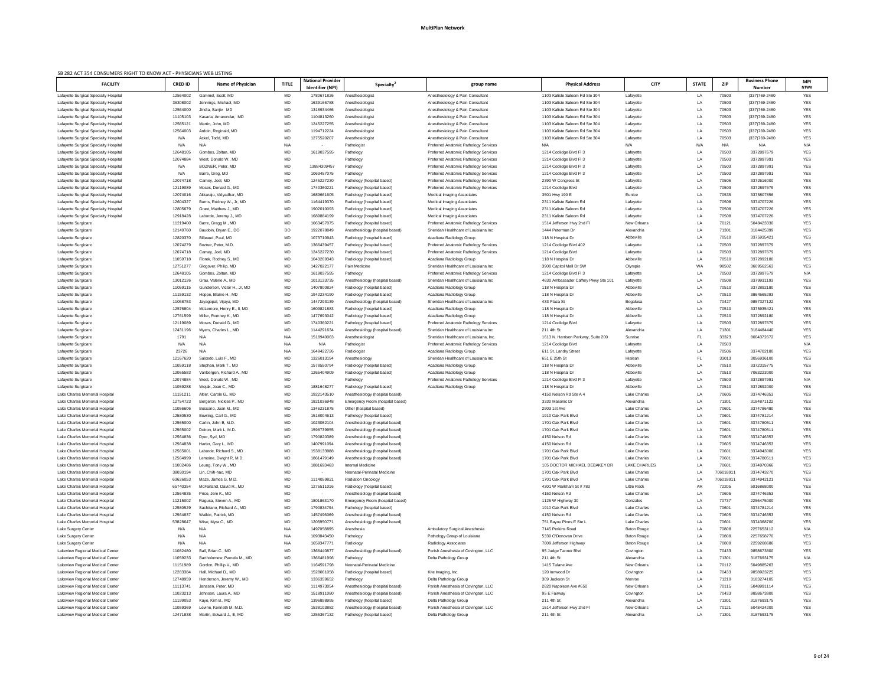**MultiPlan Network**

SB 282 ACT 354 CONSUMERS RIGHT TO KNOW ACT - PHYSICIANS WEB LISTING

| FACILITY | CRED ID | Name of Physician | TITLE | National Provider Identifier (NPI) | Specialty[2] | group name | Physical Address | CITY | STATE | ZIP | Business Phone Number | MPI NTWK |
|---|---|---|---|---|---|---|---|---|---|---|---|---|
| Lafayette Surgical Specialty Hospital | 12564002 | Gammel, Scott, MD | MD | 1780671826 | Anesthesiologist | Anesthesiology & Pain Consultant | 1103 Kaliste Saloom Rd Ste 304 | Lafayette | LA | 70503 | (337)769-2480 | YES |
| Lafayette Surgical Specialty Hospital | 36308002 | Jennings, Michael, MD | MD | 1639166788 | Anesthesiologist | Anesthesiology & Pain Consultant | 1103 Kaliste Saloom Rd Ste 304 | Lafayette | LA | 70503 | (337)769-2480 | YES |
| Lafayette Surgical Specialty Hospital | 12564000 | Jindia, Sanjiv MD | MD | 1316934466 | Anesthesiologist | Anesthesiology & Pain Consultant | 1103 Kaliste Saloom Rd Ste 304 | Lafayette | LA | 70503 | (337)769-2480 | YES |
| Lafayette Surgical Specialty Hospital | 11105103 | Kasarla, Amarendar, MD | MD | 1104813260 | Anesthesiologist | Anesthesiology & Pain Consultant | 1103 Kaliste Saloom Rd Ste 304 | Lafayette | LA | 70503 | (337)769-2480 | YES |
| Lafayette Surgical Specialty Hospital | 12565121 | Martin, John, MD | MD | 1245227255 | Anesthesiologist | Anesthesiology & Pain Consultant | 1103 Kaliste Saloom Rd Ste 304 | Lafayette | LA | 70503 | (337)769-2480 | YES |
| Lafayette Surgical Specialty Hospital | 12564003 | Ardoin, Reginald, MD | MD | 1194712224 | Anesthesiologist | Anesthesiology & Pain Consultant | 1103 Kaliste Saloom Rd Ste 304 | Lafayette | LA | 70503 | (337)769-2480 | YES |
| Lafayette Surgical Specialty Hospital | N/A | Ackel, Tadd, MD | MD | 1275520207 | Anesthesiologist | Anesthesiology & Pain Consultant | 1103 Kaliste Saloom Rd Ste 304 | Lafayette | LA | 70503 | (337)769-2480 | YES |
| Lafayette Surgical Specialty Hospital | N/A | N/A | N/A | - | Pathologist | Preferred Anatomic Pathology Services | N/A | N/A | N/A | N/A | N/A | N/A |
| Lafayette Surgical Specialty Hospital | 12648105 | Gombos, Zoltan, MD | MD | 1619037595 | Pathology | Preferred Anatomic Pathology Services | 1214 Coolidge Blvd Fl 3 | Lafayette | LA | 70503 | 3372897679 | YES |
| Lafayette Surgical Specialty Hospital | 12074884 | West, Donald W., MD | MD | - | Pathology | Preferred Anatomic Pathology Services | 1214 Coolidge Blvd Fl 3 | Lafayette | LA | 70503 | 3372897991 | YES |
| Lafayette Surgical Specialty Hospital | N/A | BOZNER, Peter, MD | MD | 13884309457 | Pathology | Preferred Anatomic Pathology Services | 1214 Coolidge Blvd Fl 3 | Lafayette | LA | 70503 | 3372897991 | YES |
| Lafayette Surgical Specialty Hospital | N/A | Barre, Greg, MD | MD | 1063457075 | Pathology | Preferred Anatomic Pathology Services | 1214 Coolidge Blvd Fl 3 | Lafayette | LA | 70503 | 3372897991 | YES |
| Lafayette Surgical Specialty Hospital | 12074718 | Carney, Joel, MD | MD | 1245227230 | Pathology (hospital based) | Preferred Anatomic Pathology Services | 2390 W Congress St | Lafayette | LA | 70506 | 3372616000 | YES |
| Lafayette Surgical Specialty Hospital | 12119089 | Moses, Donald G., MD | MD | 1740360221 | Pathology (hospital based) | Preferred Anatomic Pathology Services | 1214 Coolidge Blvd | Lafayette | LA | 70503 | 3372897679 | YES |
| Lafayette Surgical Specialty Hospital | 12074016 | Akkaraju, Vidyadhar, MD | MD | 1689661605 | Radiology (hospital based) | Medical Imaging Associates | 3501 Hwy 190 E | Eunice | LA | 70535 | 3375807856 | YES |
| Lafayette Surgical Specialty Hospital | 12604327 | Burns, Rodney W., Jr, MD | MD | 1164419370 | Radiology (hospital based) | Medical Imaging Associates | 2311 Kaliste Saloom Rd | Lafayette | LA | 70508 | 3374707226 | YES |
| Lafayette Surgical Specialty Hospital | 12805679 | Grant, Matthew J., MD | MD | 1902010093 | Radiology (hospital based) | Medical Imaging Associates | 2311 Kaliste Saloom Rd | Lafayette | LA | 70508 | 3374707226 | YES |
| Lafayette Surgical Specialty Hospital | 12918428 | Laborde, Jeremy J., MD | MD | 1689884199 | Radiology (hospital based) | Medical Imaging Associates | 2311 Kaliste Saloom Rd | Lafayette | LA | 70508 | 3374707226 | YES |
| Lafayette Surgicare | 11219400 | Barre, Gregg M., MD | MD | 1063457075 | Pathology (hospital based) | Preferred Anatomic Pathology Services | 1514 Jefferson Hwy 2nd Fl | New Orleans | LA | 70121 | 5048423330 | YES |
| Lafayette Surgicare | 12149760 | Baudoin, Bryan E., DO | DO | 1922078849 | Anesthesiology (hospital based) | Sheridan Healthcare of Louisiana Inc | 1444 Peterman Dr | Alexandria | LA | 71301 | 3184425399 | YES |
| Lafayette Surgicare | 12820370 | Billeaud, Paul, MD | MD | 1073710943 | Radiology (hospital based) | Acadiana Radiology Group | 118 N Hospital Dr | Abbeville | LA | 70510 | 3375935421 | YES |
| Lafayette Surgicare | 12074279 | Bozner, Peter, M.D. | MD | 1366439457 | Pathology (hospital based) | Preferred Anatomic Pathology Services | 1214 Coolidge Blvd 402 | Lafayette | LA | 70503 | 3372897679 | YES |
| Lafayette Surgicare | 12074718 | Carney, Joel, MD | MD | 1245227230 | Pathology (hospital based) | Preferred Anatomic Pathology Services | 1214 Coolidge Blvd | Lafayette | LA | 70503 | 3372897679 | YES |
| Lafayette Surgicare | 11059718 | Florek, Rodney S., MD | MD | 1043269343 | Radiology (hospital based) | Acadiana Radiology Group | 118 N Hospital Dr | Abbeville | LA | 70510 | 3372892180 | YES |
| Lafayette Surgicare | 12751277 | Glogover, Philip, MD | MD | 1427022177 | Pain Medicine | Sheridan Healthcare of Louisiana Inc | 3900 Capitol Mall Dr SW | Olympia | WA | 98502 | 3609562563 | YES |
| Lafayette Surgicare | 12648105 | Gombos, Zoltan, MD | MD | 1619037595 | Pathology | Preferred Anatomic Pathology Services | 1214 Coolidge Blvd Fl 3 | Lafayette | LA | 70503 | 3372897679 | N/A |
| Lafayette Surgicare | 13012126 | Grau, Valerie A., MD | MD | 1013133735 | Anesthesiology (hospital based) | Sheridan Healthcare of Louisiana Inc | 4630 Ambassador Caffery Pkwy Ste 101 | Lafayette | LA | 70508 | 3379931193 | YES |
| Lafayette Surgicare | 11059115 | Gunderson, Victor H., Jr, MD | MD | 1407800824 | Radiology (hospital based) | Acadiana Radiology Group | 118 N Hospital Dr | Abbeville | LA | 70510 | 3372892180 | YES |
| Lafayette Surgicare | 11159132 | Hoppe, Blaine H., MD | MD | 1942234190 | Radiology (hospital based) | Acadiana Radiology Group | 118 N Hospital Dr | Abbeville | LA | 70510 | 3864565293 | YES |
| Lafayette Surgicare | 11058753 | Jayagopal, Vijaya, MD | MD | 1447293139 | Anesthesiology (hospital based) | Sheridan Healthcare of Louisiana Inc | 433 Plaza St | Bogalusa | LA | 70427 | 9857327122 | YES |
| Lafayette Surgicare | 12576804 | McLemore, Henry E., II, MD | MD | 1609821883 | Radiology (hospital based) | Acadiana Radiology Group | 118 N Hospital Dr | Abbeville | LA | 70510 | 3375935421 | YES |
| Lafayette Surgicare | 12761599 | Miller, Romney K., MD | MD | 1477693042 | Radiology (hospital based) | Acadiana Radiology Group | 118 N Hospital Dr | Abbeville | LA | 70510 | 3372892180 | YES |
| Lafayette Surgicare | 12119089 | Moses, Donald G., MD | MD | 1740360221 | Pathology (hospital based) | Preferred Anatomic Pathology Services | 1214 Coolidge Blvd | Lafayette | LA | 70503 | 3372897679 | YES |
| Lafayette Surgicare | 12431196 | Myers, Charles L., MD | MD | 1144291634 | Anesthesiology (hospital based) | Sheridan Healthcare of Louisiana Inc | 211 4th St | Alexandria | LA | 71301 | 3184484440 | YES |
| Lafayette Surgicare | 1791 | N/A | N/A | 1518940063 | Anesthesiologist | Sheridan Healthcare of Louisiana, Inc. | 1613 N. Harrison Parkway, Suite 200 | Sunrise | FL | 33323 | 8004372672 | YES |
| Lafayette Surgicare | N/A | N/A | N/A | N/A | Pathologist | Preferred Anatomic Pathology Services | 1214 Coolidge Blvd | Lafayette | LA | 70503 | | N/A |
| Lafayette Surgicare | 23726 | N/A | N/A | 1649422726 | Radiologist | Acadiana Radiology Group | 611 St. Landry Street | Lafayette | LA | 70506 | 3374702180 | YES |
| Lafayette Surgicare | 12167620 | Salcedo, Luis F., MD | MD | 1326013194 | Anesthesiology | Sheridan Healthcare of Louisiana Inc | 651 E 25th St | Hialeah | FL | 33013 | 3056936100 | YES |
| Lafayette Surgicare | 11059118 | Stephan, Mark T., MD | MD | 1578550794 | Radiology (hospital based) | Acadiana Radiology Group | 118 N Hospital Dr | Abbeville | LA | 70510 | 3372315775 | YES |
| Lafayette Surgicare | 12065583 | Vanbergen, Richard A., MD | MD | 1265404909 | Radiology (hospital based) | Acadiana Radiology Group | 118 N Hospital Dr | Abbeville | LA | 70510 | 7063223000 | YES |
| Lafayette Surgicare | 12074884 | West, Donald W., MD | MD | - | Pathology | Preferred Anatomic Pathology Services | 1214 Coolidge Blvd Fl 3 | Lafayette | LA | 70503 | 3372897991 | N/A |
| Lafayette Surgicare | 11059288 | Wojak, Joan C., MD | MD | 1881648277 | Radiology (hospital based) | Acadiana Radiology Group | 118 N Hospital Dr | Abbeville | LA | 70510 | 3372892000 | YES |
| Lake Charles Memorial Hospital | 11191211 | Altier, Carole G., MD | MD | 1922143510 | Anesthesiology (hospital based) | | 4150 Nelson Rd Ste A 4 | Lake Charles | LA | 70605 | 3374746353 | YES |
| Lake Charles Memorial Hospital | 12754723 | Bergeron, Nickles P., MD | MD | 1821036948 | Emergency Room (hospital based) | | 3330 Masonic Dr | Alexandria | LA | 71301 | 3184871122 | YES |
| Lake Charles Memorial Hospital | 11056606 | Bossano, Juan M., MD | MD | 1346231875 | Other (hospital based) | | 2903 1st Ave | Lake Charles | LA | 70601 | 3374786480 | YES |
| Lake Charles Memorial Hospital | 12580530 | Bowling, Carl G., MD | MD | 1518004613 | Pathology (hospital based) | | 1910 Oak Park Blvd | Lake Charles | LA | 70601 | 3374781214 | YES |
| Lake Charles Memorial Hospital | 12565000 | Carlin, John B, M.D. | MD | 1023082104 | Anesthesiology (hospital based) | | 1701 Oak Park Blvd | Lake Charles | LA | 70601 | 3374780511 | YES |
| Lake Charles Memorial Hospital | 12565002 | Doiron, Mark L, M.D. | MD | 1598739955 | Anesthesiology (hospital based) | | 1701 Oak Park Blvd | Lake Charles | LA | 70601 | 3374780511 | YES |
| Lake Charles Memorial Hospital | 12564836 | Dyer, Syd, MD | MD | 1790820389 | Anesthesiology (hospital based) | | 4150 Nelson Rd | Lake Charles | LA | 70605 | 3374746353 | YES |
| Lake Charles Memorial Hospital | 12564838 | Harter, Gary L., MD | MD | 1407991094 | Anesthesiology (hospital based) | | 4150 Nelson Rd | Lake Charles | LA | 70605 | 3374746353 | YES |
| Lake Charles Memorial Hospital | 12565001 | Laborde, Richard S., MD | MD | 1538133988 | Anesthesiology (hospital based) | | 1701 Oak Park Blvd | Lake Charles | LA | 70601 | 3374943000 | YES |
| Lake Charles Memorial Hospital | 12564999 | Lemoine, Dwight R, M.D. | MD | 1861479149 | Anesthesiology (hospital based) | | 1701 Oak Park Blvd | Lake Charles | LA | 70601 | 3374780511 | YES |
| Lake Charles Memorial Hospital | 11002486 | Leung, Tony W., MD | MD | 1881693463 | Internal Medicine | | 105 DOCTOR MICHAEL DEBAKEY DR | LAKE CHARLES | LA | 70601 | 3374970366 | YES |
| Lake Charles Memorial Hospital | 38030194 | Lin, Chih-hao, MD | MD | | Neonatal-Perinatal Medicine | | 1701 Oak Park Blvd | Lake Charles | LA | 706018911 | 3374743270 | YES |
| Lake Charles Memorial Hospital | 63626053 | Maze, James G, M.D. | MD | 1114059821 | Radiation Oncology | | 1701 Oak Park Blvd | Lake Charles | LA | 706018911 | 3374942121 | YES |
| Lake Charles Memorial Hospital | 65740354 | McFarland, David R., MD | MD | 1275511016 | Radiology (hospital based) | | 4301 W Markham St # 783 | Little Rock | AR | 72205 | 5016868000 | YES |
| Lake Charles Memorial Hospital | 12564835 | Price, Jere K., MD | MD | - | Anesthesiology (hospital based) | | 4150 Nelson Rd | Lake Charles | LA | 70605 | 3374746353 | YES |
| Lake Charles Memorial Hospital | 11215002 | Ragusa, Steven A., MD | MD | 1801863170 | Emergency Room (hospital based) | | 1125 W Highway 30 | Gonzales | LA | 70737 | 2256475000 | YES |
| Lake Charles Memorial Hospital | 12580529 | Sachitano, Richard A., MD | MD | 1790834794 | Pathology (hospital based) | | 1910 Oak Park Blvd | Lake Charles | LA | 70601 | 3374781214 | YES |
| Lake Charles Memorial Hospital | 12564837 | Walkin, Patrick, MD | MD | 1457496069 | Anesthesiology (hospital based) | | 4150 Nelson Rd | Lake Charles | LA | 70605 | 3374746353 | YES |
| Lake Charles Memorial Hospital | 53828647 | Wise, Myra C., MD | MD | 1205950771 | Anesthesiology (hospital based) | | 751 Bayou Pines E Ste L | Lake Charles | LA | 70601 | 3374368700 | YES |
| Lake Surgery Center | N/A | N/A | N/A | 1497058895 | Anesthesia | Ambulatory Surgical Anesthesia | 7145 Perkins Road | Baton Rouge | LA | 70808 | 2257653112 | N/A |
| Lake Surgery Center | N/A | N/A | N/A | 1093843450 | Pathology | Pathology Group of Louisiana | 5339 O'Donovan Drive | Baton Rouge | LA | 70808 | 2257658770 | YES |
| Lake Surgery Center | N/A | N/A | N/A | 1659347771 | Radiology | Radiology Associates | 7809 Jefferson Highway | Baton Rouge | LA | 70809 | 2259268686 | YES |
| Lakeview Regional Medical Center | 11082480 | Ball, Brian C., MD | MD | 1366440877 | Anesthesiology (hospital based) | Parish Anesthesia of Covington, LLC | 95 Judge Tanner Blvd | Covington | LA | 70433 | 9858673800 | YES |
| Lakeview Regional Medical Center | 11059233 | Bartholomew, Pamela M., MD | MD | 1366481996 | Pathology | Delta Pathology Group | 211 4th St | Alexandria | LA | 71301 | 3187693175 | N/A |
| Lakeview Regional Medical Center | 11151989 | Gordon, Phillip V., MD | MD | 1164591798 | Neonatal-Perinatal Medicine | | 1415 Tulane Ave | New Orleans | LA | 70112 | 5049885263 | YES |
| Lakeview Regional Medical Center | 12283384 | Hall, Michael D., MD | MD | 1528061058 | Radiology (hospital based) | Kite Imaging, Inc. | 120 Innwood Dr | Covington | LA | 70433 | 9858923225 | YES |
| Lakeview Regional Medical Center | 12748959 | Henderson, Jeremy W., MD | MD | 1336359652 | Pathology | Delta Pathology Group | 309 Jackson St | Monroe | LA | 71210 | 3183274105 | YES |
| Lakeview Regional Medical Center | 11113741 | Janssen, Peter, MD | MD | 1114973054 | Anesthesiology (hospital based) | Parish Anesthesia of Covington, LLC | 2820 Napoleon Ave #650 | New Orleans | LA | 70115 | 5048991114 | YES |
| Lakeview Regional Medical Center | 11023213 | Johnson, Laura A., MD | MD | 1518911080 | Anesthesiology (hospital based) | Parish Anesthesia of Covington, LLC | 95 E Fairway | Covington | LA | 70433 | 9858673800 | YES |
| Lakeview Regional Medical Center | 11199053 | Kaye, Kim B., MD | MD | 1396898995 | Pathology (hospital based) | Delta Pathology Group | 211 4th St | Alexandria | LA | 71301 | 3187693175 | YES |
| Lakeview Regional Medical Center | 11059369 | Levine, Kenneth M, M.D. | MD | 1538103882 | Anesthesiology (hospital based) | Parish Anesthesia of Covington, LLC | 1514 Jefferson Hwy 2nd Fl | New Orleans | LA | 70121 | 5048424200 | YES |
| Lakeview Regional Medical Center | 12471838 | Martin, Edward J., III, MD | MD | 1255367132 | Pathology (hospital based) | Delta Pathology Group | 211 4th St | Alexandria | LA | 71301 | 3187693175 | YES |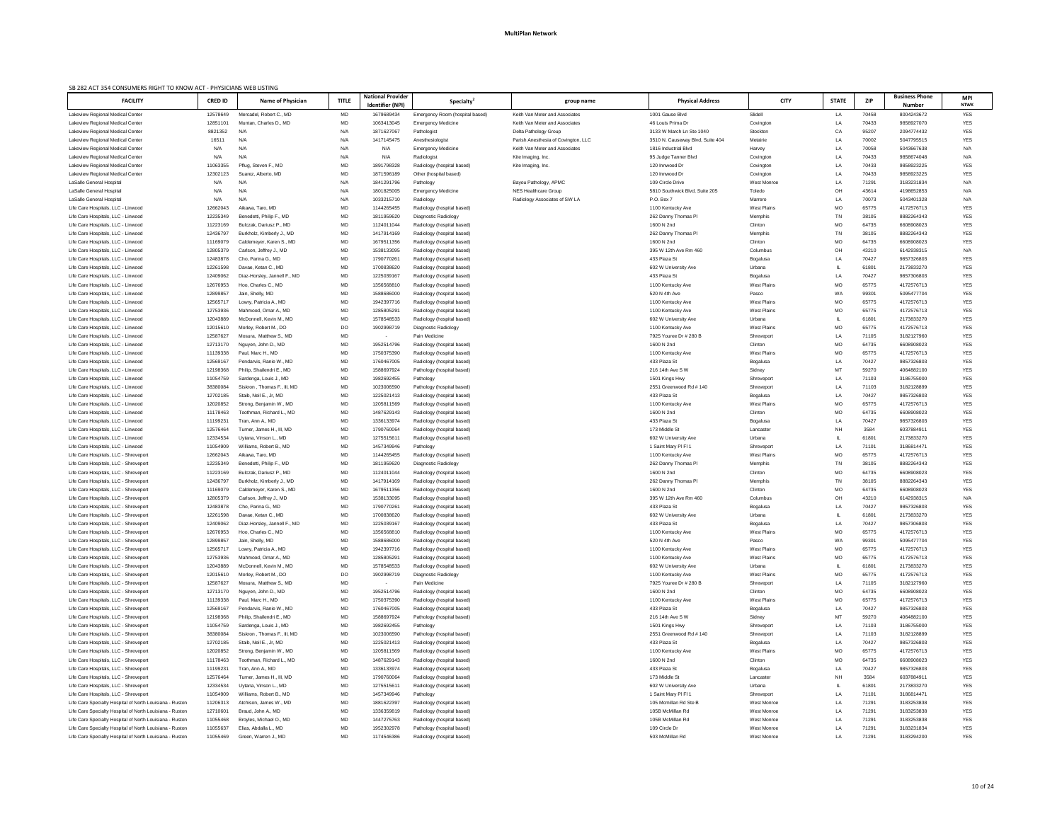# MultiPlan Network

SB 282 ACT 354 CONSUMERS RIGHT TO KNOW ACT - PHYSICIANS WEB LISTING

| FACILITY | CRED ID | Name of Physician | TITLE | National Provider Identifier (NPI) | Specialty[2] | group name | Physical Address | CITY | STATE | ZIP | Business Phone Number | MPI NTWK |
|---|---|---|---|---|---|---|---|---|---|---|---|---|
| Lakeview Regional Medical Center | 12578649 | Mercadel, Robert C., MD | MD | 1679689434 | Emergency Room (hospital based) | Keith Van Meter and Associates | 1001 Gause Blvd | Slidell | LA | 70458 | 8004243672 | YES |
| Lakeview Regional Medical Center | 12851101 | Muntan, Charles D., MD | MD | 1063413045 | Emergency Medicine | Keith Van Meter and Associates | 46 Louis Prima Dr | Covington | LA | 70433 | 9858927070 | YES |
| Lakeview Regional Medical Center | 8821352 | N/A | N/A | 1871627067 | Pathologist | Delta Pathology Group | 3133 W March Ln Ste 1040 | Stockton | CA | 95207 | 2094774432 | YES |
| Lakeview Regional Medical Center | 16511 | N/A | N/A | 1417145475 | Anesthesiologist | Parish Anesthesia of Covington, LLC | 3510 N. Causeway Blvd, Suite 404 | Metairie | LA | 70002 | 5047795515 | YES |
| Lakeview Regional Medical Center | N/A | N/A | N/A | N/A | Emergency Medicine | Keith Van Meter and Associates | 1816 Industrial Blvd | Harvey | LA | 70058 | 5043667638 | N/A |
| Lakeview Regional Medical Center | N/A | N/A | N/A | N/A | Radiologist | Kite Imaging, Inc. | 95 Judge Tanner Blvd | Covington | LA | 70433 | 9858674048 | N/A |
| Lakeview Regional Medical Center | 11063355 | Pflug, Steven F., MD | MD | 1891798328 | Radiology (hospital based) | Kite Imaging, Inc. | 120 Innwood Dr | Covington | LA | 70433 | 9858923225 | YES |
| Lakeview Regional Medical Center | 12302123 | Suarez, Alberto, MD | MD | 1871596189 | Other (hospital based) | | 120 Innwood Dr | Covington | LA | 70433 | 9858923225 | YES |
| LaSalle General Hospital | N/A | N/A | N/A | 1841291796 | Pathology | Bayou Pathology, APMC | 109 Circle Drive | West Monroe | LA | 71291 | 3183231834 | N/A |
| LaSalle General Hospital | N/A | N/A | N/A | 1801825005 | Emergency Medicine | NES Healthcare Group | 5810 Southwick Blvd, Suite 205 | Toledo | OH | 43614 | 4198652853 | N/A |
| LaSalle General Hospital | N/A | N/A | N/A | 1033215710 | Radiology | Radiology Associates of SW LA | P.O. Box 7 | Marrero | LA | 70073 | 5043401328 | N/A |
| Life Care Hospitals, LLC - Linwood | 12662043 | Aikawa, Taro, MD | MD | 1144265455 | Radiology (hospital based) | | 1100 Kentucky Ave | West Plains | MO | 65775 | 4172576713 | YES |
| Life Care Hospitals, LLC - Linwood | 12235349 | Benedetti, Philip F., MD | MD | 1811959620 | Diagnostic Radiology | | 262 Danny Thomas Pl | Memphis | TN | 38105 | 8882264343 | YES |
| Life Care Hospitals, LLC - Linwood | 11223169 | Bulczak, Dariusz P., MD | MD | 1124011044 | Radiology (hospital based) | | 1600 N 2nd | Clinton | MO | 64735 | 6608908023 | YES |
| Life Care Hospitals, LLC - Linwood | 12436797 | Burkholz, Kimberly J., MD | MD | 1417914169 | Radiology (hospital based) | | 262 Danny Thomas Pl | Memphis | TN | 38105 | 8882264343 | YES |
| Life Care Hospitals, LLC - Linwood | 11169079 | Caldemeyer, Karen S., MD | MD | 1679511356 | Radiology (hospital based) | | 1600 N 2nd | Clinton | MO | 64735 | 6608908023 | YES |
| Life Care Hospitals, LLC - Linwood | 12805379 | Carlson, Jeffrey J., MD | MD | 1538133095 | Radiology (hospital based) | | 395 W 12th Ave Rm 460 | Columbus | OH | 43210 | 6142938315 | N/A |
| Life Care Hospitals, LLC - Linwood | 12483878 | Cho, Parina G., MD | MD | 1790770261 | Radiology (hospital based) | | 433 Plaza St | Bogalusa | LA | 70427 | 9857326803 | YES |
| Life Care Hospitals, LLC - Linwood | 12261598 | Davae, Ketan C., MD | MD | 1700838620 | Radiology (hospital based) | | 602 W University Ave | Urbana | IL | 61801 | 2173833270 | YES |
| Life Care Hospitals, LLC - Linwood | 12409062 | Diaz-Horsley, Jannell F., MD | MD | 1225039167 | Radiology (hospital based) | | 433 Plaza St | Bogalusa | LA | 70427 | 9857306803 | YES |
| Life Care Hospitals, LLC - Linwood | 12676953 | Hoo, Charles C., MD | MD | 1356568810 | Radiology (hospital based) | | 1100 Kentucky Ave | West Plains | MO | 65775 | 4172576713 | YES |
| Life Care Hospitals, LLC - Linwood | 12899857 | Jain, Shelly, MD | MD | 1588686000 | Radiology (hospital based) | | 520 N 4th Ave | Pasco | WA | 99301 | 5095477704 | YES |
| Life Care Hospitals, LLC - Linwood | 12565717 | Lowry, Patricia A., MD | MD | 1942397716 | Radiology (hospital based) | | 1100 Kentucky Ave | West Plains | MO | 65775 | 4172576713 | YES |
| Life Care Hospitals, LLC - Linwood | 12753936 | Mahmood, Omar A., MD | MD | 1285805291 | Radiology (hospital based) | | 1100 Kentucky Ave | West Plains | MO | 65775 | 4172576713 | YES |
| Life Care Hospitals, LLC - Linwood | 12043889 | McDonnell, Kevin M., MD | MD | 1578548533 | Radiology (hospital based) | | 602 W University Ave | Urbana | IL | 61801 | 2173833270 | YES |
| Life Care Hospitals, LLC - Linwood | 12015610 | Morley, Robert M., DO | DO | 1902998719 | Diagnostic Radiology | | 1100 Kentucky Ave | West Plains | MO | 65775 | 4172576713 | YES |
| Life Care Hospitals, LLC - Linwood | 12587627 | Mosura, Matthew S., MD | MD | - | Pain Medicine | | 7925 Youree Dr # 280 B | Shreveport | LA | 71105 | 3182127960 | YES |
| Life Care Hospitals, LLC - Linwood | 12713170 | Nguyen, John D., MD | MD | 1952514796 | Radiology (hospital based) | | 1600 N 2nd | Clinton | MO | 64735 | 6608908023 | YES |
| Life Care Hospitals, LLC - Linwood | 11139338 | Paul, Marc H., MD | MD | 1750375390 | Radiology (hospital based) | | 1100 Kentucky Ave | West Plains | MO | 65775 | 4172576713 | YES |
| Life Care Hospitals, LLC - Linwood | 12569167 | Pendarvis, Ranie W., MD | MD | 1760467005 | Radiology (hospital based) | | 433 Plaza St | Bogalusa | LA | 70427 | 9857326803 | YES |
| Life Care Hospitals, LLC - Linwood | 12198368 | Philip, Shailendri E., MD | MD | 1588697924 | Pathology (hospital based) | | 216 14th Ave S W | Sidney | MT | 59270 | 4064882100 | YES |
| Life Care Hospitals, LLC - Linwood | 11054759 | Sardenga, Louis J., MD | MD | 1982692455 | Pathology | | 1501 Kings Hwy | Shreveport | LA | 71103 | 3186755000 | YES |
| Life Care Hospitals, LLC - Linwood | 38380084 | Siskron , Thomas F., III, MD | MD | 1023006590 | Pathology (hospital based) | | 2551 Greenwood Rd # 140 | Shreveport | LA | 71103 | 3182128899 | YES |
| Life Care Hospitals, LLC - Linwood | 12702185 | Staib, Neil E., Jr, MD | MD | 1225021413 | Radiology (hospital based) | | 433 Plaza St | Bogalusa | LA | 70427 | 9857326803 | YES |
| Life Care Hospitals, LLC - Linwood | 12020852 | Strong, Benjamin W., MD | MD | 1205811569 | Radiology (hospital based) | | 1100 Kentucky Ave | West Plains | MO | 65775 | 4172576713 | YES |
| Life Care Hospitals, LLC - Linwood | 11178463 | Toothman, Richard L., MD | MD | 1487629143 | Radiology (hospital based) | | 1600 N 2nd | Clinton | MO | 64735 | 6608908023 | YES |
| Life Care Hospitals, LLC - Linwood | 11199231 | Tran, Ann A., MD | MD | 1336133974 | Radiology (hospital based) | | 433 Plaza St | Bogalusa | LA | 70427 | 9857326803 | YES |
| Life Care Hospitals, LLC - Linwood | 12576464 | Turner, James H., III, MD | MD | 1790760064 | Radiology (hospital based) | | 173 Middle St | Lancaster | NH | 3584 | 6037884911 | YES |
| Life Care Hospitals, LLC - Linwood | 12334534 | Uytana, Vinson L., MD | MD | 1275515611 | Radiology (hospital based) | | 602 W University Ave | Urbana | IL | 61801 | 2173833270 | YES |
| Life Care Hospitals, LLC - Linwood | 11054909 | Williams, Robert B., MD | MD | 1457349946 | Pathology | | 1 Saint Mary Pl Fl 1 | Shreveport | LA | 71101 | 3186814471 | YES |
| Life Care Hospitals, LLC - Shreveport | 12662043 | Aikawa, Taro, MD | MD | 1144265455 | Radiology (hospital based) | | 1100 Kentucky Ave | West Plains | MO | 65775 | 4172576713 | YES |
| Life Care Hospitals, LLC - Shreveport | 12235349 | Benedetti, Philip F., MD | MD | 1811959620 | Diagnostic Radiology | | 262 Danny Thomas Pl | Memphis | TN | 38105 | 8882264343 | YES |
| Life Care Hospitals, LLC - Shreveport | 11223169 | Bulczak, Dariusz P., MD | MD | 1124011044 | Radiology (hospital based) | | 1600 N 2nd | Clinton | MO | 64735 | 6608908023 | YES |
| Life Care Hospitals, LLC - Shreveport | 12436797 | Burkholz, Kimberly J., MD | MD | 1417914169 | Radiology (hospital based) | | 262 Danny Thomas Pl | Memphis | TN | 38105 | 8882264343 | YES |
| Life Care Hospitals, LLC - Shreveport | 11169079 | Caldemeyer, Karen S., MD | MD | 1679511356 | Radiology (hospital based) | | 1600 N 2nd | Clinton | MO | 64735 | 6608908023 | YES |
| Life Care Hospitals, LLC - Shreveport | 12805379 | Carlson, Jeffrey J., MD | MD | 1538133095 | Radiology (hospital based) | | 395 W 12th Ave Rm 460 | Columbus | OH | 43210 | 6142938315 | N/A |
| Life Care Hospitals, LLC - Shreveport | 12483878 | Cho, Parina G., MD | MD | 1790770261 | Radiology (hospital based) | | 433 Plaza St | Bogalusa | LA | 70427 | 9857326803 | YES |
| Life Care Hospitals, LLC - Shreveport | 12261598 | Davae, Ketan C., MD | MD | 1700838620 | Radiology (hospital based) | | 602 W University Ave | Urbana | IL | 61801 | 2173833270 | YES |
| Life Care Hospitals, LLC - Shreveport | 12409062 | Diaz-Horsley, Jannell F., MD | MD | 1225039167 | Radiology (hospital based) | | 433 Plaza St | Bogalusa | LA | 70427 | 9857306803 | YES |
| Life Care Hospitals, LLC - Shreveport | 12676953 | Hoo, Charles C., MD | MD | 1356568810 | Radiology (hospital based) | | 1100 Kentucky Ave | West Plains | MO | 65775 | 4172576713 | YES |
| Life Care Hospitals, LLC - Shreveport | 12899857 | Jain, Shelly, MD | MD | 1588686000 | Radiology (hospital based) | | 520 N 4th Ave | Pasco | WA | 99301 | 5095477704 | YES |
| Life Care Hospitals, LLC - Shreveport | 12565717 | Lowry, Patricia A., MD | MD | 1942397716 | Radiology (hospital based) | | 1100 Kentucky Ave | West Plains | MO | 65775 | 4172576713 | YES |
| Life Care Hospitals, LLC - Shreveport | 12753936 | Mahmood, Omar A., MD | MD | 1285805291 | Radiology (hospital based) | | 1100 Kentucky Ave | West Plains | MO | 65775 | 4172576713 | YES |
| Life Care Hospitals, LLC - Shreveport | 12043889 | McDonnell, Kevin M., MD | MD | 1578548533 | Radiology (hospital based) | | 602 W University Ave | Urbana | IL | 61801 | 2173833270 | YES |
| Life Care Hospitals, LLC - Shreveport | 12015610 | Morley, Robert M., DO | DO | 1902998719 | Diagnostic Radiology | | 1100 Kentucky Ave | West Plains | MO | 65775 | 4172576713 | YES |
| Life Care Hospitals, LLC - Shreveport | 12587627 | Mosura, Matthew S., MD | MD | - | Pain Medicine | | 7925 Youree Dr # 280 B | Shreveport | LA | 71105 | 3182127960 | YES |
| Life Care Hospitals, LLC - Shreveport | 12713170 | Nguyen, John D., MD | MD | 1952514796 | Radiology (hospital based) | | 1600 N 2nd | Clinton | MO | 64735 | 6608908023 | YES |
| Life Care Hospitals, LLC - Shreveport | 11139338 | Paul, Marc H., MD | MD | 1750375390 | Radiology (hospital based) | | 1100 Kentucky Ave | West Plains | MO | 65775 | 4172576713 | YES |
| Life Care Hospitals, LLC - Shreveport | 12569167 | Pendarvis, Ranie W., MD | MD | 1760467005 | Radiology (hospital based) | | 433 Plaza St | Bogalusa | LA | 70427 | 9857326803 | YES |
| Life Care Hospitals, LLC - Shreveport | 12198368 | Philip, Shailendri E., MD | MD | 1588697924 | Pathology (hospital based) | | 216 14th Ave S W | Sidney | MT | 59270 | 4064882100 | YES |
| Life Care Hospitals, LLC - Shreveport | 11054759 | Sardenga, Louis J., MD | MD | 1982692455 | Pathology | | 1501 Kings Hwy | Shreveport | LA | 71103 | 3186755000 | YES |
| Life Care Hospitals, LLC - Shreveport | 38380084 | Siskron , Thomas F., III, MD | MD | 1023006590 | Pathology (hospital based) | | 2551 Greenwood Rd # 140 | Shreveport | LA | 71103 | 3182128899 | YES |
| Life Care Hospitals, LLC - Shreveport | 12702185 | Staib, Neil E., Jr, MD | MD | 1225021413 | Radiology (hospital based) | | 433 Plaza St | Bogalusa | LA | 70427 | 9857326803 | YES |
| Life Care Hospitals, LLC - Shreveport | 12020852 | Strong, Benjamin W., MD | MD | 1205811569 | Radiology (hospital based) | | 1100 Kentucky Ave | West Plains | MO | 65775 | 4172576713 | YES |
| Life Care Hospitals, LLC - Shreveport | 11178463 | Toothman, Richard L., MD | MD | 1487629143 | Radiology (hospital based) | | 1600 N 2nd | Clinton | MO | 64735 | 6608908023 | YES |
| Life Care Hospitals, LLC - Shreveport | 11199231 | Tran, Ann A., MD | MD | 1336133974 | Radiology (hospital based) | | 433 Plaza St | Bogalusa | LA | 70427 | 9857326803 | YES |
| Life Care Hospitals, LLC - Shreveport | 12576464 | Turner, James H., III, MD | MD | 1790760064 | Radiology (hospital based) | | 173 Middle St | Lancaster | NH | 3584 | 6037884911 | YES |
| Life Care Hospitals, LLC - Shreveport | 12334534 | Uytana, Vinson L., MD | MD | 1275515611 | Radiology (hospital based) | | 602 W University Ave | Urbana | IL | 61801 | 2173833270 | YES |
| Life Care Hospitals, LLC - Shreveport | 11054909 | Williams, Robert B., MD | MD | 1457349946 | Pathology | | 1 Saint Mary Pl Fl 1 | Shreveport | LA | 71101 | 3186814471 | YES |
| Life Care Specialty Hospital of North Louisiana - Ruston | 11206313 | Atchison, James W., MD | MD | 1881622397 | Radiology (hospital based) | | 105 Mcmillan Rd Ste B | West Monroe | LA | 71291 | 3183253838 | YES |
| Life Care Specialty Hospital of North Louisiana - Ruston | 12710601 | Braud, John A., MD | MD | 1336359819 | Radiology (hospital based) | | 105B McMillan Rd | West Monroe | LA | 71291 | 3183253838 | YES |
| Life Care Specialty Hospital of North Louisiana - Ruston | 11055468 | Broyles, Michael O., MD | MD | 1447275763 | Radiology (hospital based) | | 105B McMillan Rd | West Monroe | LA | 71291 | 3183253838 | YES |
| Life Care Specialty Hospital of North Louisiana - Ruston | 11055637 | Elias, Abdalla L., MD | MD | 1952302978 | Pathology (hospital based) | | 109 Circle Dr | West Monroe | LA | 71291 | 3183231834 | YES |
| Life Care Specialty Hospital of North Louisiana - Ruston | 11055469 | Green, Warren J., MD | MD | 1174546386 | Radiology (hospital based) | | 503 McMillan Rd | West Monroe | LA | 71291 | 3183294200 | YES |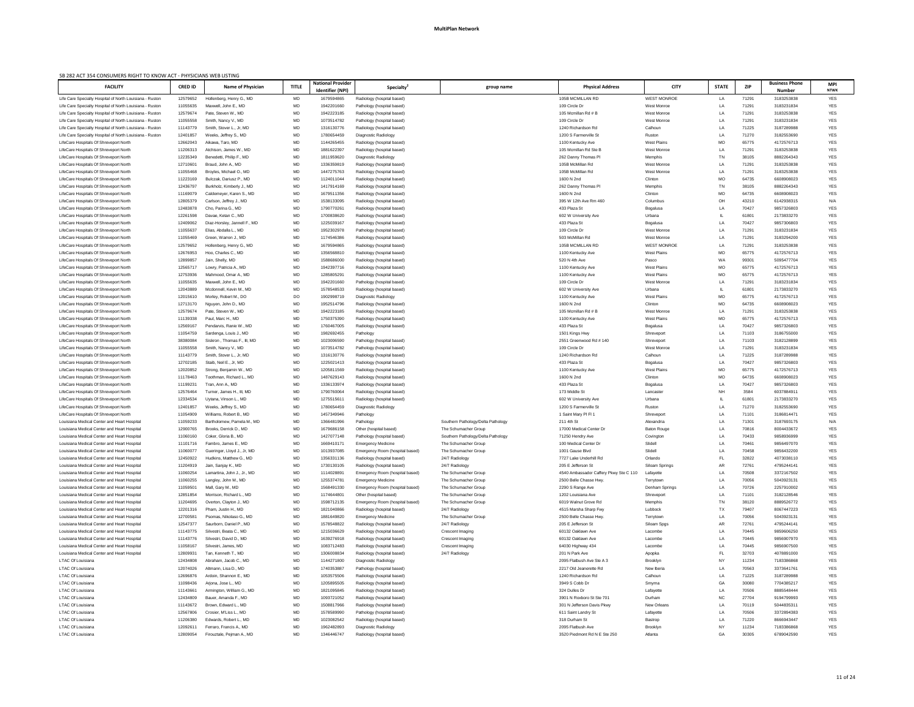SB 282 ACT 354 CONSUMERS RIGHT TO KNOW ACT - PHYSICIANS WEB LISTING

| FACILITY | CRED ID | Name of Physician | TITLE | National Provider Identifier (NPI) | Specialty[2] | group name | Physical Address | CITY | STATE | ZIP | Business Phone Number | MPI NTWK |
|---|---|---|---|---|---|---|---|---|---|---|---|---|
| Life Care Specialty Hospital of North Louisiana - Ruston | 12579652 | Hollenberg, Henry G., MD | MD | 1679594865 | Radiology (hospital based) | | 105B MCMILLAN RD | WEST MONROE | LA | 71291 | 3183253838 | YES |
| Life Care Specialty Hospital of North Louisiana - Ruston | 11055635 | Maxwell, John E., MD | MD | 1942201660 | Pathology (hospital based) | | 109 Circle Dr | West Monroe | LA | 71291 | 3183231834 | YES |
| Life Care Specialty Hospital of North Louisiana - Ruston | 12579674 | Pate, Steven W., MD | MD | 1942223185 | Radiology (hospital based) | | 105 Mcmillan Rd # B | West Monroe | LA | 71291 | 3183253838 | YES |
| Life Care Specialty Hospital of North Louisiana - Ruston | 11055558 | Smith, Nancy V., MD | MD | 1073514782 | Pathology (hospital based) | | 109 Circle Dr | West Monroe | LA | 71291 | 3183231834 | YES |
| Life Care Specialty Hospital of North Louisiana - Ruston | 11143779 | Smith, Stover L., Jr, MD | MD | 1316130776 | Radiology (hospital based) | | 1240 Richardson Rd | Calhoun | LA | 71225 | 3187289988 | YES |
| Life Care Specialty Hospital of North Louisiana - Ruston | 12401857 | Weeks, Jeffrey S., MD | MD | 1780654459 | Diagnostic Radiology | | 1200 S Farmerville St | Ruston | LA | 71270 | 3182553690 | YES |
| LifeCare Hospitals Of Shreveport North | 12662043 | Aikawa, Taro, MD | MD | 1144265455 | Radiology (hospital based) | | 1100 Kentucky Ave | West Plains | MO | 65775 | 4172576713 | YES |
| LifeCare Hospitals Of Shreveport North | 11206313 | Atchison, James W., MD | MD | 1881622397 | Radiology (hospital based) | | 105 Mcmillan Rd Ste B | West Monroe | LA | 71291 | 3183253838 | YES |
| LifeCare Hospitals Of Shreveport North | 12235349 | Benedetti, Philip F., MD | MD | 1811959620 | Diagnostic Radiology | | 262 Danny Thomas Pl | Memphis | TN | 38105 | 8882264343 | YES |
| LifeCare Hospitals Of Shreveport North | 12710601 | Braud, John A., MD | MD | 1336359819 | Radiology (hospital based) | | 105B McMillan Rd | West Monroe | LA | 71291 | 3183253838 | YES |
| LifeCare Hospitals Of Shreveport North | 11055468 | Broyles, Michael O., MD | MD | 1447275763 | Radiology (hospital based) | | 105B McMillan Rd | West Monroe | LA | 71291 | 3183253838 | YES |
| LifeCare Hospitals Of Shreveport North | 11223169 | Bulczak, Dariusz P., MD | MD | 1124011044 | Radiology (hospital based) | | 1600 N 2nd | Clinton | MO | 64735 | 6608908023 | YES |
| LifeCare Hospitals Of Shreveport North | 12436797 | Burkholz, Kimberly J., MD | MD | 1417914169 | Radiology (hospital based) | | 262 Danny Thomas Pl | Memphis | TN | 38105 | 8882264343 | YES |
| LifeCare Hospitals Of Shreveport North | 11169079 | Caldemeyer, Karen S., MD | MD | 1679511356 | Radiology (hospital based) | | 1600 N 2nd | Clinton | MO | 64735 | 6608908023 | YES |
| LifeCare Hospitals Of Shreveport North | 12805379 | Carlson, Jeffrey J., MD | MD | 1538133095 | Radiology (hospital based) | | 395 W 12th Ave Rm 460 | Columbus | OH | 43210 | 6142938315 | N/A |
| LifeCare Hospitals Of Shreveport North | 12483878 | Cho, Parina G., MD | MD | 1790770261 | Radiology (hospital based) | | 433 Plaza St | Bogalusa | LA | 70427 | 9857326803 | YES |
| LifeCare Hospitals Of Shreveport North | 12261598 | Davae, Ketan C., MD | MD | 1700838620 | Radiology (hospital based) | | 602 W University Ave | Urbana | IL | 61801 | 2173833270 | YES |
| LifeCare Hospitals Of Shreveport North | 12409062 | Diaz-Horsley, Jannell F., MD | MD | 1225039167 | Radiology (hospital based) | | 433 Plaza St | Bogalusa | LA | 70427 | 9857306803 | YES |
| LifeCare Hospitals Of Shreveport North | 11055637 | Elias, Abdalla L., MD | MD | 1952302978 | Pathology (hospital based) | | 109 Circle Dr | West Monroe | LA | 71291 | 3183231834 | YES |
| LifeCare Hospitals Of Shreveport North | 11055469 | Green, Warren J., MD | MD | 1174546386 | Radiology (hospital based) | | 503 McMillan Rd | West Monroe | LA | 71291 | 3183294200 | YES |
| LifeCare Hospitals Of Shreveport North | 12579652 | Hollenberg, Henry G., MD | MD | 1679594865 | Radiology (hospital based) | | 105B MCMILLAN RD | WEST MONROE | LA | 71291 | 3183253838 | YES |
| LifeCare Hospitals Of Shreveport North | 12676953 | Hoo, Charles C., MD | MD | 1356568810 | Radiology (hospital based) | | 1100 Kentucky Ave | West Plains | MO | 65775 | 4172576713 | YES |
| LifeCare Hospitals Of Shreveport North | 12899857 | Jain, Shelly, MD | MD | 1588686000 | Radiology (hospital based) | | 520 N 4th Ave | Pasco | WA | 99301 | 5095477704 | YES |
| LifeCare Hospitals Of Shreveport North | 12565717 | Lowry, Patricia A., MD | MD | 1942397716 | Radiology (hospital based) | | 1100 Kentucky Ave | West Plains | MO | 65775 | 4172576713 | YES |
| LifeCare Hospitals Of Shreveport North | 12753936 | Mahmood, Omar A., MD | MD | 1285805291 | Radiology (hospital based) | | 1100 Kentucky Ave | West Plains | MO | 65775 | 4172576713 | YES |
| LifeCare Hospitals Of Shreveport North | 11055635 | Maxwell, John E., MD | MD | 1942201660 | Pathology (hospital based) | | 109 Circle Dr | West Monroe | LA | 71291 | 3183231834 | YES |
| LifeCare Hospitals Of Shreveport North | 12043889 | Mcdonnell, Kevin M., MD | MD | 1578548533 | Radiology (hospital based) | | 602 W University Ave | Urbana | IL | 61801 | 2173833270 | YES |
| LifeCare Hospitals Of Shreveport North | 12015610 | Morley, Robert M., DO | DO | 1902998719 | Diagnostic Radiology | | 1100 Kentucky Ave | West Plains | MO | 65775 | 4172576713 | YES |
| LifeCare Hospitals Of Shreveport North | 12713170 | Nguyen, John D., MD | MD | 1952514796 | Radiology (hospital based) | | 1600 N 2nd | Clinton | MO | 64735 | 6608908023 | YES |
| LifeCare Hospitals Of Shreveport North | 12579674 | Pate, Steven W., MD | MD | 1942223185 | Radiology (hospital based) | | 105 Mcmillan Rd # B | West Monroe | LA | 71291 | 3183253838 | YES |
| LifeCare Hospitals Of Shreveport North | 11139338 | Paul, Marc H., MD | MD | 1750375390 | Radiology (hospital based) | | 1100 Kentucky Ave | West Plains | MO | 65775 | 4172576713 | YES |
| LifeCare Hospitals Of Shreveport North | 12569167 | Pendarvis, Ranie W., MD | MD | 1760467005 | Radiology (hospital based) | | 433 Plaza St | Bogalusa | LA | 70427 | 9857326803 | YES |
| LifeCare Hospitals Of Shreveport North | 11054759 | Sardenga, Louis J., MD | MD | 1982692455 | Pathology | | 1501 Kings Hwy | Shreveport | LA | 71103 | 3186755000 | YES |
| LifeCare Hospitals Of Shreveport North | 38380084 | Siskron , Thomas F., III, MD | MD | 1023006590 | Pathology (hospital based) | | 2551 Greenwood Rd # 140 | Shreveport | LA | 71103 | 3182128899 | YES |
| LifeCare Hospitals Of Shreveport North | 11055558 | Smith, Nancy V., MD | MD | 1073514782 | Pathology (hospital based) | | 109 Circle Dr | West Monroe | LA | 71291 | 3183231834 | YES |
| LifeCare Hospitals Of Shreveport North | 11143779 | Smith, Stover L., Jr, MD | MD | 1316130776 | Radiology (hospital based) | | 1240 Richardson Rd | Calhoun | LA | 71225 | 3187289988 | YES |
| LifeCare Hospitals Of Shreveport North | 12702185 | Staib, Neil E., Jr, MD | MD | 1225021413 | Radiology (hospital based) | | 433 Plaza St | Bogalusa | LA | 70427 | 9857326803 | YES |
| LifeCare Hospitals Of Shreveport North | 12020852 | Strong, Benjamin W., MD | MD | 1205811569 | Radiology (hospital based) | | 1100 Kentucky Ave | West Plains | MO | 65775 | 4172576713 | YES |
| LifeCare Hospitals Of Shreveport North | 11178463 | Toothman, Richard L., MD | MD | 1487629143 | Radiology (hospital based) | | 1600 N 2nd | Clinton | MO | 64735 | 6608908023 | YES |
| LifeCare Hospitals Of Shreveport North | 11199231 | Tran, Ann A., MD | MD | 1336133974 | Radiology (hospital based) | | 433 Plaza St | Bogalusa | LA | 70427 | 9857326803 | YES |
| LifeCare Hospitals Of Shreveport North | 12576464 | Turner, James H., III, MD | MD | 1790760064 | Radiology (hospital based) | | 173 Middle St | Lancaster | NH | 3584 | 6037884911 | YES |
| LifeCare Hospitals Of Shreveport North | 12334534 | Uytana, Vinson L., MD | MD | 1275515611 | Radiology (hospital based) | | 602 W University Ave | Urbana | IL | 61801 | 2173833270 | YES |
| LifeCare Hospitals Of Shreveport North | 12401857 | Weeks, Jeffrey S., MD | MD | 1780654459 | Diagnostic Radiology | | 1200 S Farmerville St | Ruston | LA | 71270 | 3182553690 | YES |
| LifeCare Hospitals Of Shreveport North | 11054909 | Williams, Robert B., MD | MD | 1457349946 | Pathology | | 1 Saint Mary Pl Fl 1 | Shreveport | LA | 71101 | 3186814471 | YES |
| Louisiana Medical Center and Heart Hospital | 11059233 | Bartholomew, Pamela M., MD | MD | 1366481996 | Pathology | Southern Pathology/Delta Pathology | 211 4th St | Alexandria | LA | 71301 | 3187693175 | N/A |
| Louisiana Medical Center and Heart Hospital | 12900765 | Brooks, Derrick D., MD | MD | 1679686158 | Other (hospital based) | The Schumacher Group | 17000 Medical Center Dr | Baton Rouge | LA | 70816 | 8004433672 | YES |
| Louisiana Medical Center and Heart Hospital | 11060160 | Coker, Gloria B., MD | MD | 1427077148 | Pathology (hospital based) | Southern Pathology/Delta Pathology | 71250 Hendry Ave | Covington | LA | 70433 | 9858936999 | YES |
| Louisiana Medical Center and Heart Hospital | 11101716 | Fambro, James E., MD | MD | 1669410171 | Emergency Medicine | The Schumacher Group | 100 Medical Center Dr | Slidell | LA | 70461 | 9856497070 | YES |
| Louisiana Medical Center and Heart Hospital | 11060077 | Gueringer, Lloyd J., Jr, MD | MD | 1013937085 | Emergency Room (hospital based) | The Schumacher Group | 1001 Gause Blvd | Slidell | LA | 70458 | 9856432200 | YES |
| Louisiana Medical Center and Heart Hospital | 12450922 | Hudkins, Matthew G., MD | MD | 1356331136 | Radiology (hospital based) | 24/7 Radiology | 7727 Lake Underhill Rd | Orlando | FL | 32822 | 4073038110 | YES |
| Louisiana Medical Center and Heart Hospital | 11204919 | Jain, Sanjay K., MD | MD | 1730130105 | Radiology (hospital based) | 24/7 Radiology | 205 E Jefferson St | Siloam Springs | AR | 72761 | 4795244141 | YES |
| Louisiana Medical Center and Heart Hospital | 11060254 | Lamantina, John J., Jr., MD | MD | 1114028891 | Emergency Room (hospital based) | The Schumacher Group | 4540 Ambassador Caffery Pkwy Ste C 110 | Lafayette | LA | 70508 | 3372167502 | YES |
| Louisiana Medical Center and Heart Hospital | 11060255 | Langley, John M., MD | MD | 1255374781 | Emergency Medicine | The Schumacher Group | 2500 Belle Chasse Hwy. | Terrytown | LA | 70056 | 5043923131 | YES |
| Louisiana Medical Center and Heart Hospital | 11059501 | Mall, Gary M., MD | MD | 1568491330 | Emergency Room (hospital based) | The Schumacher Group | 2290 S Range Ave | Denham Springs | LA | 70726 | 2257910002 | YES |
| Louisiana Medical Center and Heart Hospital | 12851854 | Morrison, Richard L., MD | MD | 1174644801 | Other (hospital based) | The Schumacher Group | 1202 Louisiana Ave | Shreveport | LA | 71101 | 3182128546 | YES |
| Louisiana Medical Center and Heart Hospital | 11204695 | Overton, Clayton J., MD | MD | 1598712135 | Emergency Room (hospital based) | The Schumacher Group | 6019 Walnut Grove Rd | Memphis | TN | 38120 | 8889526772 | YES |
| Louisiana Medical Center and Heart Hospital | 12201316 | Pham, Justin H., MD | MD | 1821040866 | Radiology (hospital based) | 24/7 Radiology | 4515 Marsha Sharp Fwy | Lubbock | TX | 79407 | 8067447223 | YES |
| Louisiana Medical Center and Heart Hospital | 12700581 | Psomas, Nikolaso G., MD | MD | 1881649820 | Emergency Medicine | The Schumacher Group | 2500 Belle Chasse Hwy. | Terrytown | LA | 70056 | 5043923131 | YES |
| Louisiana Medical Center and Heart Hospital | 12547377 | Saurborn, Daniel P., MD | MD | 1578548822 | Radiology (hospital based) | 24/7 Radiology | 205 E Jefferson St | Siloam Spgs | AR | 72761 | 4795244141 | YES |
| Louisiana Medical Center and Heart Hospital | 11143775 | Silvestri, Beata C., MD | MD | 1215036629 | Radiology (hospital based) | Crescent Imaging | 60132 Oaklawn Ave | Lacombe | LA | 70445 | 9859606250 | YES |
| Louisiana Medical Center and Heart Hospital | 11143776 | Silvestri, David D., MD | MD | 1639276918 | Radiology (hospital based) | Crescent Imaging | 60132 Oaklawn Ave | Lacombe | LA | 70445 | 9856907970 | YES |
| Louisiana Medical Center and Heart Hospital | 11058167 | Silvestri, James, MD | MD | 1083712483 | Radiology (hospital based) | Crescent Imaging | 64030 Highway 434 | Lacombe | LA | 70445 | 9856907500 | YES |
| Louisiana Medical Center and Heart Hospital | 12809931 | Tan, Kenneth T., MD | MD | 1306008834 | Radiology (hospital based) | 24/7 Radiology | 201 N Park Ave | Apopka | FL | 32703 | 4078891000 | YES |
| LTAC Of Louisiana | 12434808 | Abraham, Jacob C., MD | MD | 1144271800 | Diagnostic Radiology | | 2095 Flatbush Ave Ste A 3 | Brooklyn | NY | 11234 | 7183386868 | YES |
| LTAC Of Louisiana | 12074026 | Altmann, Lisa D., MD | MD | 1740353887 | Pathology (hospital based) | | 2217 Old Jeanerette Rd | New Iberia | LA | 70563 | 3373641761 | YES |
| LTAC Of Louisiana | 12696876 | Ardoin, Shannon E., MD | MD | 1053575506 | Radiology (hospital based) | | 1240 Richardson Rd | Calhoun | LA | 71225 | 3187289988 | YES |
| LTAC Of Louisiana | 11098436 | Arjona, Jose L., MD | MD | 1205895505 | Radiology (hospital based) | | 3949 S Cobb Dr | Smyrna | GA | 30080 | 7704385217 | YES |
| LTAC Of Louisiana | 11143661 | Armington, William G., MD | MD | 1821095845 | Radiology (hospital based) | | 324 Dulles Dr | Lafayette | LA | 70506 | 8885548444 | YES |
| LTAC Of Louisiana | 12434809 | Bauer, Amanda F., MD | MD | 1093721052 | Radiology (hospital based) | | 3901 N Roxboro St Ste 701 | Durham | NC | 27704 | 9194799993 | YES |
| LTAC Of Louisiana | 11143672 | Brown, Edward L., MD | MD | 1508817966 | Radiology (hospital based) | | 301 N Jefferson Davis Pkwy | New Orleans | LA | 70119 | 5044835311 | YES |
| LTAC Of Louisiana | 12567806 | Crosier, M'Liss L., MD | MD | 1578589990 | Pathology (hospital based) | | 611 Saint Landry St | Lafayette | LA | 70506 | 3372894383 | YES |
| LTAC Of Louisiana | 11206380 | Edwards, Robert L., MD | MD | 1023082542 | Radiology (hospital based) | | 318 Durham St | Bastrop | LA | 71220 | 8666943447 | YES |
| LTAC Of Louisiana | 12092611 | Ferraro, Francis A., MD | MD | 1962482893 | Diagnostic Radiology | | 2095 Flatbush Ave | Brooklyn | NY | 11234 | 7183386868 | YES |
| LTAC Of Louisiana | 12809054 | Firouztale, Pejman A., MD | MD | 1346446747 | Radiology (hospital based) | | 3520 Piedmont Rd N E Ste 250 | Atlanta | GA | 30305 | 6789042590 | YES |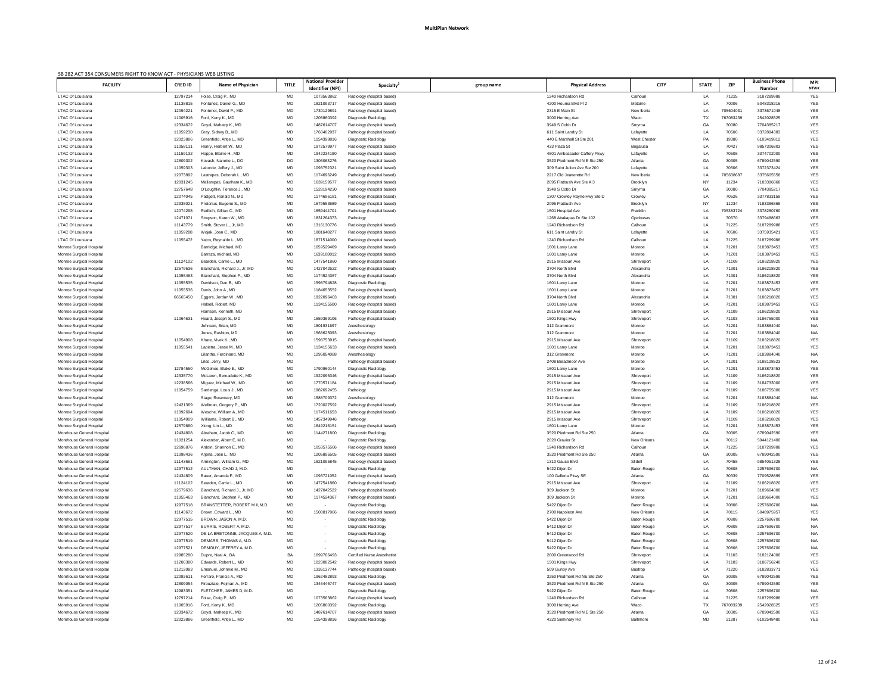**MultiPlan Network**

SB 282 ACT 354 CONSUMERS RIGHT TO KNOW ACT - PHYSICIANS WEB LISTING

| FACILITY | CRED ID | Name of Physician | TITLE | National Provider Identifier (NPI) | Specialty[2] | group name | Physical Address | CITY | STATE | ZIP | Business Phone Number | MPI NTWK |
|---|---|---|---|---|---|---|---|---|---|---|---|---|
| LTAC Of Louisiana | 12797214 | Folse, Craig P., MD | MD | 1073563862 | Radiology (hospital based) | | 1240 Richardson Rd | Calhoun | LA | 71225 | 3187289988 | YES |
| LTAC Of Louisiana | 11138815 | Fontenez, Daniel G., MD | MD | 1821093717 | Radiology (hospital based) | | 4200 Houma Blvd Fl 2 | Metairie | LA | 70006 | 5048318216 | YES |
| LTAC Of Louisiana | 12094221 | Fontenot, David P., MD | MD | 1730129891 | Radiology (hospital based) | | 2315 E Main St | New Iberia | LA | 705604031 | 3373671048 | YES |
| LTAC Of Louisiana | 11005916 | Ford, Kerry K., MD | MD | 1205860392 | Diagnostic Radiology | | 3000 Herring Ave | Waco | TX | 767083239 | 2542028525 | YES |
| LTAC Of Louisiana | 12334672 | Goyal, Maheep K., MD | MD | 1487614707 | Radiology (hospital based) | | 3949 S Cobb Dr | Smyrna | GA | 30080 | 7704385217 | YES |
| LTAC Of Louisiana | 11059230 | Gray, Sidney B., MD | MD | 1760402937 | Pathology (hospital based) | | 611 Saint Landry St | Lafayette | LA | 70506 | 3372894383 | YES |
| LTAC Of Louisiana | 12023886 | Greenfield, Antje L., MD | MD | 1154398816 | Diagnostic Radiology | | 440 E Marshall St Ste 201 | West Chester | PA | 19380 | 6103419812 | YES |
| LTAC Of Louisiana | 11058111 | Henry, Herbert W., MD | MD | 1972579977 | Radiology (hospital based) | | 433 Plaza St | Bogalusa | LA | 70427 | 9857306803 | YES |
| LTAC Of Louisiana | 11159132 | Hoppe, Blaine H., MD | MD | 1942234190 | Radiology (hospital based) | | 4801 Ambassador Caffery Pkwy | Lafayette | LA | 70508 | 3374702000 | YES |
| LTAC Of Louisiana | 12809302 | Kovash, Nanette L., DO | DO | 1306063276 | Radiology (hospital based) | | 3520 Piedmont Rd N E Ste 250 | Atlanta | GA | 30305 | 6789042590 | YES |
| LTAC Of Louisiana | 11059303 | Laborde, Jeffery J., MD | MD | 1093752321 | Radiology (hospital based) | | 309 Saint Julien Ave Ste 200 | Lafayette | LA | 70506 | 3372373424 | YES |
| LTAC Of Louisiana | 12073892 | Lastrapes, Deborah L., MD | MD | 1174696249 | Pathology (hospital based) | | 2217 Old Jeanerette Rd | New Iberia | LA | 705638687 | 3375605558 | YES |
| LTAC Of Louisiana | 12031245 | Mallampati, Gautham K., MD | MD | 1639159577 | Radiology (hospital based) | | 2095 Flatbush Ave Ste A 3 | Brooklyn | NY | 11234 | 7183386868 | YES |
| LTAC Of Louisiana | 12757648 | O'Loughlin, Terence J., MD | MD | 1528194230 | Radiology (hospital based) | | 3949 S Cobb Dr | Smyrna | GA | 30080 | 7704385217 | YES |
| LTAC Of Louisiana | 12074045 | Padgett, Ronald N., MD | MD | 1174696181 | Pathology (hospital based) | | 1307 Crowley Rayne Hwy Ste D | Crowley | LA | 70526 | 3377833159 | YES |
| LTAC Of Louisiana | 12335021 | Pretorius, Eugene S., MD | MD | 1679553689 | Radiology (hospital based) | | 2095 Flatbush Ave | Brooklyn | NY | 11234 | 7183386868 | YES |
| LTAC Of Louisiana | 12074298 | Redlich, Gillian C., MD | MD | 1659444701 | Pathology (hospital based) | | 1501 Hospital Ave | Franklin | LA | 705383724 | 3378280760 | YES |
| LTAC Of Louisiana | 12471071 | Simpson, Karen W., MD | MD | 1831264373 | Pathology | | 1268 Attakapas Dr Ste 102 | Opelousas | LA | 70570 | 3379488663 | YES |
| LTAC Of Louisiana | 11143779 | Smith, Stover L., Jr, MD | MD | 1316130776 | Radiology (hospital based) | | 1240 Richardson Rd | Calhoun | LA | 71225 | 3187289988 | YES |
| LTAC Of Louisiana | 11059288 | Wojak, Joan C., MD | MD | 1881648277 | Radiology (hospital based) | | 611 Saint Landry St | Lafayette | LA | 70506 | 3375935421 | YES |
| LTAC Of Louisiana | 11055472 | Yatco, Reynaldo L., MD | MD | 1871514000 | Radiology (hospital based) | | 1240 Richardson Rd | Calhoun | LA | 71225 | 3187289988 | YES |
| Monroe Surgical Hospital | | Barnidge, Michael, MD | MD | 1659529469 | Radiology (hospital based) | | 1601 Lamy Lane | Monroe | LA | 71201 | 3183873453 | YES |
| Monroe Surgical Hospital | | Barraza, michael, MD | MD | 1639108012 | Radiology (hospital based) | | 1601 Lamy Lane | Monroe | LA | 71201 | 3183873453 | YES |
| Monroe Surgical Hospital | 11124102 | Bearden, Carrie L., MD | MD | 1477541860 | Pathology (hospital based) | | 2915 Missouri Ave | Shreveport | LA | 71109 | 3186218820 | YES |
| Monroe Surgical Hospital | 12579636 | Blanchard, Richard J., Jr, MD | MD | 1427042522 | Pathology (hospital based) | | 3704 North Blvd | Alexandria | LA | 71301 | 3186218820 | YES |
| Monroe Surgical Hospital | 11055463 | Blanchard, Stephen P., MD | MD | 1174524367 | Pathology (hospital based) | | 3704 North Blvd | Alexandria | LA | 71301 | 3186218820 | YES |
| Monroe Surgical Hospital | 11055535 | Davidson, Dan B., MD | MD | 1598794828 | Diagnostic Radiology | | 1601 Lamy Lane | Monroe | LA | 71201 | 3183873453 | YES |
| Monroe Surgical Hospital | 11055536 | Davis, John A., MD | MD | 1184653552 | Radiology (hospital based) | | 1601 Lamy Lane | Monroe | LA | 71201 | 3183873453 | YES |
| Monroe Surgical Hospital | 66565450 | Eggers, Jordan W., MD | MD | 1922096403 | Pathology (hospital based) | | 3704 North Blvd | Alexandria | LA | 71301 | 3186218820 | YES |
| Monroe Surgical Hospital | | Halsell, Robert, MD | MD | 1134155500 | Radiology (hospital based) | | 1601 Lamy Lane | Monroe | LA | 71201 | 3183873453 | YES |
| Monroe Surgical Hospital | | Harrison, Kenneth, MD | MD | | Pathology (hospital based) | | 2915 Missouri Ave | Shreveport | LA | 71109 | 3186218820 | YES |
| Monroe Surgical Hospital | 11064631 | Heard, Joseph S., MD | MD | 1659369106 | Pathology (hospital based) | | 1501 Kings Hwy | Shreveport | LA | 71103 | 3186755000 | YES |
| Monroe Surgical Hospital | | Johnson, Brian, MD | MD | 1801931697 | Anesthesiology | | 312 Grammont | Monroe | LA | 71201 | 3183884040 | N/A |
| Monroe Surgical Hospital | | Jones, Rushton, MD | MD | 1568625093 | Anesthesiology | | 312 Grammont | Monroe | LA | 71201 | 3183884040 | N/A |
| Monroe Surgical Hospital | 11054908 | Khare, Vivek K., MD | MD | 1598753915 | Pathology (hospital based) | | 2915 Missouri Ave | Shreveport | LA | 71109 | 3186218820 | YES |
| Monroe Surgical Hospital | 11055541 | Lapietra, Jesse M., MD | MD | 1134155633 | Radiology (hospital based) | | 1601 Lamy Lane | Monroe | LA | 71201 | 3183873453 | YES |
| Monroe Surgical Hospital | | Lilantha, Ferdinand, MD | MD | 1295054088 | Anesthesiology | | 312 Grammont | Monroe | LA | 71201 | 3183884040 | N/A |
| Monroe Surgical Hospital | | Liles, Jerry, MD | MD | | Pathology (hospital based) | | 2408 Boradmoor Ave | Monroe | LA | 71201 | 3188128523 | N/A |
| Monroe Surgical Hospital | 12784550 | McGehee, Blake E., MD | MD | 1790960144 | Diagnostic Radiology | | 1601 Lamy Lane | Monroe | LA | 71201 | 3183873453 | YES |
| Monroe Surgical Hospital | 12335770 | McLaren, Bernadette K., MD | MD | 1922096346 | Pathology (hospital based) | | 2915 Missouri Ave | Shreveport | LA | 71109 | 3186218820 | YES |
| Monroe Surgical Hospital | 12238566 | Miguez, Michael W., MD | MD | 1770571184 | Pathology (hospital based) | | 2915 Missouri Ave | Shreveport | LA | 71109 | 3184733000 | YES |
| Monroe Surgical Hospital | 11054759 | Sardenga, Louis J., MD | MD | 1982692455 | Pathology | | 2915 Missouri Ave | Shreveport | LA | 71109 | 3186755000 | YES |
| Monroe Surgical Hospital | | Stage, Rosemary, MD | MD | 1588709372 | Anesthesiology | | 312 Grammont | Monroe | LA | 71201 | 3183884040 | N/A |
| Monroe Surgical Hospital | 12421369 | Wellman, Gregory P., MD | MD | 1720027592 | Pathology (hospital based) | | 2915 Missouri Ave | Shreveport | LA | 71109 | 3186218820 | YES |
| Monroe Surgical Hospital | 11092694 | Wesche, William A., MD | MD | 1174511653 | Pathology (hospital based) | | 2915 Missouri Ave | Shreveport | LA | 71109 | 3186218820 | YES |
| Monroe Surgical Hospital | 11054909 | Williams, Robert B., MD | MD | 1457349946 | Pathology | | 2915 Missouri Ave | Shreveport | LA | 71109 | 3186218820 | YES |
| Monroe Surgical Hospital | 12579660 | Xiong, Lin L., MD | MD | 1649216151 | Radiology (hospital based) | | 1601 Lamy Lane | Monroe | LA | 71201 | 3183873453 | YES |
| Morehouse General Hospital | 12434808 | Abraham, Jacob C., MD | MD | 1144271800 | Diagnostic Radiology | | 3520 Piedmont Rd Ste 250 | Atlanta | GA | 30305 | 6789042590 | YES |
| Morehouse General Hospital | 11021254 | Alexander, Albert E, M.D. | MD | - | Diagnostic Radiology | | 2020 Gravier St | New Orleans | LA | 70112 | 5044121400 | N/A |
| Morehouse General Hospital | 12696876 | Ardoin, Shannon E., MD | MD | 1053575506 | Radiology (hospital based) | | 1240 Richardson Rd | Calhoun | LA | 71225 | 3187289988 | YES |
| Morehouse General Hospital | 11098436 | Arjona, Jose L., MD | MD | 1205895505 | Radiology (hospital based) | | 3520 Piedmont Rd Ste 250 | Atlanta | GA | 30305 | 6789042590 | YES |
| Morehouse General Hospital | 11143661 | Armington, William G., MD | MD | 1821095845 | Radiology (hospital based) | | 1310 Gause Blvd | Slidell | LA | 70458 | 9854051328 | YES |
| Morehouse General Hospital | 12977512 | AULTMAN, CHAD J, M.D. | MD | - | Diagnostic Radiology | | 5422 Dijon Dr | Baton Rouge | LA | 70808 | 2257696700 | N/A |
| Morehouse General Hospital | 12434809 | Bauer, Amanda F., MD | MD | 1093721052 | Radiology (hospital based) | | 100 Galleria Pkwy SE | Atlanta | GA | 30339 | 7709528899 | YES |
| Morehouse General Hospital | 11124102 | Bearden, Carrie L., MD | MD | 1477541860 | Pathology (hospital based) | | 2915 Missouri Ave | Shreveport | LA | 71109 | 3186218820 | YES |
| Morehouse General Hospital | 12579636 | Blanchard, Richard J., Jr, MD | MD | 1427042522 | Pathology (hospital based) | | 309 Jackson St | Monroe | LA | 71201 | 3189664000 | YES |
| Morehouse General Hospital | 11055463 | Blanchard, Stephen P., MD | MD | 1174524367 | Pathology (hospital based) | | 309 Jackson St | Monroe | LA | 71201 | 3189664000 | YES |
| Morehouse General Hospital | 12977518 | BRANSTETTER, ROBERT M II, M.D. | MD | - | Diagnostic Radiology | | 5422 Dijon Dr | Baton Rouge | LA | 70808 | 2257696700 | N/A |
| Morehouse General Hospital | 11143672 | Brown, Edward L., MD | MD | 1508817966 | Radiology (hospital based) | | 2700 Napoleon Ave | New Orleans | LA | 70115 | 5048975957 | YES |
| Morehouse General Hospital | 12977515 | BROWN, JASON A, M.D. | MD | - | Diagnostic Radiology | | 5422 Dijon Dr | Baton Rouge | LA | 70808 | 2257696700 | N/A |
| Morehouse General Hospital | 12977517 | BURRIS, ROBERT A, M.D. | MD | - | Diagnostic Radiology | | 5412 Dijon Dr | Baton Rouge | LA | 70808 | 2257696700 | N/A |
| Morehouse General Hospital | 12977520 | DE LA BRETONNE, JACQUES A, M.D. | MD | - | Diagnostic Radiology | | 5412 Dijon Dr | Baton Rouge | LA | 70808 | 2257696700 | N/A |
| Morehouse General Hospital | 12977519 | DEMARS, THOMAS A, M.D. | MD | - | Diagnostic Radiology | | 5412 Dijon Dr | Baton Rouge | LA | 70808 | 2257696700 | N/A |
| Morehouse General Hospital | 12977521 | DEMOUY, JEFFREY A, M.D. | MD | - | Diagnostic Radiology | | 5422 Dijon Dr | Baton Rouge | LA | 70808 | 2257696700 | N/A |
| Morehouse General Hospital | 12985280 | Dupre, Neal A., BA | BA | 1699766493 | Certified Nurse Anesthetist | | 2600 Greenwood Rd | Shreveport | LA | 71103 | 3182124000 | YES |
| Morehouse General Hospital | 11206380 | Edwards, Robert L., MD | MD | 1023082542 | Radiology (hospital based) | | 1501 Kings Hwy | Shreveport | LA | 71103 | 3186756240 | YES |
| Morehouse General Hospital | 11212083 | Emanuel, Johnnie M., MD | MD | 1336137744 | Pathology (hospital based) | | 509 Gunby Ave | Bastrop | LA | 71220 | 3182833771 | YES |
| Morehouse General Hospital | 12092611 | Ferraro, Francis A., MD | MD | 1962482893 | Diagnostic Radiology | | 3250 Piedmont Rd NE Ste 250 | Atlanta | GA | 30305 | 6789042599 | YES |
| Morehouse General Hospital | 12809054 | Firouztale, Pejman A., MD | MD | 1346446747 | Radiology (hospital based) | | 3520 Piedmont Rd N E Ste 250 | Atlanta | GA | 30305 | 6789042590 | YES |
| Morehouse General Hospital | 12983351 | FLETCHER, JAMES D, M.D. | MD | - | Diagnostic Radiology | | 5422 Dijon Dr | Baton Rouge | LA | 70808 | 2257696700 | N/A |
| Morehouse General Hospital | 12797214 | Folse, Craig P., MD | MD | 1073563862 | Radiology (hospital based) | | 1240 Richardson Rd | Calhoun | LA | 71225 | 3187289988 | YES |
| Morehouse General Hospital | 11005916 | Ford, Kerry K., MD | MD | 1205860392 | Diagnostic Radiology | | 3000 Herring Ave | Waco | TX | 767083239 | 2542028525 | YES |
| Morehouse General Hospital | 12334672 | Goyal, Maheep K., MD | MD | 1487614707 | Radiology (hospital based) | | 3520 Piedmont Rd N E Ste 250 | Atlanta | GA | 30305 | 6789042590 | YES |
| Morehouse General Hospital | 12023886 | Greenfield, Antje L., MD | MD | 1154398816 | Diagnostic Radiology | | 4320 Seminary Rd | Baltimore | MD | 21287 | 6102548480 | YES |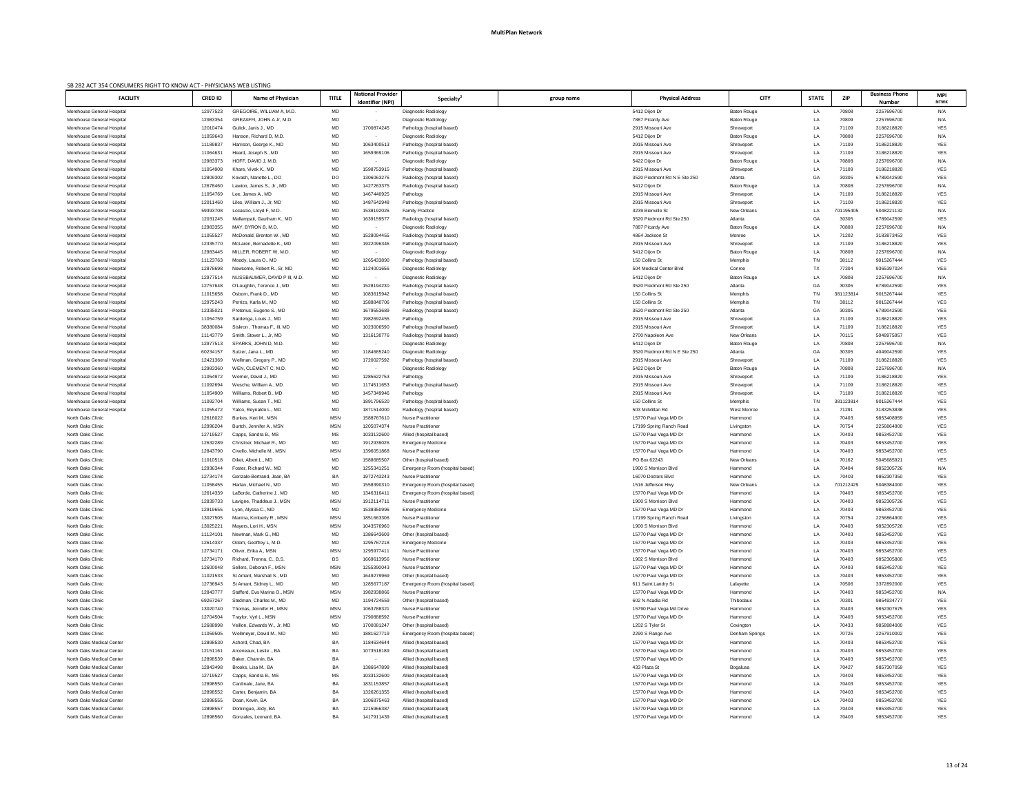**MultiPlan Network**

SB 282 ACT 354 CONSUMERS RIGHT TO KNOW ACT - PHYSICIANS WEB LISTING

| FACILITY | CRED ID | Name of Physician | TITLE | National Provider Identifier (NPI) | Specialty[2] | group name | Physical Address | CITY | STATE | ZIP | Business Phone Number | MPI NTWK |
|---|---|---|---|---|---|---|---|---|---|---|---|---|
| Morehouse General Hospital | 12977523 | GREGOIRE, WILLIAM A, M.D. | MD | - | Diagnostic Radiology | | 5412 Dijon Dr | Baton Rouge | LA | 70808 | 2257696700 | N/A |
| Morehouse General Hospital | 12983354 | GREZAFFI, JOHN A Jr, M.D. | MD | - | Diagnostic Radiology | | 7887 Picardy Ave | Baton Rouge | LA | 70809 | 2257696700 | N/A |
| Morehouse General Hospital | 12010474 | Gulick, Janis J., MD | MD | 1700874245 | Pathology (hospital based) | | 2915 Missouri Ave | Shreveport | LA | 71109 | 3186218820 | YES |
| Morehouse General Hospital | 11059643 | Hanson, Richard D, M.D. | MD | - | Diagnostic Radiology | | 5412 Dijon Dr | Baton Rouge | LA | 70808 | 2257696700 | N/A |
| Morehouse General Hospital | 11189837 | Harrison, George K., MD | MD | 1063400513 | Pathology (hospital based) | | 2915 Missouri Ave | Shreveport | LA | 71109 | 3186218820 | YES |
| Morehouse General Hospital | 11064631 | Heard, Joseph S., MD | MD | 1659369106 | Pathology (hospital based) | | 2915 Missouri Ave | Shreveport | LA | 71109 | 3186218820 | YES |
| Morehouse General Hospital | 12983373 | HOFF, DAVID J, M.D. | MD | - | Diagnostic Radiology | | 5422 Dijon Dr | Baton Rouge | LA | 70808 | 2257696700 | N/A |
| Morehouse General Hospital | 11054908 | Khare, Vivek K., MD | MD | 1598753915 | Pathology (hospital based) | | 2915 Missouri Ave | Shreveport | LA | 71109 | 3186218820 | YES |
| Morehouse General Hospital | 12809302 | Kovash, Nanette L., DO | DO | 1306063276 | Radiology (hospital based) | | 3520 Piedmont Rd N E Ste 250 | Atlanta | GA | 30305 | 6789042590 | YES |
| Morehouse General Hospital | 12678460 | Lawton, James S., Jr., MD | MD | 1427263375 | Radiology (hospital based) | | 5412 Dijon Dr | Baton Rouge | LA | 70808 | 2257696700 | N/A |
| Morehouse General Hospital | 11054769 | Lee, James A., MD | MD | 1467440925 | Pathology | | 2915 Missouri Ave | Shreveport | LA | 71109 | 3186218820 | YES |
| Morehouse General Hospital | 12011460 | Liles, William J., Jr, MD | MD | 1487642948 | Pathology (hospital based) | | 2915 Missouri Ave | Shreveport | LA | 71109 | 3186218820 | YES |
| Morehouse General Hospital | 59393708 | Locascio, Lloyd F, M.D. | MD | 1538192026 | Family Practice | | 3239 Bienville St | New Orleans | LA | 701195405 | 5048221132 | N/A |
| Morehouse General Hospital | 12031245 | Mallampati, Gautham K., MD | MD | 1639159577 | Radiology (hospital based) | | 3520 Piedmont Rd Ste 250 | Atlanta | GA | 30305 | 6789042590 | YES |
| Morehouse General Hospital | 12983355 | MAY, BYRON B, M.D. | MD | - | Diagnostic Radiology | | 7887 Picardy Ave | Baton Rouge | LA | 70809 | 2257696700 | N/A |
| Morehouse General Hospital | 11055527 | McDonald, Brenton W., MD | MD | 1528094455 | Radiology (hospital based) | | 4864 Jackson St | Monroe | LA | 71202 | 3183873453 | YES |
| Morehouse General Hospital | 12335770 | McLaren, Bernadette K., MD | MD | 1922096346 | Pathology (hospital based) | | 2915 Missouri Ave | Shreveport | LA | 71109 | 3186218820 | YES |
| Morehouse General Hospital | 12983445 | MILLER, ROBERT W, M.D. | MD | - | Diagnostic Radiology | | 5412 Dijon Dr | Baton Rouge | LA | 70808 | 2257696700 | N/A |
| Morehouse General Hospital | 11123763 | Moody, Laura O., MD | MD | 1265433890 | Pathology (hospital based) | | 150 Collins St | Memphis | TN | 38112 | 9015267444 | YES |
| Morehouse General Hospital | 12878698 | Newsome, Robert R., Sr, MD | MD | 1124001656 | Diagnostic Radiology | | 504 Medical Center Blvd | Conroe | TX | 77304 | 9365397024 | YES |
| Morehouse General Hospital | 12977514 | NUSSBAUMER, DAVID P III, M.D. | MD | - | Diagnostic Radiology | | 5412 Dijon Dr | Baton Rouge | LA | 70808 | 2257696700 | N/A |
| Morehouse General Hospital | 12757648 | O'Loughlin, Terence J., MD | MD | 1528194230 | Radiology (hospital based) | | 3520 Piedmont Rd Ste 250 | Atlanta | GA | 30305 | 6789042590 | YES |
| Morehouse General Hospital | 11015658 | Osborn, Frank D., MD | MD | 1083615942 | Pathology (hospital based) | | 150 Collins St | Memphis | TN | 381123814 | 9015267444 | YES |
| Morehouse General Hospital | 12975243 | Perrizo, Karla M., MD | MD | 1588840706 | Pathology (hospital based) | | 150 Collins St | Memphis | TN | 38112 | 9015267444 | YES |
| Morehouse General Hospital | 12335021 | Pretorius, Eugene S., MD | MD | 1679553689 | Radiology (hospital based) | | 3520 Piedmont Rd Ste 250 | Atlanta | GA | 30305 | 6789042590 | YES |
| Morehouse General Hospital | 11054759 | Sardenga, Louis J., MD | MD | 1982692455 | Pathology | | 2915 Missouri Ave | Shreveport | LA | 71109 | 3186218820 | YES |
| Morehouse General Hospital | 38380084 | Siskron , Thomas F., III, MD | MD | 1023006590 | Pathology (hospital based) | | 2915 Missouri Ave | Shreveport | LA | 71109 | 3186218820 | YES |
| Morehouse General Hospital | 11143779 | Smith, Stover L., Jr, MD | MD | 1316130776 | Radiology (hospital based) | | 2700 Napoleon Ave | New Orleans | LA | 70115 | 5048975957 | YES |
| Morehouse General Hospital | 12977513 | SPARKS, JOHN D, M.D. | MD | - | Diagnostic Radiology | | 5412 Dijon Dr | Baton Rouge | LA | 70808 | 2257696700 | N/A |
| Morehouse General Hospital | 60234157 | Sulzer, Jana L., MD | MD | 1184685240 | Diagnostic Radiology | | 3520 Piedmont Rd N E Ste 250 | Atlanta | GA | 30305 | 4049042590 | YES |
| Morehouse General Hospital | 12421369 | Wellman, Gregory P., MD | MD | 1720027592 | Pathology (hospital based) | | 2915 Missouri Ave | Shreveport | LA | 71109 | 3186218820 | YES |
| Morehouse General Hospital | 12983360 | WEN, CLEMENT C, M.D. | MD | - | Diagnostic Radiology | | 5422 Dijon Dr | Baton Rouge | LA | 70808 | 2257696700 | N/A |
| Morehouse General Hospital | 11054972 | Werner, David J., MD | MD | 1285622753 | Pathology | | 2915 Missouri Ave | Shreveport | LA | 71109 | 3186218820 | YES |
| Morehouse General Hospital | 11092694 | Wesche, William A., MD | MD | 1174511653 | Pathology (hospital based) | | 2915 Missouri Ave | Shreveport | LA | 71109 | 3186218820 | YES |
| Morehouse General Hospital | 11054909 | Williams, Robert B., MD | MD | 1457349946 | Pathology | | 2915 Missouri Ave | Shreveport | LA | 71109 | 3186218820 | YES |
| Morehouse General Hospital | 11092704 | Williams, Susan T., MD | MD | 1891796520 | Pathology (hospital based) | | 150 Collins St | Memphis | TN | 381123814 | 9015267444 | YES |
| Morehouse General Hospital | 11055472 | Yatco, Reynaldo L., MD | MD | 1871514000 | Radiology (hospital based) | | 503 McMillan Rd | West Monroe | LA | 71291 | 3183253838 | YES |
| North Oaks Clinic | 12616022 | Burkes, Keri M., MSN | MSN | 1588767610 | Nurse Practitioner | | 15770 Paul Vega MD Dr | Hammond | LA | 70403 | 9853408959 | YES |
| North Oaks Clinic | 12996204 | Burtch, Jennifer A., MSN | MSN | 1205074374 | Nurse Practitioner | | 17199 Spring Ranch Road | Livingston | LA | 70754 | 2256864900 | YES |
| North Oaks Clinic | 12719527 | Capps, Sandra B., MS | MS | 1033132600 | Allied (hospital based) | | 15770 Paul Vega MD Dr | Hammond | LA | 70403 | 9853452700 | YES |
| North Oaks Clinic | 12632289 | Christner, Michael R., MD | MD | 1912939026 | Emergency Medicine | | 15770 Paul Vega MD Dr | Hammond | LA | 70403 | 9853452700 | YES |
| North Oaks Clinic | 12843790 | Civello, Michelle M., MSN | MSN | 1396051868 | Nurse Practitioner | | 15770 Paul Vega MD Dr | Hammond | LA | 70403 | 9853452700 | YES |
| North Oaks Clinic | 11010518 | Diket, Albert L., MD | MD | 1588685507 | Other (hospital based) | | PO Box 62243 | New Orleans | LA | 70162 | 5045685921 | YES |
| North Oaks Clinic | 12936344 | Foster, Richard W., MD | MD | 1255341251 | Emergency Room (hospital based) | | 1900 S Morrison Blvd | Hammond | LA | 70404 | 9852305726 | N/A |
| North Oaks Clinic | 12734174 | Genzale-Bertrand, Jean, BA | BA | 1972743243 | Nurse Practitioner | | 16070 Doctors Blvd | Hammond | LA | 70403 | 9852307350 | YES |
| North Oaks Clinic | 11058455 | Harlan, Michael N., MD | MD | 1558390310 | Emergency Room (hospital based) | | 1516 Jefferson Hwy | New Orleans | LA | 701212429 | 5048384000 | YES |
| North Oaks Clinic | 12614339 | LaBorde, Catherine J., MD | MD | 1346316411 | Emergency Room (hospital based) | | 15770 Paul Vega MD Dr | Hammond | LA | 70403 | 9853452700 | YES |
| North Oaks Clinic | 12839733 | Lavigne, Thaddeus J., MSN | MSN | 1912114711 | Nurse Practitioner | | 1900 S Morrison Blvd | Hammond | LA | 70403 | 9852305726 | YES |
| North Oaks Clinic | 12919655 | Lyon, Alyssa C., MD | MD | 1538350996 | Emergency Medicine | | 15770 Paul Vega MD Dr | Hammond | LA | 70403 | 9853452700 | YES |
| North Oaks Clinic | 13027505 | Manina, Kimberly R., MSN | MSN | 1851663306 | Nurse Practitioner | | 17199 Spring Ranch Road | Livingston | LA | 70754 | 2256864900 | YES |
| North Oaks Clinic | 13025221 | Mayers, Lori H., MSN | MSN | 1043576960 | Nurse Practitioner | | 1900 S Morrison Blvd | Hammond | LA | 70403 | 9852305726 | YES |
| North Oaks Clinic | 11124101 | Newman, Mark G., MD | MD | 1386643609 | Other (hospital based) | | 15770 Paul Vega MD Dr | Hammond | LA | 70403 | 9853452700 | YES |
| North Oaks Clinic | 12614337 | Odom, Geoffrey L, MD | MD | 1295767218 | Emergency Medicine | | 15770 Paul Vega MD Dr | Hammond | LA | 70403 | 9853452700 | YES |
| North Oaks Clinic | 12734171 | Oliver, Erika A., MSN | MSN | 1295977411 | Nurse Practitioner | | 15770 Paul Vega MD Dr | Hammond | LA | 70403 | 9853452700 | YES |
| North Oaks Clinic | 12734170 | Richard, Trenna, C., B.S. | BS | 1669613956 | Nurse Practitioner | | 1902 S Morrison Blvd | Hammond | LA | 70403 | 9852305800 | YES |
| North Oaks Clinic | 12600048 | Sellers, Deborah F., MSN | MSN | 1255390043 | Nurse Practitioner | | 15770 Paul Vega MD Dr | Hammond | LA | 70403 | 9853452700 | YES |
| North Oaks Clinic | 11021533 | St Amant, Marshall S., MD | MD | 1649279969 | Other (hospital based) | | 15770 Paul Vega MD Dr | Hammond | LA | 70403 | 9853452700 | YES |
| North Oaks Clinic | 12736943 | St Amant, Sidney L., MD | MD | 1285677187 | Emergency Room (hospital based) | | 611 Saint Landry St | Lafayette | LA | 70506 | 3372892000 | YES |
| North Oaks Clinic | 12843777 | Stafford, Eva Marina O., MSN | MSN | 1982938866 | Nurse Practitioner | | 15770 Paul Vega MD Dr | Hammond | LA | 70403 | 9853452700 | N/A |
| North Oaks Clinic | 69267267 | Stedman, Charles M., MD | MD | 1194724559 | Other (hospital based) | | 602 N Acadia Rd | Thibodaux | LA | 70301 | 9854934777 | YES |
| North Oaks Clinic | 13020740 | Thomas, Jennifer H., MSN | MSN | 1063788321 | Nurse Practitioner | | 15790 Paul Vega Md Drive | Hammond | LA | 70403 | 9852307675 | YES |
| North Oaks Clinic | 12704504 | Traylor, Vyrl L., MSN | MSN | 1790888592 | Nurse Practitioner | | 15770 Paul Vega MD Dr | Hammond | LA | 70403 | 9853452700 | YES |
| North Oaks Clinic | 12688998 | Veillon, Edwards W., Jr, MD | MD | 1700081247 | Other (hospital based) | | 1202 S Tyler St | Covington | LA | 70433 | 9858984000 | YES |
| North Oaks Clinic | 11059505 | Wellmeyer, David M., MD | MD | 1881627719 | Emergency Room (hospital based) | | 2290 S Range Ave | Denham Springs | LA | 70726 | 2257910002 | YES |
| North Oaks Medical Center | 12898530 | Achord, Chad, BA | BA | 1184634644 | Allied (hospital based) | | 15770 Paul Vega MD Dr | Hammond | LA | 70403 | 9853452700 | YES |
| North Oaks Medical Center | 12151161 | Arceneaux, Leslie ., BA | BA | 1073518189 | Allied (hospital based) | | 15770 Paul Vega MD Dr | Hammond | LA | 70403 | 9853452700 | YES |
| North Oaks Medical Center | 12898539 | Baker, Channin, BA | BA | - | Allied (hospital based) | | 15770 Paul Vega MD Dr | Hammond | LA | 70403 | 9853452700 | YES |
| North Oaks Medical Center | 12843498 | Brooks, Lisa M., BA | BA | 1386647899 | Allied (hospital based) | | 433 Plaza St | Bogalusa | LA | 70427 | 9857307059 | YES |
| North Oaks Medical Center | 12719527 | Capps, Sandra B., MS | MS | 1033132600 | Allied (hospital based) | | 15770 Paul Vega MD Dr | Hammond | LA | 70403 | 9853452700 | YES |
| North Oaks Medical Center | 12898550 | Cardinale, Jane, BA | BA | 1831153857 | Allied (hospital based) | | 15770 Paul Vega MD Dr | Hammond | LA | 70403 | 9853452700 | YES |
| North Oaks Medical Center | 12898552 | Carter, Benjamin, BA | BA | 1326261355 | Allied (hospital based) | | 15770 Paul Vega MD Dr | Hammond | LA | 70403 | 9853452700 | YES |
| North Oaks Medical Center | 12898555 | Doan, Kevin, BA | BA | 1306875463 | Allied (hospital based) | | 15770 Paul Vega MD Dr | Hammond | LA | 70403 | 9853452700 | YES |
| North Oaks Medical Center | 12898557 | Domingue, Jody, BA | BA | 1215966387 | Allied (hospital based) | | 15770 Paul Vega MD Dr | Hammond | LA | 70403 | 9853452700 | YES |
| North Oaks Medical Center | 12898560 | Gonzales, Leonard, BA | BA | 1417911439 | Allied (hospital based) | | 15770 Paul Vega MD Dr | Hammond | LA | 70403 | 9853452700 | YES |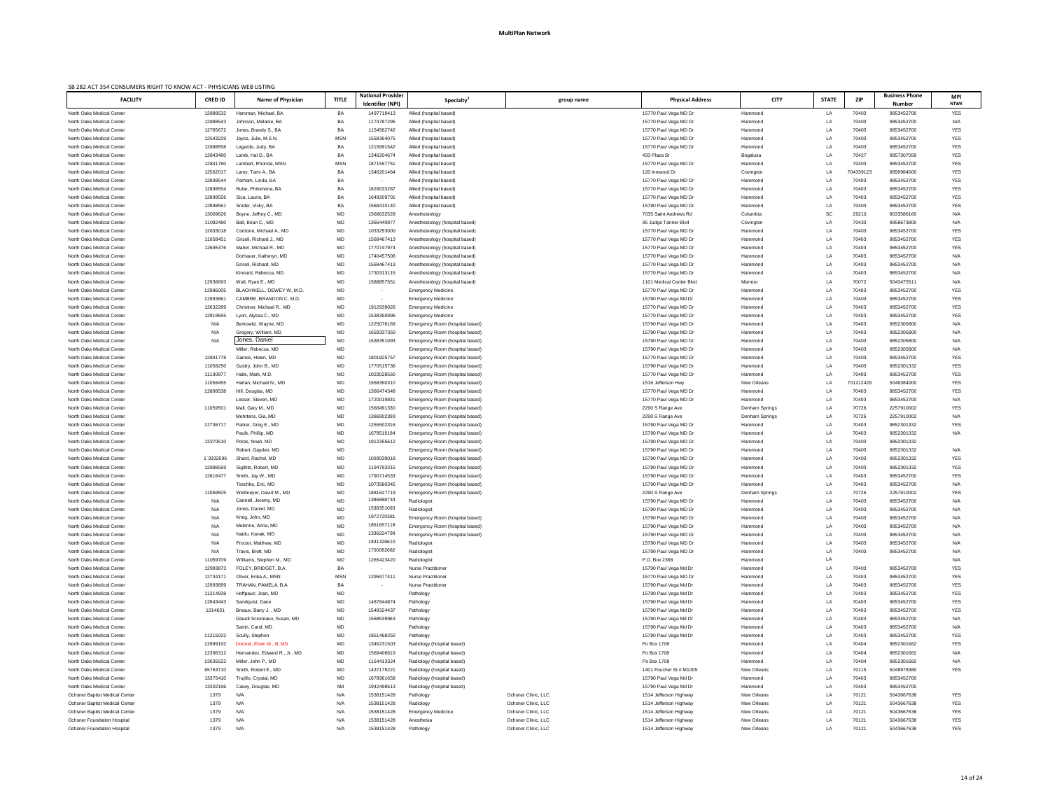**MultiPlan Network**

SB 282 ACT 354 CONSUMERS RIGHT TO KNOW ACT - PHYSICIANS WEB LISTING

| FACILITY | CRED ID | Name of Physician | TITLE | National Provider Identifier (NPI) | Specialty[2] | group name | Physical Address | CITY | STATE | ZIP | Business Phone Number | MPI NTWK |
|---|---|---|---|---|---|---|---|---|---|---|---|---|
| North Oaks Medical Center | 12898532 | Heroman, Michael, BA | BA | 1497719413 | Allied (hospital based) | | 15770 Paul Vega MD Dr | Hammond | LA | 70403 | 9853452700 | YES |
| North Oaks Medical Center | 12898543 | Johnson, Melanie, BA | BA | 1174787295 | Allied (hospital based) | | 15770 Paul Vega MD Dr | Hammond | LA | 70403 | 9853452700 | N/A |
| North Oaks Medical Center | 12795672 | Jones, Brandy S., BA | BA | 1154562742 | Allied (hospital based) | | 15770 Paul Vega MD Dr | Hammond | LA | 70403 | 9853452700 | YES |
| North Oaks Medical Center | 12543229 | Joyce, Julie, M.S.N. | MSN | 1558364075 | Allied (hospital based) | | 15770 Paul Vega MD Dr | Hammond | LA | 70403 | 9853452700 | YES |
| North Oaks Medical Center | 12898558 | Lagarde, Judy, BA | BA | 1215991542 | Allied (hospital based) | | 15770 Paul Vega MD Dr | Hammond | LA | 70403 | 9853452700 | YES |
| North Oaks Medical Center | 12843480 | Lamb, Hal D., BA | BA | 1346204674 | Allied (hospital based) | | 433 Plaza St | Bogalusa | LA | 70427 | 9857307059 | YES |
| North Oaks Medical Center | 12841780 | Lambert, Rhonda, MSN | MSN | 1871557751 | Allied (hospital based) | | 15770 Paul Vega MD Dr | Hammond | LA | 70403 | 9853452700 | YES |
| North Oaks Medical Center | 12562017 | Lamy, Tami A., BA | BA | 1346201464 | Allied (hospital based) | | 120 Innwood Dr | Covington | LA | 704339123 | 9858984000 | YES |
| North Oaks Medical Center | 12898544 | Parham, Linda, BA | BA | - | Allied (hospital based) | | 15770 Paul Vega MD Dr | Hammond | LA | 70403 | 9853452700 | YES |
| North Oaks Medical Center | 12898554 | Rube, Philomena, BA | BA | 1629033287 | Allied (hospital based) | | 15770 Paul Vega MD Dr | Hammond | LA | 70403 | 9853452700 | YES |
| North Oaks Medical Center | 12898556 | Sica, Laurie, BA | BA | 1649209701 | Allied (hospital based) | | 15770 Paul Vega MD Dr | Hammond | LA | 70403 | 9853452700 | YES |
| North Oaks Medical Center | 12898561 | Snider, Vicky, BA | BA | 1568410140 | Allied (hospital based) | | 15770 Paul Vega MD Dr | Hammond | LA | 70403 | 9853452700 | YES |
| North Oaks Medical Center | 13009626 | Boyne, Jeffrey C., MD | MD | 1568632529 | Anesthesiology | | 7035 Saint Andrews Rd | Columbia | SC | 29210 | 8033586160 | N/A |
| North Oaks Medical Center | 11082480 | Ball, Brian C., MD | MD | 1366440877 | Anesthesiology (hospital based) | | 95 Judge Tanner Blvd | Covington | LA | 70433 | 9858673800 | N/A |
| North Oaks Medical Center | 12633018 | Cordone, Michael A., MD | MD | 1033253000 | Anesthesiology (hospital based) | | 15770 Paul Vega MD Dr | Hammond | LA | 70403 | 9853452700 | YES |
| North Oaks Medical Center | 11058451 | Grisoli, Richard J., MD | MD | 1568467413 | Anesthesiology (hospital based) | | 15770 Paul Vega MD Dr | Hammond | LA | 70403 | 9853452700 | YES |
| North Oaks Medical Center | 12695376 | Maher, Michael R., MD | MD | 1770747974 | Anesthesiology (hospital based) | | 15770 Paul Vega MD Dr | Hammond | LA | 70403 | 9853452700 | YES |
| North Oaks Medical Center | | Dorhauer, Katheryn, MD | MD | 1740457506 | Anesthesiology (hospital based) | | 15770 Paul Vega MD Dr | Hammond | LA | 70403 | 9853452700 | N/A |
| North Oaks Medical Center | | Grisoli, Richard, MD | MD | 1568467413 | Anesthesiology (hospital based) | | 15770 Paul Vega MD Dr | Hammond | LA | 70403 | 9853452700 | N/A |
| North Oaks Medical Center | | Kinnard, Rebecca, MD | MD | 1730313115 | Anesthesiology (hospital based) | | 15770 Paul Vega MD Dr | Hammond | LA | 70403 | 9853452700 | N/A |
| North Oaks Medical Center | 12936693 | Wall, Ryan E., MD | MD | 1588857551 | Anesthesiology (hospital based) | | 1101 Medical Center Blvd | Marrero | LA | 70072 | 5043475511 | N/A |
| North Oaks Medical Center | 12986005 | BLACKWELL, DEWEY W, M.D. | MD | - | Emergency Medicine | | 15770 Paul Vega MD Dr | Hammond | LA | 70403 | 9853452700 | YES |
| North Oaks Medical Center | 12993861 | CAMBRE, BRANDON C, M.D. | MD | - | Emergency Medicine | | 15790 Paul Vega Md Dr | Hammond | LA | 70403 | 9853452700 | YES |
| North Oaks Medical Center | 12632289 | Christner, Michael R., MD | MD | 1912939026 | Emergency Medicine | | 15770 Paul Vega MD Dr | Hammond | LA | 70403 | 9853452700 | YES |
| North Oaks Medical Center | 12919655 | Lyon, Alyssa C., MD | MD | 1538350996 | Emergency Medicine | | 15770 Paul Vega MD Dr | Hammond | LA | 70403 | 9853452700 | YES |
| North Oaks Medical Center | N/A | Berkowitz, Wayne, MD | MD | 1225076169 | Emergency Room (hospital based) | | 15790 Paul Vega MD Dr | Hammond | LA | 70403 | 9852305800 | N/A |
| North Oaks Medical Center | N/A | Gregory, William, MD | MD | 1659337350 | Emergency Room (hospital based) | | 15790 Paul Vega MD Dr | Hammond | LA | 70403 | 9852305800 | N/A |
| North Oaks Medical Center | N/A | Jones, Daniel | MD | 1538351093 | Emergency Room (hospital based) | | 15790 Paul Vega MD Dr | Hammond | LA | 70403 | 9852305800 | N/A |
| North Oaks Medical Center | | Miller, Rebecca, MD | MD | | Emergency Room (hospital based) | | 15790 Paul Vega MD Dr | Hammond | LA | 70403 | 9852305800 | N/A |
| North Oaks Medical Center | 12841778 | Gaines, Helen, MD | MD | 1801825757 | Emergency Room (hospital based) | | 15770 Paul Vega MD Dr | Hammond | LA | 70403 | 9853452700 | YES |
| North Oaks Medical Center | 11058250 | Guidry, John B., MD | MD | 1770515736 | Emergency Room (hospital based) | | 15790 Paul Vega MD Dr | Hammond | LA | 70403 | 9852301332 | YES |
| North Oaks Medical Center | 11190977 | Haile, Mark, M.D. | MD | 1023028560 | Emergency Room (hospital based) | | 15770 Paul Vega MD Dr | Hammond | LA | 70403 | 9853452700 | YES |
| North Oaks Medical Center | 11058455 | Harlan, Michael N., MD | MD | 1558390310 | Emergency Room (hospital based) | | 1516 Jefferson Hwy | New Orleans | LA | 701212429 | 5048384000 | YES |
| North Oaks Medical Center | 12898538 | Hill, Douglas, MD | MD | 1366474348 | Emergency Room (hospital based) | | 15770 Paul Vega MD Dr | Hammond | LA | 70403 | 9853452700 | YES |
| North Oaks Medical Center | | Lesser, Steven, MD | MD | 1720019831 | Emergency Room (hospital based) | | 15770 Paul Vega MD Dr | Hammond | LA | 70403 | 9853452700 | N/A |
| North Oaks Medical Center | 11059501 | Mall, Gary M., MD | MD | 1568491330 | Emergency Room (hospital based) | | 2290 S Range Ave | Denham Springs | LA | 70726 | 2257910002 | YES |
| North Oaks Medical Center | | Mehrtens, Gia, MD | MD | 1386902393 | Emergency Room (hospital based) | | 2290 S Range Ave | Denham Springs | LA | 70726 | 2257910002 | N/A |
| North Oaks Medical Center | 12736717 | Parker, Greg E., MD | MD | 1255502316 | Emergency Room (hospital based) | | 15790 Paul Vega MD Dr | Hammond | LA | 70403 | 9852301332 | YES |
| North Oaks Medical Center | | Paulk, Phillip, MD | MD | 1678510184 | Emergency Room (hospital based) | | 15790 Paul Vega MD Dr | Hammond | LA | 70403 | 9852301332 | N/A |
| North Oaks Medical Center | 13370610 | Pores, Noah, MD | MD | 1912265612 | Emergency Room (hospital based) | | 15790 Paul Vega MD Dr | Hammond | LA | 70403 | 9852301332 | |
| North Oaks Medical Center | | Robert, Gayden, MD | MD | | Emergency Room (hospital based) | | 15790 Paul Vega MD Dr | Hammond | LA | 70403 | 9852301332 | N/A |
| North Oaks Medical Center | 1`3332596 | Shard, Rachel, MD | MD | 1093039018 | Emergency Room (hospital based) | | 15790 Paul Vega MD Dr | Hammond | LA | 70403 | 9852301332 | YES |
| North Oaks Medical Center | 12898569 | Sigillito, Robert, MD | MD | 1194793315 | Emergency Room (hospital based) | | 15790 Paul Vega MD Dr | Hammond | LA | 70403 | 9852301332 | YES |
| North Oaks Medical Center | 12616477 | Smith, Jay W., MD | MD | 1790714533 | Emergency Room (hospital based) | | 15770 Paul Vega MD Dr | Hammond | LA | 70403 | 9853452700 | YES |
| North Oaks Medical Center | | Teschke, Eric, MD | MD | 1073580345 | Emergency Room (hospital based) | | 15790 Paul Vega MD Dr | Hammond | LA | 70403 | 9853452700 | N/A |
| North Oaks Medical Center | 11059505 | Wellmeyer, David M., MD | MD | 1881627719 | Emergency Room (hospital based) | | 2290 S Range Ave | Denham Springs | LA | 70726 | 2257910002 | YES |
| North Oaks Medical Center | N/A | Cannell, Jeremy, MD | MD | 1386888733 | Radiologist | | 15790 Paul Vega MD Dr | Hammond | LA | 70403 | 9853452700 | N/A |
| North Oaks Medical Center | N/A | Jones, Daniel, MD | MD | 1538351093 | Radiologist | | 15790 Paul Vega MD Dr | Hammond | LA | 70403 | 9853452700 | N/A |
| North Oaks Medical Center | N/A | Krieg, John, MD | MD | 1972720381 | Emergency Room (hospital based) | | 15790 Paul Vega MD Dr | Hammond | LA | 70403 | 9853452700 | N/A |
| North Oaks Medical Center | N/A | Melerine, Anna, MD | MD | 1851657118 | Emergency Room (hospital based) | | 15790 Paul Vega MD Dr | Hammond | LA | 70403 | 9853452700 | N/A |
| North Oaks Medical Center | N/A | Naidu, Kanak, MD | MD | 1336224799 | Emergency Room (hospital based) | | 15790 Paul Vega MD Dr | Hammond | LA | 70403 | 9853452700 | N/A |
| North Oaks Medical Center | N/A | Proctor, Matthew, MD | MD | 1831326610 | Radiologist | | 15790 Paul Vega MD Dr | Hammond | LA | 70403 | 9853452700 | N/A |
| North Oaks Medical Center | N/A | Travis, Brett, MD | MD | 1700082682 | Radiologist | | 15790 Paul Vega MD Dr | Hammond | LA | 70403 | 9853452700 | N/A |
| North Oaks Medical Center | 11059709 | Williams, Stephen M., MD | MD | 1265423420 | Radiologist | | P.O. Box 2368 | Hammond | LA | | | N/A |
| North Oaks Medical Center | 12993873 | FOLEY, BRIDGET, B.A. | BA | - | Nurse Practitioner | | 15790 Paul Vega Md Dr | Hammond | LA | 70403 | 9853452700 | YES |
| North Oaks Medical Center | 12734171 | Oliver, Erika A., MSN | MSN | 1295977411 | Nurse Practitioner | | 15770 Paul Vega MD Dr | Hammond | LA | 70403 | 9853452700 | YES |
| North Oaks Medical Center | 12993899 | TRAHAN, PAMELA, B.A. | BA | - | Nurse Practitioner | | 15790 Paul Vega Md Dr | Hammond | LA | 70403 | 9853452700 | YES |
| North Oaks Medical Center | 11214938 | Hoffpauir, Joan, MD | MD | | Pathology | | 15790 Paul Vega Md Dr | Hammond | LA | 70403 | 9853452700 | YES |
| North Oaks Medical Center | 12843443 | Sandquist, Dane | MD | 1487844874 | Pathology | | 15790 Paul Vega Md Dr | Hammond | LA | 70403 | 9853452700 | YES |
| North Oaks Medical Center | 1214631 | Breaux, Barry J. , MD | MD | 1548324437 | Pathology | | 15790 Paul Vega Md Dr | Hammond | LA | 70403 | 9853452700 | YES |
| North Oaks Medical Center | | Glaudi Scioneaux, Susan, MD | MD | 1568539963 | Pathology | | 15790 Paul Vega Md Dr | Hammond | LA | 70403 | 9853452700 | N/A |
| North Oaks Medical Center | | Sartin, Carol, MD | MD | | Pathology | | 15790 Paul Vega Md Dr | Hammond | LA | 70403 | 9853452700 | N/A |
| North Oaks Medical Center | 11215022 | Scully, Stephen | MD | 1851468250 | Pathology | | 15790 Paul Vega Md Dr | Hammond | LA | 70403 | 9853452700 | YES |
| North Oaks Medical Center | 12999192 | Donner, Elwin M., III, MD | MD | 1346231503 | Radiology (hospital based) | | Po Box 1708 | Hammond | LA | 70404 | 9852301682 | YES |
| North Oaks Medical Center | 12396312 | Hernandez, Edward R., Jr., MD | MD | 1568406619 | Radiology (hospital based) | | Po Box 1708 | Hammond | LA | 70404 | 9852301682 | N/A |
| North Oaks Medical Center | 13035522 | Miller, John P., MD | MD | 1164413324 | Radiology (hospital based) | | Po Box 1708 | Hammond | LA | 70404 | 9852301682 | N/A |
| North Oaks Medical Center | 65763710 | Smith, Robert E., MD | MD | 1437175221 | Radiology (hospital based) | | 1401 Foucher St # M1005 | New Orleans | LA | 70115 | 5048978380 | YES |
| North Oaks Medical Center | 13375410 | Trujillo, Crystal, MD | MD | 1678961658 | Radiology (hospital based) | | 15790 Paul Vega Md Dr | Hammond | LA | 70403 | 9853452700 | |
| North Oaks Medical Center | 13302196 | Casey, Douglas, MD | Md | 1942498613 | Radiology (hospital based) | | 15790 Paul Vega Md Dr | Hammond | LA | 70403 | 9853452700 | |
| Ochsner Baptist Medical Center | 1379 | N/A | N/A | 1538151428 | Pathology | Ochsner Clinic, LLC | 1514 Jefferson Highway | New Orleans | LA | 70121 | 5043667638 | YES |
| Ochsner Baptist Medical Center | 1379 | N/A | N/A | 1538151428 | Radiology | Ochsner Clinic, LLC | 1514 Jefferson Highway | New Orleans | LA | 70121 | 5043667638 | YES |
| Ochsner Baptist Medical Center | 1379 | N/A | N/A | 1538151428 | Emergency Medicine | Ochsner Clinic, LLC | 1514 Jefferson Highway | New Orleans | LA | 70121 | 5043667638 | YES |
| Ochsner Foundation Hospital | 1379 | N/A | N/A | 1538151428 | Anesthesia | Ochsner Clinic, LLC | 1514 Jefferson Highway | New Orleans | LA | 70121 | 5043667638 | YES |
| Ochsner Foundation Hospital | 1379 | N/A | N/A | 1538151428 | Pathology | Ochsner Clinic, LLC | 1514 Jefferson Highway | New Orleans | LA | 70121 | 5043667638 | YES |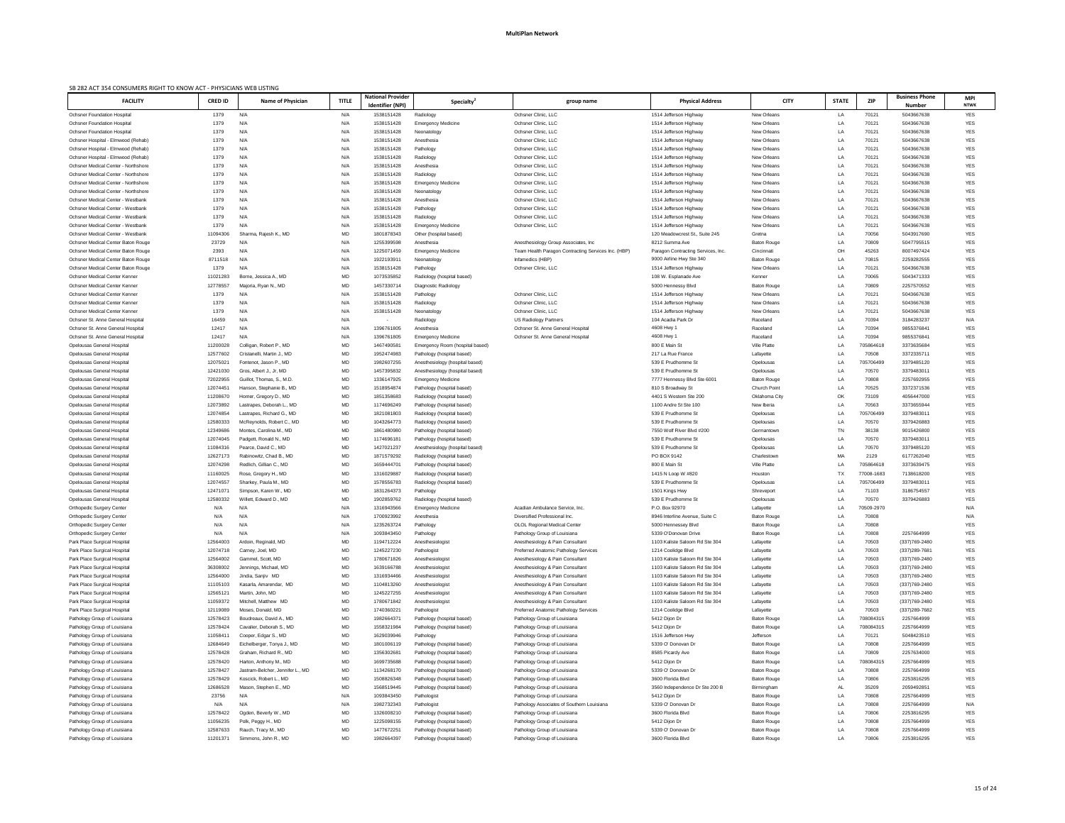**MultiPlan Network**

SB 282 ACT 354 CONSUMERS RIGHT TO KNOW ACT - PHYSICIANS WEB LISTING

| FACILITY | CRED ID | Name of Physician | TITLE | National Provider Identifier (NPI) | Specialty[2] | group name | Physical Address | CITY | STATE | ZIP | Business Phone Number | MPI NTWK |
|---|---|---|---|---|---|---|---|---|---|---|---|---|
| Ochsner Foundation Hospital | 1379 | N/A | N/A | 1538151428 | Radiology | Ochsner Clinic, LLC | 1514 Jefferson Highway | New Orleans | LA | 70121 | 5043667638 | YES |
| Ochsner Foundation Hospital | 1379 | N/A | N/A | 1538151428 | Emergency Medicine | Ochsner Clinic, LLC | 1514 Jefferson Highway | New Orleans | LA | 70121 | 5043667638 | YES |
| Ochsner Foundation Hospital | 1379 | N/A | N/A | 1538151428 | Neonatology | Ochsner Clinic, LLC | 1514 Jefferson Highway | New Orleans | LA | 70121 | 5043667638 | YES |
| Ochsner Hospital - Elmwood (Rehab) | 1379 | N/A | N/A | 1538151428 | Anesthesia | Ochsner Clinic, LLC | 1514 Jefferson Highway | New Orleans | LA | 70121 | 5043667638 | YES |
| Ochsner Hospital - Elmwood (Rehab) | 1379 | N/A | N/A | 1538151428 | Pathology | Ochsner Clinic, LLC | 1514 Jefferson Highway | New Orleans | LA | 70121 | 5043667638 | YES |
| Ochsner Hospital - Elmwood (Rehab) | 1379 | N/A | N/A | 1538151428 | Radiology | Ochsner Clinic, LLC | 1514 Jefferson Highway | New Orleans | LA | 70121 | 5043667638 | YES |
| Ochsner Medical Center - Northshore | 1379 | N/A | N/A | 1538151428 | Anesthesia | Ochsner Clinic, LLC | 1514 Jefferson Highway | New Orleans | LA | 70121 | 5043667638 | YES |
| Ochsner Medical Center - Northshore | 1379 | N/A | N/A | 1538151428 | Radiology | Ochsner Clinic, LLC | 1514 Jefferson Highway | New Orleans | LA | 70121 | 5043667638 | YES |
| Ochsner Medical Center - Northshore | 1379 | N/A | N/A | 1538151428 | Emergency Medicine | Ochsner Clinic, LLC | 1514 Jefferson Highway | New Orleans | LA | 70121 | 5043667638 | YES |
| Ochsner Medical Center - Northshore | 1379 | N/A | N/A | 1538151428 | Neonatology | Ochsner Clinic, LLC | 1514 Jefferson Highway | New Orleans | LA | 70121 | 5043667638 | YES |
| Ochsner Medical Center - Westbank | 1379 | N/A | N/A | 1538151428 | Anesthesia | Ochsner Clinic, LLC | 1514 Jefferson Highway | New Orleans | LA | 70121 | 5043667638 | YES |
| Ochsner Medical Center - Westbank | 1379 | N/A | N/A | 1538151428 | Pathology | Ochsner Clinic, LLC | 1514 Jefferson Highway | New Orleans | LA | 70121 | 5043667638 | YES |
| Ochsner Medical Center - Westbank | 1379 | N/A | N/A | 1538151428 | Radiology | Ochsner Clinic, LLC | 1514 Jefferson Highway | New Orleans | LA | 70121 | 5043667638 | YES |
| Ochsner Medical Center - Westbank | 1379 | N/A | N/A | 1538151428 | Emergency Medicine | Ochsner Clinic, LLC | 1514 Jefferson Highway | New Orleans | LA | 70121 | 5043667638 | YES |
| Ochsner Medical Center - Westbank | 11094306 | Sharma, Rajesh K., MD | MD | 1801878343 | Other (hospital based) | | 120 Meadowcrest St., Suite 245 | Gretna | LA | 70056 | 5043917690 | YES |
| Ochsner Medical Center Baton Rouge | 23729 | N/A | N/A | 1255399598 | Anesthesia | Anesthesiology Group Associates, Inc | 8212 Summa Ave | Baton Rouge | LA | 70809 | 5047795515 | YES |
| Ochsner Medical Center Baton Rouge | 2393 | N/A | N/A | 1225071459 | Emergency Medicine | Team Health Paragon Contracting Services Inc. (HBP) | Paragon Contracting Services, Inc. | Cincinnati | OH | 45263 | 8007497424 | YES |
| Ochsner Medical Center Baton Rouge | 8711518 | N/A | N/A | 1922193911 | Neonatology | Infamedics (HBP) | 9000 Airline Hwy Ste 340 | Baton Rouge | LA | 70815 | 2259282555 | YES |
| Ochsner Medical Center Baton Rouge | 1379 | N/A | N/A | 1538151428 | Pathology | Ochsner Clinic, LLC | 1514 Jefferson Highway | New Orleans | LA | 70121 | 5043667638 | YES |
| Ochsner Medical Center Kenner | 11021283 | Borne, Jessica A., MD | MD | 1073535852 | Radiology (hospital based) | | 108 W. Esplanade Ave | Kenner | LA | 70065 | 5043471333 | YES |
| Ochsner Medical Center Kenner | 12778557 | Majoria, Ryan N., MD | MD | 1457330714 | Diagnostic Radiology | | 5000 Hennessy Blvd | Baton Rouge | LA | 70809 | 2257570552 | YES |
| Ochsner Medical Center Kenner | 1379 | N/A | N/A | 1538151428 | Pathology | Ochsner Clinic, LLC | 1514 Jefferson Highway | New Orleans | LA | 70121 | 5043667638 | YES |
| Ochsner Medical Center Kenner | 1379 | N/A | N/A | 1538151428 | Radiology | Ochsner Clinic, LLC | 1514 Jefferson Highway | New Orleans | LA | 70121 | 5043667638 | YES |
| Ochsner Medical Center Kenner | 1379 | N/A | N/A | 1538151428 | Neonatology | Ochsner Clinic, LLC | 1514 Jefferson Highway | New Orleans | LA | 70121 | 5043667638 | YES |
| Ochsner St. Anne General Hospital | 16459 | N/A | N/A | - | Radiology | US Radiology Partners | 104 Acadia Park Dr | Raceland | LA | 70394 | 3184283237 | N/A |
| Ochsner St. Anne General Hospital | 12417 | N/A | N/A | 1396761805 | Anesthesia | Ochsner St. Anne General Hospital | 4608 Hwy 1 | Raceland | LA | 70394 | 9855376841 | YES |
| Ochsner St. Anne General Hospital | 12417 | N/A | N/A | 1396761805 | Emergency Medicine | Ochsner St. Anne General Hospital | 4608 Hwy 1 | Raceland | LA | 70394 | 9855376841 | YES |
| Opelousas General Hospital | 11200028 | Colligan, Robert P., MD | MD | 1467490581 | Emergency Room (hospital based) | | 800 E Main St | Ville Platte | LA | 705864618 | 3373635684 | YES |
| Opelousas General Hospital | 12577602 | Cristanelli, Martin J., MD | MD | 1952474983 | Pathology (hospital based) | | 217 La Rue France | Lafayette | LA | 70508 | 3372335711 | YES |
| Opelousas General Hospital | 12075021 | Fontenot, Jason P., MD | MD | 1982607255 | Anesthesiology (hospital based) | | 539 E Prudhomme St | Opelousas | LA | 705706499 | 3379485120 | YES |
| Opelousas General Hospital | 12421030 | Gros, Albert J., Jr, MD | MD | 1457395832 | Anesthesiology (hospital based) | | 539 E Prudhomme St | Opelousas | LA | 70570 | 3379483011 | YES |
| Opelousas General Hospital | 72022955 | Guillot, Thomas, S., M.D. | MD | 1336147925 | Emergency Medicine | | 7777 Hennessy Blvd Ste 6001 | Baton Rouge | LA | 70808 | 2257692955 | YES |
| Opelousas General Hospital | 12074451 | Hanson, Stephanie B., MD | MD | 1518954874 | Pathology (hospital based) | | 810 S Broadway St | Church Point | LA | 70525 | 3372371536 | YES |
| Opelousas General Hospital | 11208670 | Homer, Gregory D., MD | MD | 1851358683 | Radiology (hospital based) | | 4401 S Western Ste 200 | Oklahoma City | OK | 73109 | 4056447000 | YES |
| Opelousas General Hospital | 12073892 | Lastrapes, Deborah L., MD | MD | 1174696249 | Radiology (hospital based) | | 1100 Andre St Ste 100 | New Iberia | LA | 70563 | 3373655944 | YES |
| Opelousas General Hospital | 12074854 | Lastrapes, Richard G., MD | MD | 1821081803 | Radiology (hospital based) | | 539 E Prudhomme St | Opelousas | LA | 705706499 | 3379483011 | YES |
| Opelousas General Hospital | 12580333 | McReynolds, Robert C., MD | MD | 1043264773 | Radiology (hospital based) | | 539 E Prudhomme St | Opelousas | LA | 70570 | 3379426883 | YES |
| Opelousas General Hospital | 12349686 | Montes, Carolina M., MD | MD | 1861480980 | Pathology (hospital based) | | 7550 Wolf River Blvd #200 | Germantown | TN | 38138 | 9015426800 | YES |
| Opelousas General Hospital | 12074045 | Padgett, Ronald N., MD | MD | 1174696181 | Pathology (hospital based) | | 539 E Prudhomme St | Opelousas | LA | 70570 | 3379483011 | YES |
| Opelousas General Hospital | 11084316 | Pearce, David C., MD | MD | 1427021237 | Anesthesiology (hospital based) | | 539 E Prudhomme St | Opelousas | LA | 70570 | 3379485120 | YES |
| Opelousas General Hospital | 12627173 | Rabinowitz, Chad B., MD | MD | 1871579292 | Radiology (hospital based) | | PO BOX 9142 | Charlestown | MA | 2129 | 6177262040 | YES |
| Opelousas General Hospital | 12074298 | Redlich, Gillian C., MD | MD | 1659444701 | Pathology (hospital based) | | 800 E Main St | Ville Platte | LA | 705864618 | 3373639475 | YES |
| Opelousas General Hospital | 11160025 | Rose, Gregory H., MD | MD | 1316029887 | Radiology (hospital based) | | 1415 N Loop W #820 | Houston | TX | 77008-1683 | 7138618200 | YES |
| Opelousas General Hospital | 12074557 | Sharkey, Paula M., MD | MD | 1578556783 | Radiology (hospital based) | | 539 E Prudhomme St | Opelousas | LA | 705706499 | 3379483011 | YES |
| Opelousas General Hospital | 12471071 | Simpson, Karen W., MD | MD | 1831264373 | Pathology | | 1501 Kings Hwy | Shreveport | LA | 71103 | 3186754557 | YES |
| Opelousas General Hospital | 12580332 | Willett, Edward D., MD | MD | 1902859762 | Radiology (hospital based) | | 539 E Prudhomme St | Opelousas | LA | 70570 | 3379426883 | YES |
| Orthopedic Surgery Center | N/A | N/A | N/A | 1316943566 | Emergency Medicine | Acadian Ambulance Service, Inc. | P.O. Box 92970 | Lafayette | LA | 70509-2970 | | N/A |
| Orthopedic Surgery Center | N/A | N/A | N/A | 1700923992 | Anesthesia | Diversified Professional Inc. | 8946 Interline Avenue, Suite C | Baton Rouge | LA | 70808 | | N/A |
| Orthopedic Surgery Center | N/A | N/A | N/A | 1235263724 | Pathology | OLOL Regional Medical Center | 5000 Hennessey Blvd | Baton Rouge | LA | 70808 | | YES |
| Orthopedic Surgery Center | N/A | N/A | N/A | 1093843450 | Pathology | Pathology Group of Louisiana | 5339 O'Donovan Drive | Baton Rouge | LA | 70808 | 2257664999 | YES |
| Park Place Surgical Hospital | 12564003 | Ardoin, Reginald, MD | MD | 1194712224 | Anesthesiologist | Anesthesiology & Pain Consultant | 1103 Kaliste Saloom Rd Ste 304 | Lafayette | LA | 70503 | (337)769-2480 | YES |
| Park Place Surgical Hospital | 12074718 | Carney, Joel, MD | MD | 1245227230 | Pathologist | Preferred Anatomic Pathology Services | 1214 Coolidge Blvd | Lafayette | LA | 70503 | (337)289-7681 | YES |
| Park Place Surgical Hospital | 12564002 | Gammel, Scott, MD | MD | 1780671826 | Anesthesiologist | Anesthesiology & Pain Consultant | 1103 Kaliste Saloom Rd Ste 304 | Lafayette | LA | 70503 | (337)769-2480 | YES |
| Park Place Surgical Hospital | 36308002 | Jennings, Michael, MD | MD | 1639166788 | Anesthesiologist | Anesthesiology & Pain Consultant | 1103 Kaliste Saloom Rd Ste 304 | Lafayette | LA | 70503 | (337)769-2480 | YES |
| Park Place Surgical Hospital | 12564000 | Jindia, Sanjiv MD | MD | 1316934466 | Anesthesiologist | Anesthesiology & Pain Consultant | 1103 Kaliste Saloom Rd Ste 304 | Lafayette | LA | 70503 | (337)769-2480 | YES |
| Park Place Surgical Hospital | 11105103 | Kasarla, Amarendar, MD | MD | 1104813280 | Anesthesiologist | Anesthesiology & Pain Consultant | 1103 Kaliste Saloom Rd Ste 304 | Lafayette | LA | 70503 | (337)769-2480 | YES |
| Park Place Surgical Hospital | 12565121 | Martin, John, MD | MD | 1245227255 | Anesthesiologist | Anesthesiology & Pain Consultant | 1103 Kaliste Saloom Rd Ste 304 | Lafayette | LA | 70503 | (337)769-2480 | YES |
| Park Place Surgical Hospital | 11059372 | Mitchell, Matthew MD | MD | 1780671842 | Anesthesiologist | Anesthesiology & Pain Consultant | 1103 Kaliste Saloom Rd Ste 304 | Lafayette | LA | 70503 | (337)769-2480 | YES |
| Park Place Surgical Hospital | 12119089 | Moses, Donald, MD | MD | 1740360221 | Pathologist | Preferred Anatomic Pathology Services | 1214 Coolidge Blvd | Lafayette | LA | 70503 | (337)289-7682 | YES |
| Pathology Group of Louisiana | 12578423 | Boudreaux, David A., MD | MD | 1982664371 | Pathology (hospital based) | Pathology Group of Louisiana | 5412 Dijon Dr | Baton Rouge | LA | 708084315 | 2257664999 | YES |
| Pathology Group of Louisiana | 12578424 | Cavalier, Deborah S., MD | MD | 1558321984 | Pathology (hospital based) | Pathology Group of Louisiana | 5412 Dijon Dr | Baton Rouge | LA | 708084315 | 2257664999 | YES |
| Pathology Group of Louisiana | 11058411 | Cooper, Edgar S., MD | MD | 1629039946 | Pathology | Pathology Group of Louisiana | 1516 Jefferson Hwy | Jefferson | LA | 70121 | 5048423510 | YES |
| Pathology Group of Louisiana | 12684649 | Eichelberger, Tonya J., MD | MD | 1801006119 | Pathology (hospital based) | Pathology Group of Louisiana | 5339 O' Donovan Dr | Baton Rouge | LA | 70808 | 2257664999 | YES |
| Pathology Group of Louisiana | 12578428 | Graham, Richard R., MD | MD | 1356302681 | Pathology (hospital based) | Pathology Group of Louisiana | 8585 Picardy Ave | Baton Rouge | LA | 70809 | 2257634000 | YES |
| Pathology Group of Louisiana | 12578420 | Hanton, Anthony M., MD | MD | 1699735688 | Pathology (hospital based) | Pathology Group of Louisiana | 5412 Dijon Dr | Baton Rouge | LA | 708084315 | 2257664999 | YES |
| Pathology Group of Louisiana | 12578427 | Jastram-Belcher, Jennifer L., MD | MD | 1134268170 | Pathology (hospital based) | Pathology Group of Louisiana | 5339 O' Donovan Dr | Baton Rouge | LA | 70808 | 2257664999 | YES |
| Pathology Group of Louisiana | 12578429 | Koscick, Robert L., MD | MD | 1508826348 | Pathology (hospital based) | Pathology Group of Louisiana | 3600 Florida Blvd | Baton Rouge | LA | 70806 | 2253816295 | YES |
| Pathology Group of Louisiana | 12686528 | Mason, Stephen E., MD | MD | 1568519445 | Pathology (hospital based) | Pathology Group of Louisiana | 3560 Independence Dr Ste 200 B | Birmingham | AL | 35209 | 2059492851 | YES |
| Pathology Group of Louisiana | 23756 | N/A | N/A | 1093843450 | Pathologist | Pathology Group of Louisiana | 5412 Dijon Dr | Baton Rouge | LA | 70808 | 2257664999 | YES |
| Pathology Group of Louisiana | N/A | N/A | N/A | 1982732343 | Pathologist | Pathology Associates of Southern Louisiana | 5339 O' Donovan Dr | Baton Rouge | LA | 70808 | 2257664999 | N/A |
| Pathology Group of Louisiana | 12578422 | Ogden, Beverly W., MD | MD | 1326008210 | Pathology (hospital based) | Pathology Group of Louisiana | 3600 Florida Blvd | Baton Rouge | LA | 70806 | 2253816295 | YES |
| Pathology Group of Louisiana | 11056235 | Polk, Peggy H., MD | MD | 1225098155 | Pathology (hospital based) | Pathology Group of Louisiana | 5412 Dijon Dr | Baton Rouge | LA | 70808 | 2257664999 | YES |
| Pathology Group of Louisiana | 12587633 | Rauch, Tracy M., MD | MD | 1477672251 | Pathology (hospital based) | Pathology Group of Louisiana | 5339 O' Donovan Dr | Baton Rouge | LA | 70808 | 2257664999 | YES |
| Pathology Group of Louisiana | 11201371 | Simmons, John R., MD | MD | 1982664397 | Pathology (hospital based) | Pathology Group of Louisiana | 3600 Florida Blvd | Baton Rouge | LA | 70806 | 2253816295 | YES |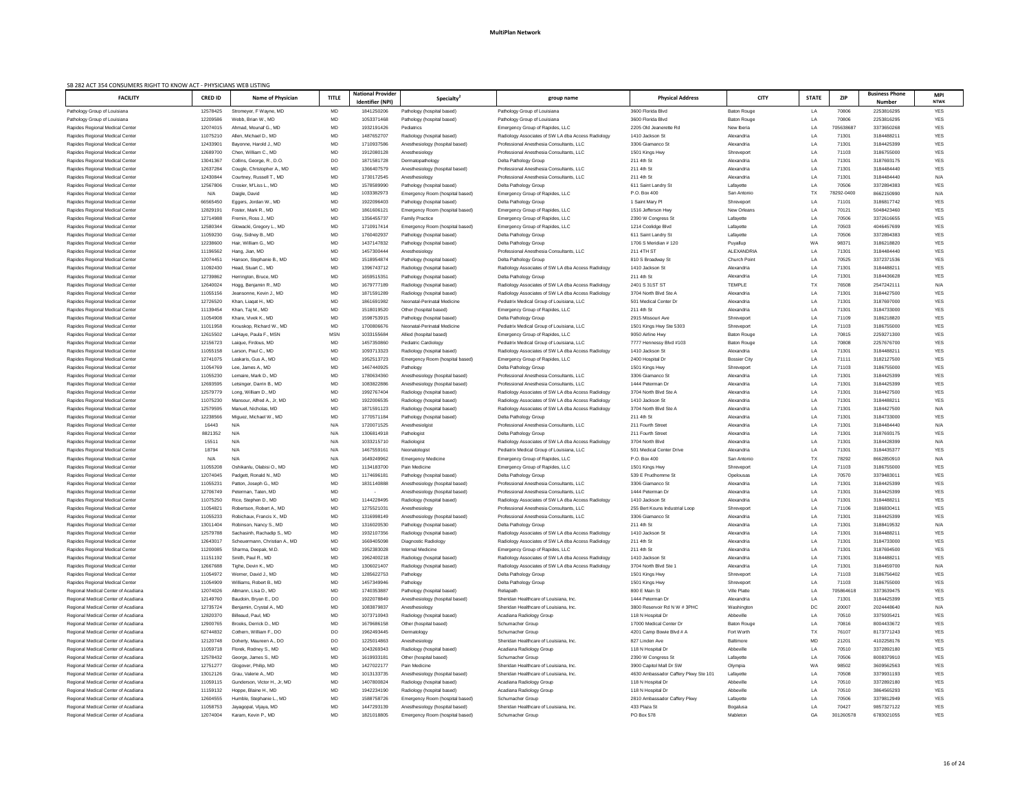# MultiPlan Network

SB 282 ACT 354 CONSUMERS RIGHT TO KNOW ACT - PHYSICIANS WEB LISTING

| FACILITY | CRED ID | Name of Physician | TITLE | National Provider Identifier (NPI) | Specialty[2] | group name | Physical Address | CITY | STATE | ZIP | Business Phone Number | MPI NTWK |
|---|---|---|---|---|---|---|---|---|---|---|---|---|
| Pathology Group of Louisiana | 12578425 | Stromeyer, F Wayne, MD | MD | 1841250206 | Pathology (hospital based) | Pathology Group of Louisiana | 3600 Florida Blvd | Baton Rouge | LA | 70806 | 2253816295 | YES |
| Pathology Group of Louisiana | 12209586 | Webb, Brian W., MD | MD | 1053371468 | Pathology (hospital based) | Pathology Group of Louisiana | 3600 Florida Blvd | Baton Rouge | LA | 70806 | 2253816295 | YES |
| Rapides Regional Medical Center | 12074015 | Ahmad, Mounaf G., MD | MD | 1932191426 | Pediatrics | Emergency Group of Rapides, LLC | 2205 Old Jeanerette Rd | New Iberia | LA | 705638687 | 3373650268 | YES |
| Rapides Regional Medical Center | 11075210 | Allen, Michael D., MD | MD | 1487652707 | Radiology (hospital based) | Radiology Associates of SW LA dba Access Radiology | 1410 Jackson St | Alexandria | LA | 71301 | 3184488211 | YES |
| Rapides Regional Medical Center | 12433901 | Bayonne, Harold J., MD | MD | 1710937586 | Anesthesiology (hospital based) | Professional Anesthesia Consultants, LLC | 3306 Giamanco St | Alexandria | LA | 71301 | 3184425399 | YES |
| Rapides Regional Medical Center | 12689700 | Chen, William C., MD | MD | 1912080128 | Anesthesiology | Professional Anesthesia Consultants, LLC | 1501 Kings Hwy | Shreveport | LA | 71103 | 3186755000 | YES |
| Rapides Regional Medical Center | 13041367 | Collins, George, R., D.O. | DO | 1871581728 | Dermatopathology | Delta Pathology Group | 211 4th St | Alexandria | LA | 71301 | 3187693175 | YES |
| Rapides Regional Medical Center | 12637284 | Cougle, Christopher A., MD | MD | 1366407579 | Anesthesiology (hospital based) | Professional Anesthesia Consultants, LLC | 211 4th St | Alexandria | LA | 71301 | 3184484440 | YES |
| Rapides Regional Medical Center | 12430844 | Courtney, Russell T., MD | MD | 1730172545 | Anesthesiology | Professional Anesthesia Consultants, LLC | 211 4th St | Alexandria | LA | 71301 | 3184484440 | N/A |
| Rapides Regional Medical Center | 12567806 | Crosier, M'Liss L., MD | MD | 1578589990 | Pathology (hospital based) | Delta Pathology Group | 611 Saint Landry St | Lafayette | LA | 70506 | 3372894383 | YES |
| Rapides Regional Medical Center | N/A | Daigle, David | MD | 1033382973 | Emergency Room (hospital based) | Emergency Group of Rapides, LLC | P.O. Box 400 | San Antonio | TX | 78292-0400 | 8662150990 | N/A |
| Rapides Regional Medical Center | 66565450 | Eggers, Jordan W., MD | MD | 1922096403 | Pathology (hospital based) | Delta Pathology Group | 1 Saint Mary Pl | Shreveport | LA | 71101 | 3186817742 | YES |
| Rapides Regional Medical Center | 12829191 | Foster, Mark R., MD | MD | 1861606121 | Emergency Room (hospital based) | Emergency Group of Rapides, LLC | 1516 Jefferson Hwy | New Orleans | LA | 70121 | 5048423460 | YES |
| Rapides Regional Medical Center | 12714988 | Fremin, Ross J., MD | MD | 1356455737 | Family Practice | Emergency Group of Rapides, LLC | 2390 W Congress St | Lafayette | LA | 70506 | 3372616655 | YES |
| Rapides Regional Medical Center | 12580344 | Glowacki, Gregory L., MD | MD | 1710917414 | Emergency Room (hospital based) | Emergency Group of Rapides, LLC | 1214 Coolidge Blvd | Lafayette | LA | 70503 | 4046457699 | YES |
| Rapides Regional Medical Center | 11059230 | Gray, Sidney B., MD | MD | 1760402937 | Pathology (hospital based) | Delta Pathology Group | 611 Saint Landry St | Lafayette | LA | 70506 | 3372894383 | YES |
| Rapides Regional Medical Center | 12238600 | Hair, William G., MD | MD | 1437147832 | Pathology (hospital based) | Delta Pathology Group | 1706 S Meridian # 120 | Puyallup | WA | 98371 | 3186218820 | YES |
| Rapides Regional Medical Center | 11196562 | Hang, Jian, MD | MD | 1457300444 | Anesthesiology | Professional Anesthesia Consultants, LLC | 211 4TH ST | ALEXANDRIA | LA | 71301 | 3184484440 | YES |
| Rapides Regional Medical Center | 12074451 | Hanson, Stephanie B., MD | MD | 1518954874 | Pathology (hospital based) | Delta Pathology Group | 810 S Broadway St | Church Point | LA | 70525 | 3372371536 | YES |
| Rapides Regional Medical Center | 11092430 | Head, Stuart C., MD | MD | 1396743712 | Radiology (hospital based) | Radiology Associates of SW LA dba Access Radiology | 1410 Jackson St | Alexandria | LA | 71301 | 3184488211 | YES |
| Rapides Regional Medical Center | 12739862 | Herrington, Bruce, MD | MD | 1659515351 | Pathology (hospital based) | Delta Pathology Group | 211 4th St | Alexandria | LA | 71301 | 3184436628 | YES |
| Rapides Regional Medical Center | 12640024 | Hogg, Benjamin R., MD | MD | 1679777189 | Radiology (hospital based) | Radiology Associates of SW LA dba Access Radiology | 2401 S 31ST ST | TEMPLE | TX | 76508 | 2547242111 | N/A |
| Rapides Regional Medical Center | 11055156 | Jeansonne, Kevin J., MD | MD | 1871591289 | Radiology (hospital based) | Radiology Associates of SW LA dba Access Radiology | 3704 North Blvd Ste A | Alexandria | LA | 71301 | 3184427500 | YES |
| Rapides Regional Medical Center | 12726520 | Khan, Liaqat H., MD | MD | 1861691982 | Neonatal-Perinatal Medicine | Pediatrix Medical Group of Louisiana, LLC | 501 Medical Center Dr | Alexandria | LA | 71301 | 3187697000 | YES |
| Rapides Regional Medical Center | 11139454 | Khan, Taj M., MD | MD | 1518019520 | Other (hospital based) | Emergency Group of Rapides, LLC | 211 4th St | Alexandria | LA | 71301 | 3184733000 | YES |
| Rapides Regional Medical Center | 11054908 | Khare, Vivek K., MD | MD | 1598753915 | Pathology (hospital based) | Delta Pathology Group | 2915 Missouri Ave | Shreveport | LA | 71109 | 3186218820 | YES |
| Rapides Regional Medical Center | 11011958 | Krouskop, Richard W., MD | MD | 1700806676 | Neonatal-Perinatal Medicine | Pediatrix Medical Group of Louisiana, LLC | 1501 Kings Hwy Ste 5303 | Shreveport | LA | 71103 | 3186755000 | YES |
| Rapides Regional Medical Center | 12615502 | LaHaye, Paula F., MSN | MSN | 1033155684 | Allied (hospital based) | Emergency Group of Rapides, LLC | 9050 Airline Hwy | Baton Rouge | LA | 70815 | 2259271300 | YES |
| Rapides Regional Medical Center | 12156723 | Laique, Firdous, MD | MD | 1457350860 | Pediatric Cardiology | Pediatrix Medical Group of Louisiana, LLC | 7777 Hennessy Blvd #103 | Baton Rouge | LA | 70808 | 2257676700 | YES |
| Rapides Regional Medical Center | 11055158 | Larson, Paul C., MD | MD | 1093713323 | Radiology (hospital based) | Radiology Associates of SW LA dba Access Radiology | 1410 Jackson St | Alexandria | LA | 71301 | 3184488211 | YES |
| Rapides Regional Medical Center | 12741075 | Laskaris, Gus A., MD | MD | 1952513723 | Emergency Room (hospital based) | Emergency Group of Rapides, LLC | 2400 Hospital Dr | Bossier City | LA | 71111 | 3182127500 | YES |
| Rapides Regional Medical Center | 11054769 | Lee, James A., MD | MD | 1467440925 | Pathology | Delta Pathology Group | 1501 Kings Hwy | Shreveport | LA | 71103 | 3186755000 | YES |
| Rapides Regional Medical Center | 11055230 | Lemaire, Mark D., MD | MD | 1780634360 | Anesthesiology (hospital based) | Professional Anesthesia Consultants, LLC | 3306 Giamanco St | Alexandria | LA | 71301 | 3184425399 | YES |
| Rapides Regional Medical Center | 12693595 | Letsinger, Darrin B., MD | MD | 1083822886 | Anesthesiology (hospital based) | Professional Anesthesia Consultants, LLC | 1444 Peterman Dr | Alexandria | LA | 71301 | 3184425399 | YES |
| Rapides Regional Medical Center | 12579779 | Long, William D., MD | MD | 1992767404 | Radiology (hospital based) | Radiology Associates of SW LA dba Access Radiology | 3704 North Blvd Ste A | Alexandria | LA | 71301 | 3184427500 | YES |
| Rapides Regional Medical Center | 11075230 | Mansour, Alfred A., Jr, MD | MD | 1922006535 | Radiology (hospital based) | Radiology Associates of SW LA dba Access Radiology | 1410 Jackson St | Alexandria | LA | 71301 | 3184488211 | YES |
| Rapides Regional Medical Center | 12579595 | Manuel, Nicholas, MD | MD | 1871591123 | Radiology (hospital based) | Radiology Associates of SW LA dba Access Radiology | 3704 North Blvd Ste A | Alexandria | LA | 71301 | 3184427500 | N/A |
| Rapides Regional Medical Center | 12238566 | Miguez, Michael W., MD | MD | 1770571184 | Pathology (hospital based) | Delta Pathology Group | 211 4th St | Alexandria | LA | 71301 | 3184733000 | YES |
| Rapides Regional Medical Center | 16443 | N/A | N/A | 1720071525 | Anesthesiolgist | Professional Anesthesia Consultants, LLC | 211 Fourth Street | Alexandria | LA | 71301 | 3184484440 | N/A |
| Rapides Regional Medical Center | 8821352 | N/A | N/A | 1306814918 | Pathologist | Delta Pathology Group | 211 Fourth Street | Alexandria | LA | 71301 | 3187693175 | YES |
| Rapides Regional Medical Center | 15511 | N/A | N/A | 1033215710 | Radiologist | Radiology Associates of SW LA dba Access Radiology | 3704 North Blvd | Alexandria | LA | 71301 | 3184428399 | N/A |
| Rapides Regional Medical Center | 18794 | N/A | N/A | 1467559161 | Neonatologist | Pediatrix Medical Group of Louisiana, LLC | 501 Medical Center Drive | Alexandria | LA | 71301 | 3184435377 | YES |
| Rapides Regional Medical Center | N/A | N/A | N/A | 1649249962 | Emergency Medicine | Emergency Group of Rapides, LLC | P.O. Box 400 | San Antonio | TX | 78292 | 8662850910 | N/A |
| Rapides Regional Medical Center | 11055208 | Oshikanlu, Olabisi O., MD | MD | 1134183700 | Pain Medicine | Emergency Group of Rapides, LLC | 1501 Kings Hwy | Shreveport | LA | 71103 | 3186755000 | YES |
| Rapides Regional Medical Center | 12074045 | Padgett, Ronald N., MD | MD | 1174696181 | Pathology (hospital based) | Delta Pathology Group | 539 E Prudhomme St | Opelousas | LA | 70570 | 3379483011 | YES |
| Rapides Regional Medical Center | 11055231 | Patton, Joseph G., MD | MD | 1831140888 | Anesthesiology (hospital based) | Professional Anesthesia Consultants, LLC | 3306 Giamanco St | Alexandria | LA | 71301 | 3184425399 | YES |
| Rapides Regional Medical Center | 12706749 | Peterman, Taten, MD | MD | | Anesthesiology (hospital based) | Professional Anesthesia Consultants, LLC | 1444 Peterman Dr | Alexandria | LA | 71301 | 3184425399 | YES |
| Rapides Regional Medical Center | 11075250 | Rice, Stephen D., MD | MD | 1144228495 | Radiology (hospital based) | Radiology Associates of SW LA dba Access Radiology | 1410 Jackson St | Alexandria | LA | 71301 | 3184488211 | YES |
| Rapides Regional Medical Center | 11054821 | Robertson, Robert A., MD | MD | 1275521031 | Anesthesiology | Professional Anesthesia Consultants, LLC | 255 Bert Kouns Industrial Loop | Shreveport | LA | 71106 | 3186830411 | YES |
| Rapides Regional Medical Center | 11055233 | Robichaux, Francis X., MD | MD | 1316998149 | Anesthesiology (hospital based) | Professional Anesthesia Consultants, LLC | 3306 Giamanco St | Alexandria | LA | 71301 | 3184425399 | YES |
| Rapides Regional Medical Center | 13011404 | Robinson, Nancy S., MD | MD | 1316020530 | Pathology (hospital based) | Delta Pathology Group | 211 4th St | Alexandria | LA | 71301 | 3188419532 | N/A |
| Rapides Regional Medical Center | 12579788 | Sachasinh, Rachadip S., MD | MD | 1932107356 | Radiology (hospital based) | Radiology Associates of SW LA dba Access Radiology | 1410 Jackson St | Alexandria | LA | 71301 | 3184488211 | YES |
| Rapides Regional Medical Center | 12643017 | Scheuermann, Christian A., MD | MD | 1669405098 | Diagnostic Radiology | Radiology Associates of SW LA dba Access Radiology | 211 4th St | Alexandria | LA | 71301 | 3184733000 | YES |
| Rapides Regional Medical Center | 11200085 | Sharma, Deepak, M.D. | MD | 1952383028 | Internal Medicine | Emergency Group of Rapides, LLC | 211 4th St | Alexandria | LA | 71301 | 3187694500 | YES |
| Rapides Regional Medical Center | 11151192 | Smith, Paul R., MD | MD | 1962400218 | Radiology (hospital based) | Radiology Associates of SW LA dba Access Radiology | 1410 Jackson St | Alexandria | LA | 71301 | 3184488211 | YES |
| Rapides Regional Medical Center | 12667688 | Tighe, Devin K., MD | MD | 1306021407 | Radiology (hospital based) | Radiology Associates of SW LA dba Access Radiology | 3704 North Blvd Ste 1 | Alexandria | LA | 71301 | 3184459700 | N/A |
| Rapides Regional Medical Center | 11054972 | Werner, David J., MD | MD | 1285622753 | Pathology | Delta Pathology Group | 1501 Kings Hwy | Shreveport | LA | 71103 | 3186756402 | YES |
| Rapides Regional Medical Center | 11054909 | Williams, Robert B., MD | MD | 1457349946 | Pathology | Delta Pathology Group | 1501 Kings Hwy | Shreveport | LA | 71103 | 3186755000 | YES |
| Regional Medical Center of Acadiana | 12074026 | Altmann, Lisa D., MD | MD | 1740353887 | Pathology (hospital based) | Reliapath | 800 E Main St | Ville Platte | LA | 705864618 | 3373639475 | YES |
| Regional Medical Center of Acadiana | 12149760 | Baudoin, Bryan E., DO | DO | 1922078849 | Anesthesiology (hospital based) | Sheridan Healthcare of Louisiana, Inc. | 1444 Peterman Dr | Alexandria | LA | 71301 | 3184425399 | YES |
| Regional Medical Center of Acadiana | 12735724 | Benjamin, Crystal A., MD | MD | 1083879837 | Anesthesiology | Sheridan Healthcare of Louisiana, Inc. | 3800 Reservoir Rd N W # 3PHC | Washington | DC | 20007 | 2024448640 | N/A |
| Regional Medical Center of Acadiana | 12820370 | Billeaud, Paul, MD | MD | 1073710943 | Radiology (hospital based) | Acadiana Radiology Group | 118 N Hospital Dr | Abbeville | LA | 70510 | 3375935421 | YES |
| Regional Medical Center of Acadiana | 12900765 | Brooks, Derrick D., MD | MD | 1679686158 | Other (hospital based) | Schumacher Group | 17000 Medical Center Dr | Baton Rouge | LA | 70816 | 8004433672 | YES |
| Regional Medical Center of Acadiana | 62744832 | Cothern, William F., DO | DO | 1962493445 | Dermatology | Schumacher Group | 4201 Camp Bowie Blvd # A | Fort Worth | TX | 76107 | 8173771243 | YES |
| Regional Medical Center of Acadiana | 12120748 | Doherty, Maureen A., DO | DO | 1225014863 | Anesthesiology | Sheridan Healthcare of Louisiana, Inc. | 827 Linden Ave | Baltimore | MD | 21201 | 4102258176 | YES |
| Regional Medical Center of Acadiana | 11059718 | Florek, Rodney S., MD | MD | 1043269343 | Radiology (hospital based) | Acadiana Radiology Group | 118 N Hospital Dr | Abbeville | LA | 70510 | 3372892180 | YES |
| Regional Medical Center of Acadiana | 12578432 | George, James S., MD | MD | 1619933181 | Other (hospital based) | Schumacher Group | 2390 W Congress St | Lafayette | LA | 70506 | 8008379910 | YES |
| Regional Medical Center of Acadiana | 12751277 | Glogover, Philip, MD | MD | 1427022177 | Pain Medicine | Sheridan Healthcare of Louisiana, Inc. | 3900 Capitol Mall Dr SW | Olympia | WA | 98502 | 3609562563 | YES |
| Regional Medical Center of Acadiana | 13012126 | Grau, Valerie A., MD | MD | 1013133735 | Anesthesiology (hospital based) | Sheridan Healthcare of Louisiana, Inc. | 4630 Ambassador Caffery Pkwy Ste 101 | Lafayette | LA | 70508 | 3379931193 | YES |
| Regional Medical Center of Acadiana | 11059115 | Gunderson, Victor H., Jr, MD | MD | 1407800824 | Radiology (hospital based) | Acadiana Radiology Group | 118 N Hospital Dr | Abbeville | LA | 70510 | 3372892180 | YES |
| Regional Medical Center of Acadiana | 11159132 | Hoppe, Blaine H., MD | MD | 1942234190 | Radiology (hospital based) | Acadiana Radiology Group | 118 N Hospital Dr | Abbeville | LA | 70510 | 3864565293 | YES |
| Regional Medical Center of Acadiana | 12604555 | Humble, Stephanie L., MD | MD | 1588758726 | Emergency Room (hospital based) | Schumacher Group | 2810 Ambassador Caffery Pkwy | Lafayette | LA | 70506 | 3379812949 | YES |
| Regional Medical Center of Acadiana | 11058753 | Jayagopal, Vijaya, MD | MD | 1447293139 | Anesthesiology (hospital based) | Sheridan Healthcare of Louisiana, Inc. | 433 Plaza St | Bogalusa | LA | 70427 | 9857327122 | YES |
| Regional Medical Center of Acadiana | 12074004 | Karam, Kevin P., MD | MD | 1821018805 | Emergency Room (hospital based) | Schumacher Group | PO Box 578 | Mableton | GA | 301260578 | 6783021055 | YES |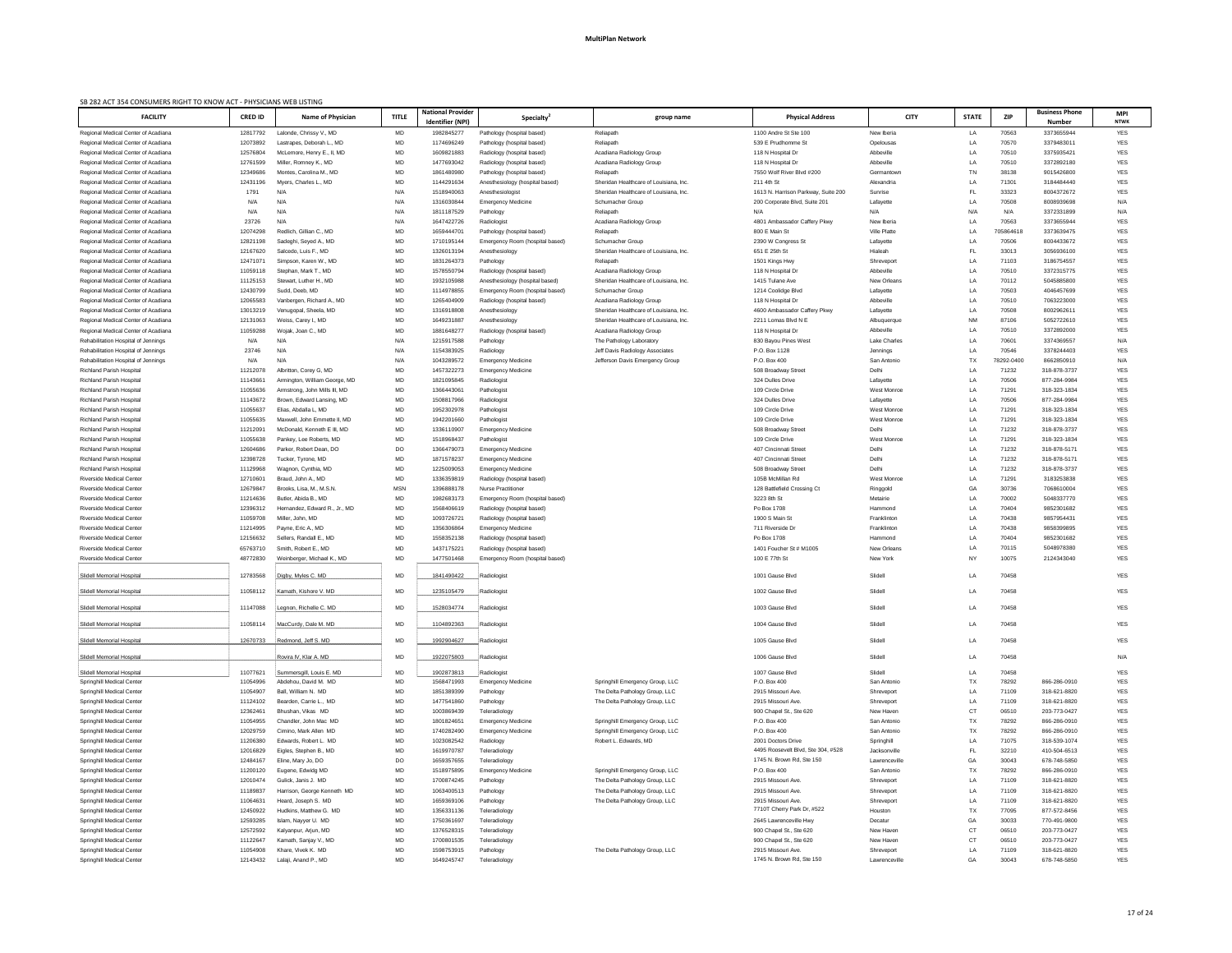**MultiPlan Network**

SB 282 ACT 354 CONSUMERS RIGHT TO KNOW ACT - PHYSICIANS WEB LISTING

| FACILITY | CRED ID | Name of Physician | TITLE | National Provider Identifier (NPI) | Specialty[2] | group name | Physical Address | CITY | STATE | ZIP | Business Phone Number | MPI NTWK |
|---|---|---|---|---|---|---|---|---|---|---|---|---|
| Regional Medical Center of Acadiana | 12817792 | Lalonde, Chrissy V., MD | MD | 1982845277 | Pathology (hospital based) | Reliapath | 1100 Andre St Ste 100 | New Iberia | LA | 70563 | 3373655944 | YES |
| Regional Medical Center of Acadiana | 12073892 | Lastrapes, Deborah L., MD | MD | 1174696249 | Pathology (hospital based) | Reliapath | 539 E Prudhomme St | Opelousas | LA | 70570 | 3379483011 | YES |
| Regional Medical Center of Acadiana | 12576804 | McLemore, Henry E., II, MD | MD | 1609821883 | Radiology (hospital based) | Acadiana Radiology Group | 118 N Hospital Dr | Abbeville | LA | 70510 | 3375935421 | YES |
| Regional Medical Center of Acadiana | 12761599 | Miller, Romney K., MD | MD | 1477693042 | Radiology (hospital based) | Acadiana Radiology Group | 118 N Hospital Dr | Abbeville | LA | 70510 | 3372892180 | YES |
| Regional Medical Center of Acadiana | 12349686 | Montes, Carolina M., MD | MD | 1861480980 | Pathology (hospital based) | Reliapath | 7550 Wolf River Blvd #200 | Germantown | TN | 38138 | 9015426800 | YES |
| Regional Medical Center of Acadiana | 12431196 | Myers, Charles L., MD | MD | 1144291634 | Anesthesiology (hospital based) | Sheridan Healthcare of Louisiana, Inc. | 211 4th St | Alexandria | LA | 71301 | 3184484440 | YES |
| Regional Medical Center of Acadiana | 1791 | N/A | N/A | 1518940063 | Anesthesiologist | Sheridan Healthcare of Louisiana, Inc. | 1613 N. Harrison Parkway, Suite 200 | Sunrise | FL | 33323 | 8004372672 | YES |
| Regional Medical Center of Acadiana | N/A | N/A | N/A | 1316030844 | Emergency Medicine | Schumacher Group | 200 Corporate Blvd, Suite 201 | Lafayette | LA | 70508 | 8008939698 | N/A |
| Regional Medical Center of Acadiana | N/A | N/A | N/A | 1811187529 | Pathology | Reliapath | N/A | N/A | N/A | N/A | 3372331899 | N/A |
| Regional Medical Center of Acadiana | 23726 | N/A | N/A | 1647422726 | Radiologist | Acadiana Radiology Group | 4801 Ambassador Caffery Pkwy | New Iberia | LA | 70563 | 3373655944 | YES |
| Regional Medical Center of Acadiana | 12074298 | Redlich, Gillian C., MD | MD | 1659444701 | Pathology (hospital based) | Reliapath | 800 E Main St | Ville Platte | LA | 705864618 | 3373639475 | YES |
| Regional Medical Center of Acadiana | 12821198 | Sadeghi, Seyed A., MD | MD | 1710195144 | Emergency Room (hospital based) | Schumacher Group | 2390 W Congress St | Lafayette | LA | 70506 | 8004433672 | YES |
| Regional Medical Center of Acadiana | 12167620 | Salcedo, Luis F., MD | MD | 1326013194 | Anesthesiology | Sheridan Healthcare of Louisiana, Inc. | 651 E 25th St | Hialeah | FL | 33013 | 3056936100 | YES |
| Regional Medical Center of Acadiana | 12471071 | Simpson, Karen W., MD | MD | 1831264373 | Pathology | Reliapath | 1501 Kings Hwy | Shreveport | LA | 71103 | 3186754557 | YES |
| Regional Medical Center of Acadiana | 11059118 | Stephan, Mark T., MD | MD | 1578550794 | Radiology (hospital based) | Acadiana Radiology Group | 118 N Hospital Dr | Abbeville | LA | 70510 | 3372315775 | YES |
| Regional Medical Center of Acadiana | 11125153 | Stewart, Luther H., MD | MD | 1932105988 | Anesthesiology (hospital based) | Sheridan Healthcare of Louisiana, Inc. | 1415 Tulane Ave | New Orleans | LA | 70112 | 5045885800 | YES |
| Regional Medical Center of Acadiana | 12430799 | Sudd, Deeb, MD | MD | 1114978855 | Emergency Room (hospital based) | Schumacher Group | 1214 Coolidge Blvd | Lafayette | LA | 70503 | 4046457699 | YES |
| Regional Medical Center of Acadiana | 12065583 | Vanbergen, Richard A., MD | MD | 1265404909 | Radiology (hospital based) | Acadiana Radiology Group | 118 N Hospital Dr | Abbeville | LA | 70510 | 7063223000 | YES |
| Regional Medical Center of Acadiana | 13013219 | Venugopal, Sheela, MD | MD | 1316918808 | Anesthesiology | Sheridan Healthcare of Louisiana, Inc. | 4600 Ambassador Caffery Pkwy | Lafayette | LA | 70508 | 8002962611 | YES |
| Regional Medical Center of Acadiana | 12131063 | Weiss, Carey I., MD | MD | 1649231887 | Anesthesiology | Sheridan Healthcare of Louisiana, Inc. | 2211 Lomas Blvd N E | Albuquerque | NM | 87106 | 5052722610 | YES |
| Regional Medical Center of Acadiana | 11059288 | Wojak, Joan C., MD | MD | 1881648277 | Radiology (hospital based) | Acadiana Radiology Group | 118 N Hospital Dr | Abbeville | LA | 70510 | 3372892000 | YES |
| Rehabilitation Hospital of Jennings | N/A | N/A | N/A | 1215917588 | Pathology | The Pathology Laboratory | 830 Bayou Pines West | Lake Charles | LA | 70601 | 3374369557 | N/A |
| Rehabilitation Hospital of Jennings | 23746 | N/A | N/A | 1154383925 | Radiology | Jeff Davis Radiology Associates | P.O. Box 1128 | Jennings | LA | 70546 | 3378244403 | YES |
| Rehabilitation Hospital of Jennings | N/A | N/A | N/A | 1043289572 | Emergency Medicine | Jefferson Davis Emergency Group | P.O. Box 400 | San Antonio | TX | 78292-0400 | 8662850910 | N/A |
| Richland Parish Hospital | 11212078 | Albritton, Corey G, MD | MD | 1457322273 | Emergency Medicine | | 508 Broadway Street | Delhi | LA | 71232 | 318-878-3737 | YES |
| Richland Parish Hospital | 11143661 | Armington, William George, MD | MD | 1821095845 | Radiologist | | 324 Dulles Drive | Lafayette | LA | 70506 | 877-284-9984 | YES |
| Richland Parish Hospital | 11055636 | Armstrong, John Mills III, MD | MD | 1366443061 | Pathologist | | 109 Circle Drive | West Monroe | LA | 71291 | 318-323-1834 | YES |
| Richland Parish Hospital | 11143672 | Brown, Edward Lansing, MD | MD | 1508817966 | Radiologist | | 324 Dulles Drive | Lafayette | LA | 70506 | 877-284-9984 | YES |
| Richland Parish Hospital | 11055637 | Elias, Abdalla L, MD | MD | 1952302978 | Pathologist | | 109 Circle Drive | West Monroe | LA | 71291 | 318-323-1834 | YES |
| Richland Parish Hospital | 11055635 | Maxwell, John Emmette II, MD | MD | 1942201660 | Pathologist | | 109 Circle Drive | West Monroe | LA | 71291 | 318-323-1834 | YES |
| Richland Parish Hospital | 11212091 | McDonald, Kenneth E III, MD | MD | 1336110907 | Emergency Medicine | | 508 Broadway Street | Delhi | LA | 71232 | 318-878-3737 | YES |
| Richland Parish Hospital | 11055638 | Pankey, Lee Roberts, MD | MD | 1518968437 | Pathologist | | 109 Circle Drive | West Monroe | LA | 71291 | 318-323-1834 | YES |
| Richland Parish Hospital | 12604686 | Parker, Robert Dean, DO | DO | 1366479073 | Emergency Medicine | | 407 Cincinnati Street | Delhi | LA | 71232 | 318-878-5171 | YES |
| Richland Parish Hospital | 12398728 | Tucker, Tyrone, MD | MD | 1871578237 | Emergency Medicine | | 407 Cincinnati Street | Delhi | LA | 71232 | 318-878-5171 | YES |
| Richland Parish Hospital | 11129968 | Wagnon, Cynthia, MD | MD | 1225009053 | Emergency Medicine | | 508 Broadway Street | Delhi | LA | 71232 | 318-878-3737 | YES |
| Riverside Medical Center | 12710601 | Braud, John A., MD | MD | 1336359819 | Radiology (hospital based) | | 105B McMillan Rd | West Monroe | LA | 71291 | 3183253838 | YES |
| Riverside Medical Center | 12679847 | Brooks, Lisa, M., M.S.N. | MSN | 1396888178 | Nurse Practitioner | | 128 Battlefield Crossing Ct | Ringgold | GA | 30736 | 7068610004 | YES |
| Riverside Medical Center | 11214636 | Butler, Abida B., MD | MD | 1982683173 | Emergency Room (hospital based) | | 3223 8th St | Metairie | LA | 70002 | 5048337770 | YES |
| Riverside Medical Center | 12396312 | Hernandez, Edward R., Jr., MD | MD | 1568406619 | Radiology (hospital based) | | Po Box 1708 | Hammond | LA | 70404 | 9852301682 | YES |
| Riverside Medical Center | 11059708 | Miller, John, MD | MD | 1093726721 | Radiology (hospital based) | | 1900 S Main St | Franklinton | LA | 70438 | 9857954431 | YES |
| Riverside Medical Center | 11214995 | Payne, Eric A., MD | MD | 1356306864 | Emergency Medicine | | 711 Riverside Dr | Franklinton | LA | 70438 | 9858399895 | YES |
| Riverside Medical Center | 12156632 | Sellers, Randall E., MD | MD | 1558352138 | Radiology (hospital based) | | Po Box 1708 | Hammond | LA | 70404 | 9852301682 | YES |
| Riverside Medical Center | 65763710 | Smith, Robert E., MD | MD | 1437175221 | Radiology (hospital based) | | 1401 Foucher St # M1005 | New Orleans | LA | 70115 | 5048978380 | YES |
| Riverside Medical Center | 48772830 | Weinberger, Michael K., MD | MD | 1477501468 | Emergency Room (hospital based) | | 100 E 77th St | New York | NY | 10075 | 2124343040 | YES |
| Slidell Memorial Hospital | 12783568 | Digby, Myles C. MD | MD | 1841490422 | Radiologist | | 1001 Gause Blvd | Slidell | LA | 70458 | | YES |
| Slidell Memorial Hospital | 11058112 | Kamath, Kishore V. MD | MD | 1235105479 | Radiologist | | 1002 Gause Blvd | Slidell | LA | 70458 | | YES |
| Slidell Memorial Hospital | 11147088 | Legnon, Richelle C. MD | MD | 1528034774 | Radiologist | | 1003 Gause Blvd | Slidell | LA | 70458 | | YES |
| Slidell Memorial Hospital | 11058114 | MacCurdy, Dale M. MD | MD | 1104892363 | Radiologist | | 1004 Gause Blvd | Slidell | LA | 70458 | | YES |
| Slidell Memorial Hospital | 12670733 | Redmond, Jeff S. MD | MD | 1992904627 | Radiologist | | 1005 Gause Blvd | Slidell | LA | 70458 | | YES |
| Slidell Memorial Hospital | | Rovira IV, Klar A. MD | MD | 1922075803 | Radiologist | | 1006 Gause Blvd | Slidell | LA | 70458 | | N/A |
| Slidell Memorial Hospital | 11077621 | Summersgill, Louis E. MD | MD | 1902873813 | Radiologist | | 1007 Gause Blvd | Slidell | LA | 70458 | | YES |
| Springhill Medical Center | 11054996 | Abdelnou, David M. MD | MD | 1568471993 | Emergency Medicine | Springhill Emergency Group, LLC | P.O. Box 400 | San Antonio | TX | 78292 | 866-286-0910 | YES |
| Springhill Medical Center | 11054907 | Ball, William N. MD | MD | 1851389399 | Pathology | The Delta Pathology Group, LLC | 2915 Missouri Ave. | Shreveport | LA | 71109 | 318-621-8820 | YES |
| Springhill Medical Center | 11124102 | Bearden, Carrie L., MD | MD | 1477541860 | Pathology | The Delta Pathology Group, LLC | 2915 Missouri Ave. | Shreveport | LA | 71109 | 318-621-8820 | YES |
| Springhill Medical Center | 12362461 | Bhushan, Vikas MD | MD | 1003869439 | Teleradiology | | 900 Chapel St., Ste 620 | New Haven | CT | 06510 | 203-773-0427 | YES |
| Springhill Medical Center | 11054955 | Chandler, John Mac MD | MD | 1801824651 | Emergency Medicine | Springhill Emergency Group, LLC | P.O. Box 400 | San Antonio | TX | 78292 | 866-286-0910 | YES |
| Springhill Medical Center | 12029759 | Cimino, Mark Allen MD | MD | 1740282490 | Emergency Medicine | Springhill Emergency Group, LLC | P.O. Box 400 | San Antonio | TX | 78292 | 866-286-0910 | YES |
| Springhill Medical Center | 11206380 | Edwards, Robert L. MD | MD | 1023082542 | Radiology | Robert L. Edwards, MD | 2001 Doctors Drive | Springhill | LA | 71075 | 318-539-1074 | YES |
| Springhill Medical Center | 12016829 | Eigles, Stephen B., MD | MD | 1619970787 | Teleradiology | | 4495 Roosevelt Blvd, Ste 304, #528 | Jacksonville | FL | 32210 | 410-504-6513 | YES |
| Springhill Medical Center | 12484167 | Eline, Mary Jo, DO | DO | 1659357655 | Teleradiology | | 1745 N. Brown Rd, Ste 150 | Lawrenceville | GA | 30043 | 678-748-5850 | YES |
| Springhill Medical Center | 11200120 | Eugene, Edwidg MD | MD | 1518975895 | Emergency Medicine | Springhill Emergency Group, LLC | P.O. Box 400 | San Antonio | TX | 78292 | 866-286-0910 | YES |
| Springhill Medical Center | 12010474 | Gulick, Janis J. MD | MD | 1700874245 | Pathology | The Delta Pathology Group, LLC | 2915 Missouri Ave. | Shreveport | LA | 71109 | 318-621-8820 | YES |
| Springhill Medical Center | 11189837 | Harrison, George Kenneth MD | MD | 1063400513 | Pathology | The Delta Pathology Group, LLC | 2915 Missouri Ave. | Shreveport | LA | 71109 | 318-621-8820 | YES |
| Springhill Medical Center | 11064631 | Heard, Joseph S. MD | MD | 1659369106 | Pathology | The Delta Pathology Group, LLC | 2915 Missouri Ave. | Shreveport | LA | 71109 | 318-621-8820 | YES |
| Springhill Medical Center | 12450922 | Hudkins, Matthew G. MD | MD | 1356331136 | Teleradiology | | 7710T Cherry Park Dr, #522 | Houston | TX | 77095 | 877-572-8456 | YES |
| Springhill Medical Center | 12593285 | Islam, Nayyer U. MD | MD | 1750361697 | Teleradiology | | 2645 Lawrenceville Hwy | Decatur | GA | 30033 | 770-491-9800 | YES |
| Springhill Medical Center | 12572592 | Kalyanpur, Arjun, MD | MD | 1376528315 | Teleradiology | | 900 Chapel St., Ste 620 | New Haven | CT | 06510 | 203-773-0427 | YES |
| Springhill Medical Center | 11122647 | Kamath, Sanjay V., MD | MD | 1700801535 | Teleradiology | | 900 Chapel St., Ste 620 | New Haven | CT | 06510 | 203-773-0427 | YES |
| Springhill Medical Center | 11054908 | Khare, Vivek K. MD | MD | 1598753915 | Pathology | The Delta Pathology Group, LLC | 2915 Missouri Ave. | Shreveport | LA | 71109 | 318-621-8820 | YES |
| Springhill Medical Center | 12143432 | Lalaji, Anand P., MD | MD | 1649245747 | Teleradiology | | 1745 N. Brown Rd, Ste 150 | Lawrenceville | GA | 30043 | 678-748-5850 | YES |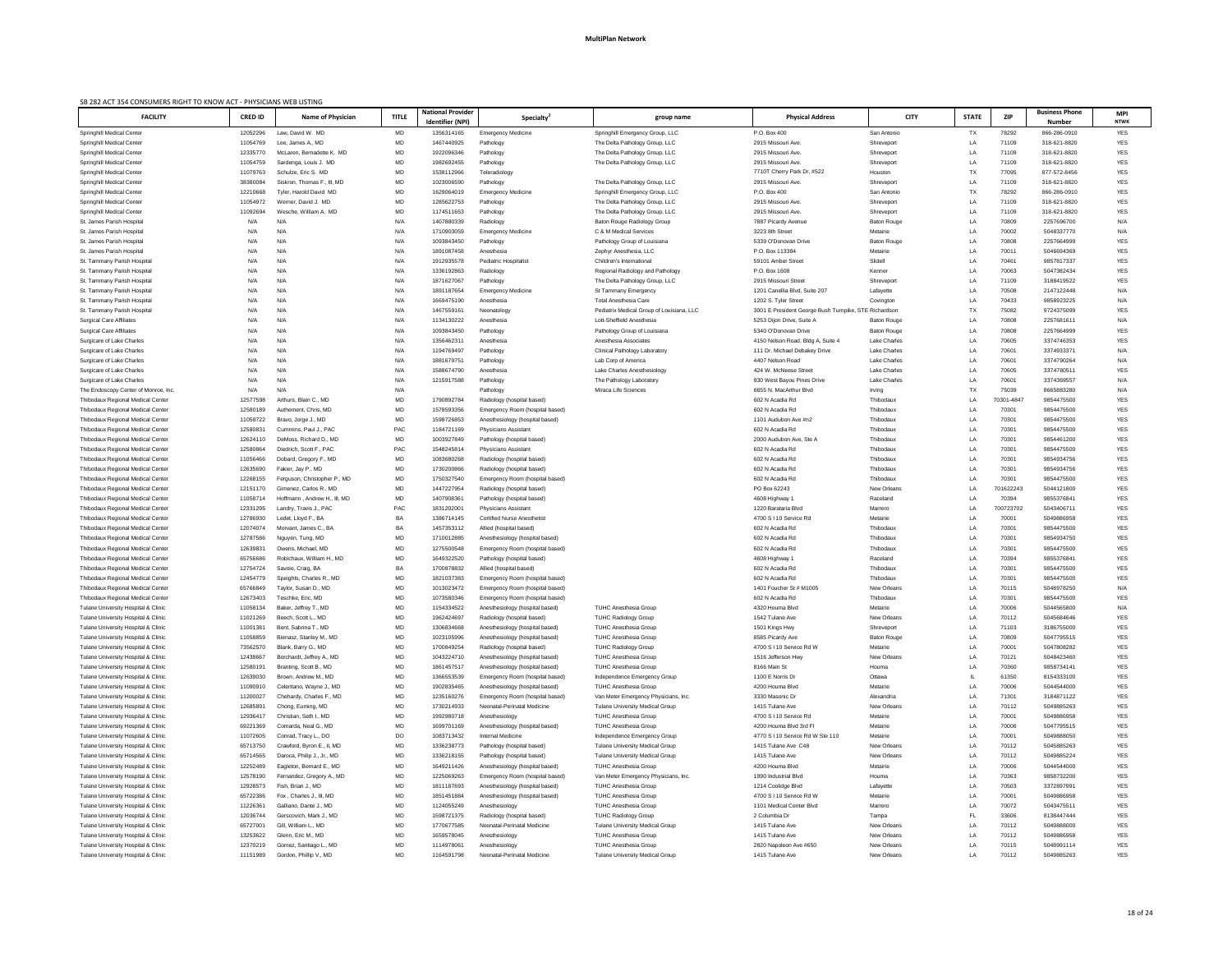# MultiPlan Network

SB 282 ACT 354 CONSUMERS RIGHT TO KNOW ACT - PHYSICIANS WEB LISTING

| FACILITY | CRED ID | Name of Physician | TITLE | National Provider Identifier (NPI) | Specialty[2] | group name | Physical Address | CITY | STATE | ZIP | Business Phone Number | MPI NTWK |
|---|---|---|---|---|---|---|---|---|---|---|---|---|
| Springhill Medical Center | 12052296 | Law, David W. MD | MD | 1356314165 | Emergency Medicine | Springhill Emergency Group, LLC | P.O. Box 400 | San Antonio | TX | 78292 | 866-286-0910 | YES |
| Springhill Medical Center | 11054769 | Lee, James A., MD | MD | 1467440925 | Pathology | The Delta Pathology Group, LLC | 2915 Missouri Ave. | Shreveport | LA | 71109 | 318-621-8820 | YES |
| Springhill Medical Center | 12335770 | McLaren, Bernadette K. MD | MD | 1922096346 | Pathology | The Delta Pathology Group, LLC | 2915 Missouri Ave. | Shreveport | LA | 71109 | 318-621-8820 | YES |
| Springhill Medical Center | 11054759 | Sardenga, Louis J. MD | MD | 1982692455 | Pathology | The Delta Pathology Group, LLC | 2915 Missouri Ave. | Shreveport | LA | 71109 | 318-621-8820 | YES |
| Springhill Medical Center | 11079763 | Schulze, Eric S. MD | MD | 1538112966 | Teleradiology | | 7710T Cherry Park Dr, #522 | Houston | TX | 77095 | 877-572-8456 | YES |
| Springhill Medical Center | 38380084 | Siskron, Thomas F., III, MD | MD | 1023006590 | Pathology | The Delta Pathology Group, LLC | 2915 Missouri Ave. | Shreveport | LA | 71109 | 318-621-8820 | YES |
| Springhill Medical Center | 12210668 | Tyler, Harold David MD | MD | 1629064019 | Emergency Medicine | Springhill Emergency Group, LLC | P.O. Box 400 | San Antonio | TX | 78292 | 866-286-0910 | YES |
| Springhill Medical Center | 11054972 | Werner, David J. MD | MD | 1285622753 | Pathology | The Delta Pathology Group, LLC | 2915 Missouri Ave. | Shreveport | LA | 71109 | 318-621-8820 | YES |
| Springhill Medical Center | 11092694 | Wesche, William A. MD | MD | 1174511653 | Pathology | The Delta Pathology Group, LLC | 2915 Missouri Ave. | Shreveport | LA | 71109 | 318-621-8820 | YES |
| St. James Parish Hospital | N/A | N/A | N/A | 1407880339 | Radiology | Baton Rouge Radiology Group | 7887 Picardy Avenue | Baton Rouge | LA | 70809 | 2257696700 | N/A |
| St. James Parish Hospital | N/A | N/A | N/A | 1710903059 | Emergency Medicine | C & M Medical Services | 3223 8th Street | Metairie | LA | 70002 | 5048337770 | N/A |
| St. James Parish Hospital | N/A | N/A | N/A | 1093843450 | Pathology | Pathology Group of Louisiana | 5339 O'Donovan Drive | Baton Rouge | LA | 70808 | 2257664999 | YES |
| St. James Parish Hospital | N/A | N/A | N/A | 1891087458 | Anesthesia | Zephyr Anesthesia, LLC | P.O. Box 113384 | Metairie | LA | 70011 | 5046694369 | YES |
| St. Tammany Parish Hospital | N/A | N/A | N/A | 1912935578 | Pediatric Hospitalist | Children's International | 59101 Amber Street | Slidell | LA | 70461 | 9857817337 | YES |
| St. Tammany Parish Hospital | N/A | N/A | N/A | 1336192863 | Radiology | Regional Radiology and Pathology | P.O. Box 1608 | Kenner | LA | 70063 | 5047382434 | YES |
| St. Tammany Parish Hospital | N/A | N/A | N/A | 1871627067 | Pathology | The Delta Pathology Group, LLC | 2915 Missouri Street | Shreveport | LA | 71109 | 3188419522 | YES |
| St. Tammany Parish Hospital | N/A | N/A | N/A | 1891187654 | Emergency Medicine | St Tammany Emergency | 1201 Canellia Blvd, Suite 207 | Lafayette | LA | 70508 | 2147122448 | N/A |
| St. Tammany Parish Hospital | N/A | N/A | N/A | 1669475190 | Anesthesia | Total Anesthesia Care | 1202 S. Tyler Street | Covington | LA | 70433 | 9858923225 | N/A |
| St. Tammany Parish Hospital | N/A | N/A | N/A | 1467559161 | Neonatology | Pediatrix Medical Group of Louisiana, LLC | 3001 E President George Bush Turnpike, STE 1 | Richardson | TX | 75082 | 9724375099 | YES |
| Surgical Care Affiliates | N/A | N/A | N/A | 1134130222 | Anesthesia | Lott-Sheffield Anesthesia | 5253 Dijon Drive, Suite A | Baton Rouge | LA | 70808 | 2257681611 | N/A |
| Surgical Care Affiliates | N/A | N/A | N/A | 1093843450 | Pathology | Pathology Group of Louisiana | 5340 O'Donovan Drive | Baton Rouge | LA | 70808 | 2257664999 | YES |
| Surgicare of Lake Charles | N/A | N/A | N/A | 1356462311 | Anesthesia | Anesthesia Associates | 4150 Nelson Road, Bldg A, Suite 4 | Lake Charles | LA | 70605 | 3374746353 | YES |
| Surgicare of Lake Charles | N/A | N/A | N/A | 1194769497 | Pathology | Clinical Pathology Laboratory | 111 Dr. Michael Debakey Drive | Lake Charles | LA | 70601 | 3374933371 | N/A |
| Surgicare of Lake Charles | N/A | N/A | N/A | 1881679751 | Pathology | Lab Corp of America | 4407 Nelson Road | Lake Charles | LA | 70601 | 3374790264 | N/A |
| Surgicare of Lake Charles | N/A | N/A | N/A | 1588674790 | Anesthesia | Lake Charles Anesthesiology | 424 W. McNeese Street | Lake Charles | LA | 70605 | 3374780511 | YES |
| Surgicare of Lake Charles | N/A | N/A | N/A | 1215917588 | Pathology | The Pathology Laboratory | 830 West Bayou Pines Drive | Lake Charles | LA | 70601 | 3374369557 | YES |
| The Endoscopy Center of Monroe, Inc. | N/A | N/A | N/A | | Pathology | Miraca Life Sciences | 6655 N. MacArthur Blvd | Irving | TX | 75039 | 8665883280 | N/A |
| Thibodaux Regional Medical Center | 12577598 | Arthurs, Blain C., MD | MD | 1790892784 | Radiology (hospital based) | | 602 N Acadia Rd | Thibodaux | LA | 70301-4847 | 9854475500 | YES |
| Thibodaux Regional Medical Center | 12580189 | Authement, Chris, MD | MD | 1578593356 | Emergency Room (hospital based) | | 602 N Acadia Rd | Thibodaux | LA | 70301 | 9854475500 | YES |
| Thibodaux Regional Medical Center | 11058722 | Bravo, Jorge J., MD | MD | 1598726853 | Anesthesiology (hospital based) | | 1101 Audubon Ave #n2 | Thibodaux | LA | 70301 | 9854475500 | YES |
| Thibodaux Regional Medical Center | 12580831 | Cummins, Paul J., PAC | PAC | 1184721169 | Physicians Assistant | | 602 N Acadia Rd | Thibodaux | LA | 70301 | 9854475500 | YES |
| Thibodaux Regional Medical Center | 12624110 | DeMoss, Richard D., MD | MD | 1003927849 | Pathology (hospital based) | | 2000 Audubon Ave, Ste A | Thibodaux | LA | 70301 | 9854461200 | YES |
| Thibodaux Regional Medical Center | 12580864 | Diedrich, Scott F., PAC | PAC | 1548245814 | Physicians Assistant | | 602 N Acadia Rd | Thibodaux | LA | 70301 | 9854475500 | YES |
| Thibodaux Regional Medical Center | 11056466 | Dobard, Gregory F., MD | MD | 1083680268 | Radiology (hospital based) | | 602 N Acadia Rd | Thibodaux | LA | 70301 | 9854934756 | YES |
| Thibodaux Regional Medical Center | 12635690 | Fakier, Jay P., MD | MD | 1730200866 | Radiology (hospital based) | | 602 N Acadia Rd | Thibodaux | LA | 70301 | 9854934756 | YES |
| Thibodaux Regional Medical Center | 12268155 | Ferguson, Christopher P., MD | MD | 1750327540 | Emergency Room (hospital based) | | 602 N Acadia Rd | Thibodaux | LA | 70301 | 9854475500 | YES |
| Thibodaux Regional Medical Center | 12151170 | Gimenez, Carlos R., MD | MD | 1447227954 | Radiology (hospital based) | | PO Box 62243 | New Orleans | LA | 701622243 | 5044121800 | YES |
| Thibodaux Regional Medical Center | 11058714 | Hoffmann , Andrew H., III, MD | MD | 1407908361 | Pathology (hospital based) | | 4608 Highway 1 | Raceland | LA | 70394 | 9855376841 | YES |
| Thibodaux Regional Medical Center | 13331295 | Landry, Travis J., PAC | PAC | 1831202001 | Physicians Assistant | | 1220 Barataria Blvd | Marrero | LA | 700723702 | 5043406711 | YES |
| Thibodaux Regional Medical Center | 12786930 | Ledet, Lloyd F., BA | BA | 1386714145 | Certified Nurse Anesthetist | | 4700 S I 10 Service Rd | Metairie | LA | 70001 | 5049886958 | YES |
| Thibodaux Regional Medical Center | 12074074 | Morvant, James C., BA | BA | 1457353112 | Allied (hospital based) | | 602 N Acadia Rd | Thibodaux | LA | 70301 | 9854475500 | YES |
| Thibodaux Regional Medical Center | 12787586 | Nguyen, Tung, MD | MD | 1710012885 | Anesthesiology (hospital based) | | 602 N Acadia Rd | Thibodaux | LA | 70301 | 9854934750 | YES |
| Thibodaux Regional Medical Center | 12639831 | Owens, Michael, MD | MD | 1275500548 | Emergency Room (hospital based) | | 602 N Acadia Rd | Thibodaux | LA | 70301 | 9854475500 | YES |
| Thibodaux Regional Medical Center | 65756686 | Robichaux, William H., MD | MD | 1649322520 | Pathology (hospital based) | | 4608 Highway 1 | Raceland | LA | 70394 | 9855376841 | YES |
| Thibodaux Regional Medical Center | 12754724 | Savoie, Craig, BA | BA | 1700878832 | Allied (hospital based) | | 602 N Acadia Rd | Thibodaux | LA | 70301 | 9854475500 | YES |
| Thibodaux Regional Medical Center | 12454779 | Speights, Charles R., MD | MD | 1821037383 | Emergency Room (hospital based) | | 602 N Acadia Rd | Thibodaux | LA | 70301 | 9854475500 | YES |
| Thibodaux Regional Medical Center | 65766849 | Taylor, Susan D., MD | MD | 1013023472 | Emergency Room (hospital based) | | 1401 Foucher St # M1005 | New Orleans | LA | 70115 | 5048978250 | N/A |
| Thibodaux Regional Medical Center | 12673403 | Teschke, Eric, MD | MD | 1073580346 | Emergency Room (hospital based) | | 602 N Acadia Rd | Thibodaux | LA | 70301 | 9854475500 | YES |
| Tulane University Hospital & Clinic | 11058134 | Baker, Jeffrey T., MD | MD | 1154334522 | Anesthesiology (hospital based) | TUHC Anesthesia Group | 4320 Houma Blvd | Metairie | LA | 70006 | 5044565800 | N/A |
| Tulane University Hospital & Clinic | 11021269 | Beech, Scott L., MD | MD | 1962424697 | Radiology (hospital based) | TUHC Radiology Group | 1542 Tulane Ave | New Orleans | LA | 70112 | 5045684646 | YES |
| Tulane University Hospital & Clinic | 11001381 | Bent, Sabrina T., MD | MD | 1306834668 | Anesthesiology (hospital based) | TUHC Anesthesia Group | 1501 Kings Hwy | Shreveport | LA | 71103 | 3186755000 | YES |
| Tulane University Hospital & Clinic | 11058859 | Bienasz, Stanley M., MD | MD | 1023105996 | Anesthesiology (hospital based) | TUHC Anesthesia Group | 8585 Picardy Ave | Baton Rouge | LA | 70809 | 5047795515 | YES |
| Tulane University Hospital & Clinic | 73562570 | Blank, Barry G., MD | MD | 1700849254 | Radiology (hospital based) | TUHC Radiology Group | 4700 S I 10 Service Rd W | Metairie | LA | 70001 | 5047808282 | YES |
| Tulane University Hospital & Clinic | 12438667 | Borchardt, Jeffrey A., MD | MD | 1043224710 | Anesthesiology (hospital based) | TUHC Anesthesia Group | 1516 Jefferson Hwy | New Orleans | LA | 70121 | 5048423460 | YES |
| Tulane University Hospital & Clinic | 12580191 | Branting, Scott B., MD | MD | 1861457517 | Anesthesiology (hospital based) | TUHC Anesthesia Group | 8166 Main St | Houma | LA | 70360 | 9858734141 | YES |
| Tulane University Hospital & Clinic | 12639030 | Brown, Andrew M., MD | MD | 1366553539 | Emergency Room (hospital based) | Independence Emergency Group | 1100 E Norris Dr | Ottawa | IL | 61350 | 8154333100 | YES |
| Tulane University Hospital & Clinic | 11090910 | Celentano, Wayne J., MD | MD | 1902835465 | Anesthesiology (hospital based) | TUHC Anesthesia Group | 4200 Houma Blvd | Metairie | LA | 70006 | 5044544000 | YES |
| Tulane University Hospital & Clinic | 11200027 | Chehardy, Charles F., MD | MD | 1235160276 | Emergency Room (hospital based) | Van Meter Emergency Physicians, Inc. | 3330 Masonic Dr | Alexandria | LA | 71301 | 3184871122 | YES |
| Tulane University Hospital & Clinic | 12685891 | Chong, Euming, MD | MD | 1730214933 | Neonatal-Perinatal Medicine | Tulane University Medical Group | 1415 Tulane Ave | New Orleans | LA | 70112 | 5049885263 | YES |
| Tulane University Hospital & Clinic | 12936417 | Christian, Seth I., MD | MD | 1992980718 | Anesthesiology | TUHC Anesthesia Group | 4700 S I 10 Service Rd | Metairie | LA | 70001 | 5049886958 | YES |
| Tulane University Hospital & Clinic | 69221369 | Comarda, Neal G., MD | MD | 1699701169 | Anesthesiology (hospital based) | TUHC Anesthesia Group | 4200 Houma Blvd 3rd Fl | Metairie | LA | 70006 | 5047795515 | YES |
| Tulane University Hospital & Clinic | 11072605 | Conrad, Tracy L., DO | DO | 1083713432 | Internal Medicine | Independence Emergency Group | 4770 S I 10 Service Rd W Ste 110 | Metairie | LA | 70001 | 5049888050 | YES |
| Tulane University Hospital & Clinic | 65713750 | Crawford, Byron E., II, MD | MD | 1336238773 | Pathology (hospital based) | Tulane University Medical Group | 1415 Tulane Ave C48 | New Orleans | LA | 70112 | 5045885263 | YES |
| Tulane University Hospital & Clinic | 65714565 | Daroca, Philip J., Jr., MD | MD | 1336218155 | Pathology (hospital based) | Tulane University Medical Group | 1415 Tulane Ave | New Orleans | LA | 70112 | 5049885224 | YES |
| Tulane University Hospital & Clinic | 12252489 | Eagleton, Bernard E., MD | MD | 1649211426 | Anesthesiology (hospital based) | TUHC Anesthesia Group | 4200 Houma Blvd | Metairie | LA | 70006 | 5044544000 | YES |
| Tulane University Hospital & Clinic | 12578190 | Fernandez, Gregory A., MD | MD | 1225069263 | Emergency Room (hospital based) | Van Meter Emergency Physicians, Inc. | 1990 Industrial Blvd | Houma | LA | 70363 | 9858732200 | YES |
| Tulane University Hospital & Clinic | 12928573 | Fish, Brian J., MD | MD | 1811187693 | Anesthesiology (hospital based) | TUHC Anesthesia Group | 1214 Coolidge Blvd | Lafayette | LA | 70503 | 3372897991 | YES |
| Tulane University Hospital & Clinic | 65722386 | Fox , Charles J., III, MD | MD | 1851451884 | Anesthesiology (hospital based) | TUHC Anesthesia Group | 4700 S I 10 Service Rd W | Metairie | LA | 70001 | 5049886958 | YES |
| Tulane University Hospital & Clinic | 11226361 | Galliano, Dante J., MD | MD | 1124055249 | Anesthesiology | TUHC Anesthesia Group | 1101 Medical Center Blvd | Marrero | LA | 70072 | 5043475511 | YES |
| Tulane University Hospital & Clinic | 12036744 | Gerscovich, Mark J., MD | MD | 1598721375 | Radiology (hospital based) | TUHC Radiology Group | 2 Columbia Dr | Tampa | FL | 33606 | 8138447444 | YES |
| Tulane University Hospital & Clinic | 65727001 | Gill, William L., MD | MD | 1770677585 | Neonatal-Perinatal Medicine | Tulane University Medical Group | 1415 Tulane Ave | New Orleans | LA | 70112 | 5049888000 | YES |
| Tulane University Hospital & Clinic | 13253622 | Glenn, Eric M., MD | MD | 1659578045 | Anesthesiology | TUHC Anesthesia Group | 1415 Tulane Ave | New Orleans | LA | 70112 | 5049886958 | YES |
| Tulane University Hospital & Clinic | 12370219 | Gomez, Santiago L., MD | MD | 1114978061 | Anesthesiology | TUHC Anesthesia Group | 2820 Napoleon Ave #650 | New Orleans | LA | 70115 | 5048991114 | YES |
| Tulane University Hospital & Clinic | 11151989 | Gordon, Phillip V., MD | MD | 1164591798 | Neonatal-Perinatal Medicine | Tulane University Medical Group | 1415 Tulane Ave | New Orleans | LA | 70112 | 5049885263 | YES |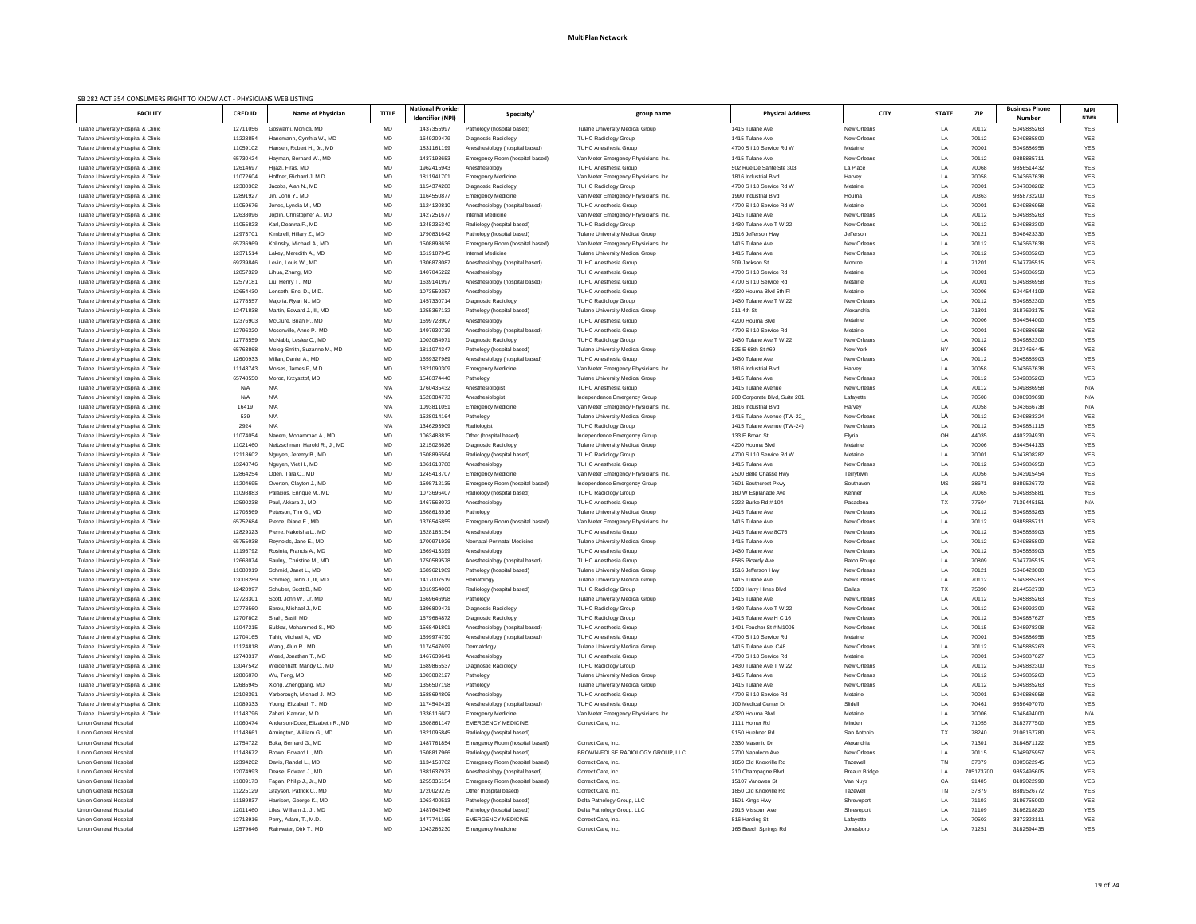# MultiPlan Network

SB 282 ACT 354 CONSUMERS RIGHT TO KNOW ACT - PHYSICIANS WEB LISTING

| FACILITY | CRED ID | Name of Physician | TITLE | National Provider Identifier (NPI) | Specialty[2] | group name | Physical Address | CITY | STATE | ZIP | Business Phone Number | MPI NTWK |
|---|---|---|---|---|---|---|---|---|---|---|---|---|
| Tulane University Hospital & Clinic | 12711056 | Goswami, Monica, MD | MD | 1437355997 | Pathology (hospital based) | Tulane University Medical Group | 1415 Tulane Ave | New Orleans | LA | 70112 | 5049885263 | YES |
| Tulane University Hospital & Clinic | 11228854 | Hanemann, Cynthia W., MD | MD | 1649209479 | Diagnostic Radiology | TUHC Radiology Group | 1415 Tulane Ave | New Orleans | LA | 70112 | 5049885800 | YES |
| Tulane University Hospital & Clinic | 11059102 | Hansen, Robert H., Jr., MD | MD | 1831161199 | Anesthesiology (hospital based) | TUHC Anesthesia Group | 4700 S I 10 Service Rd W | Metairie | LA | 70001 | 5049886958 | YES |
| Tulane University Hospital & Clinic | 65730424 | Hayman, Bernard W., MD | MD | 1437193653 | Emergency Room (hospital based) | Van Meter Emergency Physicians, Inc. | 1415 Tulane Ave | New Orleans | LA | 70112 | 9885885711 | YES |
| Tulane University Hospital & Clinic | 12614697 | Hijazi, Firas, MD | MD | 1962415943 | Anesthesiology | TUHC Anesthesia Group | 502 Rue De Sante Ste 303 | La Place | LA | 70068 | 9856514432 | YES |
| Tulane University Hospital & Clinic | 11072604 | Hoffner, Richard J, M.D. | MD | 1811941701 | Emergency Medicine | Van Meter Emergency Physicians, Inc. | 1816 Industrial Blvd | Harvey | LA | 70058 | 5043667638 | YES |
| Tulane University Hospital & Clinic | 12380362 | Jacobs, Alan N., MD | MD | 1154374288 | Diagnostic Radiology | TUHC Radiology Group | 4700 S I 10 Service Rd W | Metairie | LA | 70001 | 5047808282 | YES |
| Tulane University Hospital & Clinic | 12891927 | Jin, John Y., MD | MD | 1164550877 | Emergency Medicine | Van Meter Emergency Physicians, Inc. | 1990 Industrial Blvd | Houma | LA | 70363 | 9858732200 | YES |
| Tulane University Hospital & Clinic | 11059676 | Jones, Lyndia M., MD | MD | 1124130810 | Anesthesiology (hospital based) | TUHC Anesthesia Group | 4700 S I 10 Service Rd W | Metairie | LA | 70001 | 5049886958 | YES |
| Tulane University Hospital & Clinic | 12638096 | Joplin, Christopher A., MD | MD | 1427251677 | Internal Medicine | Van Meter Emergency Physicians, Inc. | 1415 Tulane Ave | New Orleans | LA | 70112 | 5049885263 | YES |
| Tulane University Hospital & Clinic | 11055823 | Karl, Deanna F., MD | MD | 1245235340 | Radiology (hospital based) | TUHC Radiology Group | 1430 Tulane Ave T W 22 | New Orleans | LA | 70112 | 5049882300 | YES |
| Tulane University Hospital & Clinic | 12973701 | Kimbrell, Hillary Z., MD | MD | 1790831642 | Pathology (hospital based) | Tulane University Medical Group | 1516 Jefferson Hwy | Jefferson | LA | 70121 | 5048423330 | YES |
| Tulane University Hospital & Clinic | 65736969 | Kolinsky, Michael A., MD | MD | 1508898636 | Emergency Room (hospital based) | Van Meter Emergency Physicians, Inc. | 1415 Tulane Ave | New Orleans | LA | 70112 | 5043667638 | YES |
| Tulane University Hospital & Clinic | 12371514 | Lakey, Meredith A., MD | MD | 1619187945 | Internal Medicine | Tulane University Medical Group | 1415 Tulane Ave | New Orleans | LA | 70112 | 5049885263 | YES |
| Tulane University Hospital & Clinic | 69239846 | Levin, Louis W., MD | MD | 1306878087 | Anesthesiology (hospital based) | TUHC Anesthesia Group | 309 Jackson St | Monroe | LA | 71201 | 5047795515 | YES |
| Tulane University Hospital & Clinic | 12857329 | Lihua, Zhang, MD | MD | 1407045222 | Anesthesiology | TUHC Anesthesia Group | 4700 S I 10 Service Rd | Metairie | LA | 70001 | 5049886958 | YES |
| Tulane University Hospital & Clinic | 12579181 | Liu, Henry T., MD | MD | 1639141997 | Anesthesiology (hospital based) | TUHC Anesthesia Group | 4700 S I 10 Service Rd | Metairie | LA | 70001 | 5049886958 | YES |
| Tulane University Hospital & Clinic | 12654430 | Lonseth, Eric, D., M.D. | MD | 1073559357 | Anesthesiology | TUHC Anesthesia Group | 4320 Houma Blvd 5th Fl | Metairie | LA | 70006 | 5044544109 | YES |
| Tulane University Hospital & Clinic | 12778557 | Majoria, Ryan N., MD | MD | 1457330714 | Diagnostic Radiology | TUHC Radiology Group | 1430 Tulane Ave T W 22 | New Orleans | LA | 70112 | 5049882300 | YES |
| Tulane University Hospital & Clinic | 12471838 | Martin, Edward J., III, MD | MD | 1255367132 | Pathology (hospital based) | Tulane University Medical Group | 211 4th St | Alexandria | LA | 71301 | 3187693175 | YES |
| Tulane University Hospital & Clinic | 12376903 | McClure, Brian P., MD | MD | 1699728907 | Anesthesiology | TUHC Anesthesia Group | 4200 Houma Blvd | Metairie | LA | 70006 | 5044544000 | YES |
| Tulane University Hospital & Clinic | 12796320 | Mcconville, Anne P., MD | MD | 1497930739 | Anesthesiology (hospital based) | TUHC Anesthesia Group | 4700 S I 10 Service Rd | Metairie | LA | 70001 | 5049886958 | YES |
| Tulane University Hospital & Clinic | 12778559 | McNabb, Leslee C., MD | MD | 1003084971 | Diagnostic Radiology | TUHC Radiology Group | 1430 Tulane Ave T W 22 | New Orleans | LA | 70112 | 5049882300 | YES |
| Tulane University Hospital & Clinic | 65763868 | Meleg-Smith, Suzanne M., MD | MD | 1811074347 | Pathology (hospital based) | Tulane University Medical Group | 525 E 68th St #69 | New York | NY | 10065 | 2127466445 | YES |
| Tulane University Hospital & Clinic | 12600933 | Millan, Daniel A., MD | MD | 1659327989 | Anesthesiology (hospital based) | TUHC Anesthesia Group | 1430 Tulane Ave | New Orleans | LA | 70112 | 5045885903 | YES |
| Tulane University Hospital & Clinic | 11143743 | Moises, James P, M.D. | MD | 1821090309 | Emergency Medicine | Van Meter Emergency Physicians, Inc. | 1816 Industrial Blvd | Harvey | LA | 70058 | 5043667638 | YES |
| Tulane University Hospital & Clinic | 65748550 | Moroz, Krzysztof, MD | MD | 1548374440 | Pathology | Tulane University Medical Group | 1415 Tulane Ave | New Orleans | LA | 70112 | 5049885263 | YES |
| Tulane University Hospital & Clinic | N/A | N/A | N/A | 1760435432 | Anesthesiologist | TUHC Anesthesia Group | 1415 Tulane Avenue | New Orleans | LA | 70112 | 5049886958 | N/A |
| Tulane University Hospital & Clinic | N/A | N/A | N/A | 1528384773 | Anesthesiologist | Independence Emergency Group | 200 Corporate Blvd, Suite 201 | Lafayette | LA | 70508 | 8008939698 | N/A |
| Tulane University Hospital & Clinic | 16419 | N/A | N/A | 1093811051 | Emergency Medicine | Van Meter Emergency Physicians, Inc. | 1816 Industrial Blvd | Harvey | LA | 70058 | 5043666738 | N/A |
| Tulane University Hospital & Clinic | 539 | N/A | N/A | 1528014164 | Pathology | Tulane University Medical Group | 1415 Tulane Avenue (TW-22_ | New Orleans | LA | 70112 | 5049883324 | YES |
| Tulane University Hospital & Clinic | 2924 | N/A | N/A | 1346293909 | Radiologist | TUHC Radiology Group | 1415 Tulane Avenue (TW-24) | New Orleans | LA | 70112 | 5049881115 | YES |
| Tulane University Hospital & Clinic | 11074054 | Naeem, Mohammad A., MD | MD | 1063488815 | Other (hospital based) | Independence Emergency Group | 133 E Broad St | Elyria | OH | 44035 | 4403294930 | YES |
| Tulane University Hospital & Clinic | 11021460 | Nebbzchman, Harold R., Jr, MD | MD | 1215028626 | Diagnostic Radiology | Tulane University Medical Group | 4200 Houma Blvd | Metairie | LA | 70006 | 5044544133 | YES |
| Tulane University Hospital & Clinic | 12118602 | Nguyen, Jeremy B., MD | MD | 1508896564 | Radiology (hospital based) | TUHC Radiology Group | 4700 S I 10 Service Rd W | Metairie | LA | 70001 | 5047808282 | YES |
| Tulane University Hospital & Clinic | 13248746 | Nguyen, Viet H., MD | MD | 1861613788 | Anesthesiology | TUHC Anesthesia Group | 1415 Tulane Ave | New Orleans | LA | 70112 | 5049886958 | YES |
| Tulane University Hospital & Clinic | 12864254 | Oden, Tara O., MD | MD | 1245413707 | Emergency Medicine | Van Meter Emergency Physicians, Inc. | 2500 Belle Chasse Hwy | Terrytown | LA | 70056 | 5043915454 | YES |
| Tulane University Hospital & Clinic | 11204695 | Overton, Clayton J., MD | MD | 1598712135 | Emergency Room (hospital based) | Independence Emergency Group | 7601 Southcrest Pkwy | Southaven | MS | 38671 | 8889526772 | YES |
| Tulane University Hospital & Clinic | 11098883 | Palacios, Enrique M., MD | MD | 1073696407 | Radiology (hospital based) | TUHC Radiology Group | 180 W Esplanade Ave | Kenner | LA | 70065 | 5049885881 | YES |
| Tulane University Hospital & Clinic | 12590238 | Paul, Akkara J., MD | MD | 1467563072 | Anesthesiology | TUHC Anesthesia Group | 3222 Burke Rd # 104 | Pasadena | TX | 77504 | 7139445151 | N/A |
| Tulane University Hospital & Clinic | 12703569 | Peterson, Tim G., MD | MD | 1568618916 | Pathology | Tulane University Medical Group | 1415 Tulane Ave | New Orleans | LA | 70112 | 5049885263 | YES |
| Tulane University Hospital & Clinic | 65752684 | Pierce, Diane E., MD | MD | 1376545855 | Emergency Room (hospital based) | Van Meter Emergency Physicians, Inc. | 1415 Tulane Ave | New Orleans | LA | 70112 | 9885885711 | YES |
| Tulane University Hospital & Clinic | 12829323 | Pierre, Nakeisha L., MD | MD | 1528185154 | Anesthesiology | TUHC Anesthesia Group | 1415 Tulane Ave 8C76 | New Orleans | LA | 70112 | 5045885903 | YES |
| Tulane University Hospital & Clinic | 65755038 | Reynolds, Jane E., MD | MD | 1700971926 | Neonatal-Perinatal Medicine | Tulane University Medical Group | 1415 Tulane Ave | New Orleans | LA | 70112 | 5049885800 | YES |
| Tulane University Hospital & Clinic | 11195792 | Rosinia, Francis A., MD | MD | 1669413399 | Anesthesiology | TUHC Anesthesia Group | 1430 Tulane Ave | New Orleans | LA | 70112 | 5045885903 | YES |
| Tulane University Hospital & Clinic | 12668074 | Saulny, Christine M., MD | MD | 1750589578 | Anesthesiology (hospital based) | TUHC Anesthesia Group | 8585 Picardy Ave | Baton Rouge | LA | 70809 | 5047795515 | YES |
| Tulane University Hospital & Clinic | 11080919 | Schmid, Janet L., MD | MD | 1689621989 | Pathology (hospital based) | Tulane University Medical Group | 1516 Jefferson Hwy | New Orleans | LA | 70121 | 5048423000 | YES |
| Tulane University Hospital & Clinic | 13003289 | Schmieg, John J., III, MD | MD | 1417007519 | Hematology | Tulane University Medical Group | 1415 Tulane Ave | New Orleans | LA | 70112 | 5049885263 | YES |
| Tulane University Hospital & Clinic | 12420997 | Schuber, Scott B., MD | MD | 1316954068 | Radiology (hospital based) | TUHC Radiology Group | 5303 Harry Hines Blvd | Dallas | TX | 75390 | 2144562730 | YES |
| Tulane University Hospital & Clinic | 12728301 | Scott, John W., Jr, MD | MD | 1669646998 | Pathology | Tulane University Medical Group | 1415 Tulane Ave | New Orleans | LA | 70112 | 5045885263 | YES |
| Tulane University Hospital & Clinic | 12778560 | Serou, Michael J., MD | MD | 1396809471 | Diagnostic Radiology | TUHC Radiology Group | 1430 Tulane Ave T W 22 | New Orleans | LA | 70112 | 5048992300 | YES |
| Tulane University Hospital & Clinic | 12707802 | Shah, Basil, MD | MD | 1679684872 | Diagnostic Radiology | TUHC Radiology Group | 1415 Tulane Ave H C 16 | New Orleans | LA | 70112 | 5049887627 | YES |
| Tulane University Hospital & Clinic | 11047215 | Sukkar, Mohammed S., MD | MD | 1568491801 | Anesthesiology (hospital based) | TUHC Anesthesia Group | 1401 Foucher St # M1005 | New Orleans | LA | 70115 | 5048978308 | YES |
| Tulane University Hospital & Clinic | 12704165 | Tahir, Michael A., MD | MD | 1699974790 | Anesthesiology (hospital based) | TUHC Anesthesia Group | 4700 S I 10 Service Rd | Metairie | LA | 70001 | 5049886958 | YES |
| Tulane University Hospital & Clinic | 11124818 | Wang, Alun R., MD | MD | 1174547699 | Dermatology | Tulane University Medical Group | 1415 Tulane Ave C48 | New Orleans | LA | 70112 | 5045885263 | YES |
| Tulane University Hospital & Clinic | 12743317 | Weed, Jonathan T., MD | MD | 1467639641 | Anesthesiology | TUHC Anesthesia Group | 4700 S I 10 Service Rd | Metairie | LA | 70001 | 5049887627 | YES |
| Tulane University Hospital & Clinic | 13047542 | Weidenhaft, Mandy C., MD | MD | 1689865537 | Diagnostic Radiology | TUHC Radiology Group | 1430 Tulane Ave T W 22 | New Orleans | LA | 70112 | 5049882300 | YES |
| Tulane University Hospital & Clinic | 12806870 | Wu, Tong, MD | MD | 1003882127 | Pathology | Tulane University Medical Group | 1415 Tulane Ave | New Orleans | LA | 70112 | 5049885263 | YES |
| Tulane University Hospital & Clinic | 12685945 | Xiong, Zhenggang, MD | MD | 1356507198 | Pathology | Tulane University Medical Group | 1415 Tulane Ave | New Orleans | LA | 70112 | 5049885263 | YES |
| Tulane University Hospital & Clinic | 12108391 | Yarborough, Michael J., MD | MD | 1588694806 | Anesthesiology | TUHC Anesthesia Group | 4700 S I 10 Service Rd | Metairie | LA | 70001 | 5049886958 | YES |
| Tulane University Hospital & Clinic | 11089333 | Young, Elizabeth T., MD | MD | 1174542419 | Anesthesiology (hospital based) | TUHC Anesthesia Group | 100 Medical Center Dr | Slidell | LA | 70461 | 9856497070 | YES |
| Tulane University Hospital & Clinic | 11143796 | Zaheri, Kamran, M.D. | MD | 1336116607 | Emergency Medicine | Van Meter Emergency Physicians, Inc. | 4320 Houma Blvd | Metairie | LA | 70006 | 5048494000 | N/A |
| Union General Hospital | 11060474 | Anderson-Doze, Elizabeth R., MD | MD | 1508861147 | EMERGENCY MEDICINE | Correct Care, Inc. | 1111 Homer Rd | Minden | LA | 71055 | 3183777500 | YES |
| Union General Hospital | 11143661 | Armington, William G., MD | MD | 1821095845 | Radiology (hospital based) | | 9150 Huebner Rd | San Antonio | TX | 78240 | 2106167780 | YES |
| Union General Hospital | 12754722 | Boka, Bernard G., MD | MD | 1487761854 | Emergency Room (hospital based) | Correct Care, Inc. | 3330 Masonic Dr | Alexandria | LA | 71301 | 3184871122 | YES |
| Union General Hospital | 11143672 | Brown, Edward L., MD | MD | 1508817966 | Radiology (hospital based) | BROWN-FOLSE RADIOLOGY GROUP, LLC | 2700 Napoleon Ave | New Orleans | LA | 70115 | 5048975957 | YES |
| Union General Hospital | 12394202 | Davis, Randal L., MD | MD | 1134158702 | Emergency Room (hospital based) | Correct Care, Inc. | 1850 Old Knoxville Rd | Tazewell | TN | 37879 | 8005622945 | YES |
| Union General Hospital | 12074993 | Dease, Edward J., MD | MD | 1881637973 | Anesthesiology (hospital based) | Correct Care, Inc. | 210 Champagne Blvd | Breaux Bridge | LA | 705173700 | 9852495605 | YES |
| Union General Hospital | 11009173 | Fagan, Philip J., Jr., MD | MD | 1255335154 | Emergency Room (hospital based) | Correct Care, Inc. | 15107 Vanowen St | Van Nuys | CA | 91405 | 8189022990 | YES |
| Union General Hospital | 11225129 | Grayson, Patrick C., MD | MD | 1720029275 | Other (hospital based) | Correct Care, Inc. | 1850 Old Knoxville Rd | Tazewell | TN | 37879 | 8889526772 | YES |
| Union General Hospital | 11189837 | Harrison, George K., MD | MD | 1063400513 | Pathology (hospital based) | Delta Pathology Group, LLC | 1501 Kings Hwy | Shreveport | LA | 71103 | 3186755000 | YES |
| Union General Hospital | 12011460 | Liles, William J., Jr, MD | MD | 1487642948 | Pathology (hospital based) | Delta Pathology Group, LLC | 2915 Missouri Ave | Shreveport | LA | 71109 | 3186218820 | YES |
| Union General Hospital | 12713916 | Perry, Adam, T., M.D. | MD | 1477741155 | EMERGENCY MEDICINE | Correct Care, Inc. | 816 Harding St | Lafayette | LA | 70503 | 3372323111 | YES |
| Union General Hospital | 12579646 | Rainwater, Dirk T., MD | MD | 1043286230 | Emergency Medicine | Correct Care, Inc. | 165 Beech Springs Rd | Jonesboro | LA | 71251 | 3182594435 | YES |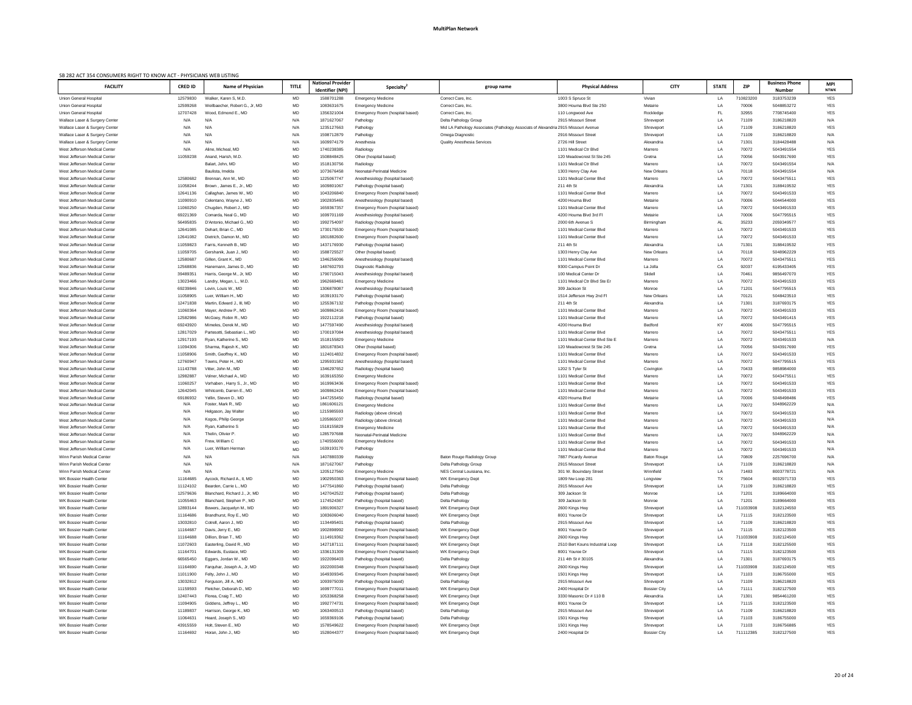**MultiPlan Network**

SB 282 ACT 354 CONSUMERS RIGHT TO KNOW ACT - PHYSICIANS WEB LISTING

| FACILITY | CRED ID | Name of Physician | TITLE | National Provider Identifier (NPI) | Specialty[2] | group name | Physical Address | CITY | STATE | ZIP | Business Phone Number | MPI NTWK |
|---|---|---|---|---|---|---|---|---|---|---|---|---|
| Union General Hospital | 12579830 | Walker, Karen S, M.D. | MD | 1588701288 | Emergency Medicine | Correct Care, Inc. | 1003 S Spruce St | Vivian | LA | 710823200 | 3183753239 | YES |
| Union General Hospital | 12599268 | Weilbaecher, Robert G., Jr, MD | MD | 1083631675 | Emergency Medicine | Correct Care, Inc. | 3800 Houma Blvd Ste 250 | Metairie | LA | 70006 | 5048853272 | YES |
| Union General Hospital | 12707428 | Wood, Edmond E., MD | MD | 1356321004 | Emergency Room (hospital based) | Correct Care, Inc. | 110 Longwood Ave | Rockledge | FL | 32955 | 7708745400 | YES |
| Wallace Laser & Surgery Center | N/A | N/A | N/A | 1871627067 | Pathology | Delta Pathology Group | 2915 Missouri Street | Shreveport | LA | 71109 | 3186218820 | N/A |
| Wallace Laser & Surgery Center | N/A | N/A | N/A | 1235127663 | Pathology | Mid LA Pathology Associates (Pathology Associates of Alexandria) | 2915 Missouri Avenue | Shreveport | LA | 71109 | 3186218820 | YES |
| Wallace Laser & Surgery Center | N/A | N/A | N/A | 1598712879 | Pathology | Omega Diagnostic | 2916 Missouri Street | Shreveport | LA | 71109 | 3186218820 | N/A |
| Wallace Laser & Surgery Center | N/A | N/A | N/A | 1609974179 | Anesthesia | Quality Anesthesia Services | 2726 Hill Street | Alexandria | LA | 71301 | 3184428488 | N/A |
| West Jefferson Medical Center | N/A | Aline, Micheal, MD | MD | 1740238385 | Radiology | | 1101 Medical Ctr Blvd | Marrero | LA | 70072 | 5043491554 | YES |
| West Jefferson Medical Center | 11059238 | Anand, Harish, M.D. | MD | 1508848425 | Other (hospital based) | | 120 Meadowcrest St Ste 245 | Gretna | LA | 70056 | 5043917690 | YES |
| West Jefferson Medical Center | | Balart, John, MD | MD | 1518130756 | Radiology | | 1101 Medical Ctr Blvd | Marrero | LA | 70072 | 5043491554 | N/A |
| West Jefferson Medical Center | | Bautista, Imelda | MD | 1073676458 | Neonatal-Perinatal Medicine | | 1303 Henry Clay Ave | New Orleans | LA | 70118 | 5043491554 | N/A |
| West Jefferson Medical Center | 12580682 | Brennan, Ann M., MD | MD | 1225067747 | Anesthesiology (hospital based) | | 1101 Medical Center Blvd | Marrero | LA | 70072 | 5043475511 | YES |
| West Jefferson Medical Center | 11058244 | Brown , James E., Jr., MD | MD | 1609801067 | Pathology (hospital based) | | 211 4th St | Alexandria | LA | 71301 | 3188419532 | YES |
| West Jefferson Medical Center | 12641136 | Callaghan, James W., MD | MD | 1043206840 | Emergency Room (hospital based) | | 1101 Medical Center Blvd | Marrero | LA | 70072 | 5043491533 | YES |
| West Jefferson Medical Center | 11090910 | Celentano, Wayne J., MD | MD | 1902835465 | Anesthesiology (hospital based) | | 4200 Houma Blvd | Metairie | LA | 70006 | 5044544000 | YES |
| West Jefferson Medical Center | 11060250 | Chugden, Robert J., MD | MD | 1659367357 | Emergency Room (hospital based) | | 1101 Medical Center Blvd | Marrero | LA | 70072 | 5043491533 | YES |
| West Jefferson Medical Center | 69221369 | Comarda, Neal G., MD | MD | 1699701169 | Anesthesiology (hospital based) | | 4200 Houma Blvd 3rd Fl | Metairie | LA | 70006 | 5047795515 | YES |
| West Jefferson Medical Center | 56495835 | D'Antonio, Michael G., MD | MD | 1992754097 | Radiology (hospital based) | | 2000 6th Avenue S | Birmingham | AL | 35233 | 2059349577 | YES |
| West Jefferson Medical Center | 12641085 | Dehart, Brian C., MD | MD | 1730175530 | Emergency Room (hospital based) | | 1101 Medical Center Blvd | Marrero | LA | 70072 | 5043491533 | YES |
| West Jefferson Medical Center | 12641082 | Dietrich, Damon M., MD | MD | 1801882600 | Emergency Room (hospital based) | | 1101 Medical Center Blvd | Marrero | LA | 70072 | 5043491533 | YES |
| West Jefferson Medical Center | 11059823 | Farris, Kenneth B., MD | MD | 1437176930 | Pathology (hospital based) | | 211 4th St | Alexandria | LA | 71301 | 3188419532 | YES |
| West Jefferson Medical Center | 11059705 | Gershanik, Juan J., MD | MD | 1588725527 | Other (hospital based) | | 1303 Henry Clay Ave | New Orleans | LA | 70118 | 5048962229 | YES |
| West Jefferson Medical Center | 12580687 | Gillen, Grant K., MD | MD | 1346256096 | Anesthesiology (hospital based) | | 1101 Medical Center Blvd | Marrero | LA | 70072 | 5043475511 | YES |
| West Jefferson Medical Center | 12568836 | Hanemann, James D., MD | MD | 1487602793 | Diagnostic Radiology | | 9300 Campus Point Dr | La Jolla | CA | 92037 | 6195433405 | YES |
| West Jefferson Medical Center | 39489351 | Harris, George M., Jr, MD | MD | 1790715043 | Anesthesiology (hospital based) | | 100 Medical Center Dr | Slidell | LA | 70461 | 9856497070 | YES |
| West Jefferson Medical Center | 13023466 | Landry, Megan, L., M.D. | MD | 1962669481 | Emergency Medicine | | 1101 Medical Ctr Blvd Ste Er | Marrero | LA | 70072 | 5043491533 | YES |
| West Jefferson Medical Center | 69239846 | Levin, Louis W., MD | MD | 1306878087 | Anesthesiology (hospital based) | | 309 Jackson St | Monroe | LA | 71201 | 5047795515 | YES |
| West Jefferson Medical Center | 11058905 | Luer, William H., MD | MD | 1639193170 | Pathology (hospital based) | | 1514 Jefferson Hwy 2nd Fl | New Orleans | LA | 70121 | 5048423510 | YES |
| West Jefferson Medical Center | 12471838 | Martin, Edward J., III, MD | MD | 1255367132 | Pathology (hospital based) | | 211 4th St | Alexandria | LA | 71301 | 3187693175 | YES |
| West Jefferson Medical Center | 11060364 | Mayer, Andrew P., MD | MD | 1609862416 | Emergency Room (hospital based) | | 1101 Medical Center Blvd | Marrero | LA | 70072 | 5043491533 | YES |
| West Jefferson Medical Center | 12582986 | McGoey, Robin R., MD | MD | 1922112218 | Pathology (hospital based) | | 1101 Medical Center Blvd | Marrero | LA | 70072 | 5043491415 | YES |
| West Jefferson Medical Center | 69243920 | Mimeles, Derek M., MD | MD | 1477597490 | Anesthesiology (hospital based) | | 4200 Houma Blvd | Bedford | KY | 40006 | 5047795515 | YES |
| West Jefferson Medical Center | 12817029 | Partesotti, Sebastian L., MD | MD | 1700197084 | Anesthesiology (hospital based) | | 1101 Medical Center Blvd | Marrero | LA | 70072 | 5043475511 | YES |
| West Jefferson Medical Center | 12917193 | Ryan, Katherine S., MD | MD | 1518155829 | Emergency Medicine | | 1101 Medical Center Blvd Ste E | Marrero | LA | 70072 | 5043491533 | N/A |
| West Jefferson Medical Center | 11094306 | Sharma, Rajesh K., MD | MD | 1801878343 | Other (hospital based) | | 120 Meadowcrest St Ste 245 | Gretna | LA | 70056 | 5043917690 | YES |
| West Jefferson Medical Center | 11058906 | Smith, Geoffrey K., MD | MD | 1124014832 | Emergency Room (hospital based) | | 1101 Medical Center Blvd | Marrero | LA | 70072 | 5043491533 | YES |
| West Jefferson Medical Center | 12760947 | Towns, Peter H., MD | MD | 1295931582 | Anesthesiology (hospital based) | | 1101 Medical Center Blvd | Marrero | LA | 70072 | 5047795515 | YES |
| West Jefferson Medical Center | 11143788 | Vitter, John M., MD | MD | 1346297652 | Radiology (hospital based) | | 1202 S Tyler St | Covington | LA | 70433 | 9858984000 | YES |
| West Jefferson Medical Center | 12982887 | Volner, Michael A., MD | MD | 1639165350 | Emergency Medicine | | 1101 Medical Center Blvd | Marrero | LA | 70072 | 5043475511 | YES |
| West Jefferson Medical Center | 11060257 | Vorhaben , Harry S., Jr., MD | MD | 1619963436 | Emergency Room (hospital based) | | 1101 Medical Center Blvd | Marrero | LA | 70072 | 5043491533 | YES |
| West Jefferson Medical Center | 12642045 | Whitcomb, Darren E., MD | MD | 1609862424 | Emergency Room (hospital based) | | 1101 Medical Center Blvd | Marrero | LA | 70072 | 5043491533 | YES |
| West Jefferson Medical Center | 69186932 | Yellin, Steven D., MD | MD | 1447255450 | Radiology (hospital based) | | 4320 Houma Blvd | Metairie | LA | 70006 | 5048498486 | YES |
| West Jefferson Medical Center | N/A | Foster, Mark R., MD | MD | 1861606121 | Emergency Medicine | | 1101 Medical Center Blvd | Marrero | LA | 70072 | 5048962229 | N/A |
| West Jefferson Medical Center | N/A | Helgason, Jay Walter | MD | 1215985593 | Radiology (above clinical) | | 1101 Medical Center Blvd | Marrero | LA | 70072 | 5043491533 | N/A |
| West Jefferson Medical Center | N/A | Kogos, Philip George | MD | 1205865037 | Radiology (above clinical) | | 1101 Medical Center Blvd | Marrero | LA | 70072 | 5043491533 | N/A |
| West Jefferson Medical Center | N/A | Ryan, Katherine S | MD | 1518155829 | Emergency Medicine | | 1101 Medical Center Blvd | Marrero | LA | 70072 | 5043491533 | N/A |
| West Jefferson Medical Center | N/A | Thelin, Olivier P. | MD | 1285797688 | Neonatal-Perinatal Medicine | | 1101 Medical Center Blvd | Marrero | LA | 70072 | 5048962229 | N/A |
| West Jefferson Medical Center | N/A | Frew, William C | MD | 1740556000 | Emergency Medicine | | 1101 Medical Center Blvd | Marrero | LA | 70072 | 5043491533 | N/A |
| West Jefferson Medical Center | N/A | Luer, William Herman | MD | 1639193170 | Pathology | | 1101 Medical Center Blvd | Marrero | LA | 70072 | 5043491533 | N/A |
| Winn Parish Medical Center | N/A | N/A | N/A | 1407880339 | Radiology | Baton Rouge Radiology Group | 7887 Picardy Avenue | Baton Rouge | LA | 70809 | 2257696700 | N/A |
| Winn Parish Medical Center | N/A | N/A | N/A | 1871627067 | Pathology | Delta Pathology Group | 2915 Missouri Street | Shreveport | LA | 71109 | 3186218820 | N/A |
| Winn Parish Medical Center | N/A | N/A | N/A | 1205127560 | Emergency Medicine | NES Central Louisiana, Inc. | 301 W. Bouindary Street | Winnfield | LA | 71483 | 8003778721 | N/A |
| WK Bossier Health Center | 11164685 | Aycock, Richard A., II, MD | MD | 1902950363 | Emergency Room (hospital based) | WK Emergency Dept | 1809 Nw Loop 281 | Longview | TX | 75604 | 9032971733 | YES |
| WK Bossier Health Center | 11124102 | Bearden, Carrie L., MD | MD | 1477541860 | Pathology (hospital based) | Delta Pathology | 2915 Missouri Ave | Shreveport | LA | 71109 | 3186218820 | YES |
| WK Bossier Health Center | 12579636 | Blanchard, Richard J., Jr, MD | MD | 1427042522 | Pathology (hospital based) | Delta Pathology | 309 Jackson St | Monroe | LA | 71201 | 3189664000 | YES |
| WK Bossier Health Center | 11055463 | Blanchard, Stephen P., MD | MD | 1174524367 | Pathology (hospital based) | Delta Pathology | 309 Jackson St | Monroe | LA | 71201 | 3189664000 | YES |
| WK Bossier Health Center | 12893144 | Bowers, Jacquelyn M., MD | MD | 1891906327 | Emergency Room (hospital based) | WK Emergency Dept | 2600 Kings Hwy | Shreveport | LA | 711033908 | 3182124550 | YES |
| WK Bossier Health Center | 11164686 | Brandhurst, Roy E., MD | MD | 1083606040 | Emergency Room (hospital based) | WK Emergency Dept | 8001 Youree Dr | Shreveport | LA | 71115 | 3182123500 | YES |
| WK Bossier Health Center | 13032810 | Cotrell, Aaron J., MD | MD | 1134495401 | Pathology (hospital based) | Delta Pathology | 2915 Missouri Ave | Shreveport | LA | 71109 | 3186218820 | YES |
| WK Bossier Health Center | 11164687 | Davis, Jerry E., MD | MD | 1902898992 | Emergency Room (hospital based) | WK Emergency Dept | 8001 Youree Dr | Shreveport | LA | 71115 | 3182123500 | YES |
| WK Bossier Health Center | 11164688 | Dillion, Brian T., MD | MD | 1114919362 | Emergency Room (hospital based) | WK Emergency Dept | 2600 Kings Hwy | Shreveport | LA | 711033908 | 3182124500 | YES |
| WK Bossier Health Center | 11072603 | Easterling, David R., MD | MD | 1427181111 | Emergency Room (hospital based) | WK Emergency Dept | 2510 Bert Kouns Industrial Loop | Shreveport | LA | 71118 | 3182125500 | YES |
| WK Bossier Health Center | 11164701 | Edwards, Eustace, MD | MD | 1336131309 | Emergency Room (hospital based) | WK Emergency Dept | 8001 Youree Dr | Shreveport | LA | 71115 | 3182123500 | YES |
| WK Bossier Health Center | 66565450 | Eggers, Jordan W., MD | MD | 1922096403 | Pathology (hospital based) | Delta Pathology | 211 4th St # 30105 | Alexandria | LA | 71301 | 3187693175 | YES |
| WK Bossier Health Center | 11164690 | Farquhar, Joseph A., Jr, MD | MD | 1922000348 | Emergency Room (hospital based) | WK Emergency Dept | 2600 Kings Hwy | Shreveport | LA | 711033908 | 3182124500 | YES |
| WK Bossier Health Center | 11011900 | Felty, John J., MD | MD | 1649309345 | Emergency Room (hospital based) | WK Emergency Dept | 1501 Kings Hwy | Shreveport | LA | 71103 | 3186755000 | YES |
| WK Bossier Health Center | 13032812 | Ferguson, Jill A., MD | MD | 1093975039 | Pathology (hospital based) | Delta Pathology | 2915 Missouri Ave | Shreveport | LA | 71109 | 3186218820 | YES |
| WK Bossier Health Center | 11159593 | Fletcher, Deborah D., MD | MD | 1699777011 | Emergency Room (hospital based) | WK Emergency Dept | 2400 Hospital Dr | Bossier City | LA | 71111 | 3182127500 | YES |
| WK Bossier Health Center | 12407443 | Florea, Craig T., MD | MD | 1053368258 | Emergency Room (hospital based) | WK Emergency Dept | 3330 Masonic Dr # 110 B | Alexandria | LA | 71301 | 9854461200 | YES |
| WK Bossier Health Center | 11094905 | Giddens, Jeffrey L., MD | MD | 1992774731 | Emergency Room (hospital based) | WK Emergency Dept | 8001 Youree Dr | Shreveport | LA | 71115 | 3182123500 | YES |
| WK Bossier Health Center | 11189837 | Harrison, George K., MD | MD | 1063400513 | Pathology (hospital based) | Delta Pathology | 2915 Missouri Ave | Shreveport | LA | 71109 | 3186218820 | YES |
| WK Bossier Health Center | 11064631 | Heard, Joseph S., MD | MD | 1659369106 | Pathology (hospital based) | Delta Pathology | 1501 Kings Hwy | Shreveport | LA | 71103 | 3186755000 | YES |
| WK Bossier Health Center | 43915559 | Holt, Steven E., MD | MD | 1578549622 | Emergency Room (hospital based) | WK Emergency Dept | 1501 Kings Hwy | Shreveport | LA | 71103 | 3186756885 | YES |
| WK Bossier Health Center | 11164692 | Horan, John J., MD | MD | 1528044377 | Emergency Room (hospital based) | WK Emergency Dept | 2400 Hospital Dr | Bossier City | LA | 711112385 | 3182127500 | YES |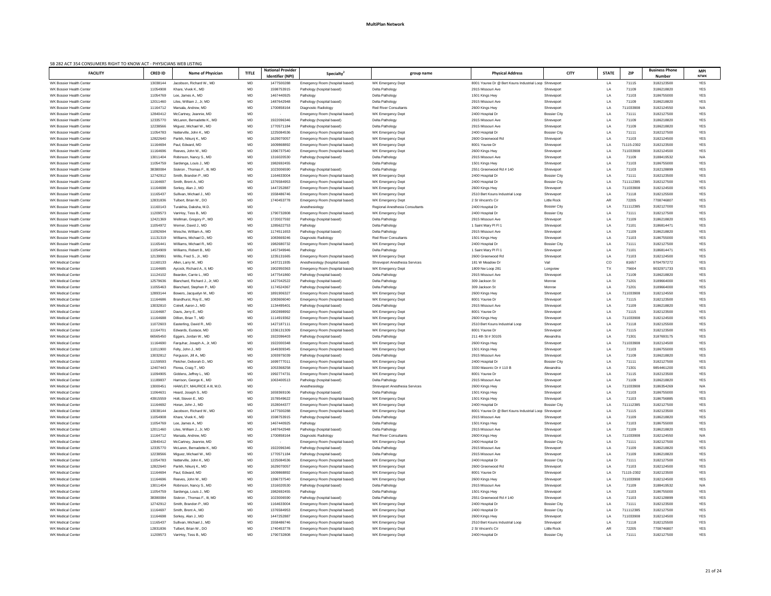MultiPlan Network

SB 282 ACT 354 CONSUMERS RIGHT TO KNOW ACT - PHYSICIANS WEB LISTING

| FACILITY | CRED ID | Name of Physician | TITLE | National Provider Identifier (NPI) | Specialty[2] | group name | Physical Address | CITY | STATE | ZIP | Business Phone Number | MPI NTWK |
|---|---|---|---|---|---|---|---|---|---|---|---|---|
| WK Bossier Health Center | 13038144 | Jacobson, Richard W., MD | MD | 1477500288 | Emergency Room (hospital based) | WK Emergency Dept | 8001 Youree Dr @ Bert Kouns Industrial Loop | Shreveport | LA | 71115 | 3182123500 | YES |
| WK Bossier Health Center | 11054908 | Khare, Vivek K., MD | MD | 1598753915 | Pathology (hospital based) | Delta Pathology | 2915 Missouri Ave | Shreveport | LA | 71109 | 3186218820 | YES |
| WK Bossier Health Center | 11054769 | Lee, James A., MD | MD | 1467440925 | Pathology | Delta Pathology | 1501 Kings Hwy | Shreveport | LA | 71103 | 3186755000 | YES |
| WK Bossier Health Center | 12011460 | Liles, William J., Jr, MD | MD | 1487642948 | Pathology (hospital based) | Delta Pathology | 2915 Missouri Ave | Shreveport | LA | 71109 | 3186218820 | YES |
| WK Bossier Health Center | 11164712 | Marsala, Andrew, MD | MD | 1700858164 | Diagnostic Radiology | Red River Consultants | 2600 Kings Hwy | Shreveport | LA | 711033908 | 3182124550 | N/A |
| WK Bossier Health Center | 12840412 | McCartney, Jeannie, MD | MD | - | Emergency Room (hospital based) | WK Emergency Dept | 2400 Hospital Dr | Bossier City | LA | 71111 | 3182127500 | YES |
| WK Bossier Health Center | 12335770 | McLaren, Bernadette K., MD | MD | 1922096346 | Pathology (hospital based) | Delta Pathology | 2915 Missouri Ave | Shreveport | LA | 71109 | 3186218820 | YES |
| WK Bossier Health Center | 12238566 | Miguez, Michael W., MD | MD | 1770571184 | Pathology (hospital based) | Delta Pathology | 2915 Missouri Ave | Shreveport | LA | 71109 | 3186218820 | YES |
| WK Bossier Health Center | 11054783 | Netterville, John K., MD | MD | 1225084536 | Emergency Room (hospital based) | WK Emergency Dept | 2400 Hospital Dr | Bossier City | LA | 71111 | 3182127500 | YES |
| WK Bossier Health Center | 12822640 | Parikh, Nikunj K., MD | MD | 1629070057 | Emergency Room (hospital based) | WK Emergency Dept | 2600 Greenwood Rd | Shreveport | LA | 71103 | 3182124500 | YES |
| WK Bossier Health Center | 11164694 | Paul, Edward, MD | MD | 1609868892 | Emergency Room (hospital based) | WK Emergency Dept | 8001 Youree Dr | Shreveport | LA | 71115-2302 | 3182123500 | YES |
| WK Bossier Health Center | 11164696 | Reeves, John W., MD | MD | 1396737540 | Emergency Room (hospital based) | WK Emergency Dept | 2600 Kings Hwy | Shreveport | LA | 711033908 | 3182124500 | YES |
| WK Bossier Health Center | 13011404 | Robinson, Nancy S., MD | MD | 1316020530 | Pathology (hospital based) | Delta Pathology | 2915 Missouri Ave | Shreveport | LA | 71109 | 3188419532 | N/A |
| WK Bossier Health Center | 11054759 | Sardenga, Louis J., MD | MD | 1982692455 | Pathology | Delta Pathology | 1501 Kings Hwy | Shreveport | LA | 71103 | 3186755000 | YES |
| WK Bossier Health Center | 38380084 | Siskron , Thomas F., III, MD | MD | 1023006590 | Pathology (hospital based) | Delta Pathology | 2551 Greenwood Rd # 140 | Shreveport | LA | 71103 | 3182128899 | YES |
| WK Bossier Health Center | 12742912 | Smith, Brandon P., MD | MD | 1164633004 | Emergency Room (hospital based) | WK Emergency Dept | 2400 Hospital Dr | Bossier City | LA | 71111 | 3182123500 | YES |
| WK Bossier Health Center | 11164697 | Smith, Brent A., MD | MD | 1376584953 | Emergency Room (hospital based) | WK Emergency Dept | 2400 Hospital Dr | Bossier City | LA | 711112385 | 3182127500 | YES |
| WK Bossier Health Center | 11164698 | Sorkey, Alan J., MD | MD | 1447252887 | Emergency Room (hospital based) | WK Emergency Dept | 2600 Kings Hwy | Shreveport | LA | 711033908 | 3182124500 | YES |
| WK Bossier Health Center | 11165437 | Sullivan, Michael J., MD | MD | 1558486746 | Emergency Room (hospital based) | WK Emergency Dept | 2510 Bert Kouns Industrial Loop | Shreveport | LA | 71118 | 3182125500 | YES |
| WK Bossier Health Center | 12831836 | Tulbert, Brian W., DO | MD | 1740453778 | Emergency Room (hospital based) | WK Emergency Dept | 2 St Vincent's Cir | Little Rock | AR | 72205 | 7708746807 | YES |
| WK Bossier Health Center | 11160143 | Turakhia, Daksha, M.D. | MD | - | Anesthesiology | Regional Anesthesia Consultants | 2400 Hospital Dr | Bossier City | LA | 711112385 | 3182127000 | YES |
| WK Bossier Health Center | 11209573 | VanHoy, Tess B., MD | MD | 1790732808 | Emergency Room (hospital based) | WK Emergency Dept | 2400 Hospital Dr | Bossier City | LA | 71111 | 3182127500 | YES |
| WK Bossier Health Center | 12421369 | Wellman, Gregory P., MD | MD | 1720027592 | Pathology (hospital based) | Delta Pathology | 2915 Missouri Ave | Shreveport | LA | 71109 | 3186218820 | YES |
| WK Bossier Health Center | 11054972 | Werner, David J., MD | MD | 1285622753 | Pathology | Delta Pathology | 1 Saint Mary Pl Fl 1 | Shreveport | LA | 71101 | 3186814471 | YES |
| WK Bossier Health Center | 11092694 | Wesche, William A., MD | MD | 1174511653 | Pathology (hospital based) | Delta Pathology | 2915 Missouri Ave | Shreveport | LA | 71109 | 3186218820 | YES |
| WK Bossier Health Center | 11131319 | Williams, Michael D., MD | MD | 1083669246 | Diagnostic Radiology | Red River Consultants | 1501 Kings Hwy | Shreveport | LA | 71103 | 3186755000 | YES |
| WK Bossier Health Center | 11165441 | Williams, Michael R., MD | MD | 1982680732 | Emergency Room (hospital based) | WK Emergency Dept | 2400 Hospital Dr | Bossier City | LA | 71111 | 3182127500 | YES |
| WK Bossier Health Center | 11054909 | Williams, Robert B., MD | MD | 1457349946 | Pathology | Delta Pathology | 1 Saint Mary Pl Fl 1 | Shreveport | LA | 71101 | 3186814471 | YES |
| WK Bossier Health Center | 12139991 | Willis, Fred S., Jr., MD | MD | 1235131665 | Emergency Room (hospital based) | WK Emergency Dept | 2600 Greenwood Rd | Shreveport | LA | 71103 | 3182124500 | YES |
| WK Medical Center | 11160133 | Allen, Larry M., MD | MD | 1437211935 | Anesthesiology (hospital based) | Shreveport Anesthesia Services | 181 W Meadow Dr | Vail | CO | 81657 | 9704797272 | YES |
| WK Medical Center | 11164685 | Aycock, Richard A., II, MD | MD | 1902950363 | Emergency Room (hospital based) | WK Emergency Dept | 1809 Nw Loop 281 | Longview | TX | 75604 | 9032971733 | YES |
| WK Medical Center | 11124102 | Bearden, Carrie L., MD | MD | 1477541860 | Pathology (hospital based) | Delta Pathology | 2915 Missouri Ave | Shreveport | LA | 71109 | 3186218820 | YES |
| WK Medical Center | 12579636 | Blanchard, Richard J., Jr, MD | MD | 1427042522 | Pathology (hospital based) | Delta Pathology | 309 Jackson St | Monroe | LA | 71201 | 3189664000 | YES |
| WK Medical Center | 11055463 | Blanchard, Stephen P., MD | MD | 1174524367 | Pathology (hospital based) | Delta Pathology | 309 Jackson St | Monroe | LA | 71201 | 3189664000 | YES |
| WK Medical Center | 12893144 | Bowers, Jacquelyn M., MD | MD | 1891906327 | Emergency Room (hospital based) | WK Emergency Dept | 2600 Kings Hwy | Shreveport | LA | 711033908 | 3182124550 | YES |
| WK Medical Center | 11164686 | Brandhurst, Roy E., MD | MD | 1083606040 | Emergency Room (hospital based) | WK Emergency Dept | 8001 Youree Dr | Shreveport | LA | 71115 | 3182123500 | YES |
| WK Medical Center | 13032810 | Cotrell, Aaron J., MD | MD | 1134495401 | Pathology (hospital based) | Delta Pathology | 2915 Missouri Ave | Shreveport | LA | 71109 | 3186218820 | YES |
| WK Medical Center | 11164687 | Davis, Jerry E., MD | MD | 1902898992 | Emergency Room (hospital based) | WK Emergency Dept | 8001 Youree Dr | Shreveport | LA | 71115 | 3182123500 | YES |
| WK Medical Center | 11164688 | Dillion, Brian T., MD | MD | 1114919362 | Emergency Room (hospital based) | WK Emergency Dept | 2600 Kings Hwy | Shreveport | LA | 711033908 | 3182124500 | YES |
| WK Medical Center | 11072603 | Easterling, David R., MD | MD | 1427187111 | Emergency Room (hospital based) | WK Emergency Dept | 2510 Bert Kouns Industrial Loop | Shreveport | LA | 71118 | 3182125500 | YES |
| WK Medical Center | 11164701 | Edwards, Eustace, MD | MD | 1336131309 | Emergency Room (hospital based) | WK Emergency Dept | 8001 Youree Dr | Shreveport | LA | 71115 | 3182123500 | YES |
| WK Medical Center | 66565450 | Eggers, Jordan W., MD | MD | 1922096403 | Pathology (hospital based) | Delta Pathology | 211 4th St # 30105 | Alexandria | LA | 71301 | 3187693175 | YES |
| WK Medical Center | 11164690 | Farquhar, Joseph A., Jr, MD | MD | 1922000348 | Emergency Room (hospital based) | WK Emergency Dept | 2600 Kings Hwy | Shreveport | LA | 711033908 | 3182124500 | YES |
| WK Medical Center | 11011900 | Felty, John J., MD | MD | 1649309345 | Emergency Room (hospital based) | WK Emergency Dept | 1501 Kings Hwy | Shreveport | LA | 71103 | 3186755000 | YES |
| WK Medical Center | 13032812 | Ferguson, Jill A., MD | MD | 1093975039 | Pathology (hospital based) | Delta Pathology | 2915 Missouri Ave | Shreveport | LA | 71109 | 3186218820 | YES |
| WK Medical Center | 11159593 | Fletcher, Deborah D., MD | MD | 1699777011 | Emergency Room (hospital based) | WK Emergency Dept | 2400 Hospital Dr | Bossier City | LA | 71111 | 3182127500 | YES |
| WK Medical Center | 12407443 | Florea, Craig T., MD | MD | 1053368258 | Emergency Room (hospital based) | WK Emergency Dept | 3330 Masonic Dr # 110 B | Alexandria | LA | 71301 | 9854461200 | YES |
| WK Medical Center | 11094905 | Giddens, Jeffrey L., MD | MD | 1992774731 | Emergency Room (hospital based) | WK Emergency Dept | 8001 Youree Dr | Shreveport | LA | 71115 | 3182123500 | YES |
| WK Medical Center | 11189837 | Harrison, George K., MD | MD | 1063400513 | Pathology (hospital based) | Delta Pathology | 2915 Missouri Ave | Shreveport | LA | 71109 | 3186218820 | YES |
| WK Medical Center | 13000451 | HAWLEY, MAURICE A III, M.D. | MD | - | Anesthesiology | Shreveport Anesthesia Services | 2600 Kings Hwy | Shreveport | LA | 711033908 | 3186354269 | N/A |
| WK Medical Center | 11064631 | Heard, Joseph S., MD | MD | 1659369106 | Pathology (hospital based) | Delta Pathology | 1501 Kings Hwy | Shreveport | LA | 71103 | 3186755000 | YES |
| WK Medical Center | 43915559 | Holt, Steven E., MD | MD | 1578549622 | Emergency Room (hospital based) | WK Emergency Dept | 1501 Kings Hwy | Shreveport | LA | 71103 | 3186756885 | YES |
| WK Medical Center | 11164692 | Horan, John J., MD | MD | 1528044377 | Emergency Room (hospital based) | WK Emergency Dept | 2400 Hospital Dr | Bossier City | LA | 711112385 | 3182127500 | YES |
| WK Medical Center | 13038144 | Jacobson, Richard W., MD | MD | 1477500288 | Emergency Room (hospital based) | WK Emergency Dept | 8001 Youree Dr @ Bert Kouns Industrial Loop | Shreveport | LA | 71115 | 3182123500 | YES |
| WK Medical Center | 11054908 | Khare, Vivek K., MD | MD | 1598753915 | Pathology (hospital based) | Delta Pathology | 2915 Missouri Ave | Shreveport | LA | 71109 | 3186218820 | YES |
| WK Medical Center | 11054769 | Lee, James A., MD | MD | 1467440925 | Pathology | Delta Pathology | 1501 Kings Hwy | Shreveport | LA | 71103 | 3186755000 | YES |
| WK Medical Center | 12011460 | Liles, William J., Jr, MD | MD | 1487642948 | Pathology (hospital based) | Delta Pathology | 2915 Missouri Ave | Shreveport | LA | 71109 | 3186218820 | YES |
| WK Medical Center | 11164712 | Marsala, Andrew, MD | MD | 1700858164 | Diagnostic Radiology | Red River Consultants | 2600 Kings Hwy | Shreveport | LA | 711033908 | 3182124550 | N/A |
| WK Medical Center | 12840412 | McCartney, Jeannie, MD | MD | - | Emergency Room (hospital based) | WK Emergency Dept | 2400 Hospital Dr | Bossier City | LA | 71111 | 3182127500 | YES |
| WK Medical Center | 12335770 | McLaren, Bernadette K., MD | MD | 1922096346 | Pathology (hospital based) | Delta Pathology | 2915 Missouri Ave | Shreveport | LA | 71109 | 3186218820 | YES |
| WK Medical Center | 12238566 | Miguez, Michael W., MD | MD | 1770571184 | Pathology (hospital based) | Delta Pathology | 2915 Missouri Ave | Shreveport | LA | 71109 | 3186218820 | YES |
| WK Medical Center | 11054783 | Netterville, John K., MD | MD | 1225084536 | Emergency Room (hospital based) | WK Emergency Dept | 2400 Hospital Dr | Bossier City | LA | 71111 | 3182127500 | YES |
| WK Medical Center | 12822640 | Parikh, Nikunj K., MD | MD | 1629070057 | Emergency Room (hospital based) | WK Emergency Dept | 2600 Greenwood Rd | Shreveport | LA | 71103 | 3182124500 | YES |
| WK Medical Center | 11164694 | Paul, Edward, MD | MD | 1609868892 | Emergency Room (hospital based) | WK Emergency Dept | 8001 Youree Dr | Shreveport | LA | 71115-2302 | 3182123500 | YES |
| WK Medical Center | 11164696 | Reeves, John W., MD | MD | 1396737540 | Emergency Room (hospital based) | WK Emergency Dept | 2600 Kings Hwy | Shreveport | LA | 711033908 | 3182124500 | YES |
| WK Medical Center | 13011404 | Robinson, Nancy S., MD | MD | 1316020530 | Pathology (hospital based) | Delta Pathology | 2915 Missouri Ave | Shreveport | LA | 71109 | 3188419532 | N/A |
| WK Medical Center | 11054759 | Sardenga, Louis J., MD | MD | 1982692455 | Pathology | Delta Pathology | 1501 Kings Hwy | Shreveport | LA | 71103 | 3186755000 | YES |
| WK Medical Center | 38380084 | Siskron , Thomas F., III, MD | MD | 1023006590 | Pathology (hospital based) | Delta Pathology | 2551 Greenwood Rd # 140 | Shreveport | LA | 71103 | 3182128899 | YES |
| WK Medical Center | 12742912 | Smith, Brandon P., MD | MD | 1164633004 | Emergency Room (hospital based) | WK Emergency Dept | 2400 Hospital Dr | Bossier City | LA | 71111 | 3182123500 | YES |
| WK Medical Center | 11164697 | Smith, Brent A., MD | MD | 1376584953 | Emergency Room (hospital based) | WK Emergency Dept | 2400 Hospital Dr | Bossier City | LA | 711112385 | 3182127500 | YES |
| WK Medical Center | 11164698 | Sorkey, Alan J., MD | MD | 1447252887 | Emergency Room (hospital based) | WK Emergency Dept | 2600 Kings Hwy | Shreveport | LA | 711033908 | 3182124500 | YES |
| WK Medical Center | 11165437 | Sullivan, Michael J., MD | MD | 1558486746 | Emergency Room (hospital based) | WK Emergency Dept | 2510 Bert Kouns Industrial Loop | Shreveport | LA | 71118 | 3182125500 | YES |
| WK Medical Center | 12831836 | Tulbert, Brian W., DO | MD | 1740453778 | Emergency Room (hospital based) | WK Emergency Dept | 2 St Vincent's Cir | Little Rock | AR | 72205 | 7708746807 | YES |
| WK Medical Center | 11209573 | VanHoy, Tess B., MD | MD | 1790732808 | Emergency Room (hospital based) | WK Emergency Dept | 2400 Hospital Dr | Bossier City | LA | 71111 | 3182127500 | YES |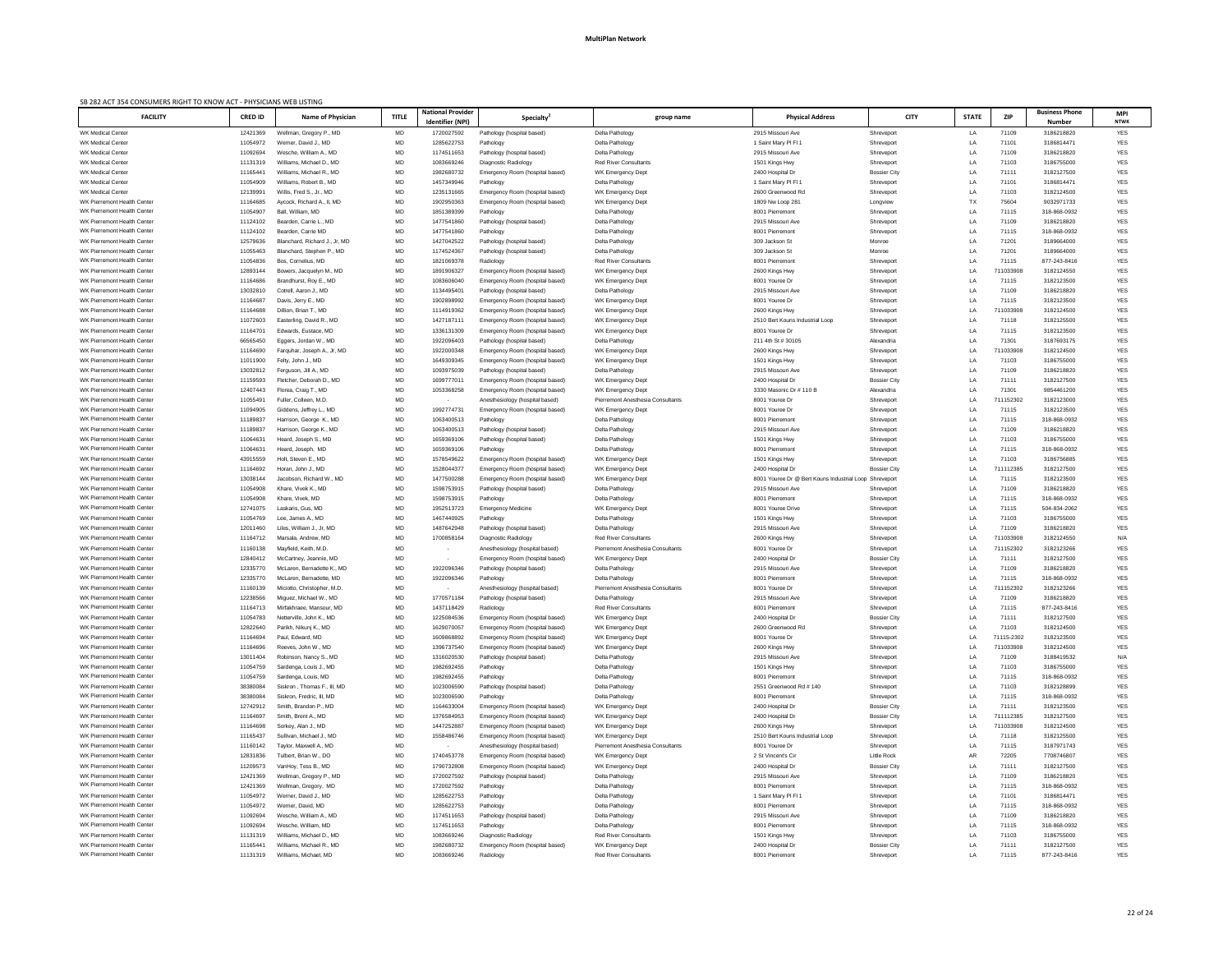MultiPlan Network

SB 282 ACT 354 CONSUMERS RIGHT TO KNOW ACT - PHYSICIANS WEB LISTING

| FACILITY | CRED ID | Name of Physician | TITLE | National Provider Identifier (NPI) | Specialty[2] | group name | Physical Address | CITY | STATE | ZIP | Business Phone Number | MPI NTWK |
|---|---|---|---|---|---|---|---|---|---|---|---|---|
| WK Medical Center | 12421369 | Wellman, Gregory P., MD | MD | 1720027592 | Pathology (hospital based) | Delta Pathology | 2915 Missouri Ave | Shreveport | LA | 71109 | 3186218820 | YES |
| WK Medical Center | 11054972 | Werner, David J., MD | MD | 1285622753 | Pathology | Delta Pathology | 1 Saint Mary Pl Fl 1 | Shreveport | LA | 71101 | 3186814471 | YES |
| WK Medical Center | 11092694 | Wesche, William A., MD | MD | 1174511653 | Pathology (hospital based) | Delta Pathology | 2915 Missouri Ave | Shreveport | LA | 71109 | 3186218820 | YES |
| WK Medical Center | 11131319 | Williams, Michael D., MD | MD | 1083669246 | Diagnostic Radiology | Red River Consultants | 1501 Kings Hwy | Shreveport | LA | 71103 | 3186755000 | YES |
| WK Medical Center | 11165441 | Williams, Michael R., MD | MD | 1982680732 | Emergency Room (hospital based) | WK Emergency Dept | 2400 Hospital Dr | Bossier City | LA | 71111 | 3182127500 | YES |
| WK Medical Center | 11054909 | Williams, Robert B., MD | MD | 1457349946 | Pathology | Delta Pathology | 1 Saint Mary Pl Fl 1 | Shreveport | LA | 71101 | 3186814471 | YES |
| WK Medical Center | 12139991 | Willis, Fred S., Jr., MD | MD | 1235131665 | Emergency Room (hospital based) | WK Emergency Dept | 2600 Greenwood Rd | Shreveport | LA | 71103 | 3182124500 | YES |
| WK Pierremont Health Center | 11164685 | Aycock, Richard A., II, MD | MD | 1902950363 | Emergency Room (hospital based) | WK Emergency Dept | 1809 Nw Loop 281 | Longview | TX | 75604 | 9032971733 | YES |
| WK Pierremont Health Center | 11054907 | Ball, William, MD | MD | 1851389399 | Pathology | Delta Pathology | 8001 Pierremont | Shreveport | LA | 71115 | 318-868-0932 | YES |
| WK Pierremont Health Center | 11124102 | Bearden, Carrie L., MD | MD | 1477541860 | Pathology (hospital based) | Delta Pathology | 2915 Missouri Ave | Shreveport | LA | 71109 | 3186218820 | YES |
| WK Pierremont Health Center | 11124102 | Bearden, Carrie MD | MD | 1477541860 | Pathology | Delta Pathology | 8001 Pierremont | Shreveport | LA | 71115 | 318-868-0932 | YES |
| WK Pierremont Health Center | 12579636 | Blanchard, Richard J., Jr, MD | MD | 1427042522 | Pathology (hospital based) | Delta Pathology | 309 Jackson St | Monroe | LA | 71201 | 3189664000 | YES |
| WK Pierremont Health Center | 11055463 | Blanchard, Stephen P., MD | MD | 1174524367 | Pathology (hospital based) | Delta Pathology | 309 Jackson St | Monroe | LA | 71201 | 3189664000 | YES |
| WK Pierremont Health Center | 11054836 | Bos, Cornelius, MD | MD | 1821069378 | Radiology | Red River Consultants | 8001 Pierremont | Shreveport | LA | 71115 | 877-243-8416 | YES |
| WK Pierremont Health Center | 12893144 | Bowers, Jacquelyn M., MD | MD | 1891906327 | Emergency Room (hospital based) | WK Emergency Dept | 2600 Kings Hwy | Shreveport | LA | 711033908 | 3182124550 | YES |
| WK Pierremont Health Center | 11164686 | Brandhurst, Roy E., MD | MD | 1083606040 | Emergency Room (hospital based) | WK Emergency Dept | 8001 Youree Dr | Shreveport | LA | 71115 | 3182123500 | YES |
| WK Pierremont Health Center | 13032810 | Cotrell, Aaron J., MD | MD | 1134495401 | Pathology (hospital based) | Delta Pathology | 2915 Missouri Ave | Shreveport | LA | 71109 | 3186218820 | YES |
| WK Pierremont Health Center | 11164687 | Davis, Jerry E., MD | MD | 1902898992 | Emergency Room (hospital based) | WK Emergency Dept | 8001 Youree Dr | Shreveport | LA | 71115 | 3182123500 | YES |
| WK Pierremont Health Center | 11164688 | Dillion, Brian T., MD | MD | 1114919362 | Emergency Room (hospital based) | WK Emergency Dept | 2600 Kings Hwy | Shreveport | LA | 711033908 | 3182124500 | YES |
| WK Pierremont Health Center | 11072603 | Easterling, David R., MD | MD | 1427187111 | Emergency Room (hospital based) | WK Emergency Dept | 2510 Bert Kouns Industrial Loop | Shreveport | LA | 71118 | 3182125500 | YES |
| WK Pierremont Health Center | 11164701 | Edwards, Eustace, MD | MD | 1336131309 | Emergency Room (hospital based) | WK Emergency Dept | 8001 Youree Dr | Shreveport | LA | 71115 | 3182123500 | YES |
| WK Pierremont Health Center | 66565450 | Eggers, Jordan W., MD | MD | 1922096403 | Pathology (hospital based) | Delta Pathology | 211 4th St # 30105 | Alexandria | LA | 71301 | 3187693175 | YES |
| WK Pierremont Health Center | 11164690 | Farquhar, Joseph A., Jr, MD | MD | 1922000348 | Emergency Room (hospital based) | WK Emergency Dept | 2600 Kings Hwy | Shreveport | LA | 711033908 | 3182124500 | YES |
| WK Pierremont Health Center | 11011900 | Felty, John J., MD | MD | 1649309345 | Emergency Room (hospital based) | WK Emergency Dept | 1501 Kings Hwy | Shreveport | LA | 71103 | 3186755000 | YES |
| WK Pierremont Health Center | 13032812 | Ferguson, Jill A., MD | MD | 1093975039 | Pathology (hospital based) | Delta Pathology | 2915 Missouri Ave | Shreveport | LA | 71109 | 3186218820 | YES |
| WK Pierremont Health Center | 11159593 | Fletcher, Deborah D., MD | MD | 1699777011 | Emergency Room (hospital based) | WK Emergency Dept | 2400 Hospital Dr | Bossier City | LA | 71111 | 3182127500 | YES |
| WK Pierremont Health Center | 12407443 | Florea, Craig T., MD | MD | 1053368258 | Emergency Room (hospital based) | WK Emergency Dept | 3330 Masonic Dr # 110 B | Alexandria | LA | 71301 | 9854461200 | YES |
| WK Pierremont Health Center | 11055491 | Fuller, Colleen, M.D. | MD | - | Anesthesiology (hospital based) | Pierremont Anesthesia Consultants | 8001 Youree Dr | Shreveport | LA | 711152302 | 3182123000 | YES |
| WK Pierremont Health Center | 11094905 | Giddens, Jeffrey L., MD | MD | 1992774731 | Emergency Room (hospital based) | WK Emergency Dept | 8001 Youree Dr | Shreveport | LA | 71115 | 3182123500 | YES |
| WK Pierremont Health Center | 11189837 | Harrison, George K., MD | MD | 1063400513 | Pathology | Delta Pathology | 8001 Pierremont | Shreveport | LA | 71115 | 318-868-0932 | YES |
| WK Pierremont Health Center | 11189837 | Harrison, George K., MD | MD | 1063400513 | Pathology (hospital based) | Delta Pathology | 2915 Missouri Ave | Shreveport | LA | 71109 | 3186218820 | YES |
| WK Pierremont Health Center | 11064631 | Heard, Joseph S., MD | MD | 1659369106 | Pathology (hospital based) | Delta Pathology | 1501 Kings Hwy | Shreveport | LA | 71103 | 3186755000 | YES |
| WK Pierremont Health Center | 11064631 | Heard, Joseph, MD | MD | 1659369106 | Pathology | Delta Pathology | 8001 Pierremont | Shreveport | LA | 71115 | 318-868-0932 | YES |
| WK Pierremont Health Center | 43915559 | Holt, Steven E., MD | MD | 1578549622 | Emergency Room (hospital based) | WK Emergency Dept | 1501 Kings Hwy | Shreveport | LA | 71103 | 3186756885 | YES |
| WK Pierremont Health Center | 11164692 | Horan, John J., MD | MD | 1528044377 | Emergency Room (hospital based) | WK Emergency Dept | 2400 Hospital Dr | Bossier City | LA | 711112385 | 3182127500 | YES |
| WK Pierremont Health Center | 13038144 | Jacobson, Richard W., MD | MD | 1477500288 | Emergency Room (hospital based) | WK Emergency Dept | 8001 Youree Dr @ Bert Kouns Industrial Loop | Shreveport | LA | 71115 | 3182123500 | YES |
| WK Pierremont Health Center | 11054908 | Khare, Vivek K., MD | MD | 1598753915 | Pathology (hospital based) | Delta Pathology | 2915 Missouri Ave | Shreveport | LA | 71109 | 3186218820 | YES |
| WK Pierremont Health Center | 11054908 | Khare, Vivek, MD | MD | 1598753915 | Pathology | Delta Pathology | 8001 Pierremont | Shreveport | LA | 71115 | 318-868-0932 | YES |
| WK Pierremont Health Center | 12741075 | Laskaris, Gus, MD | MD | 1952513723 | Emergency Medicine | WK Emergency Dept | 8001 Youree Drive | Shreveport | LA | 71115 | 504-834-2062 | YES |
| WK Pierremont Health Center | 11054769 | Lee, James A., MD | MD | 1467440925 | Pathology | Delta Pathology | 1501 Kings Hwy | Shreveport | LA | 71103 | 3186755000 | YES |
| WK Pierremont Health Center | 12011450 | Liles, William J., Jr, MD | MD | 1487642948 | Pathology (hospital based) | Delta Pathology | 2915 Missouri Ave | Shreveport | LA | 71109 | 3186218820 | YES |
| WK Pierremont Health Center | 11164712 | Marsala, Andrew, MD | MD | 1700858164 | Diagnostic Radiology | Red River Consultants | 2600 Kings Hwy | Shreveport | LA | 711033908 | 3182124550 | N/A |
| WK Pierremont Health Center | 11160138 | Mayfield, Keith, M.D. | MD | - | Anesthesiology (hospital based) | Pierremont Anesthesia Consultants | 8001 Youree Dr | Shreveport | LA | 711152302 | 3182123266 | YES |
| WK Pierremont Health Center | 12840412 | McCartney, Jeannie, MD | MD | - | Emergency Room (hospital based) | WK Emergency Dept | 2400 Hospital Dr | Bossier City | LA | 71111 | 3182127500 | YES |
| WK Pierremont Health Center | 12335770 | McLaren, Bernadette K., MD | MD | 1922096346 | Pathology (hospital based) | Delta Pathology | 2915 Missouri Ave | Shreveport | LA | 71109 | 3186218820 | YES |
| WK Pierremont Health Center | 12335770 | McLaren, Bernadette, MD | MD | 1922096346 | Pathology | Delta Pathology | 8001 Pierremont | Shreveport | LA | 71115 | 318-868-0932 | YES |
| WK Pierremont Health Center | 11160139 | Miciotto, Christopher, M.D. | MD | - | Anesthesiology (hospital based) | Pierremont Anesthesia Consultants | 8001 Youree Dr | Shreveport | LA | 711152302 | 3182123266 | YES |
| WK Pierremont Health Center | 12238566 | Miguez, Michael W., MD | MD | 1770571184 | Pathology (hospital based) | Delta Pathology | 2915 Missouri Ave | Shreveport | LA | 71109 | 3186218820 | YES |
| WK Pierremont Health Center | 11164713 | Mirfakhraee, Mansour, MD | MD | 1437118429 | Radiology | Red River Consultants | 8001 Pierremont | Shreveport | LA | 71115 | 877-243-8416 | YES |
| WK Pierremont Health Center | 11054783 | Netterville, John K., MD | MD | 1225084536 | Emergency Room (hospital based) | WK Emergency Dept | 2400 Hospital Dr | Bossier City | LA | 71111 | 3182127500 | YES |
| WK Pierremont Health Center | 12822640 | Parikh, Nikunj K., MD | MD | 1629070057 | Emergency Room (hospital based) | WK Emergency Dept | 2600 Greenwood Rd | Shreveport | LA | 71103 | 3182124500 | YES |
| WK Pierremont Health Center | 11164694 | Paul, Edward, MD | MD | 1609868892 | Emergency Room (hospital based) | WK Emergency Dept | 8001 Youree Dr | Shreveport | LA | 71115-2302 | 3182123500 | YES |
| WK Pierremont Health Center | 11164696 | Reeves, John W., MD | MD | 1396737540 | Emergency Room (hospital based) | WK Emergency Dept | 2600 Kings Hwy | Shreveport | LA | 711033908 | 3182124500 | YES |
| WK Pierremont Health Center | 13011404 | Robinson, Nancy S., MD | MD | 1316020530 | Pathology (hospital based) | Delta Pathology | 2915 Missouri Ave | Shreveport | LA | 71109 | 3188419532 | N/A |
| WK Pierremont Health Center | 11054759 | Sardenga, Louis J., MD | MD | 1982692455 | Pathology | Delta Pathology | 1501 Kings Hwy | Shreveport | LA | 71103 | 3186755000 | YES |
| WK Pierremont Health Center | 11054759 | Sardenga, Louis, MD | MD | 1982692455 | Pathology | Delta Pathology | 8001 Pierremont | Shreveport | LA | 71115 | 318-868-0932 | YES |
| WK Pierremont Health Center | 38380084 | Siskron , Thomas F., III, MD | MD | 1023006590 | Pathology (hospital based) | Delta Pathology | 2551 Greenwood Rd # 140 | Shreveport | LA | 71103 | 3182128899 | YES |
| WK Pierremont Health Center | 38380084 | Siskron, Fredric, III, MD | MD | 1023006590 | Pathology | Delta Pathology | 8001 Pierremont | Shreveport | LA | 71115 | 318-868-0932 | YES |
| WK Pierremont Health Center | 12742912 | Smith, Brandon P., MD | MD | 1164633004 | Emergency Room (hospital based) | WK Emergency Dept | 2400 Hospital Dr | Bossier City | LA | 71111 | 3182123500 | YES |
| WK Pierremont Health Center | 11164697 | Smith, Brent A., MD | MD | 1376584953 | Emergency Room (hospital based) | WK Emergency Dept | 2400 Hospital Dr | Bossier City | LA | 711112385 | 3182127500 | YES |
| WK Pierremont Health Center | 11164698 | Sorkey, Alan J., MD | MD | 1447252887 | Emergency Room (hospital based) | WK Emergency Dept | 2600 Kings Hwy | Shreveport | LA | 711033908 | 3182124500 | YES |
| WK Pierremont Health Center | 11165437 | Sullivan, Michael J., MD | MD | 1558486746 | Emergency Room (hospital based) | WK Emergency Dept | 2510 Bert Kouns Industrial Loop | Shreveport | LA | 71118 | 3182125500 | YES |
| WK Pierremont Health Center | 11160142 | Taylor, Maxwell A., MD | MD | - | Anesthesiology (hospital based) | Pierremont Anesthesia Consultants | 8001 Youree Dr | Shreveport | LA | 71115 | 3187971743 | YES |
| WK Pierremont Health Center | 12831836 | Tulbert, Brian W., DO | MD | 1740453778 | Emergency Room (hospital based) | WK Emergency Dept | 2 St Vincent's Cir | Little Rock | AR | 72205 | 7708746807 | YES |
| WK Pierremont Health Center | 11209573 | VanHoy, Tess B., MD | MD | 1790732808 | Emergency Room (hospital based) | WK Emergency Dept | 2400 Hospital Dr | Bossier City | LA | 71111 | 3182127500 | YES |
| WK Pierremont Health Center | 12421369 | Wellman, Gregory P., MD | MD | 1720027592 | Pathology (hospital based) | Delta Pathology | 2915 Missouri Ave | Shreveport | LA | 71109 | 3186218820 | YES |
| WK Pierremont Health Center | 12421369 | Wellman, Gregory, MD | MD | 1720027592 | Pathology | Delta Pathology | 8001 Pierremont | Shreveport | LA | 71115 | 318-868-0932 | YES |
| WK Pierremont Health Center | 11054972 | Werner, David J., MD | MD | 1285622753 | Pathology | Delta Pathology | 1 Saint Mary Pl Fl 1 | Shreveport | LA | 71101 | 3186814471 | YES |
| WK Pierremont Health Center | 11054972 | Werner, David, MD | MD | 1285622753 | Pathology | Delta Pathology | 8001 Pierremont | Shreveport | LA | 71115 | 318-868-0932 | YES |
| WK Pierremont Health Center | 11092694 | Wesche, William A., MD | MD | 1174511653 | Pathology (hospital based) | Delta Pathology | 2915 Missouri Ave | Shreveport | LA | 71109 | 3186218820 | YES |
| WK Pierremont Health Center | 11092694 | Wesche, William, MD | MD | 1174511653 | Pathology | Delta Pathology | 8001 Pierremont | Shreveport | LA | 71115 | 318-868-0932 | YES |
| WK Pierremont Health Center | 11131319 | Williams, Michael D., MD | MD | 1083669246 | Diagnostic Radiology | Red River Consultants | 1501 Kings Hwy | Shreveport | LA | 71103 | 3186755000 | YES |
| WK Pierremont Health Center | 11165441 | Williams, Michael R., MD | MD | 1982680732 | Emergency Room (hospital based) | WK Emergency Dept | 2400 Hospital Dr | Bossier City | LA | 71111 | 3182127500 | YES |
| WK Pierremont Health Center | 11131319 | Williams, Michael, MD | MD | 1083669246 | Radiology | Red River Consultants | 8001 Pierremont | Shreveport | LA | 71115 | 877-243-8416 | YES |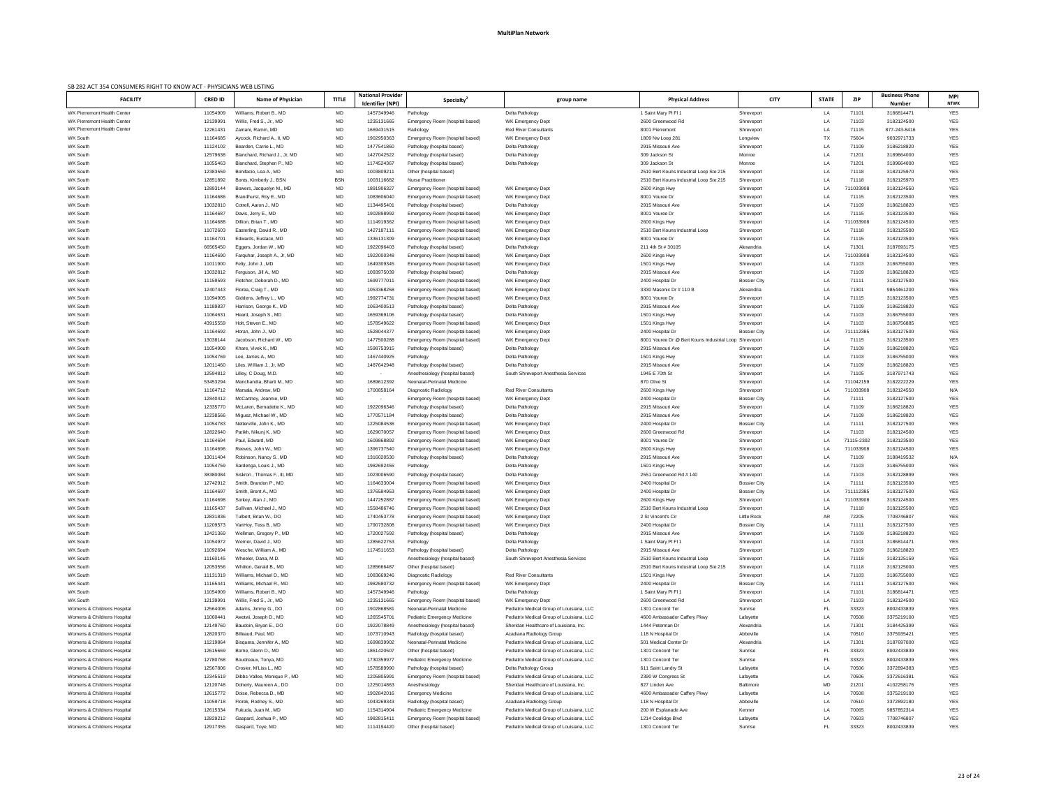MultiPlan Network

SB 282 ACT 354 CONSUMERS RIGHT TO KNOW ACT - PHYSICIANS WEB LISTING

| FACILITY | CRED ID | Name of Physician | TITLE | National Provider Identifier (NPI) | Specialty[2] | group name | Physical Address | CITY | STATE | ZIP | Business Phone Number | MPI NTWK |
|---|---|---|---|---|---|---|---|---|---|---|---|---|
| WK Pierremont Health Center | 11054909 | Williams, Robert B., MD | MD | 1457349946 | Pathology | Delta Pathology | 1 Saint Mary Pl Fl 1 | Shreveport | LA | 71101 | 3186814471 | YES |
| WK Pierremont Health Center | 12139991 | Willis, Fred S., Jr., MD | MD | 1235131665 | Emergency Room (hospital based) | WK Emergency Dept | 2600 Greenwood Rd | Shreveport | LA | 71103 | 3182124500 | YES |
| WK Pierremont Health Center | 12261431 | Zamani, Ramin, MD | MD | 1669431515 | Radiology | Red River Consultants | 8001 Pierremont | Shreveport | LA | 71115 | 877-243-8416 | YES |
| WK South | 11164685 | Aycock, Richard A., II, MD | MD | 1902950363 | Emergency Room (hospital based) | WK Emergency Dept | 1809 Nw Loop 281 | Longview | TX | 75604 | 9032971733 | YES |
| WK South | 11124102 | Bearden, Carrie L., MD | MD | 1477541860 | Pathology (hospital based) | Delta Pathology | 2915 Missouri Ave | Shreveport | LA | 71109 | 3186218820 | YES |
| WK South | 12579636 | Blanchard, Richard J., Jr, MD | MD | 1427042522 | Pathology (hospital based) | Delta Pathology | 309 Jackson St | Monroe | LA | 71201 | 3189664000 | YES |
| WK South | 11055463 | Blanchard, Stephen P., MD | MD | 1174524367 | Pathology (hospital based) | Delta Pathology | 309 Jackson St | Monroe | LA | 71201 | 3189664000 | YES |
| WK South | 12383559 | Bonifacio, Lea A., MD | MD | 1003809211 | Other (hospital based) | | 2510 Bert Kouns Industrial Loop Ste 215 | Shreveport | LA | 71118 | 3182125970 | YES |
| WK South | 12851892 | Bonts, Kimberly J., BSN | BSN | 1003116682 | Nurse Practitioner | | 2510 Bert Kouns Industrial Loop Ste 215 | Shreveport | LA | 71118 | 3182125970 | YES |
| WK South | 12893144 | Bowers, Jacquelyn M., MD | MD | 1891906327 | Emergency Room (hospital based) | WK Emergency Dept | 2600 Kings Hwy | Shreveport | LA | 711033908 | 3182124550 | YES |
| WK South | 11164686 | Brandhurst, Roy E., MD | MD | 1083606040 | Emergency Room (hospital based) | WK Emergency Dept | 8001 Youree Dr | Shreveport | LA | 71115 | 3182123500 | YES |
| WK South | 13032810 | Cotrell, Aaron J., MD | MD | 1134495401 | Pathology (hospital based) | Delta Pathology | 2915 Missouri Ave | Shreveport | LA | 71109 | 3186218820 | YES |
| WK South | 11164687 | Davis, Jerry E., MD | MD | 1902898992 | Emergency Room (hospital based) | WK Emergency Dept | 8001 Youree Dr | Shreveport | LA | 71115 | 3182123500 | YES |
| WK South | 11164688 | Dillion, Brian T., MD | MD | 1114919362 | Emergency Room (hospital based) | WK Emergency Dept | 2600 Kings Hwy | Shreveport | LA | 711033908 | 3182124500 | YES |
| WK South | 11072603 | Easterling, David R., MD | MD | 1427187111 | Emergency Room (hospital based) | WK Emergency Dept | 2510 Bert Kouns Industrial Loop | Shreveport | LA | 71118 | 3182125500 | YES |
| WK South | 11164701 | Edwards, Eustace, MD | MD | 1336131309 | Emergency Room (hospital based) | WK Emergency Dept | 8001 Youree Dr | Shreveport | LA | 71115 | 3182123500 | YES |
| WK South | 66565450 | Eggers, Jordan W., MD | MD | 1922096403 | Pathology (hospital based) | Delta Pathology | 211 4th St # 30105 | Alexandria | LA | 71301 | 3187693175 | YES |
| WK South | 11164690 | Farquhar, Joseph A., Jr, MD | MD | 1922000348 | Emergency Room (hospital based) | WK Emergency Dept | 2600 Kings Hwy | Shreveport | LA | 711033908 | 3182124500 | YES |
| WK South | 11011900 | Felty, John J., MD | MD | 1649309345 | Emergency Room (hospital based) | WK Emergency Dept | 1501 Kings Hwy | Shreveport | LA | 71103 | 3186755000 | YES |
| WK South | 13032812 | Ferguson, Jill A., MD | MD | 1093975039 | Pathology (hospital based) | Delta Pathology | 2915 Missouri Ave | Shreveport | LA | 71109 | 3186218820 | YES |
| WK South | 11159593 | Fletcher, Deborah D., MD | MD | 1699777011 | Emergency Room (hospital based) | WK Emergency Dept | 2400 Hospital Dr | Bossier City | LA | 71111 | 3182127500 | YES |
| WK South | 12407443 | Florea, Craig T., MD | MD | 1053368258 | Emergency Room (hospital based) | WK Emergency Dept | 3330 Masonic Dr # 110 B | Alexandria | LA | 71301 | 9854461200 | YES |
| WK South | 11094905 | Giddens, Jeffrey L., MD | MD | 1992774731 | Emergency Room (hospital based) | WK Emergency Dept | 8001 Youree Dr | Shreveport | LA | 71115 | 3182123500 | YES |
| WK South | 11189837 | Harrison, George K., MD | MD | 1063400513 | Pathology (hospital based) | Delta Pathology | 2915 Missouri Ave | Shreveport | LA | 71109 | 3186218820 | YES |
| WK South | 11064631 | Heard, Joseph S., MD | MD | 1659369106 | Pathology (hospital based) | Delta Pathology | 1501 Kings Hwy | Shreveport | LA | 71103 | 3186755000 | YES |
| WK South | 43915559 | Holt, Steven E., MD | MD | 1578549622 | Emergency Room (hospital based) | WK Emergency Dept | 1501 Kings Hwy | Shreveport | LA | 71103 | 3186756885 | YES |
| WK South | 11164692 | Horan, John J., MD | MD | 1528044377 | Emergency Room (hospital based) | WK Emergency Dept | 2400 Hospital Dr | Bossier City | LA | 711112385 | 3182127500 | YES |
| WK South | 13038144 | Jacobson, Richard W., MD | MD | 1477500288 | Emergency Room (hospital based) | WK Emergency Dept | 8001 Youree Dr @ Bert Kouns Industrial Loop | Shreveport | LA | 71115 | 3182123500 | YES |
| WK South | 11054908 | Khare, Vivek K., MD | MD | 1598753915 | Pathology (hospital based) | Delta Pathology | 2915 Missouri Ave | Shreveport | LA | 71109 | 3186218820 | YES |
| WK South | 11054769 | Lee, James A., MD | MD | 1467440925 | Pathology | Delta Pathology | 1501 Kings Hwy | Shreveport | LA | 71103 | 3186755000 | YES |
| WK South | 12011460 | Liles, William J., Jr, MD | MD | 1487642948 | Pathology (hospital based) | Delta Pathology | 2915 Missouri Ave | Shreveport | LA | 71109 | 3186218820 | YES |
| WK South | 12594812 | Lilley, C Doug, M.D. | MD | - | Anesthesiology (hospital based) | South Shreveport Anesthesia Services | 1945 E 70th St | Shreveport | LA | 71105 | 3187971743 | YES |
| WK South | 53453294 | Manchandia, Bharti M., MD | MD | 1689612392 | Neonatal-Perinatal Medicine | | 870 Olive St | Shreveport | LA | 711042159 | 3182222229 | YES |
| WK South | 11164712 | Marsala, Andrew, MD | MD | 1700858164 | Diagnostic Radiology | Red River Consultants | 2600 Kings Hwy | Shreveport | LA | 711033908 | 3182124550 | N/A |
| WK South | 12840412 | McCartney, Jeannie, MD | MD | - | Emergency Room (hospital based) | WK Emergency Dept | 2400 Hospital Dr | Bossier City | LA | 71111 | 3182127500 | YES |
| WK South | 12335770 | McLaren, Bernadette K., MD | MD | 1922096346 | Pathology (hospital based) | Delta Pathology | 2915 Missouri Ave | Shreveport | LA | 71109 | 3186218820 | YES |
| WK South | 12238566 | Miguez, Michael W., MD | MD | 1770571184 | Pathology (hospital based) | Delta Pathology | 2915 Missouri Ave | Shreveport | LA | 71109 | 3186218820 | YES |
| WK South | 11054783 | Netterville, John K., MD | MD | 1225084536 | Emergency Room (hospital based) | WK Emergency Dept | 2400 Hospital Dr | Bossier City | LA | 71111 | 3182127500 | YES |
| WK South | 12822640 | Parikh, Nikunj K., MD | MD | 1629070057 | Emergency Room (hospital based) | WK Emergency Dept | 2600 Greenwood Rd | Shreveport | LA | 71103 | 3182124500 | YES |
| WK South | 11164694 | Paul, Edward, MD | MD | 1609868892 | Emergency Room (hospital based) | WK Emergency Dept | 8001 Youree Dr | Shreveport | LA | 71115-2302 | 3182123500 | YES |
| WK South | 11164696 | Reeves, John W., MD | MD | 1396737540 | Emergency Room (hospital based) | WK Emergency Dept | 2600 Kings Hwy | Shreveport | LA | 711033908 | 3182124500 | YES |
| WK South | 13011404 | Robinson, Nancy S., MD | MD | 1316020530 | Pathology (hospital based) | Delta Pathology | 2915 Missouri Ave | Shreveport | LA | 71109 | 3188419532 | N/A |
| WK South | 11054759 | Sardenga, Louis J., MD | MD | 1982692455 | Pathology | Delta Pathology | 1501 Kings Hwy | Shreveport | LA | 71103 | 3186755000 | YES |
| WK South | 38380084 | Siskron , Thomas F., III, MD | MD | 1023006590 | Pathology (hospital based) | Delta Pathology | 2551 Greenwood Rd # 140 | Shreveport | LA | 71103 | 3182128899 | YES |
| WK South | 12742912 | Smith, Brandon P., MD | MD | 1164633004 | Emergency Room (hospital based) | WK Emergency Dept | 2400 Hospital Dr | Bossier City | LA | 71111 | 3182123500 | YES |
| WK South | 11164697 | Smith, Brent A., MD | MD | 1376584953 | Emergency Room (hospital based) | WK Emergency Dept | 2400 Hospital Dr | Bossier City | LA | 711112385 | 3182127500 | YES |
| WK South | 11164698 | Sorkey, Alan J., MD | MD | 1447252887 | Emergency Room (hospital based) | WK Emergency Dept | 2600 Kings Hwy | Shreveport | LA | 711033908 | 3182124500 | YES |
| WK South | 11165437 | Sullivan, Michael J., MD | MD | 1558486746 | Emergency Room (hospital based) | WK Emergency Dept | 2510 Bert Kouns Industrial Loop | Shreveport | LA | 71118 | 3182125500 | YES |
| WK South | 12831836 | Tulbert, Brian W., DO | MD | 1740453778 | Emergency Room (hospital based) | WK Emergency Dept | 2 St Vincent's Cir | Little Rock | AR | 72205 | 7708746807 | YES |
| WK South | 11209573 | VanHoy, Tess B., MD | MD | 1790732808 | Emergency Room (hospital based) | WK Emergency Dept | 2400 Hospital Dr | Bossier City | LA | 71111 | 3182127500 | YES |
| WK South | 12421369 | Wellman, Gregory P., MD | MD | 1720027592 | Pathology (hospital based) | Delta Pathology | 2915 Missouri Ave | Shreveport | LA | 71109 | 3186218820 | YES |
| WK South | 11054972 | Werner, David J., MD | MD | 1285622753 | Pathology | Delta Pathology | 1 Saint Mary Pl Fl 1 | Shreveport | LA | 71101 | 3186814471 | YES |
| WK South | 11092694 | Wesche, William A., MD | MD | 1174511653 | Pathology (hospital based) | Delta Pathology | 2915 Missouri Ave | Shreveport | LA | 71109 | 3186218820 | YES |
| WK South | 11160145 | Wheeler, Dana, M.D. | MD | | Anesthesiology (hospital based) | South Shreveport Anesthesia Services | 2510 Bert Kouns Industrial Loop | Shreveport | LA | 71118 | 3182125159 | YES |
| WK South | 12053556 | Whitton, Gerald B., MD | MD | 1285666487 | Other (hospital based) | | 2510 Bert Kouns Industrial Loop Ste 215 | Shreveport | LA | 71118 | 3182125000 | YES |
| WK South | 11131319 | Williams, Michael D., MD | MD | 1083669246 | Diagnostic Radiology | Red River Consultants | 1501 Kings Hwy | Shreveport | LA | 71103 | 3186755000 | YES |
| WK South | 11165441 | Williams, Michael R., MD | MD | 1982680732 | Emergency Room (hospital based) | WK Emergency Dept | 2400 Hospital Dr | Bossier City | LA | 71111 | 3182127500 | YES |
| WK South | 11054909 | Williams, Robert B., MD | MD | 1457349946 | Pathology | Delta Pathology | 1 Saint Mary Pl Fl 1 | Shreveport | LA | 71101 | 3186814471 | YES |
| WK South | 12139991 | Willis, Fred S., Jr., MD | MD | 1235131665 | Emergency Room (hospital based) | WK Emergency Dept | 2600 Greenwood Rd | Shreveport | LA | 71103 | 3182124500 | YES |
| Womens & Childrens Hospital | 12564006 | Adams, Jimmy G., DO | DO | 1902868581 | Neonatal-Perinatal Medicine | Pediatrix Medical Group of Louisiana, LLC | 1301 Concord Ter | Sunrise | FL | 33323 | 8002433839 | YES |
| Womens & Childrens Hospital | 11060441 | Awotwi, Joseph D., MD | MD | 1265545701 | Pediatric Emergency Medicine | Pediatrix Medical Group of Louisiana, LLC | 4600 Ambassador Caffery Pkwy | Lafayette | LA | 70508 | 3375219100 | YES |
| Womens & Childrens Hospital | 12149760 | Baudoin, Bryan E., DO | DO | 1922078849 | Anesthesiology (hospital based) | Sheridan Healthcare of Louisiana, Inc. | 1444 Peterman Dr | Alexandria | LA | 71301 | 3184425399 | YES |
| Womens & Childrens Hospital | 12820370 | Billeaud, Paul, MD | MD | 1073710943 | Radiology (hospital based) | Acadiana Radiology Group | 118 N Hospital Dr | Abbeville | LA | 70510 | 3375935421 | YES |
| Womens & Childrens Hospital | 11219864 | Bisquera, Jennifer A., MD | MD | 1699839902 | Neonatal-Perinatal Medicine | Pediatrix Medical Group of Louisiana, LLC | 501 Medical Center Dr | Alexandria | LA | 71301 | 3187697000 | YES |
| Womens & Childrens Hospital | 12615669 | Borne, Glenn D., MD | MD | 1861420507 | Other (hospital based) | Pediatrix Medical Group of Louisiana, LLC | 1301 Concord Ter | Sunrise | FL | 33323 | 8002433839 | YES |
| Womens & Childrens Hospital | 12780768 | Boudreaux, Tonya, MD | MD | 1730359977 | Pediatric Emergency Medicine | Pediatrix Medical Group of Louisiana, LLC | 1301 Concord Ter | Sunrise | FL | 33323 | 8002433839 | YES |
| Womens & Childrens Hospital | 12567806 | Crosier, M'Liss L., MD | MD | 1578589990 | Pathology (hospital based) | Delta Pathology Group | 611 Saint Landry St | Lafayette | LA | 70506 | 3372894383 | YES |
| Womens & Childrens Hospital | 12345519 | Dibbs-Vallee, Monique P., MD | MD | 1205805991 | Emergency Room (hospital based) | Pediatrix Medical Group of Louisiana, LLC | 2390 W Congress St | Lafayette | LA | 70506 | 3372616381 | YES |
| Womens & Childrens Hospital | 12120748 | Doherty, Maureen A., DO | DO | 1225014863 | Anesthesiology | Sheridan Healthcare of Louisiana, Inc. | 827 Linden Ave | Baltimore | MD | 21201 | 4102258176 | YES |
| Womens & Childrens Hospital | 12615772 | Doise, Rebecca D., MD | MD | 1902842016 | Emergency Medicine | Pediatrix Medical Group of Louisiana, LLC | 4600 Ambassador Caffery Pkwy | Lafayette | LA | 70508 | 3375219100 | YES |
| Womens & Childrens Hospital | 11059718 | Florek, Rodney S., MD | MD | 1043269343 | Radiology (hospital based) | Acadiana Radiology Group | 118 N Hospital Dr | Abbeville | LA | 70510 | 3372892180 | YES |
| Womens & Childrens Hospital | 12615334 | Fukuda, Juan M., MD | MD | 1154314904 | Pediatric Emergency Medicine | Pediatrix Medical Group of Louisiana, LLC | 200 W Esplanade Ave | Kenner | LA | 70065 | 9857852314 | YES |
| Womens & Childrens Hospital | 12829212 | Gaspard, Joshua P., MD | MD | 1982815411 | Emergency Room (hospital based) | Pediatrix Medical Group of Louisiana, LLC | 1214 Coolidge Blvd | Lafayette | LA | 70503 | 7708746807 | YES |
| Womens & Childrens Hospital | 12917355 | Gaspard, Toye, MD | MD | 1114194420 | Other (hospital based) | Pediatrix Medical Group of Louisiana, LLC | 1301 Concord Ter | Sunrise | FL | 33323 | 8002433839 | YES |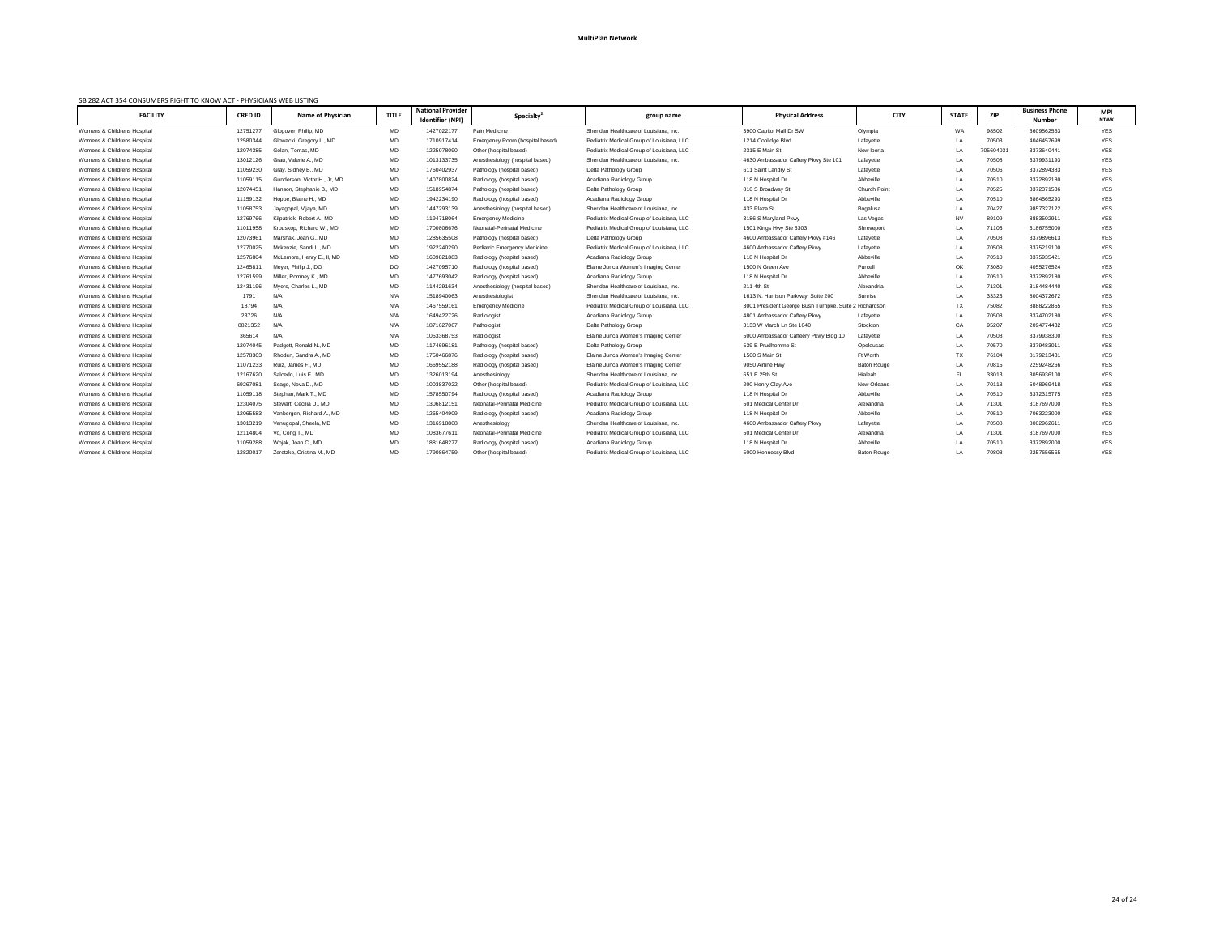**MultiPlan Network**

SB 282 ACT 354 CONSUMERS RIGHT TO KNOW ACT - PHYSICIANS WEB LISTING

| FACILITY | CRED ID | Name of Physician | TITLE | National Provider Identifier (NPI) | Specialty[2] | group name | Physical Address | CITY | STATE | ZIP | Business Phone Number | MPI NTWK |
|---|---|---|---|---|---|---|---|---|---|---|---|---|
| Womens & Childrens Hospital | 12751277 | Glogover, Philip, MD | MD | 1427022177 | Pain Medicine | Sheridan Healthcare of Louisiana, Inc. | 3900 Capitol Mall Dr SW | Olympia | WA | 98502 | 3609562563 | YES |
| Womens & Childrens Hospital | 12580344 | Glowacki, Gregory L., MD | MD | 1710917414 | Emergency Room (hospital based) | Pediatrix Medical Group of Louisiana, LLC | 1214 Coolidge Blvd | Lafayette | LA | 70503 | 4046457699 | YES |
| Womens & Childrens Hospital | 12074385 | Golan, Tomas, MD | MD | 1225078090 | Other (hospital based) | Pediatrix Medical Group of Louisiana, LLC | 2315 E Main St | New Iberia | LA | 705604031 | 3373640441 | YES |
| Womens & Childrens Hospital | 13012126 | Grau, Valerie A., MD | MD | 1013133735 | Anesthesiology (hospital based) | Sheridan Healthcare of Louisiana, Inc. | 4630 Ambassador Caffery Pkwy Ste 101 | Lafayette | LA | 70508 | 3379931193 | YES |
| Womens & Childrens Hospital | 11059230 | Gray, Sidney B., MD | MD | 1760402937 | Pathology (hospital based) | Delta Pathology Group | 611 Saint Landry St | Lafayette | LA | 70506 | 3372894383 | YES |
| Womens & Childrens Hospital | 11059115 | Gunderson, Victor H., Jr, MD | MD | 1407800824 | Radiology (hospital based) | Acadiana Radiology Group | 118 N Hospital Dr | Abbeville | LA | 70510 | 3372892180 | YES |
| Womens & Childrens Hospital | 12074451 | Hanson, Stephanie B., MD | MD | 1518954874 | Pathology (hospital based) | Delta Pathology Group | 810 S Broadway St | Church Point | LA | 70525 | 3372371536 | YES |
| Womens & Childrens Hospital | 11159132 | Hoppe, Blaine H., MD | MD | 1942234190 | Radiology (hospital based) | Acadiana Radiology Group | 118 N Hospital Dr | Abbeville | LA | 70510 | 3864565293 | YES |
| Womens & Childrens Hospital | 11058753 | Jayagopal, Vijaya, MD | MD | 1447293139 | Anesthesiology (hospital based) | Sheridan Healthcare of Louisiana, Inc. | 433 Plaza St | Bogalusa | LA | 70427 | 9857327122 | YES |
| Womens & Childrens Hospital | 12769766 | Kilpatrick, Robert A., MD | MD | 1194718064 | Emergency Medicine | Pediatrix Medical Group of Louisiana, LLC | 3186 S Maryland Pkwy | Las Vegas | NV | 89109 | 8883502911 | YES |
| Womens & Childrens Hospital | 11011958 | Krouskop, Richard W., MD | MD | 1700806676 | Neonatal-Perinatal Medicine | Pediatrix Medical Group of Louisiana, LLC | 1501 Kings Hwy Ste 5303 | Shreveport | LA | 71103 | 3186755000 | YES |
| Womens & Childrens Hospital | 12073961 | Marshak, Joan G., MD | MD | 1285635508 | Pathology (hospital based) | Delta Pathology Group | 4600 Ambassador Caffery Pkwy #146 | Lafayette | LA | 70508 | 3379896613 | YES |
| Womens & Childrens Hospital | 12770025 | Mckenzie, Sandi L., MD | MD | 1922240290 | Pediatric Emergency Medicine | Pediatrix Medical Group of Louisiana, LLC | 4600 Ambassador Caffery Pkwy | Lafayette | LA | 70508 | 3375219100 | YES |
| Womens & Childrens Hospital | 12576804 | McLemore, Henry E., II, MD | MD | 1609821883 | Radiology (hospital based) | Acadiana Radiology Group | 118 N Hospital Dr | Abbeville | LA | 70510 | 3375935421 | YES |
| Womens & Childrens Hospital | 12465811 | Meyer, Philip J., DO | DO | 1427095710 | Radiology (hospital based) | Elaine Junca Women's Imaging Center | 1500 N Green Ave | Purcell | OK | 73080 | 4055276524 | YES |
| Womens & Childrens Hospital | 12761599 | Miller, Romney K., MD | MD | 1477693042 | Radiology (hospital based) | Acadiana Radiology Group | 118 N Hospital Dr | Abbeville | LA | 70510 | 3372892180 | YES |
| Womens & Childrens Hospital | 12431196 | Myers, Charles L., MD | MD | 1144291634 | Anesthesiology (hospital based) | Sheridan Healthcare of Louisiana, Inc. | 211 4th St | Alexandria | LA | 71301 | 3184484440 | YES |
| Womens & Childrens Hospital | 1791 | N/A | N/A | 1518940063 | Anesthesiologist | Sheridan Healthcare of Louisiana, Inc. | 1613 N. Harrison Parkway, Suite 200 | Sunrise | LA | 33323 | 8004372672 | YES |
| Womens & Childrens Hospital | 18794 | N/A | N/A | 1467559161 | Emergency Medicine | Pediatrix Medical Group of Louisiana, LLC | 3001 President George Bush Turnpke, Suite 2 Richardson | | TX | 75082 | 8888222855 | YES |
| Womens & Childrens Hospital | 23726 | N/A | N/A | 1649422726 | Radiologist | Acadiana Radiology Group | 4801 Ambassador Caffery Pkwy | Lafayette | LA | 70508 | 3374702180 | YES |
| Womens & Childrens Hospital | 8821352 | N/A | N/A | 1871627067 | Pathologist | Delta Pathology Group | 3133 W March Ln Ste 1040 | Stockton | CA | 95207 | 2094774432 | YES |
| Womens & Childrens Hospital | 365614 | N/A | N/A | 1053368753 | Radiologist | Elaine Junca Women's Imaging Center | 5000 Ambassador Caffeery Pkwy Bldg 10 | Lafayette | LA | 70508 | 3379938300 | YES |
| Womens & Childrens Hospital | 12074045 | Padgett, Ronald N., MD | MD | 1174696181 | Pathology (hospital based) | Delta Pathology Group | 539 E Prudhomme St | Opelousas | LA | 70570 | 3379483011 | YES |
| Womens & Childrens Hospital | 12578363 | Rhoden, Sandra A., MD | MD | 1750466876 | Radiology (hospital based) | Elaine Junca Women's Imaging Center | 1500 S Main St | Ft Worth | TX | 76104 | 8179213431 | YES |
| Womens & Childrens Hospital | 11071233 | Ruiz, James F., MD | MD | 1669552188 | Radiology (hospital based) | Elaine Junca Women's Imaging Center | 9050 Airline Hwy | Baton Rouge | LA | 70815 | 2259248266 | YES |
| Womens & Childrens Hospital | 12167620 | Salcedo, Luis F., MD | MD | 1326013194 | Anesthesiology | Sheridan Healthcare of Louisiana, Inc. | 651 E 25th St | Hialeah | FL | 33013 | 3056936100 | YES |
| Womens & Childrens Hospital | 69267081 | Seago, Neva D., MD | MD | 1003837022 | Other (hospital based) | Pediatrix Medical Group of Louisiana, LLC | 200 Henry Clay Ave | New Orleans | LA | 70118 | 5048969418 | YES |
| Womens & Childrens Hospital | 11059118 | Stephan, Mark T., MD | MD | 1578550794 | Radiology (hospital based) | Acadiana Radiology Group | 118 N Hospital Dr | Abbeville | LA | 70510 | 3372315775 | YES |
| Womens & Childrens Hospital | 12304075 | Stewart, Cecilia D., MD | MD | 1306812151 | Neonatal-Perinatal Medicine | Pediatrix Medical Group of Louisiana, LLC | 501 Medical Center Dr | Alexandria | LA | 71301 | 3187697000 | YES |
| Womens & Childrens Hospital | 12065583 | Vanbergen, Richard A., MD | MD | 1265404909 | Radiology (hospital based) | Acadiana Radiology Group | 118 N Hospital Dr | Abbeville | LA | 70510 | 7063223000 | YES |
| Womens & Childrens Hospital | 13013219 | Venugopal, Sheela, MD | MD | 1316918808 | Anesthesiology | Sheridan Healthcare of Louisiana, Inc. | 4600 Ambassador Caffery Pkwy | Lafayette | LA | 70508 | 8002962611 | YES |
| Womens & Childrens Hospital | 12114804 | Vo, Cong T., MD | MD | 1083677611 | Neonatal-Perinatal Medicine | Pediatrix Medical Group of Louisiana, LLC | 501 Medical Center Dr | Alexandria | LA | 71301 | 3187697000 | YES |
| Womens & Childrens Hospital | 11059288 | Wojak, Joan C., MD | MD | 1881648277 | Radiology (hospital based) | Acadiana Radiology Group | 118 N Hospital Dr | Abbeville | LA | 70510 | 3372892000 | YES |
| Womens & Childrens Hospital | 12820017 | Zeretzke, Cristina M., MD | MD | 1790864759 | Other (hospital based) | Pediatrix Medical Group of Louisiana, LLC | 5000 Hennessy Blvd | Baton Rouge | LA | 70808 | 2257656565 | YES |